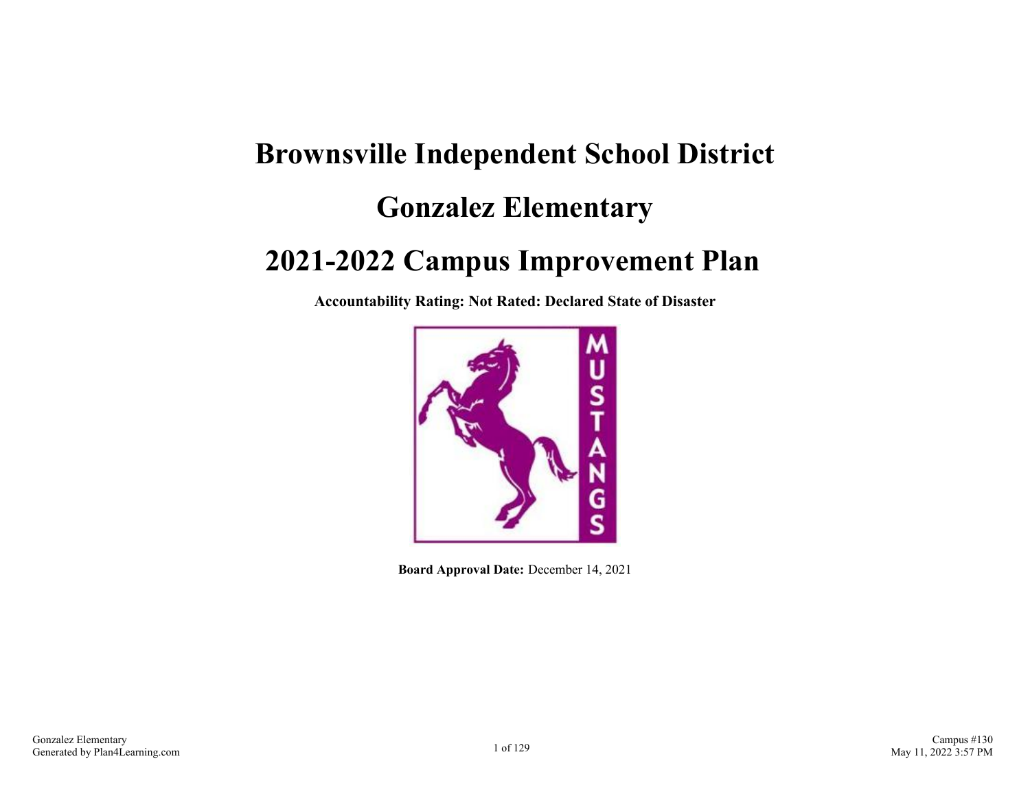# Brownsville Independent School District

# Gonzalez Elementary

# 2021-2022 Campus Improvement Plan

**Accountability Rating: Not Rated: Declared State of Disaster**

**Board Approval Date:** December 14, 2021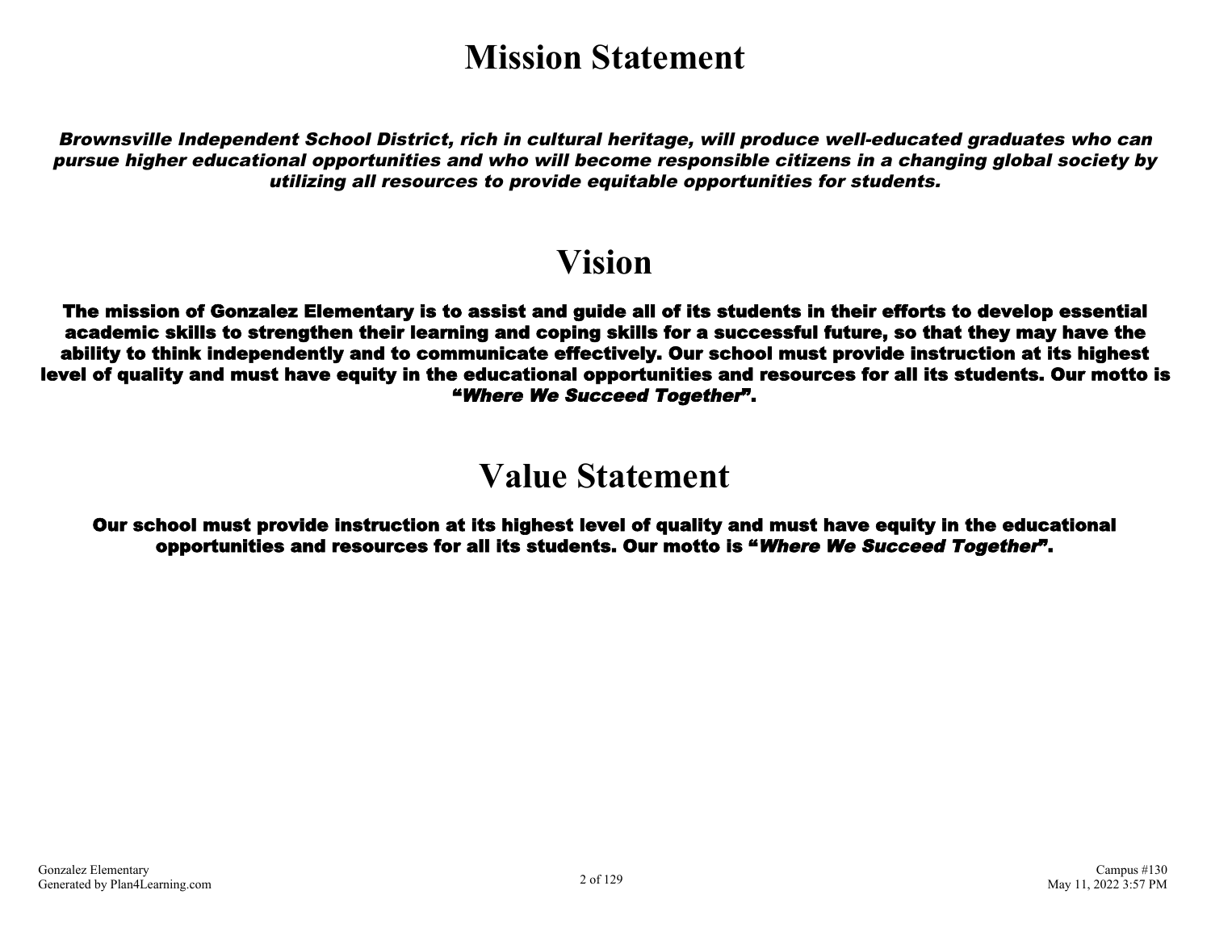# Mission Statement

***Brownsville Independent School District, rich in cultural heritage, will produce well-educated graduates who can pursue higher educational opportunities and who will become responsible citizens in a changing global society by utilizing all resources to provide equitable opportunities for students.***

# Vision

**The mission of Gonzalez Elementary is to assist and guide all of its students in their efforts to develop essential academic skills to strengthen their learning and coping skills for a successful future, so that they may have the ability to think independently and to communicate effectively. Our school must provide instruction at its highest level of quality and must have equity in the educational opportunities and resources for all its students. Our motto is "*Where We Succeed Together*".**

# Value Statement

**Our school must provide instruction at its highest level of quality and must have equity in the educational opportunities and resources for all its students. Our motto is "*Where We Succeed Together*".**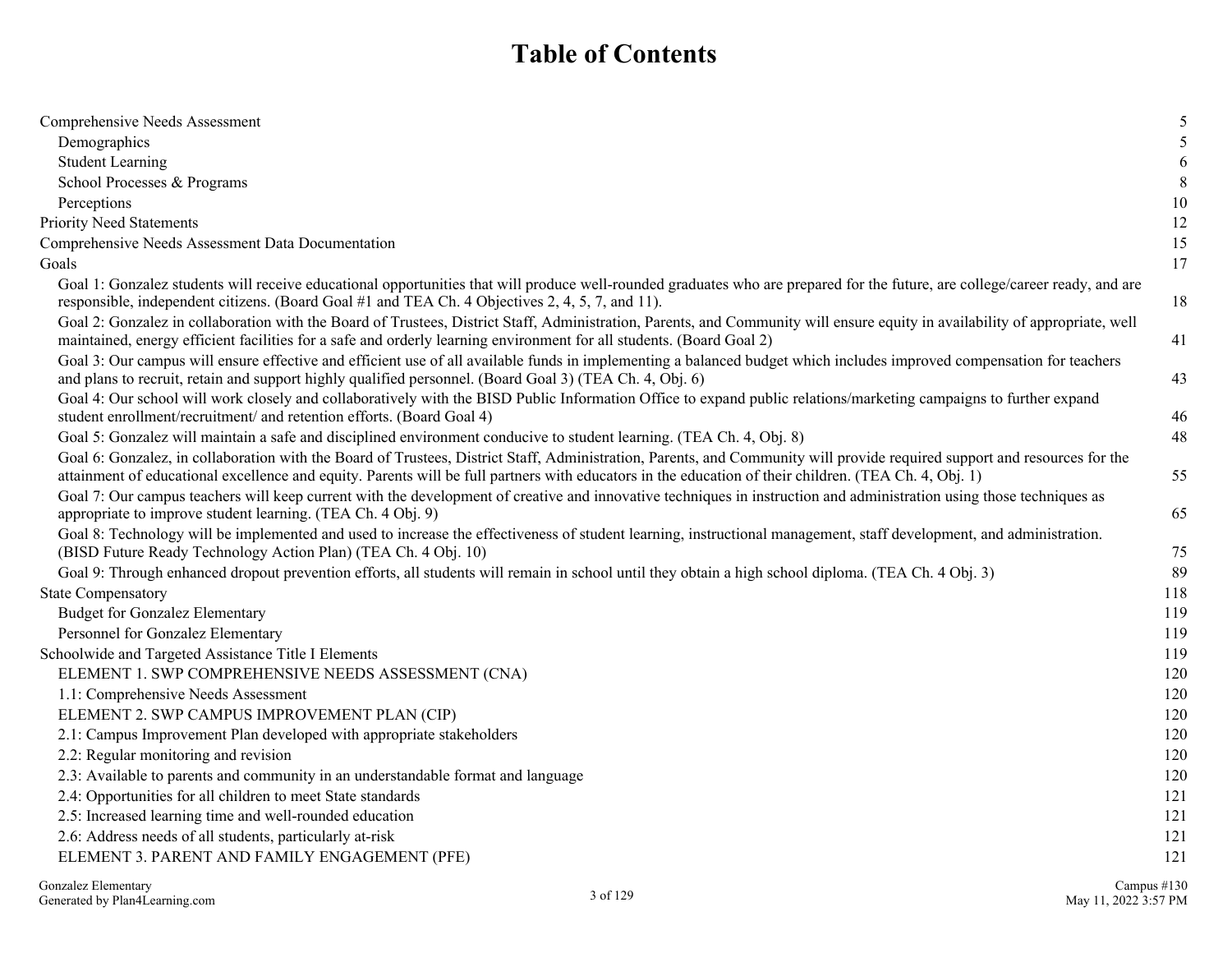# Table of Contents

| | |
|---|---|
| Comprehensive Needs Assessment | 5 |
| Demographics | 5 |
| Student Learning | 6 |
| School Processes & Programs | 8 |
| Perceptions | 10 |
| Priority Need Statements | 12 |
| Comprehensive Needs Assessment Data Documentation | 15 |
| Goals | 17 |
| Goal 1: Gonzalez students will receive educational opportunities that will produce well-rounded graduates who are prepared for the future, are college/career ready, and are responsible, independent citizens. (Board Goal #1 and TEA Ch. 4 Objectives 2, 4, 5, 7, and 11). | 18 |
| Goal 2: Gonzalez in collaboration with the Board of Trustees, District Staff, Administration, Parents, and Community will ensure equity in availability of appropriate, well maintained, energy efficient facilities for a safe and orderly learning environment for all students. (Board Goal 2) | 41 |
| Goal 3: Our campus will ensure effective and efficient use of all available funds in implementing a balanced budget which includes improved compensation for teachers and plans to recruit, retain and support highly qualified personnel. (Board Goal 3) (TEA Ch. 4, Obj. 6) | 43 |
| Goal 4: Our school will work closely and collaboratively with the BISD Public Information Office to expand public relations/marketing campaigns to further expand student enrollment/recruitment/ and retention efforts. (Board Goal 4) | 46 |
| Goal 5: Gonzalez will maintain a safe and disciplined environment conducive to student learning. (TEA Ch. 4, Obj. 8) | 48 |
| Goal 6: Gonzalez, in collaboration with the Board of Trustees, District Staff, Administration, Parents, and Community will provide required support and resources for the attainment of educational excellence and equity. Parents will be full partners with educators in the education of their children. (TEA Ch. 4, Obj. 1) | 55 |
| Goal 7: Our campus teachers will keep current with the development of creative and innovative techniques in instruction and administration using those techniques as appropriate to improve student learning. (TEA Ch. 4 Obj. 9) | 65 |
| Goal 8: Technology will be implemented and used to increase the effectiveness of student learning, instructional management, staff development, and administration. (BISD Future Ready Technology Action Plan) (TEA Ch. 4 Obj. 10) | 75 |
| Goal 9: Through enhanced dropout prevention efforts, all students will remain in school until they obtain a high school diploma. (TEA Ch. 4 Obj. 3) | 89 |
| State Compensatory | 118 |
| Budget for Gonzalez Elementary | 119 |
| Personnel for Gonzalez Elementary | 119 |
| Schoolwide and Targeted Assistance Title I Elements | 119 |
| ELEMENT 1. SWP COMPREHENSIVE NEEDS ASSESSMENT (CNA) | 120 |
| 1.1: Comprehensive Needs Assessment | 120 |
| ELEMENT 2. SWP CAMPUS IMPROVEMENT PLAN (CIP) | 120 |
| 2.1: Campus Improvement Plan developed with appropriate stakeholders | 120 |
| 2.2: Regular monitoring and revision | 120 |
| 2.3: Available to parents and community in an understandable format and language | 120 |
| 2.4: Opportunities for all children to meet State standards | 121 |
| 2.5: Increased learning time and well-rounded education | 121 |
| 2.6: Address needs of all students, particularly at-risk | 121 |
| ELEMENT 3. PARENT AND FAMILY ENGAGEMENT (PFE) | 121 |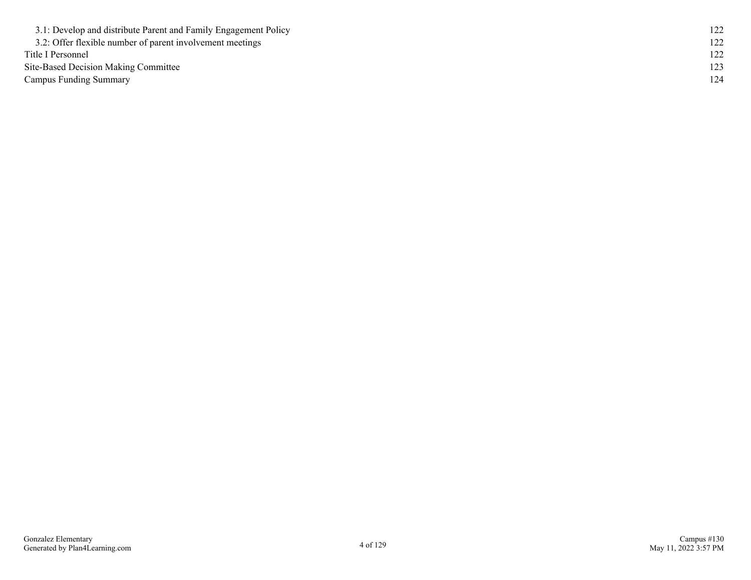3.1: Develop and distribute Parent and Family Engagement Policy 122
3.2: Offer flexible number of parent involvement meetings 122
Title I Personnel 122
Site-Based Decision Making Committee 123
Campus Funding Summary 124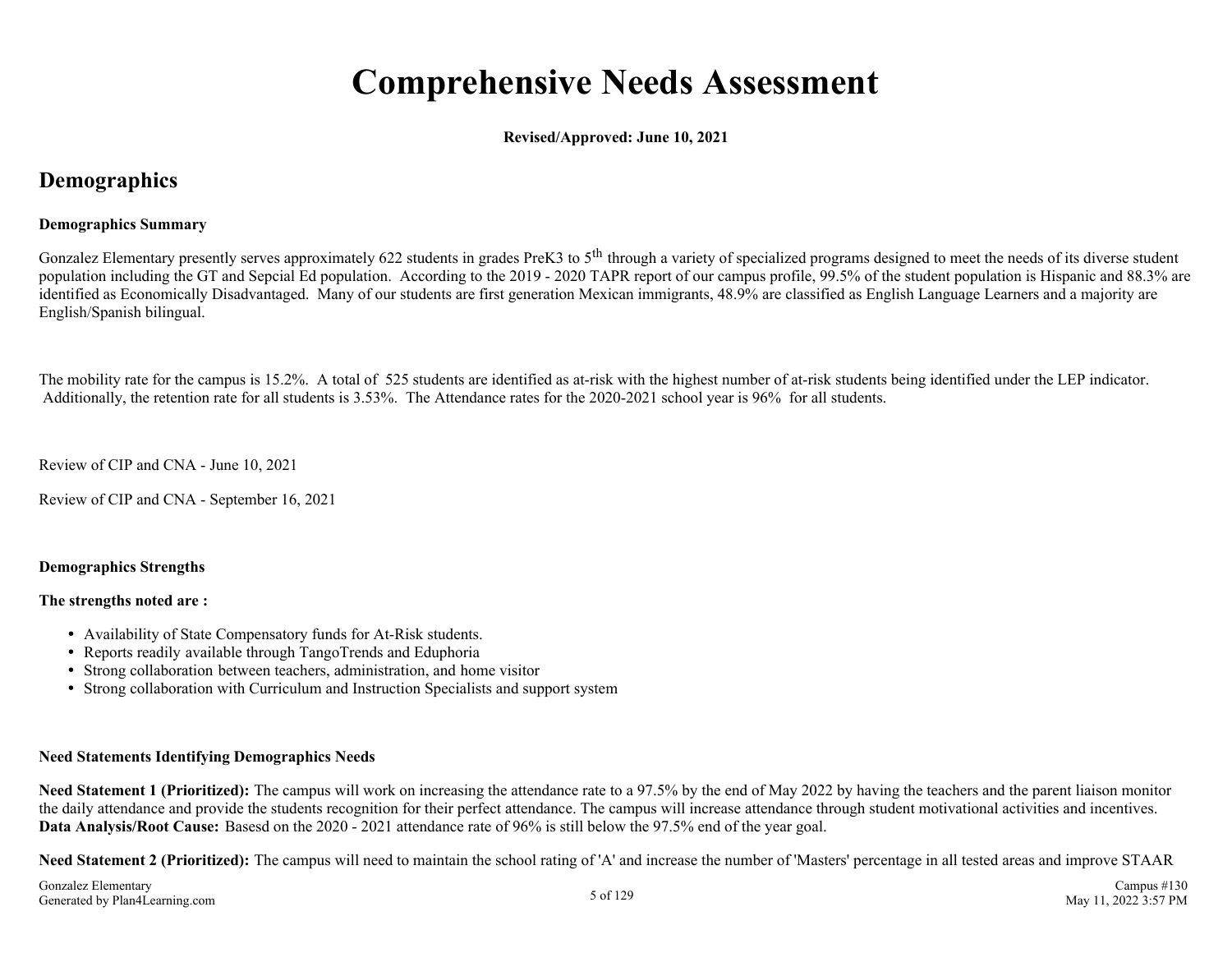# Comprehensive Needs Assessment

**Revised/Approved: June 10, 2021**

## Demographics

**Demographics Summary**

Gonzalez Elementary presently serves approximately 622 students in grades PreK3 to 5th through a variety of specialized programs designed to meet the needs of its diverse student population including the GT and Sepcial Ed population. According to the 2019 - 2020 TAPR report of our campus profile, 99.5% of the student population is Hispanic and 88.3% are identified as Economically Disadvantaged. Many of our students are first generation Mexican immigrants, 48.9% are classified as English Language Learners and a majority are English/Spanish bilingual.

The mobility rate for the campus is 15.2%. A total of 525 students are identified as at-risk with the highest number of at-risk students being identified under the LEP indicator. Additionally, the retention rate for all students is 3.53%. The Attendance rates for the 2020-2021 school year is 96% for all students.

Review of CIP and CNA - June 10, 2021

Review of CIP and CNA - September 16, 2021

**Demographics Strengths**

**The strengths noted are :**

- Availability of State Compensatory funds for At-Risk students.
- Reports readily available through TangoTrends and Eduphoria
- Strong collaboration between teachers, administration, and home visitor
- Strong collaboration with Curriculum and Instruction Specialists and support system

**Need Statements Identifying Demographics Needs**

**Need Statement 1 (Prioritized):** The campus will work on increasing the attendance rate to a 97.5% by the end of May 2022 by having the teachers and the parent liaison monitor the daily attendance and provide the students recognition for their perfect attendance. The campus will increase attendance through student motivational activities and incentives. **Data Analysis/Root Cause:** Basesd on the 2020 - 2021 attendance rate of 96% is still below the 97.5% end of the year goal.

**Need Statement 2 (Prioritized):** The campus will need to maintain the school rating of 'A' and increase the number of 'Masters' percentage in all tested areas and improve STAAR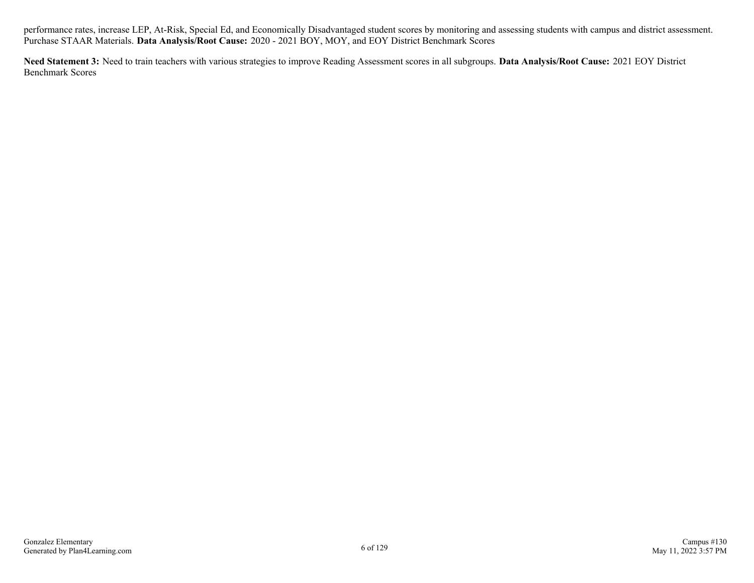performance rates, increase LEP, At-Risk, Special Ed, and Economically Disadvantaged student scores by monitoring and assessing students with campus and district assessment. Purchase STAAR Materials. **Data Analysis/Root Cause:** 2020 - 2021 BOY, MOY, and EOY District Benchmark Scores

**Need Statement 3:** Need to train teachers with various strategies to improve Reading Assessment scores in all subgroups. **Data Analysis/Root Cause:** 2021 EOY District Benchmark Scores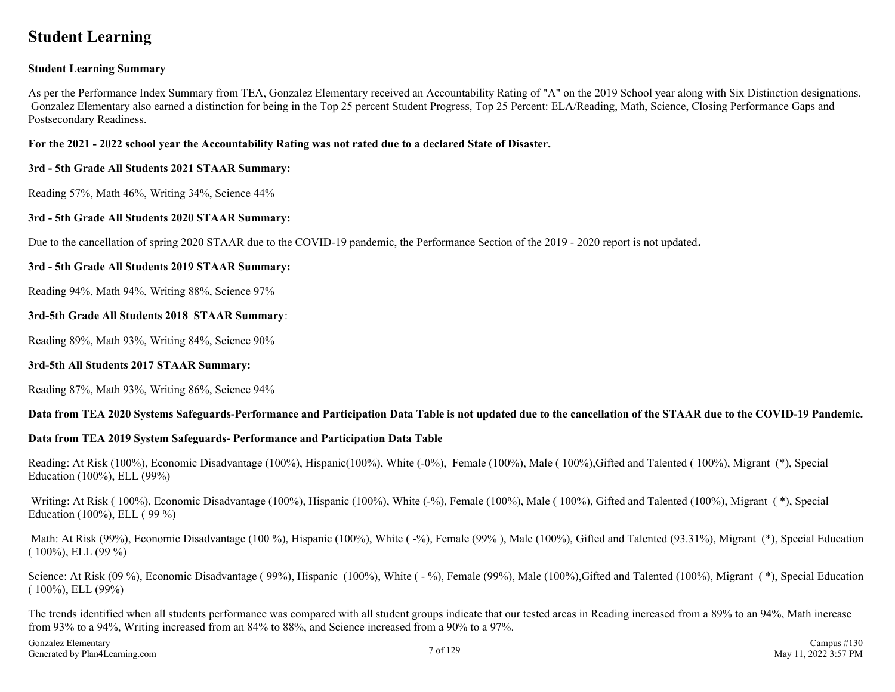# Student Learning

**Student Learning Summary**

As per the Performance Index Summary from TEA, Gonzalez Elementary received an Accountability Rating of "A" on the 2019 School year along with Six Distinction designations. Gonzalez Elementary also earned a distinction for being in the Top 25 percent Student Progress, Top 25 Percent: ELA/Reading, Math, Science, Closing Performance Gaps and Postsecondary Readiness.

**For the 2021 - 2022 school year the Accountability Rating was not rated due to a declared State of Disaster.**

**3rd - 5th Grade All Students 2021 STAAR Summary:**

Reading 57%, Math 46%, Writing 34%, Science 44%

**3rd - 5th Grade All Students 2020 STAAR Summary:**

Due to the cancellation of spring 2020 STAAR due to the COVID-19 pandemic, the Performance Section of the 2019 - 2020 report is not updated**.**

**3rd - 5th Grade All Students 2019 STAAR Summary:**

Reading 94%, Math 94%, Writing 88%, Science 97%

**3rd-5th Grade All Students 2018 STAAR Summary**:

Reading 89%, Math 93%, Writing 84%, Science 90%

**3rd-5th All Students 2017 STAAR Summary:**

Reading 87%, Math 93%, Writing 86%, Science 94%

**Data from TEA 2020 Systems Safeguards-Performance and Participation Data Table is not updated due to the cancellation of the STAAR due to the COVID-19 Pandemic.**

**Data from TEA 2019 System Safeguards- Performance and Participation Data Table**

Reading: At Risk (100%), Economic Disadvantage (100%), Hispanic(100%), White (-0%), Female (100%), Male ( 100%),Gifted and Talented ( 100%), Migrant (*), Special Education (100%), ELL (99%)

Writing: At Risk ( 100%), Economic Disadvantage (100%), Hispanic (100%), White (-%), Female (100%), Male ( 100%), Gifted and Talented (100%), Migrant ( *), Special Education (100%), ELL ( 99 %)

Math: At Risk (99%), Economic Disadvantage (100 %), Hispanic (100%), White ( -%), Female (99% ), Male (100%), Gifted and Talented (93.31%), Migrant (*), Special Education ( 100%), ELL (99 %)

Science: At Risk (09 %), Economic Disadvantage ( 99%), Hispanic (100%), White ( - %), Female (99%), Male (100%),Gifted and Talented (100%), Migrant ( *), Special Education ( 100%), ELL (99%)

The trends identified when all students performance was compared with all student groups indicate that our tested areas in Reading increased from a 89% to an 94%, Math increase from 93% to a 94%, Writing increased from an 84% to 88%, and Science increased from a 90% to a 97%.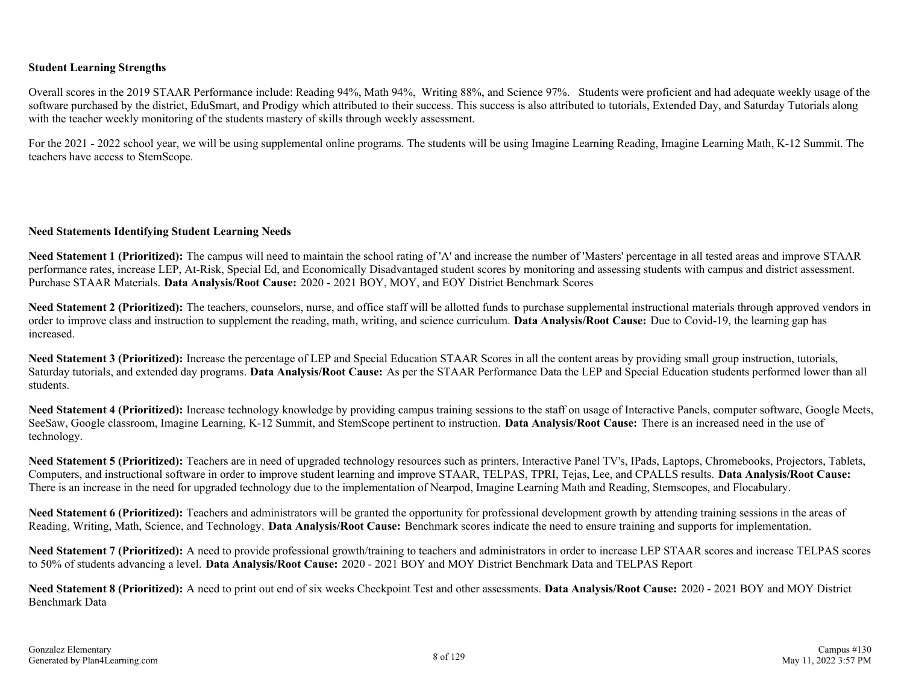**Student Learning Strengths**

Overall scores in the 2019 STAAR Performance include: Reading 94%, Math 94%, Writing 88%, and Science 97%. Students were proficient and had adequate weekly usage of the software purchased by the district, EduSmart, and Prodigy which attributed to their success. This success is also attributed to tutorials, Extended Day, and Saturday Tutorials along with the teacher weekly monitoring of the students mastery of skills through weekly assessment.

For the 2021 - 2022 school year, we will be using supplemental online programs. The students will be using Imagine Learning Reading, Imagine Learning Math, K-12 Summit. The teachers have access to StemScope.

**Need Statements Identifying Student Learning Needs**

**Need Statement 1 (Prioritized):** The campus will need to maintain the school rating of 'A' and increase the number of 'Masters' percentage in all tested areas and improve STAAR performance rates, increase LEP, At-Risk, Special Ed, and Economically Disadvantaged student scores by monitoring and assessing students with campus and district assessment. Purchase STAAR Materials. **Data Analysis/Root Cause:** 2020 - 2021 BOY, MOY, and EOY District Benchmark Scores

**Need Statement 2 (Prioritized):** The teachers, counselors, nurse, and office staff will be allotted funds to purchase supplemental instructional materials through approved vendors in order to improve class and instruction to supplement the reading, math, writing, and science curriculum. **Data Analysis/Root Cause:** Due to Covid-19, the learning gap has increased.

**Need Statement 3 (Prioritized):** Increase the percentage of LEP and Special Education STAAR Scores in all the content areas by providing small group instruction, tutorials, Saturday tutorials, and extended day programs. **Data Analysis/Root Cause:** As per the STAAR Performance Data the LEP and Special Education students performed lower than all students.

**Need Statement 4 (Prioritized):** Increase technology knowledge by providing campus training sessions to the staff on usage of Interactive Panels, computer software, Google Meets, SeeSaw, Google classroom, Imagine Learning, K-12 Summit, and StemScope pertinent to instruction. **Data Analysis/Root Cause:** There is an increased need in the use of technology.

**Need Statement 5 (Prioritized):** Teachers are in need of upgraded technology resources such as printers, Interactive Panel TV's, IPads, Laptops, Chromebooks, Projectors, Tablets, Computers, and instructional software in order to improve student learning and improve STAAR, TELPAS, TPRI, Tejas, Lee, and CPALLS results. **Data Analysis/Root Cause:** There is an increase in the need for upgraded technology due to the implementation of Nearpod, Imagine Learning Math and Reading, Stemscopes, and Flocabulary.

**Need Statement 6 (Prioritized):** Teachers and administrators will be granted the opportunity for professional development growth by attending training sessions in the areas of Reading, Writing, Math, Science, and Technology. **Data Analysis/Root Cause:** Benchmark scores indicate the need to ensure training and supports for implementation.

**Need Statement 7 (Prioritized):** A need to provide professional growth/training to teachers and administrators in order to increase LEP STAAR scores and increase TELPAS scores to 50% of students advancing a level. **Data Analysis/Root Cause:** 2020 - 2021 BOY and MOY District Benchmark Data and TELPAS Report

**Need Statement 8 (Prioritized):** A need to print out end of six weeks Checkpoint Test and other assessments. **Data Analysis/Root Cause:** 2020 - 2021 BOY and MOY District Benchmark Data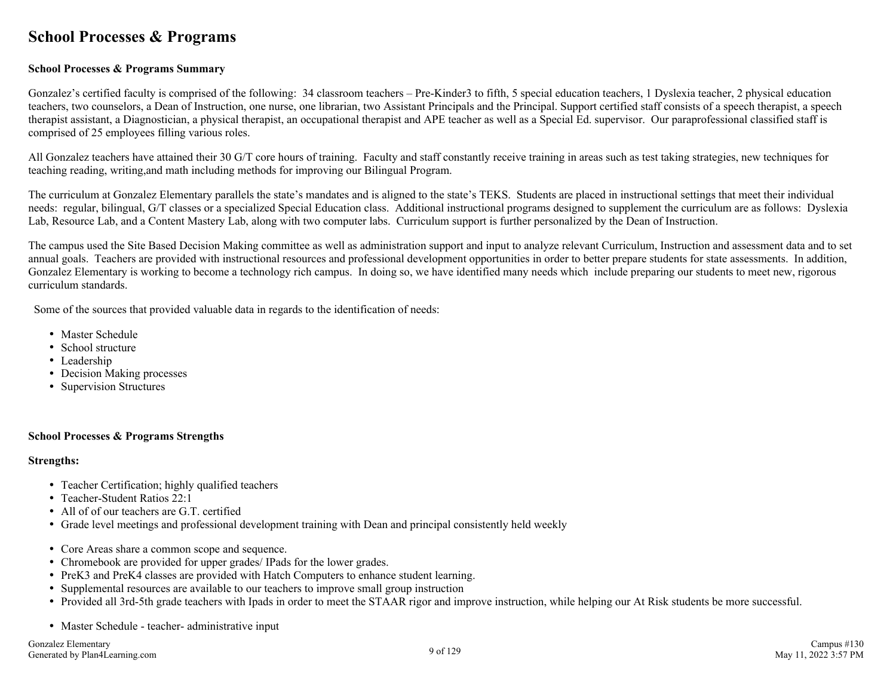# School Processes & Programs

**School Processes & Programs Summary**

Gonzalez's certified faculty is comprised of the following: 34 classroom teachers – Pre-Kinder3 to fifth, 5 special education teachers, 1 Dyslexia teacher, 2 physical education teachers, two counselors, a Dean of Instruction, one nurse, one librarian, two Assistant Principals and the Principal. Support certified staff consists of a speech therapist, a speech therapist assistant, a Diagnostician, a physical therapist, an occupational therapist and APE teacher as well as a Special Ed. supervisor. Our paraprofessional classified staff is comprised of 25 employees filling various roles.

All Gonzalez teachers have attained their 30 G/T core hours of training. Faculty and staff constantly receive training in areas such as test taking strategies, new techniques for teaching reading, writing,and math including methods for improving our Bilingual Program.

The curriculum at Gonzalez Elementary parallels the state's mandates and is aligned to the state's TEKS. Students are placed in instructional settings that meet their individual needs: regular, bilingual, G/T classes or a specialized Special Education class. Additional instructional programs designed to supplement the curriculum are as follows: Dyslexia Lab, Resource Lab, and a Content Mastery Lab, along with two computer labs. Curriculum support is further personalized by the Dean of Instruction.

The campus used the Site Based Decision Making committee as well as administration support and input to analyze relevant Curriculum, Instruction and assessment data and to set annual goals. Teachers are provided with instructional resources and professional development opportunities in order to better prepare students for state assessments. In addition, Gonzalez Elementary is working to become a technology rich campus. In doing so, we have identified many needs which include preparing our students to meet new, rigorous curriculum standards.

Some of the sources that provided valuable data in regards to the identification of needs:

- Master Schedule
- School structure
- Leadership
- Decision Making processes
- Supervision Structures

**School Processes & Programs Strengths**

**Strengths:**

- Teacher Certification; highly qualified teachers
- Teacher-Student Ratios 22:1
- All of of our teachers are G.T. certified
- Grade level meetings and professional development training with Dean and principal consistently held weekly

- Core Areas share a common scope and sequence.
- Chromebook are provided for upper grades/ IPads for the lower grades.
- PreK3 and PreK4 classes are provided with Hatch Computers to enhance student learning.
- Supplemental resources are available to our teachers to improve small group instruction
- Provided all 3rd-5th grade teachers with Ipads in order to meet the STAAR rigor and improve instruction, while helping our At Risk students be more successful.

- Master Schedule - teacher- administrative input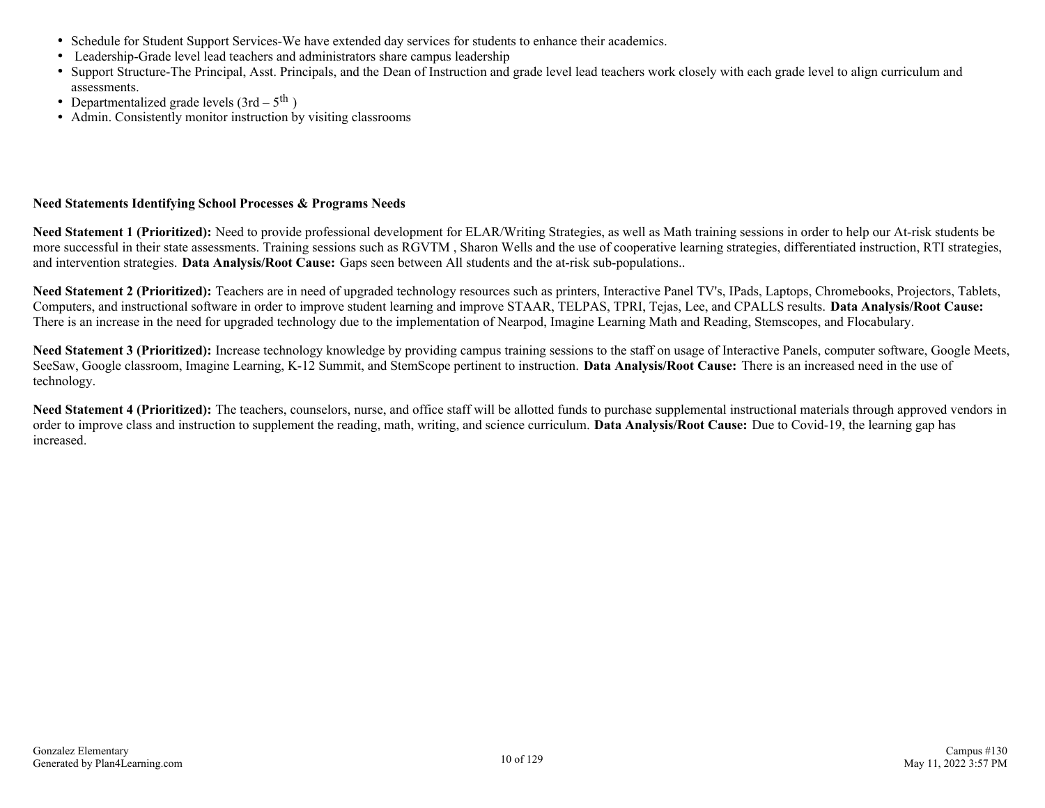- Schedule for Student Support Services-We have extended day services for students to enhance their academics.
- Leadership-Grade level lead teachers and administrators share campus leadership
- Support Structure-The Principal, Asst. Principals, and the Dean of Instruction and grade level lead teachers work closely with each grade level to align curriculum and assessments.
- Departmentalized grade levels (3rd – 5th )
- Admin. Consistently monitor instruction by visiting classrooms

**Need Statements Identifying School Processes & Programs Needs**

**Need Statement 1 (Prioritized):** Need to provide professional development for ELAR/Writing Strategies, as well as Math training sessions in order to help our At-risk students be more successful in their state assessments. Training sessions such as RGVTM , Sharon Wells and the use of cooperative learning strategies, differentiated instruction, RTI strategies, and intervention strategies. **Data Analysis/Root Cause:** Gaps seen between All students and the at-risk sub-populations..

**Need Statement 2 (Prioritized):** Teachers are in need of upgraded technology resources such as printers, Interactive Panel TV's, IPads, Laptops, Chromebooks, Projectors, Tablets, Computers, and instructional software in order to improve student learning and improve STAAR, TELPAS, TPRI, Tejas, Lee, and CPALLS results. **Data Analysis/Root Cause:** There is an increase in the need for upgraded technology due to the implementation of Nearpod, Imagine Learning Math and Reading, Stemscopes, and Flocabulary.

**Need Statement 3 (Prioritized):** Increase technology knowledge by providing campus training sessions to the staff on usage of Interactive Panels, computer software, Google Meets, SeeSaw, Google classroom, Imagine Learning, K-12 Summit, and StemScope pertinent to instruction. **Data Analysis/Root Cause:** There is an increased need in the use of technology.

**Need Statement 4 (Prioritized):** The teachers, counselors, nurse, and office staff will be allotted funds to purchase supplemental instructional materials through approved vendors in order to improve class and instruction to supplement the reading, math, writing, and science curriculum. **Data Analysis/Root Cause:** Due to Covid-19, the learning gap has increased.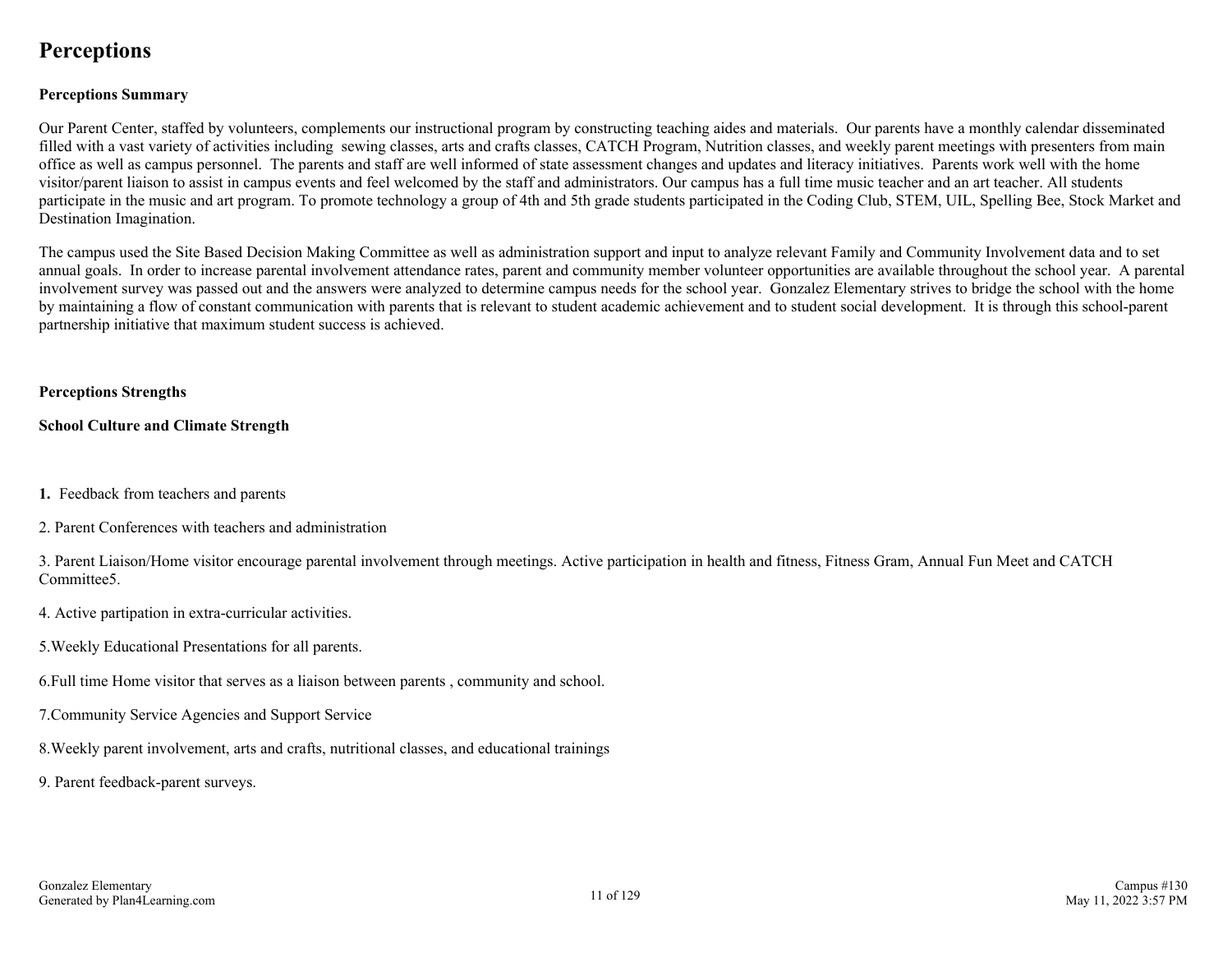# Perceptions

## Perceptions Summary

Our Parent Center, staffed by volunteers, complements our instructional program by constructing teaching aides and materials. Our parents have a monthly calendar disseminated filled with a vast variety of activities including sewing classes, arts and crafts classes, CATCH Program, Nutrition classes, and weekly parent meetings with presenters from main office as well as campus personnel. The parents and staff are well informed of state assessment changes and updates and literacy initiatives. Parents work well with the home visitor/parent liaison to assist in campus events and feel welcomed by the staff and administrators. Our campus has a full time music teacher and an art teacher. All students participate in the music and art program. To promote technology a group of 4th and 5th grade students participated in the Coding Club, STEM, UIL, Spelling Bee, Stock Market and Destination Imagination.

The campus used the Site Based Decision Making Committee as well as administration support and input to analyze relevant Family and Community Involvement data and to set annual goals. In order to increase parental involvement attendance rates, parent and community member volunteer opportunities are available throughout the school year. A parental involvement survey was passed out and the answers were analyzed to determine campus needs for the school year. Gonzalez Elementary strives to bridge the school with the home by maintaining a flow of constant communication with parents that is relevant to student academic achievement and to student social development. It is through this school-parent partnership initiative that maximum student success is achieved.

## Perceptions Strengths

### School Culture and Climate Strength

**1.** Feedback from teachers and parents

2. Parent Conferences with teachers and administration

3. Parent Liaison/Home visitor encourage parental involvement through meetings. Active participation in health and fitness, Fitness Gram, Annual Fun Meet and CATCH Committee5.

4. Active partipation in extra-curricular activities.

5.Weekly Educational Presentations for all parents.

6.Full time Home visitor that serves as a liaison between parents , community and school.

7.Community Service Agencies and Support Service

8.Weekly parent involvement, arts and crafts, nutritional classes, and educational trainings

9. Parent feedback-parent surveys.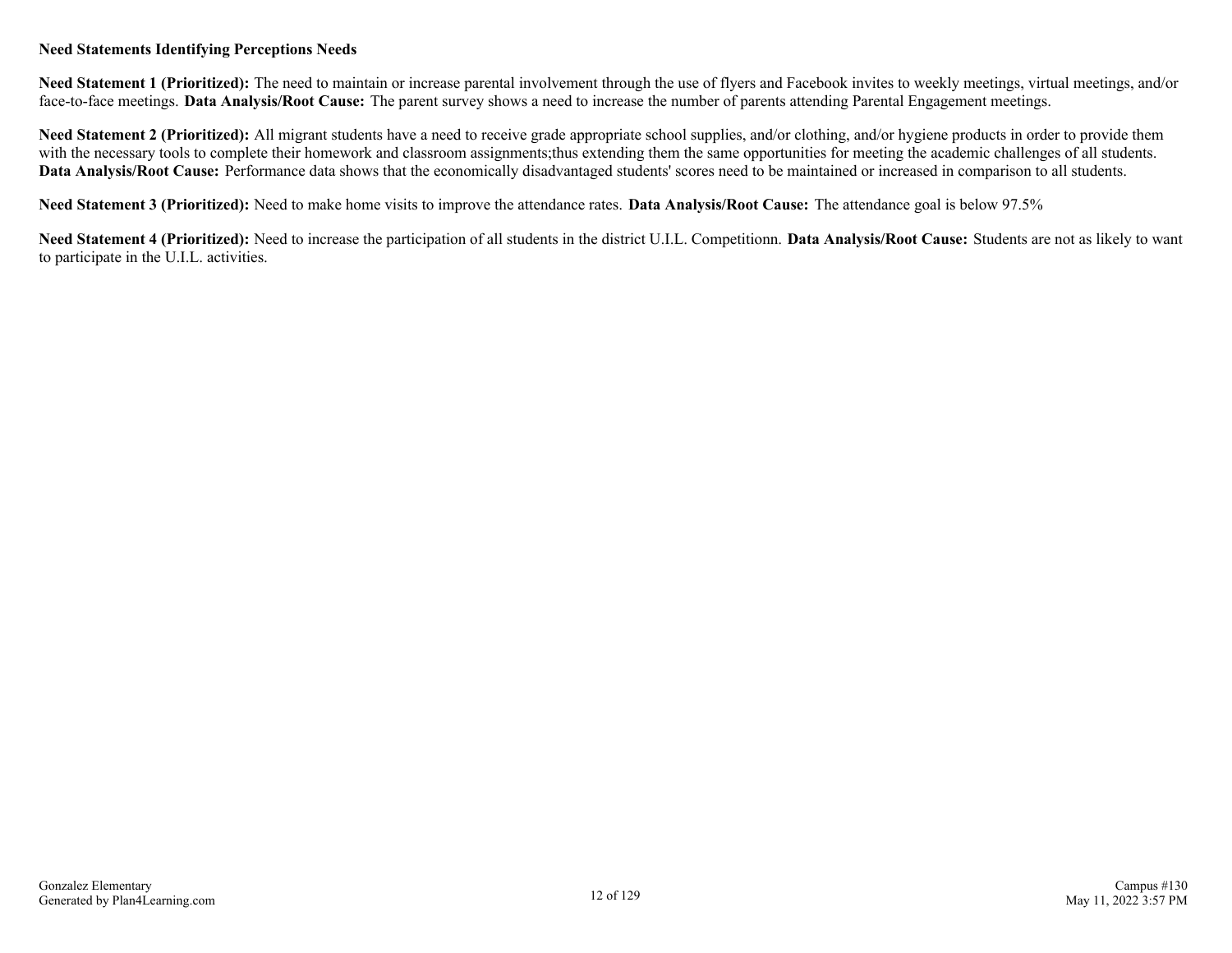**Need Statements Identifying Perceptions Needs**

**Need Statement 1 (Prioritized):** The need to maintain or increase parental involvement through the use of flyers and Facebook invites to weekly meetings, virtual meetings, and/or face-to-face meetings. **Data Analysis/Root Cause:** The parent survey shows a need to increase the number of parents attending Parental Engagement meetings.

**Need Statement 2 (Prioritized):** All migrant students have a need to receive grade appropriate school supplies, and/or clothing, and/or hygiene products in order to provide them with the necessary tools to complete their homework and classroom assignments;thus extending them the same opportunities for meeting the academic challenges of all students. **Data Analysis/Root Cause:** Performance data shows that the economically disadvantaged students' scores need to be maintained or increased in comparison to all students.

**Need Statement 3 (Prioritized):** Need to make home visits to improve the attendance rates. **Data Analysis/Root Cause:** The attendance goal is below 97.5%

**Need Statement 4 (Prioritized):** Need to increase the participation of all students in the district U.I.L. Competitionn. **Data Analysis/Root Cause:** Students are not as likely to want to participate in the U.I.L. activities.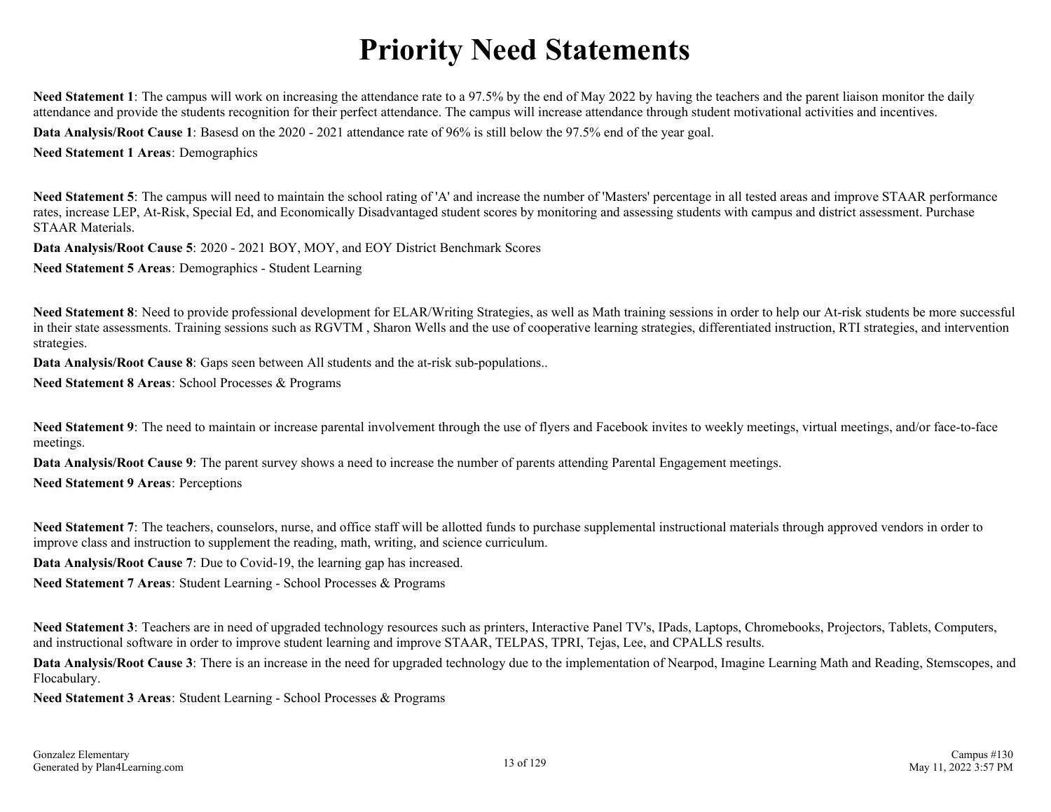# Priority Need Statements

**Need Statement 1**: The campus will work on increasing the attendance rate to a 97.5% by the end of May 2022 by having the teachers and the parent liaison monitor the daily attendance and provide the students recognition for their perfect attendance. The campus will increase attendance through student motivational activities and incentives.

**Data Analysis/Root Cause 1**: Basesd on the 2020 - 2021 attendance rate of 96% is still below the 97.5% end of the year goal.

**Need Statement 1 Areas**: Demographics

**Need Statement 5**: The campus will need to maintain the school rating of 'A' and increase the number of 'Masters' percentage in all tested areas and improve STAAR performance rates, increase LEP, At-Risk, Special Ed, and Economically Disadvantaged student scores by monitoring and assessing students with campus and district assessment. Purchase STAAR Materials.

**Data Analysis/Root Cause 5**: 2020 - 2021 BOY, MOY, and EOY District Benchmark Scores

**Need Statement 5 Areas**: Demographics - Student Learning

**Need Statement 8**: Need to provide professional development for ELAR/Writing Strategies, as well as Math training sessions in order to help our At-risk students be more successful in their state assessments. Training sessions such as RGVTM , Sharon Wells and the use of cooperative learning strategies, differentiated instruction, RTI strategies, and intervention strategies.

**Data Analysis/Root Cause 8**: Gaps seen between All students and the at-risk sub-populations..

**Need Statement 8 Areas**: School Processes & Programs

**Need Statement 9**: The need to maintain or increase parental involvement through the use of flyers and Facebook invites to weekly meetings, virtual meetings, and/or face-to-face meetings.

**Data Analysis/Root Cause 9**: The parent survey shows a need to increase the number of parents attending Parental Engagement meetings.

**Need Statement 9 Areas**: Perceptions

**Need Statement 7**: The teachers, counselors, nurse, and office staff will be allotted funds to purchase supplemental instructional materials through approved vendors in order to improve class and instruction to supplement the reading, math, writing, and science curriculum.

**Data Analysis/Root Cause 7**: Due to Covid-19, the learning gap has increased.

**Need Statement 7 Areas**: Student Learning - School Processes & Programs

**Need Statement 3**: Teachers are in need of upgraded technology resources such as printers, Interactive Panel TV's, IPads, Laptops, Chromebooks, Projectors, Tablets, Computers, and instructional software in order to improve student learning and improve STAAR, TELPAS, TPRI, Tejas, Lee, and CPALLS results.

**Data Analysis/Root Cause 3**: There is an increase in the need for upgraded technology due to the implementation of Nearpod, Imagine Learning Math and Reading, Stemscopes, and Flocabulary.

**Need Statement 3 Areas**: Student Learning - School Processes & Programs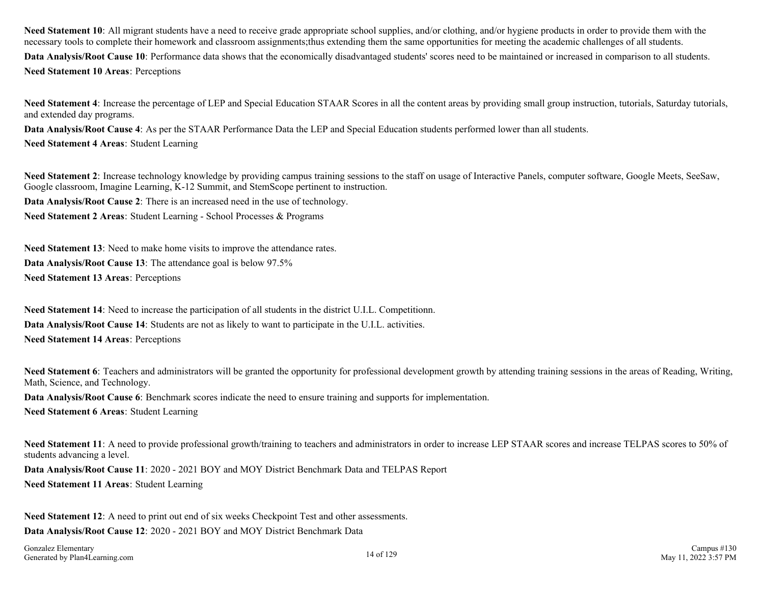**Need Statement 10**: All migrant students have a need to receive grade appropriate school supplies, and/or clothing, and/or hygiene products in order to provide them with the necessary tools to complete their homework and classroom assignments;thus extending them the same opportunities for meeting the academic challenges of all students.

**Data Analysis/Root Cause 10**: Performance data shows that the economically disadvantaged students' scores need to be maintained or increased in comparison to all students.

**Need Statement 10 Areas**: Perceptions

**Need Statement 4**: Increase the percentage of LEP and Special Education STAAR Scores in all the content areas by providing small group instruction, tutorials, Saturday tutorials, and extended day programs.

**Data Analysis/Root Cause 4**: As per the STAAR Performance Data the LEP and Special Education students performed lower than all students.

**Need Statement 4 Areas**: Student Learning

**Need Statement 2**: Increase technology knowledge by providing campus training sessions to the staff on usage of Interactive Panels, computer software, Google Meets, SeeSaw, Google classroom, Imagine Learning, K-12 Summit, and StemScope pertinent to instruction.

**Data Analysis/Root Cause 2**: There is an increased need in the use of technology.

**Need Statement 2 Areas**: Student Learning - School Processes & Programs

**Need Statement 13**: Need to make home visits to improve the attendance rates.

**Data Analysis/Root Cause 13**: The attendance goal is below 97.5%

**Need Statement 13 Areas**: Perceptions

**Need Statement 14**: Need to increase the participation of all students in the district U.I.L. Competitionn.

**Data Analysis/Root Cause 14**: Students are not as likely to want to participate in the U.I.L. activities.

**Need Statement 14 Areas**: Perceptions

**Need Statement 6**: Teachers and administrators will be granted the opportunity for professional development growth by attending training sessions in the areas of Reading, Writing, Math, Science, and Technology.

**Data Analysis/Root Cause 6**: Benchmark scores indicate the need to ensure training and supports for implementation.

**Need Statement 6 Areas**: Student Learning

**Need Statement 11**: A need to provide professional growth/training to teachers and administrators in order to increase LEP STAAR scores and increase TELPAS scores to 50% of students advancing a level.

**Data Analysis/Root Cause 11**: 2020 - 2021 BOY and MOY District Benchmark Data and TELPAS Report

**Need Statement 11 Areas**: Student Learning

**Need Statement 12**: A need to print out end of six weeks Checkpoint Test and other assessments.

**Data Analysis/Root Cause 12**: 2020 - 2021 BOY and MOY District Benchmark Data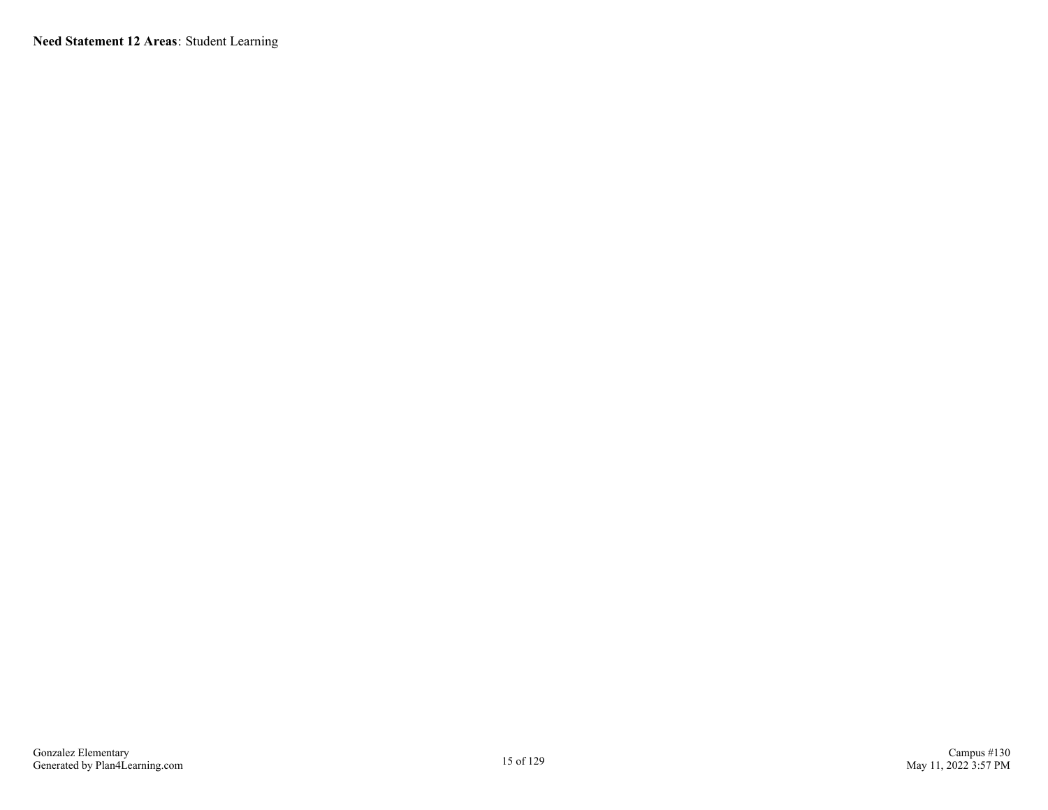**Need Statement 12 Areas**: Student Learning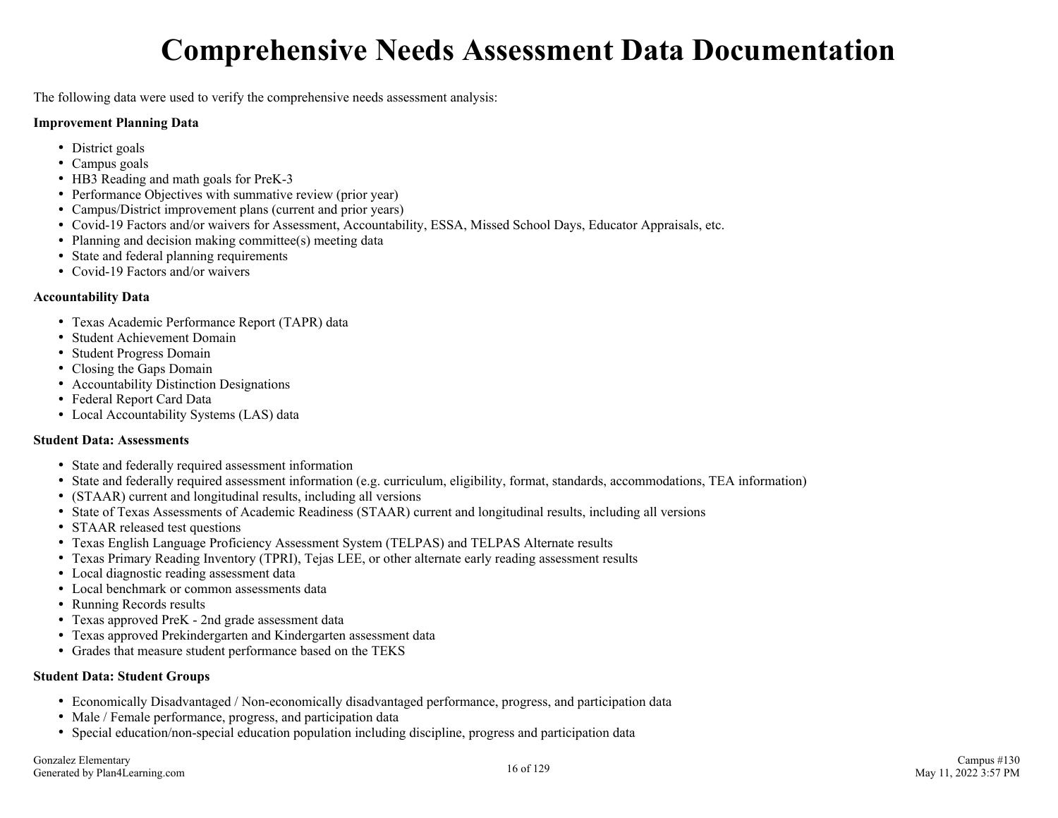# Comprehensive Needs Assessment Data Documentation

The following data were used to verify the comprehensive needs assessment analysis:

**Improvement Planning Data**

- District goals
- Campus goals
- HB3 Reading and math goals for PreK-3
- Performance Objectives with summative review (prior year)
- Campus/District improvement plans (current and prior years)
- Covid-19 Factors and/or waivers for Assessment, Accountability, ESSA, Missed School Days, Educator Appraisals, etc.
- Planning and decision making committee(s) meeting data
- State and federal planning requirements
- Covid-19 Factors and/or waivers

**Accountability Data**

- Texas Academic Performance Report (TAPR) data
- Student Achievement Domain
- Student Progress Domain
- Closing the Gaps Domain
- Accountability Distinction Designations
- Federal Report Card Data
- Local Accountability Systems (LAS) data

**Student Data: Assessments**

- State and federally required assessment information
- State and federally required assessment information (e.g. curriculum, eligibility, format, standards, accommodations, TEA information)
- (STAAR) current and longitudinal results, including all versions
- State of Texas Assessments of Academic Readiness (STAAR) current and longitudinal results, including all versions
- STAAR released test questions
- Texas English Language Proficiency Assessment System (TELPAS) and TELPAS Alternate results
- Texas Primary Reading Inventory (TPRI), Tejas LEE, or other alternate early reading assessment results
- Local diagnostic reading assessment data
- Local benchmark or common assessments data
- Running Records results
- Texas approved PreK - 2nd grade assessment data
- Texas approved Prekindergarten and Kindergarten assessment data
- Grades that measure student performance based on the TEKS

**Student Data: Student Groups**

- Economically Disadvantaged / Non-economically disadvantaged performance, progress, and participation data
- Male / Female performance, progress, and participation data
- Special education/non-special education population including discipline, progress and participation data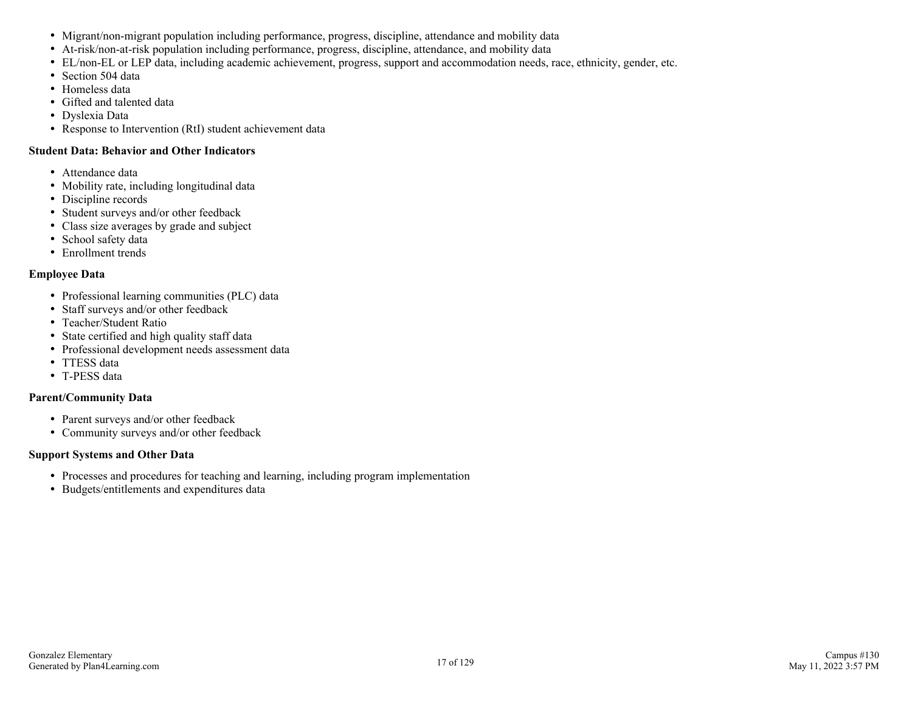- Migrant/non-migrant population including performance, progress, discipline, attendance and mobility data
- At-risk/non-at-risk population including performance, progress, discipline, attendance, and mobility data
- EL/non-EL or LEP data, including academic achievement, progress, support and accommodation needs, race, ethnicity, gender, etc.
- Section 504 data
- Homeless data
- Gifted and talented data
- Dyslexia Data
- Response to Intervention (RtI) student achievement data

**Student Data: Behavior and Other Indicators**

- Attendance data
- Mobility rate, including longitudinal data
- Discipline records
- Student surveys and/or other feedback
- Class size averages by grade and subject
- School safety data
- Enrollment trends

**Employee Data**

- Professional learning communities (PLC) data
- Staff surveys and/or other feedback
- Teacher/Student Ratio
- State certified and high quality staff data
- Professional development needs assessment data
- TTESS data
- T-PESS data

**Parent/Community Data**

- Parent surveys and/or other feedback
- Community surveys and/or other feedback

**Support Systems and Other Data**

- Processes and procedures for teaching and learning, including program implementation
- Budgets/entitlements and expenditures data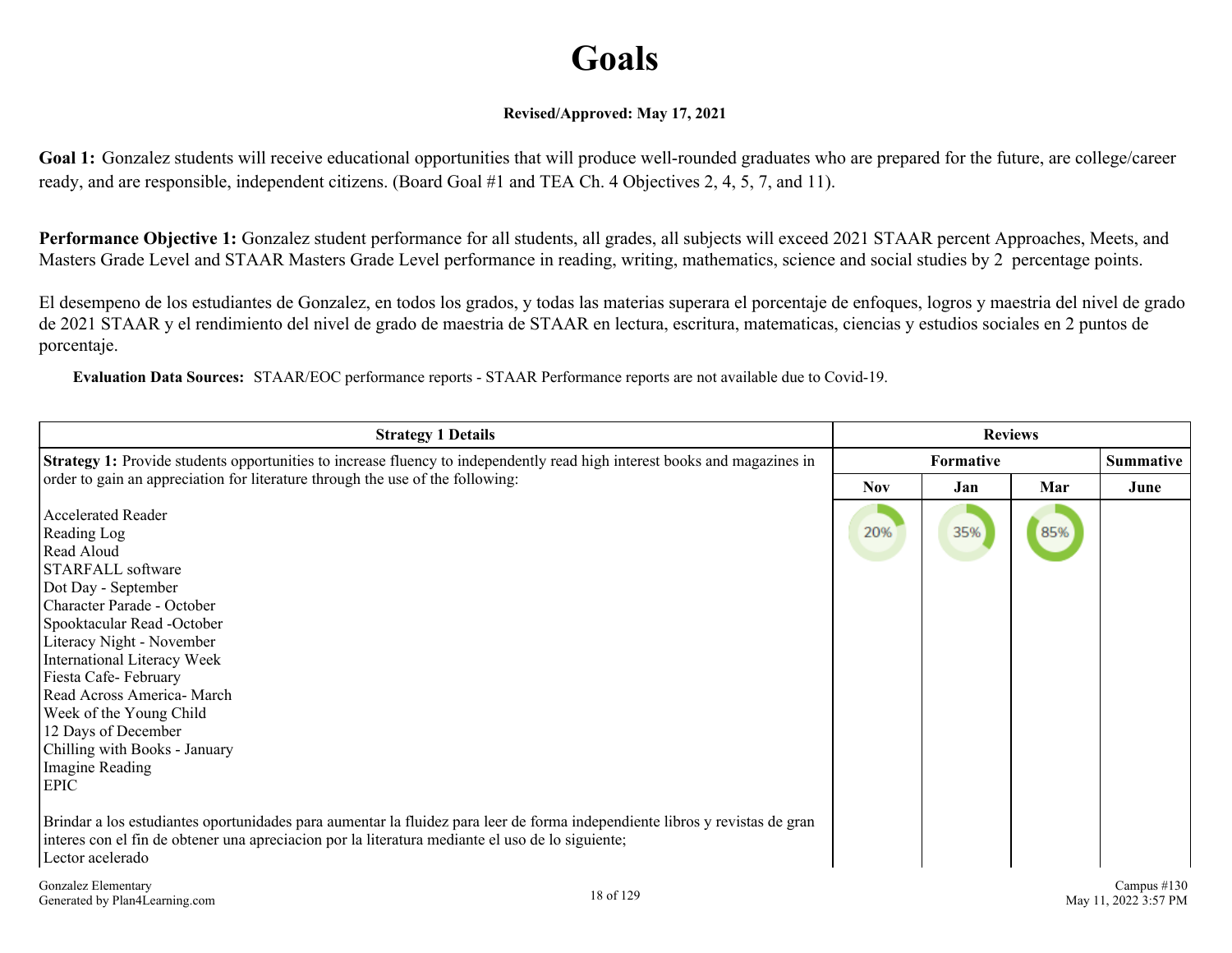# Goals

**Revised/Approved: May 17, 2021**

**Goal 1:** Gonzalez students will receive educational opportunities that will produce well-rounded graduates who are prepared for the future, are college/career ready, and are responsible, independent citizens. (Board Goal #1 and TEA Ch. 4 Objectives 2, 4, 5, 7, and 11).

**Performance Objective 1:** Gonzalez student performance for all students, all grades, all subjects will exceed 2021 STAAR percent Approaches, Meets, and Masters Grade Level and STAAR Masters Grade Level performance in reading, writing, mathematics, science and social studies by 2 percentage points.

El desempeno de los estudiantes de Gonzalez, en todos los grados, y todas las materias superara el porcentaje de enfoques, logros y maestria del nivel de grado de 2021 STAAR y el rendimiento del nivel de grado de maestria de STAAR en lectura, escritura, matematicas, ciencias y estudios sociales en 2 puntos de porcentaje.

**Evaluation Data Sources:** STAAR/EOC performance reports - STAAR Performance reports are not available due to Covid-19.

| Strategy 1 Details | Reviews | | | |
|---|---|---|---|---|
| | Formative | | | Summative |
| | Nov | Jan | Mar | June |
| **Strategy 1:** Provide students opportunities to increase fluency to independently read high interest books and magazines in order to gain an appreciation for literature through the use of the following:<br><br>Accelerated Reader<br>Reading Log<br>Read Aloud<br>STARFALL software<br>Dot Day - September<br>Character Parade - October<br>Spooktacular Read -October<br>Literacy Night - November<br>International Literacy Week<br>Fiesta Cafe- February<br>Read Across America- March<br>Week of the Young Child<br>12 Days of December<br>Chilling with Books - January<br>Imagine Reading<br>EPIC<br><br>Brindar a los estudiantes oportunidades para aumentar la fluidez para leer de forma independiente libros y revistas de gran interes con el fin de obtener una apreciacion por la literatura mediante el uso de lo siguiente;<br>Lector acelerado | 20% | 35% | 85% | |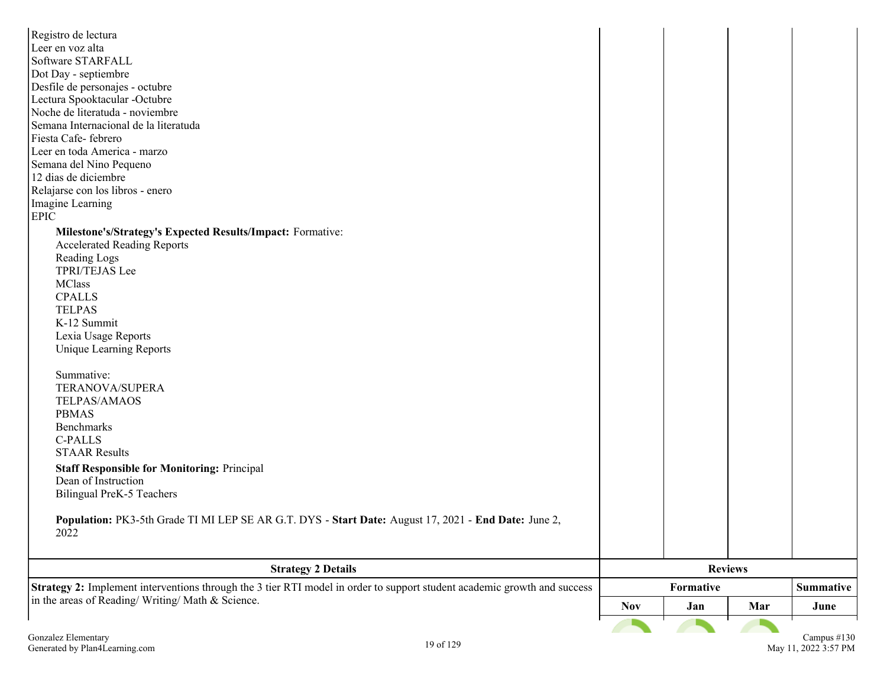Registro de lectura
Leer en voz alta
Software STARFALL
Dot Day - septiembre
Desfile de personajes - octubre
Lectura Spooktacular -Octubre
Noche de literatuda - noviembre
Semana Internacional de la literatuda
Fiesta Cafe- febrero
Leer en toda America - marzo
Semana del Nino Pequeno
12 dias de diciembre
Relajarse con los libros - enero
Imagine Learning
EPIC

**Milestone's/Strategy's Expected Results/Impact:** Formative:
Accelerated Reading Reports
Reading Logs
TPRI/TEJAS Lee
MClass
CPALLS
TELPAS
K-12 Summit
Lexia Usage Reports
Unique Learning Reports

Summative:
TERANOVA/SUPERA
TELPAS/AMAOS
PBMAS
Benchmarks
C-PALLS
STAAR Results

**Staff Responsible for Monitoring:** Principal
Dean of Instruction
Bilingual PreK-5 Teachers

**Population:** PK3-5th Grade TI MI LEP SE AR G.T. DYS - **Start Date:** August 17, 2021 - **End Date:** June 2, 2022

| Strategy 2 Details | Reviews | | | |
|---|---|---|---|---|
| **Strategy 2:** Implement interventions through the 3 tier RTI model in order to support student academic growth and success in the areas of Reading/ Writing/ Math & Science. | Formative | | | Summative |
| | Nov | Jan | Mar | June |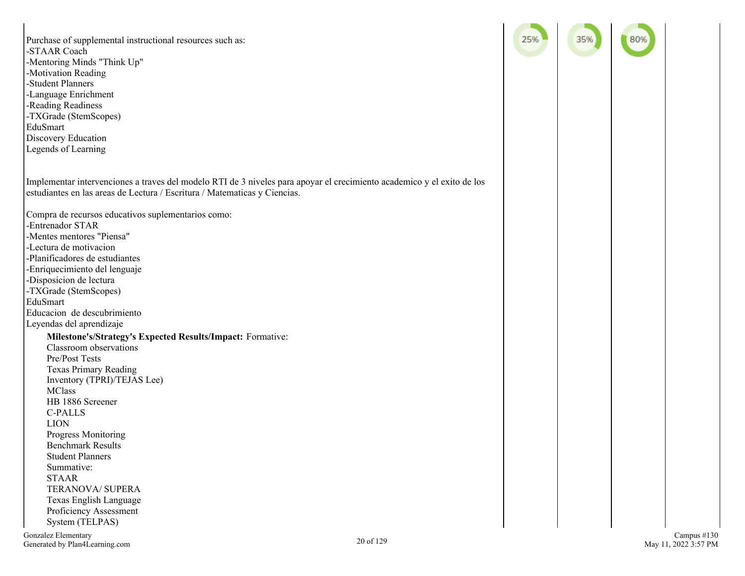| Strategy | Nov | Feb | Apr | June |
| --- | --- | --- | --- | --- |
| Purchase of supplemental instructional resources such as:<br>-STAAR Coach<br>-Mentoring Minds "Think Up"<br>-Motivation Reading<br>-Student Planners<br>-Language Enrichment<br>-Reading Readiness<br>-TXGrade (StemScopes)<br>EduSmart<br>Discovery Education<br>Legends of Learning<br><br>Implementar intervenciones a traves del modelo RTI de 3 niveles para apoyar el crecimiento academico y el exito de los estudiantes en las areas de Lectura / Escritura / Matematicas y Ciencias.<br><br>Compra de recursos educativos suplementarios como:<br>-Entrenador STAR<br>-Mentes mentores "Piensa"<br>-Lectura de motivacion<br>-Planificadores de estudiantes<br>-Enriquecimiento del lenguaje<br>-Disposicion de lectura<br>-TXGrade (StemScopes)<br>EduSmart<br>Educacion de descubrimiento<br>Leyendas del aprendizaje<br><br>**Milestone's/Strategy's Expected Results/Impact:** Formative:<br>Classroom observations<br>Pre/Post Tests<br>Texas Primary Reading<br>Inventory (TPRI)/TEJAS Lee)<br>MClass<br>HB 1886 Screener<br>C-PALLS<br>LION<br>Progress Monitoring<br>Benchmark Results<br>Student Planners<br>Summative:<br>STAAR<br>TERANOVA/ SUPERA<br>Texas English Language<br>Proficiency Assessment<br>System (TELPAS) | 25% | 35% | 80% | |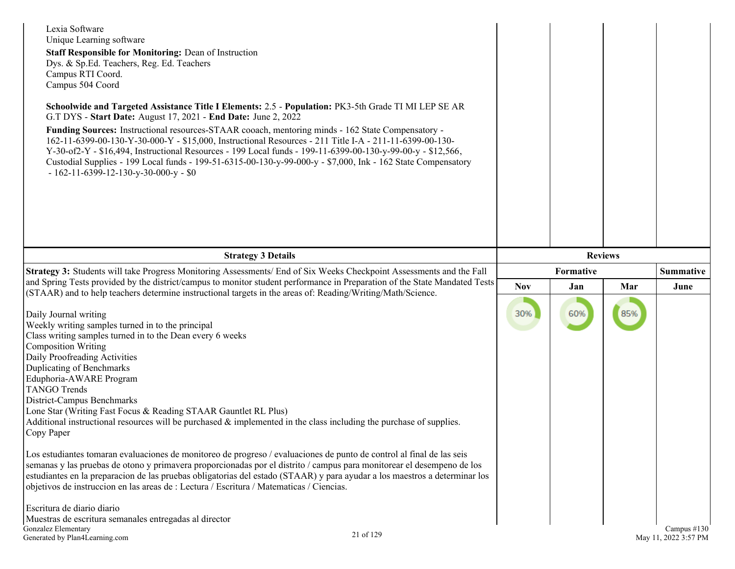Lexia Software
Unique Learning software

**Staff Responsible for Monitoring:** Dean of Instruction
Dys. & Sp.Ed. Teachers, Reg. Ed. Teachers
Campus RTI Coord.
Campus 504 Coord

**Schoolwide and Targeted Assistance Title I Elements:** 2.5 - **Population:** PK3-5th Grade TI MI LEP SE AR G.T DYS - **Start Date:** August 17, 2021 - **End Date:** June 2, 2022

**Funding Sources:** Instructional resources-STAAR cooach, mentoring minds - 162 State Compensatory - 162-11-6399-00-130-Y-30-000-Y - $15,000, Instructional Resources - 211 Title I-A - 211-11-6399-00-130-Y-30-of2-Y - $16,494, Instructional Resources - 199 Local funds - 199-11-6399-00-130-y-99-00-y - $12,566, Custodial Supplies - 199 Local funds - 199-51-6315-00-130-y-99-000-y - $7,000, Ink - 162 State Compensatory - 162-11-6399-12-130-y-30-000-y - $0

| Strategy 3 Details | Reviews | | | |
|---|---|---|---|---|
| | Formative | | | Summative |
| | Nov | Jan | Mar | June |
| **Strategy 3:** Students will take Progress Monitoring Assessments/ End of Six Weeks Checkpoint Assessments and the Fall and Spring Tests provided by the district/campus to monitor student performance in Preparation of the State Mandated Tests (STAAR) and to help teachers determine instructional targets in the areas of: Reading/Writing/Math/Science.<br><br>Daily Journal writing<br>Weekly writing samples turned in to the principal<br>Class writing samples turned in to the Dean every 6 weeks<br>Composition Writing<br>Daily Proofreading Activities<br>Duplicating of Benchmarks<br>Eduphoria-AWARE Program<br>TANGO Trends<br>District-Campus Benchmarks<br>Lone Star (Writing Fast Focus & Reading STAAR Gauntlet RL Plus)<br>Additional instructional resources will be purchased & implemented in the class including the purchase of supplies.<br>Copy Paper<br><br>Los estudiantes tomaran evaluaciones de monitoreo de progreso / evaluaciones de punto de control al final de las seis semanas y las pruebas de otono y primavera proporcionadas por el distrito / campus para monitorear el desempeno de los estudiantes en la preparacion de las pruebas obligatorias del estado (STAAR) y para ayudar a los maestros a determinar los objetivos de instruccion en las areas de : Lectura / Escritura / Matematicas / Ciencias.<br><br>Escritura de diario diario<br>Muestras de escritura semanales entregadas al director | 30% | 60% | 85% | |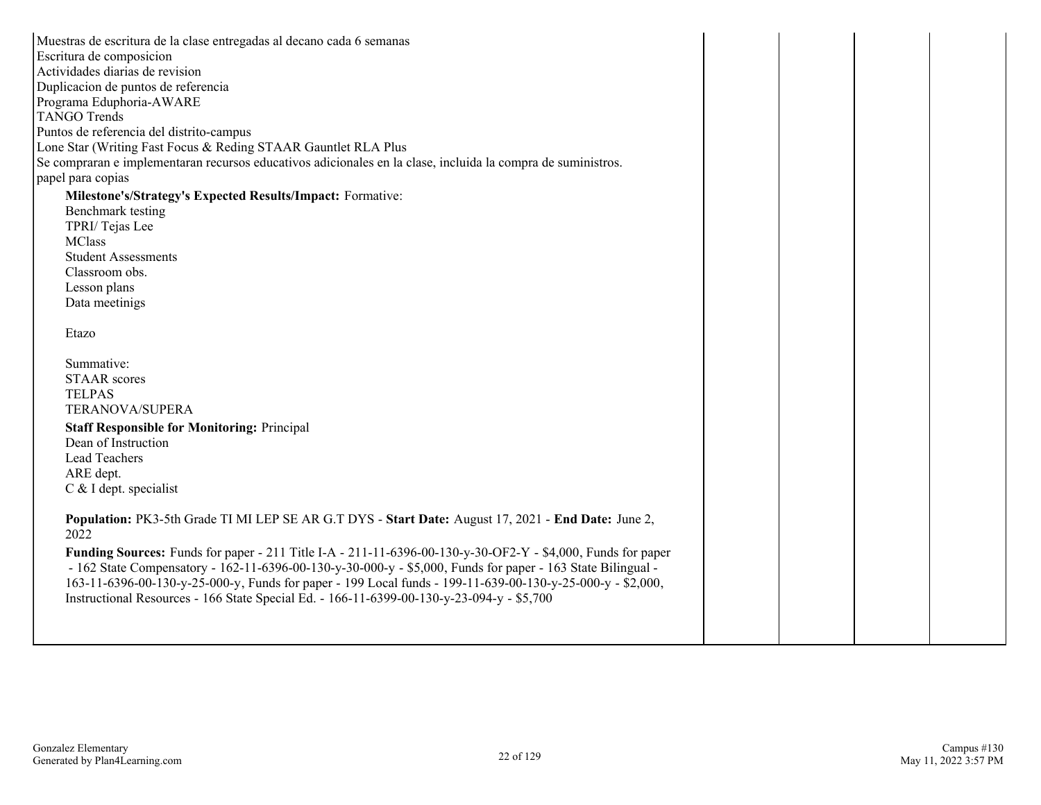Muestras de escritura de la clase entregadas al decano cada 6 semanas
Escritura de composicion
Actividades diarias de revision
Duplicacion de puntos de referencia
Programa Eduphoria-AWARE
TANGO Trends
Puntos de referencia del distrito-campus
Lone Star (Writing Fast Focus & Reding STAAR Gauntlet RLA Plus
Se compraran e implementaran recursos educativos adicionales en la clase, incluida la compra de suministros.
papel para copias

**Milestone's/Strategy's Expected Results/Impact:** Formative:
Benchmark testing
TPRI/ Tejas Lee
MClass
Student Assessments
Classroom obs.
Lesson plans
Data meetinigs

Etazo

Summative:
STAAR scores
TELPAS
TERANOVA/SUPERA

**Staff Responsible for Monitoring:** Principal
Dean of Instruction
Lead Teachers
ARE dept.
C & I dept. specialist

**Population:** PK3-5th Grade TI MI LEP SE AR G.T DYS - **Start Date:** August 17, 2021 - **End Date:** June 2, 2022

**Funding Sources:** Funds for paper - 211 Title I-A - 211-11-6396-00-130-y-30-OF2-Y - $4,000, Funds for paper - 162 State Compensatory - 162-11-6396-00-130-y-30-000-y - $5,000, Funds for paper - 163 State Bilingual - 163-11-6396-00-130-y-25-000-y, Funds for paper - 199 Local funds - 199-11-639-00-130-y-25-000-y - $2,000, Instructional Resources - 166 State Special Ed. - 166-11-6399-00-130-y-23-094-y - $5,700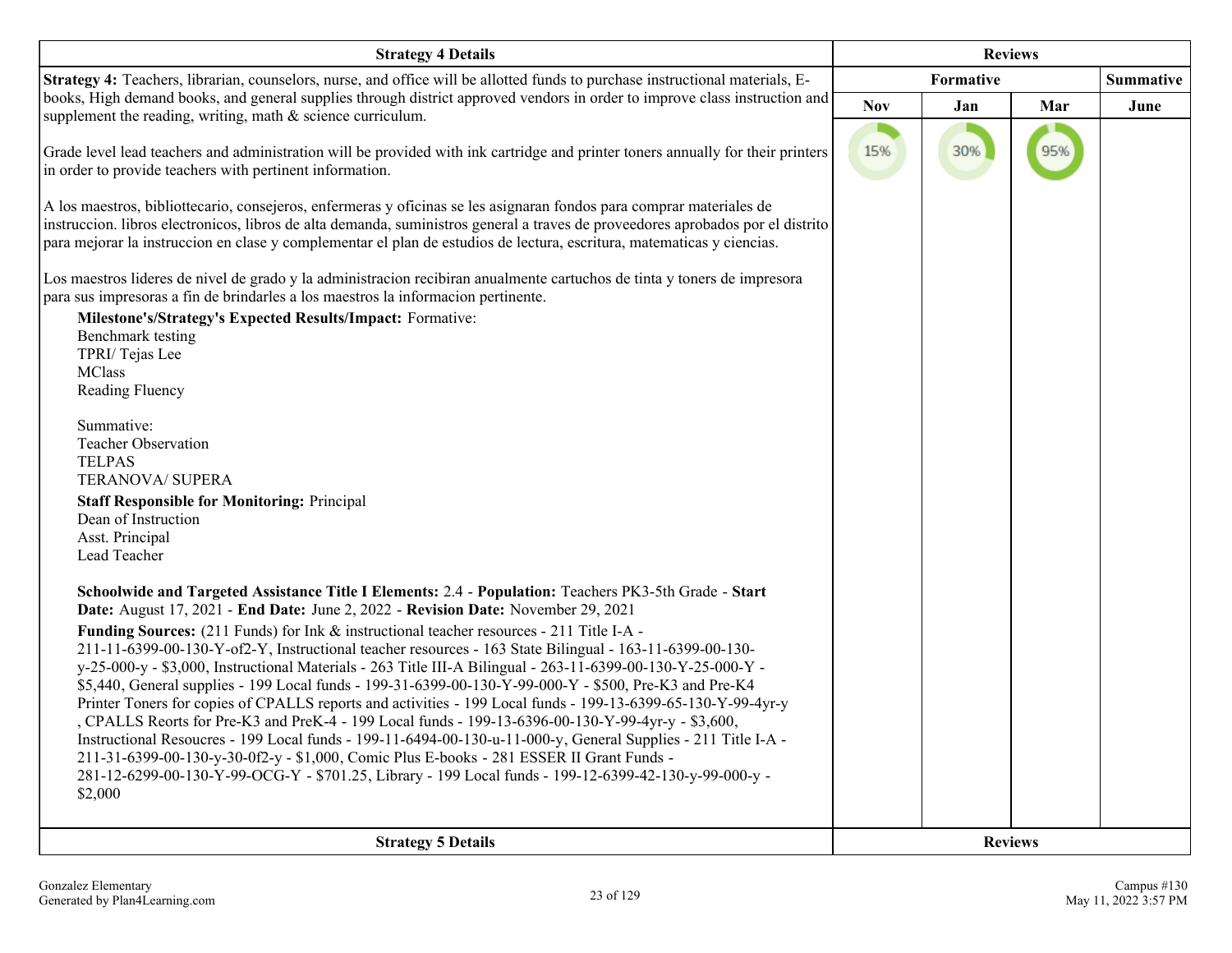| Strategy 4 Details | Reviews | | | |
|---|---|---|---|---|
| | Formative | | | Summative |
| | Nov | Jan | Mar | June |
| **Strategy 4:** Teachers, librarian, counselors, nurse, and office will be allotted funds to purchase instructional materials, E-books, High demand books, and general supplies through district approved vendors in order to improve class instruction and supplement the reading, writing, math & science curriculum.<br><br>Grade level lead teachers and administration will be provided with ink cartridge and printer toners annually for their printers in order to provide teachers with pertinent information.<br><br>A los maestros, bibliottecario, consejeros, enfermeras y oficinas se les asignaran fondos para comprar materiales de instruccion. libros electronicos, libros de alta demanda, suministros general a traves de proveedores aprobados por el distrito para mejorar la instruccion en clase y complementar el plan de estudios de lectura, escritura, matematicas y ciencias.<br><br>Los maestros lideres de nivel de grado y la administracion recibiran anualmente cartuchos de tinta y toners de impresora para sus impresoras a fin de brindarles a los maestros la informacion pertinente.<br><br>**Milestone's/Strategy's Expected Results/Impact:** Formative:<br>Benchmark testing<br>TPRI/ Tejas Lee<br>MClass<br>Reading Fluency<br><br>Summative:<br>Teacher Observation<br>TELPAS<br>TERANOVA/ SUPERA<br><br>**Staff Responsible for Monitoring:** Principal<br>Dean of Instruction<br>Asst. Principal<br>Lead Teacher<br><br>**Schoolwide and Targeted Assistance Title I Elements:** 2.4 - **Population:** Teachers PK3-5th Grade - **Start Date:** August 17, 2021 - **End Date:** June 2, 2022 - **Revision Date:** November 29, 2021<br><br>**Funding Sources:** (211 Funds) for Ink & instructional teacher resources - 211 Title I-A - 211-11-6399-00-130-Y-of2-Y, Instructional teacher resources - 163 State Bilingual - 163-11-6399-00-130-y-25-000-y - $3,000, Instructional Materials - 263 Title III-A Bilingual - 263-11-6399-00-130-Y-25-000-Y - $5,440, General supplies - 199 Local funds - 199-31-6399-00-130-Y-99-000-Y - $500, Pre-K3 and Pre-K4 Printer Toners for copies of CPALLS reports and activities - 199 Local funds - 199-13-6399-65-130-Y-99-4yr-y , CPALLS Reorts for Pre-K3 and PreK-4 - 199 Local funds - 199-13-6396-00-130-Y-99-4yr-y - $3,600, Instructional Resoucres - 199 Local funds - 199-11-6494-00-130-u-11-000-y, General Supplies - 211 Title I-A - 211-31-6399-00-130-y-30-0f2-y - $1,000, Comic Plus E-books - 281 ESSER II Grant Funds - 281-12-6299-00-130-Y-99-OCG-Y - $701.25, Library - 199 Local funds - 199-12-6399-42-130-y-99-000-y - $2,000 | 15% | 30% | 95% | |

| Strategy 5 Details | Reviews |
|---|---|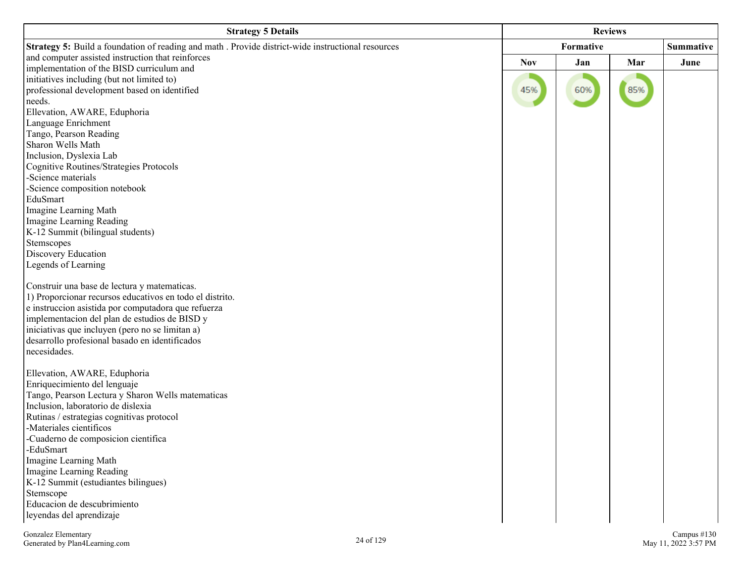| Strategy 5 Details | Reviews | | | |
|---|---|---|---|---|
| | Formative | | | Summative |
| | Nov | Jan | Mar | June |
| **Strategy 5:** Build a foundation of reading and math . Provide district-wide instructional resources and computer assisted instruction that reinforces implementation of the BISD curriculum and initiatives including (but not limited to) professional development based on identified needs.<br>Ellevation, AWARE, Eduphoria<br>Language Enrichment<br>Tango, Pearson Reading<br>Sharon Wells Math<br>Inclusion, Dyslexia Lab<br>Cognitive Routines/Strategies Protocols<br>-Science materials<br>-Science composition notebook<br>EduSmart<br>Imagine Learning Math<br>Imagine Learning Reading<br>K-12 Summit (bilingual students)<br>Stemscopes<br>Discovery Education<br>Legends of Learning<br><br>Construir una base de lectura y matematicas.<br>1) Proporcionar recursos educativos en todo el distrito.<br>e instruccion asistida por computadora que refuerza<br>implementacion del plan de estudios de BISD y<br>iniciativas que incluyen (pero no se limitan a)<br>desarrollo profesional basado en identificados<br>necesidades.<br><br>Ellevation, AWARE, Eduphoria<br>Enriquecimiento del lenguaje<br>Tango, Pearson Lectura y Sharon Wells matematicas<br>Inclusion, laboratorio de dislexia<br>Rutinas / estrategias cognitivas protocol<br>-Materiales cientificos<br>-Cuaderno de composicion cientifica<br>-EduSmart<br>Imagine Learning Math<br>Imagine Learning Reading<br>K-12 Summit (estudiantes bilingues)<br>Stemscope<br>Educacion de descubrimiento<br>leyendas del aprendizaje | 45% | 60% | 85% | |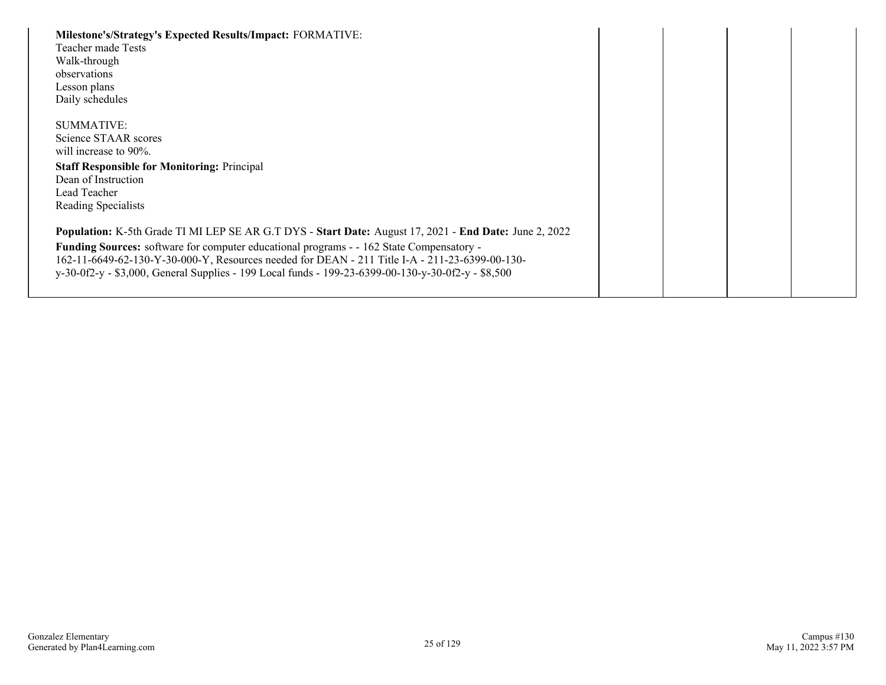| | | | | |
|---|---|---|---|---|
| **Milestone's/Strategy's Expected Results/Impact:** FORMATIVE:<br>Teacher made Tests<br>Walk-through<br>observations<br>Lesson plans<br>Daily schedules<br><br>SUMMATIVE:<br>Science STAAR scores<br>will increase to 90%.<br>**Staff Responsible for Monitoring:** Principal<br>Dean of Instruction<br>Lead Teacher<br>Reading Specialists<br><br>**Population:** K-5th Grade TI MI LEP SE AR G.T DYS - **Start Date:** August 17, 2021 - **End Date:** June 2, 2022<br>**Funding Sources:** software for computer educational programs - - 162 State Compensatory - 162-11-6649-62-130-Y-30-000-Y, Resources needed for DEAN - 211 Title I-A - 211-23-6399-00-130-y-30-0f2-y - $3,000, General Supplies - 199 Local funds - 199-23-6399-00-130-y-30-0f2-y - $8,500 | | | | |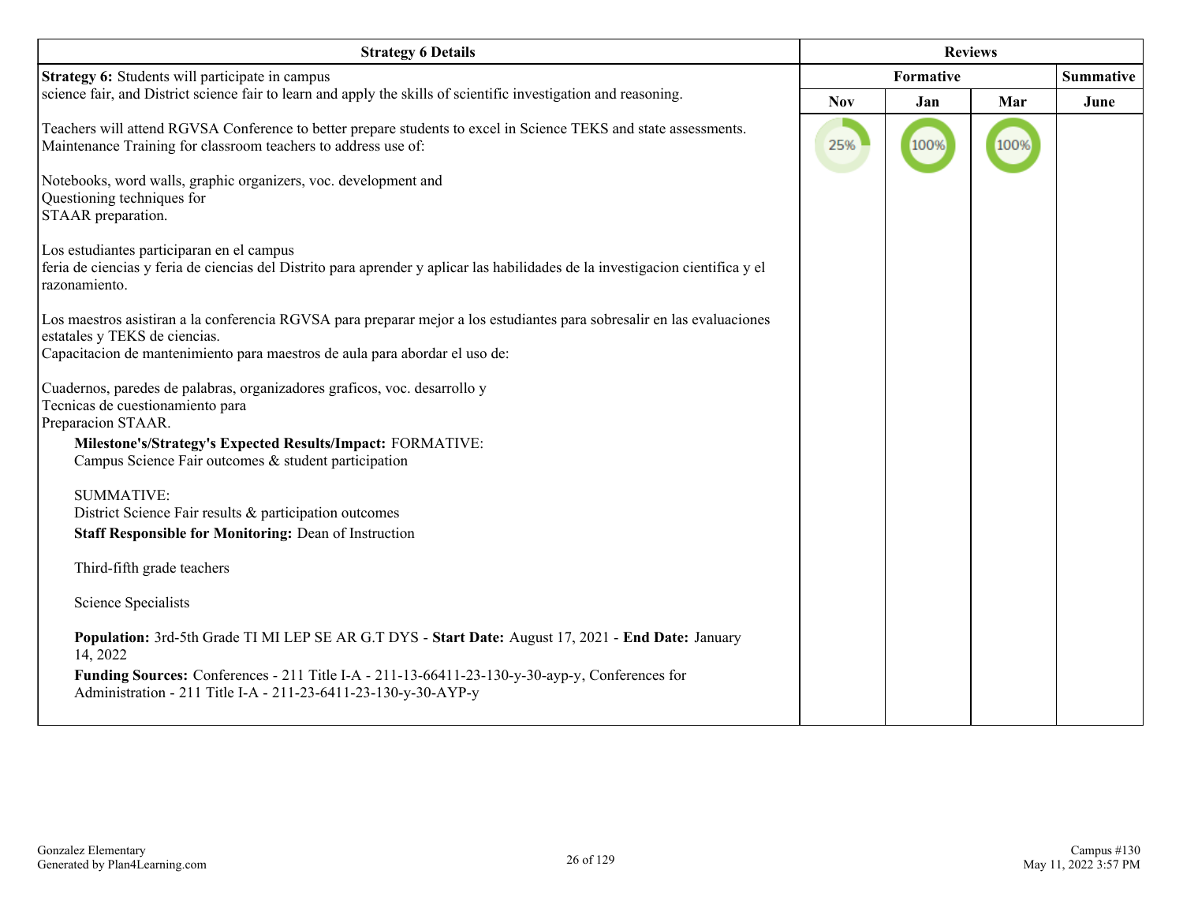| Strategy 6 Details | Reviews | | | |
|---|---|---|---|---|
| | Formative | | | Summative |
| | Nov | Jan | Mar | June |
| **Strategy 6:** Students will participate in campus science fair, and District science fair to learn and apply the skills of scientific investigation and reasoning.<br><br>Teachers will attend RGVSA Conference to better prepare students to excel in Science TEKS and state assessments.<br>Maintenance Training for classroom teachers to address use of:<br><br>Notebooks, word walls, graphic organizers, voc. development and<br>Questioning techniques for<br>STAAR preparation.<br><br>Los estudiantes participaran en el campus<br>feria de ciencias y feria de ciencias del Distrito para aprender y aplicar las habilidades de la investigacion cientifica y el razonamiento.<br><br>Los maestros asistiran a la conferencia RGVSA para preparar mejor a los estudiantes para sobresalir en las evaluaciones estatales y TEKS de ciencias.<br>Capacitacion de mantenimiento para maestros de aula para abordar el uso de:<br><br>Cuadernos, paredes de palabras, organizadores graficos, voc. desarrollo y<br>Tecnicas de cuestionamiento para<br>Preparacion STAAR.<br><br>**Milestone's/Strategy's Expected Results/Impact:** FORMATIVE:<br>Campus Science Fair outcomes & student participation<br><br>SUMMATIVE:<br>District Science Fair results & participation outcomes<br><br>**Staff Responsible for Monitoring:** Dean of Instruction<br><br>Third-fifth grade teachers<br><br>Science Specialists<br><br>**Population:** 3rd-5th Grade TI MI LEP SE AR G.T DYS - **Start Date:** August 17, 2021 - **End Date:** January 14, 2022<br><br>**Funding Sources:** Conferences - 211 Title I-A - 211-13-66411-23-130-y-30-ayp-y, Conferences for Administration - 211 Title I-A - 211-23-6411-23-130-y-30-AYP-y | 25% | 100% | 100% | |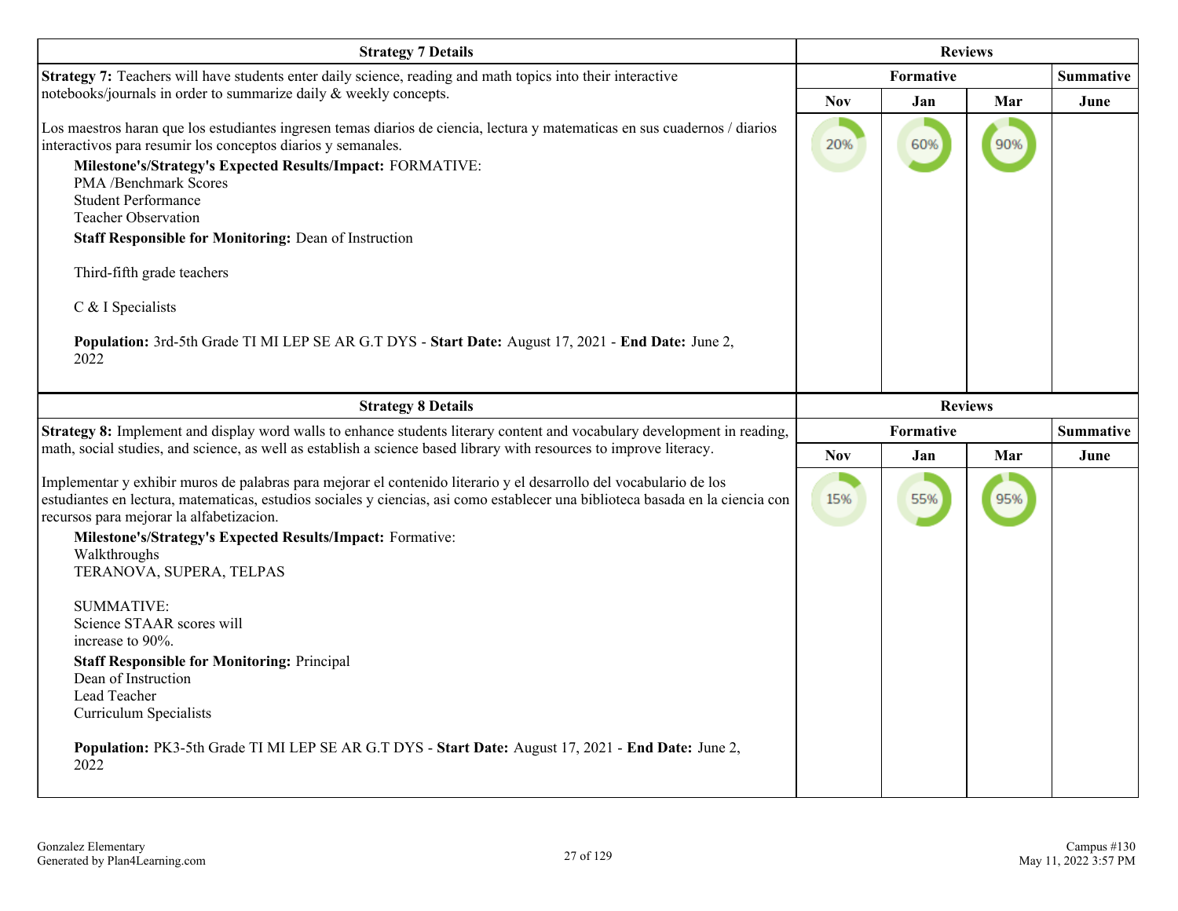| Strategy 7 Details | Reviews | | | |
| --- | --- | --- | --- | --- |
| **Strategy 7:** Teachers will have students enter daily science, reading and math topics into their interactive notebooks/journals in order to summarize daily & weekly concepts.<br><br>Los maestros haran que los estudiantes ingresen temas diarios de ciencia, lectura y matematicas en sus cuadernos / diarios interactivos para resumir los conceptos diarios y semanales.<br>**Milestone's/Strategy's Expected Results/Impact:** FORMATIVE:<br>PMA /Benchmark Scores<br>Student Performance<br>Teacher Observation<br>**Staff Responsible for Monitoring:** Dean of Instruction<br><br>Third-fifth grade teachers<br><br>C & I Specialists<br><br>**Population:** 3rd-5th Grade TI MI LEP SE AR G.T DYS - **Start Date:** August 17, 2021 - **End Date:** June 2, 2022 | **Formative** | | | **Summative** |
| | **Nov** | **Jan** | **Mar** | **June** |
| | 20% | 60% | 90% | |

| Strategy 8 Details | Reviews | | | |
| --- | --- | --- | --- | --- |
| **Strategy 8:** Implement and display word walls to enhance students literary content and vocabulary development in reading, math, social studies, and science, as well as establish a science based library with resources to improve literacy.<br><br>Implementar y exhibir muros de palabras para mejorar el contenido literario y el desarrollo del vocabulario de los estudiantes en lectura, matematicas, estudios sociales y ciencias, asi como establecer una biblioteca basada en la ciencia con recursos para mejorar la alfabetizacion.<br>**Milestone's/Strategy's Expected Results/Impact:** Formative:<br>Walkthroughs<br>TERANOVA, SUPERA, TELPAS<br><br>SUMMATIVE:<br>Science STAAR scores will increase to 90%.<br>**Staff Responsible for Monitoring:** Principal<br>Dean of Instruction<br>Lead Teacher<br>Curriculum Specialists<br><br>**Population:** PK3-5th Grade TI MI LEP SE AR G.T DYS - **Start Date:** August 17, 2021 - **End Date:** June 2, 2022 | **Formative** | | | **Summative** |
| | **Nov** | **Jan** | **Mar** | **June** |
| | 15% | 55% | 95% | |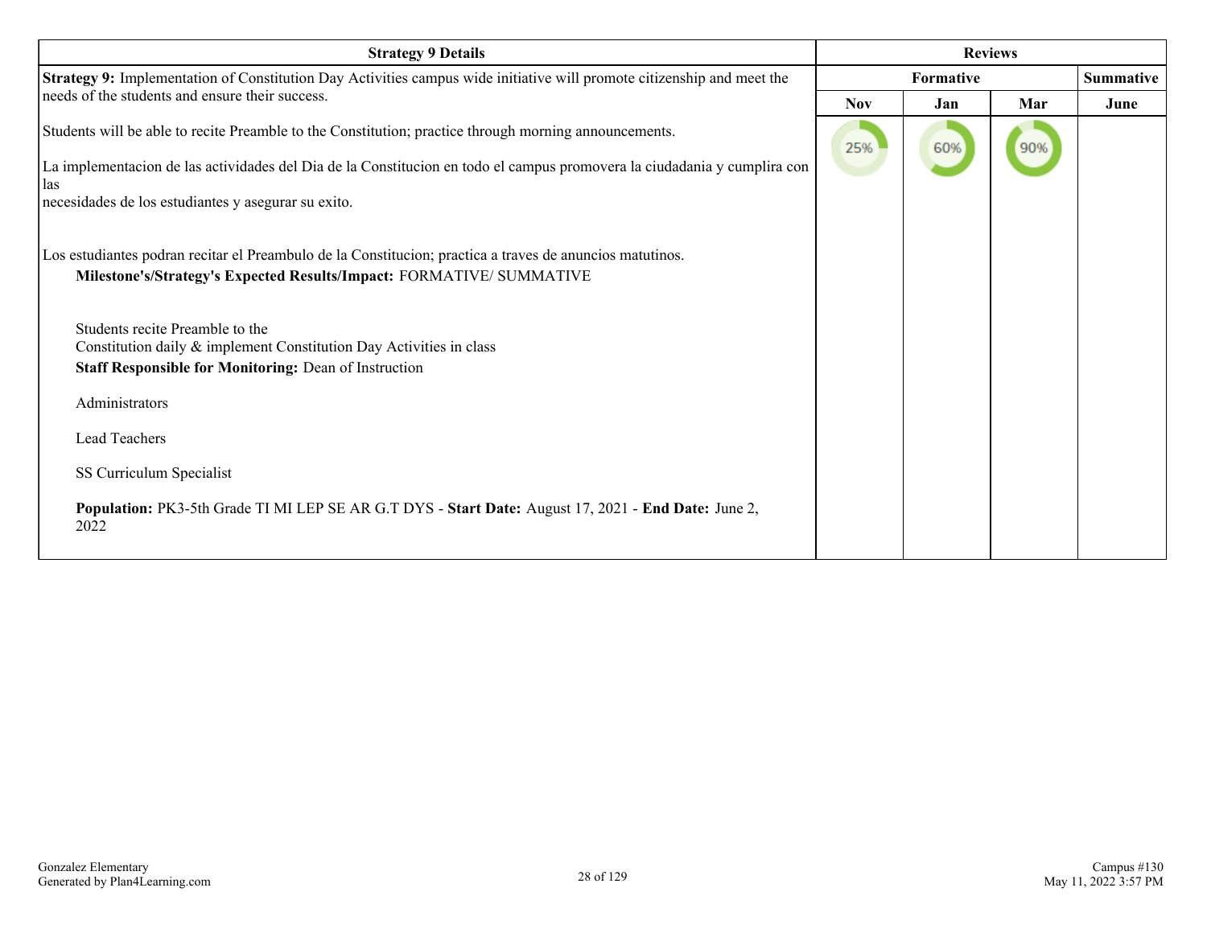| Strategy 9 Details | Reviews | | | |
|---|---|---|---|---|
| | Formative | | | Summative |
| | Nov | Jan | Mar | June |
| **Strategy 9:** Implementation of Constitution Day Activities campus wide initiative will promote citizenship and meet the needs of the students and ensure their success.<br><br>Students will be able to recite Preamble to the Constitution; practice through morning announcements.<br><br>La implementacion de las actividades del Dia de la Constitucion en todo el campus promovera la ciudadania y cumplira con las<br>necesidades de los estudiantes y asegurar su exito.<br><br>Los estudiantes podran recitar el Preambulo de la Constitucion; practica a traves de anuncios matutinos.<br>**Milestone's/Strategy's Expected Results/Impact:** FORMATIVE/ SUMMATIVE<br><br>Students recite Preamble to the<br>Constitution daily & implement Constitution Day Activities in class<br>**Staff Responsible for Monitoring:** Dean of Instruction<br><br>Administrators<br><br>Lead Teachers<br><br>SS Curriculum Specialist<br><br>**Population:** PK3-5th Grade TI MI LEP SE AR G.T DYS - **Start Date:** August 17, 2021 - **End Date:** June 2, 2022 | 25% | 60% | 90% | |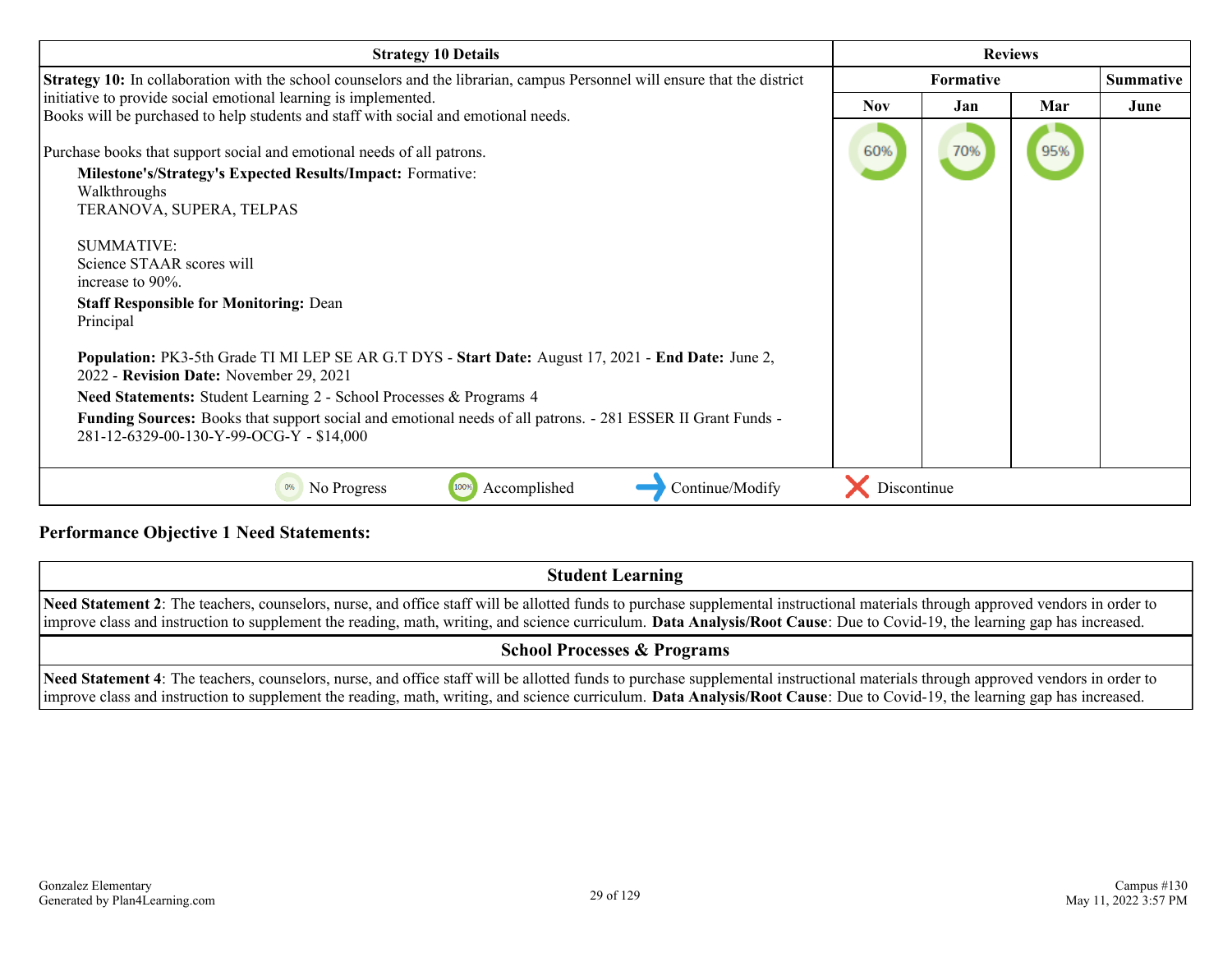| Strategy 10 Details | Reviews | | | |
|---|---|---|---|---|
| | Formative | | | Summative |
| | Nov | Jan | Mar | June |
| **Strategy 10:** In collaboration with the school counselors and the librarian, campus Personnel will ensure that the district initiative to provide social emotional learning is implemented.<br>Books will be purchased to help students and staff with social and emotional needs.<br><br>Purchase books that support social and emotional needs of all patrons.<br>**Milestone's/Strategy's Expected Results/Impact:** Formative:<br>Walkthroughs<br>TERANOVA, SUPERA, TELPAS<br><br>SUMMATIVE:<br>Science STAAR scores will<br>increase to 90%.<br>**Staff Responsible for Monitoring:** Dean<br>Principal<br><br>**Population:** PK3-5th Grade TI MI LEP SE AR G.T DYS - **Start Date:** August 17, 2021 - **End Date:** June 2, 2022 - **Revision Date:** November 29, 2021<br>**Need Statements:** Student Learning 2 - School Processes & Programs 4<br>**Funding Sources:** Books that support social and emotional needs of all patrons. - 281 ESSER II Grant Funds - 281-12-6329-00-130-Y-99-OCG-Y - $14,000 | 60% | 70% | 95% | |

0% No Progress | 100% Accomplished | Continue/Modify | Discontinue

## Performance Objective 1 Need Statements:

| Student Learning |
|---|
| **Need Statement 2**: The teachers, counselors, nurse, and office staff will be allotted funds to purchase supplemental instructional materials through approved vendors in order to improve class and instruction to supplement the reading, math, writing, and science curriculum. **Data Analysis/Root Cause**: Due to Covid-19, the learning gap has increased. |

| School Processes & Programs |
|---|
| **Need Statement 4**: The teachers, counselors, nurse, and office staff will be allotted funds to purchase supplemental instructional materials through approved vendors in order to improve class and instruction to supplement the reading, math, writing, and science curriculum. **Data Analysis/Root Cause**: Due to Covid-19, the learning gap has increased. |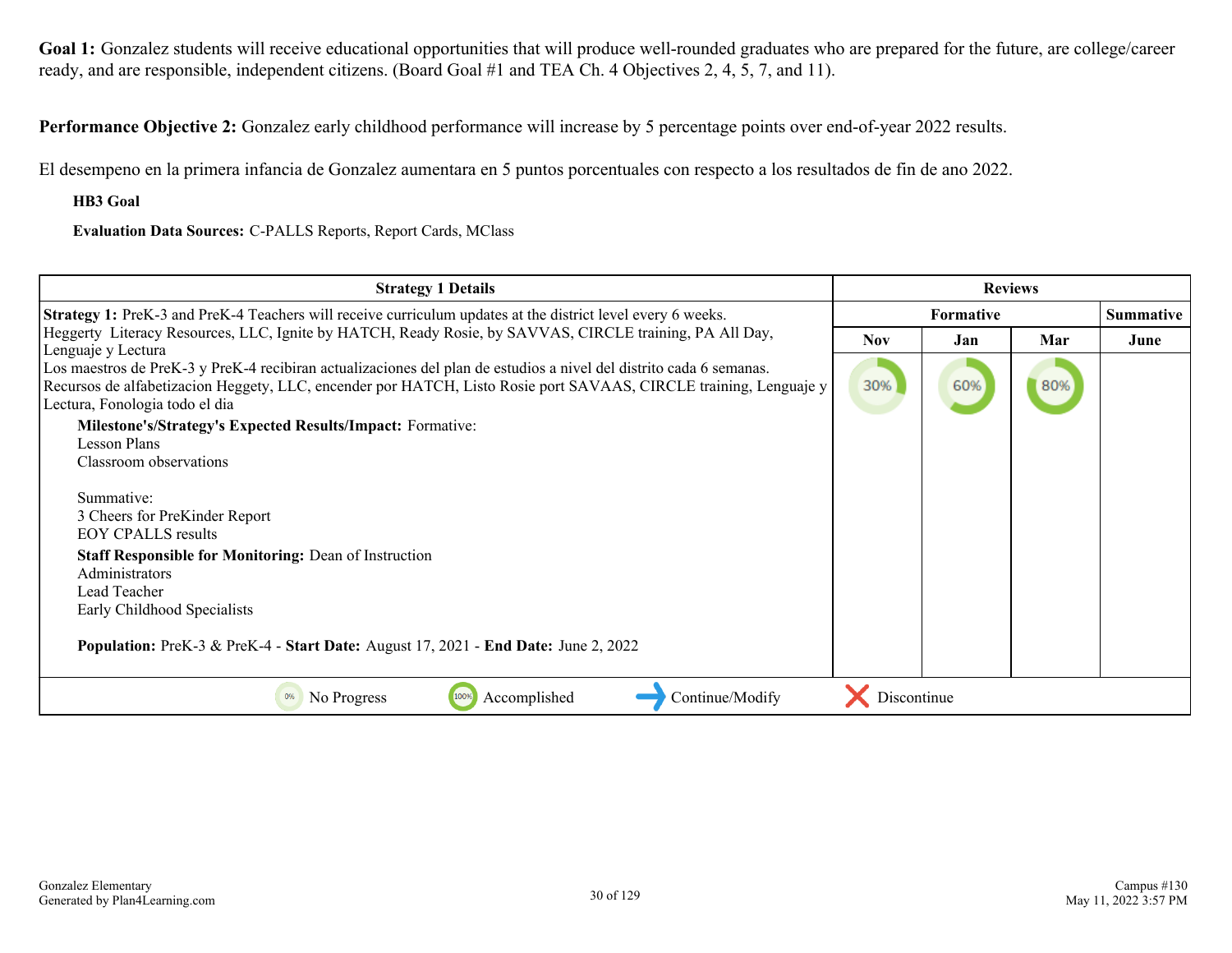**Goal 1:** Gonzalez students will receive educational opportunities that will produce well-rounded graduates who are prepared for the future, are college/career ready, and are responsible, independent citizens. (Board Goal #1 and TEA Ch. 4 Objectives 2, 4, 5, 7, and 11).

**Performance Objective 2:** Gonzalez early childhood performance will increase by 5 percentage points over end-of-year 2022 results.

El desempeno en la primera infancia de Gonzalez aumentara en 5 puntos porcentuales con respecto a los resultados de fin de ano 2022.

**HB3 Goal**

**Evaluation Data Sources:** C-PALLS Reports, Report Cards, MClass

| Strategy 1 Details | Reviews | | | |
|---|---|---|---|---|
| | Formative | | | Summative |
| | Nov | Jan | Mar | June |
| **Strategy 1:** PreK-3 and PreK-4 Teachers will receive curriculum updates at the district level every 6 weeks. Heggerty Literacy Resources, LLC, Ignite by HATCH, Ready Rosie, by SAVVAS, CIRCLE training, PA All Day, Lenguaje y Lectura<br>Los maestros de PreK-3 y PreK-4 recibiran actualizaciones del plan de estudios a nivel del distrito cada 6 semanas. Recursos de alfabetizacion Heggety, LLC, encender por HATCH, Listo Rosie port SAVAAS, CIRCLE training, Lenguaje y Lectura, Fonologia todo el dia<br>**Milestone's/Strategy's Expected Results/Impact:** Formative:<br>Lesson Plans<br>Classroom observations<br><br>Summative:<br>3 Cheers for PreKinder Report<br>EOY CPALLS results<br>**Staff Responsible for Monitoring:** Dean of Instruction<br>Administrators<br>Lead Teacher<br>Early Childhood Specialists<br><br>**Population:** PreK-3 & PreK-4 - **Start Date:** August 17, 2021 - **End Date:** June 2, 2022 | 30% | 60% | 80% | |

0% No Progress | 100% Accomplished | Continue/Modify | Discontinue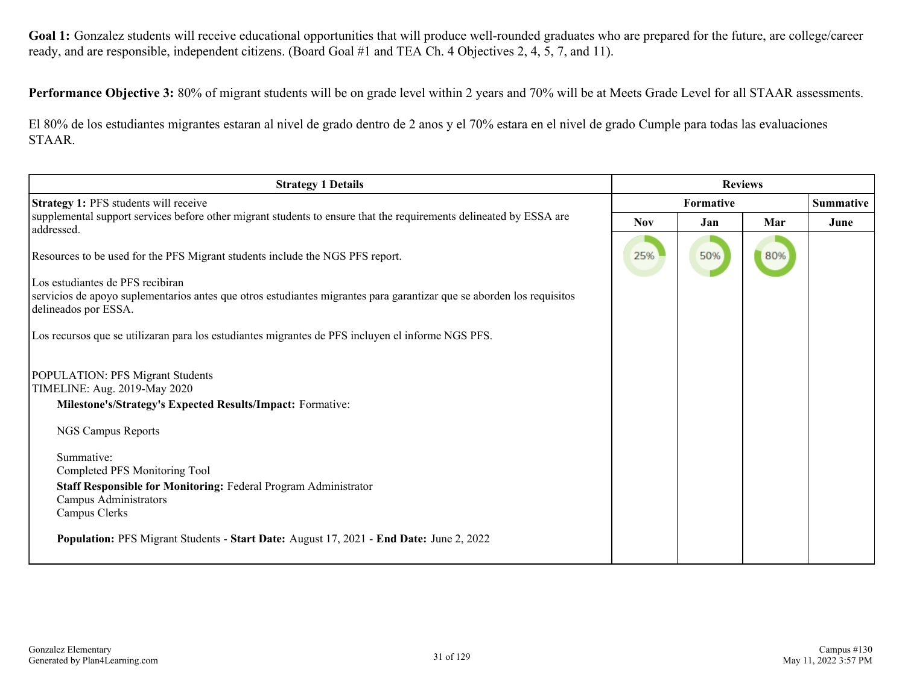**Goal 1:** Gonzalez students will receive educational opportunities that will produce well-rounded graduates who are prepared for the future, are college/career ready, and are responsible, independent citizens. (Board Goal #1 and TEA Ch. 4 Objectives 2, 4, 5, 7, and 11).

**Performance Objective 3:** 80% of migrant students will be on grade level within 2 years and 70% will be at Meets Grade Level for all STAAR assessments.

El 80% de los estudiantes migrantes estaran al nivel de grado dentro de 2 anos y el 70% estara en el nivel de grado Cumple para todas las evaluaciones STAAR.

| Strategy 1 Details | Reviews | | | |
|---|---|---|---|---|
| | Formative | | | Summative |
| | Nov | Jan | Mar | June |
| **Strategy 1:** PFS students will receive supplemental support services before other migrant students to ensure that the requirements delineated by ESSA are addressed.<br><br>Resources to be used for the PFS Migrant students include the NGS PFS report.<br><br>Los estudiantes de PFS recibiran servicios de apoyo suplementarios antes que otros estudiantes migrantes para garantizar que se aborden los requisitos delineados por ESSA.<br><br>Los recursos que se utilizaran para los estudiantes migrantes de PFS incluyen el informe NGS PFS.<br><br>POPULATION: PFS Migrant Students<br>TIMELINE: Aug. 2019-May 2020<br>**Milestone's/Strategy's Expected Results/Impact:** Formative:<br><br>NGS Campus Reports<br><br>Summative:<br>Completed PFS Monitoring Tool<br>**Staff Responsible for Monitoring:** Federal Program Administrator<br>Campus Administrators<br>Campus Clerks<br><br>**Population:** PFS Migrant Students - **Start Date:** August 17, 2021 - **End Date:** June 2, 2022 | 25% | 50% | 80% | |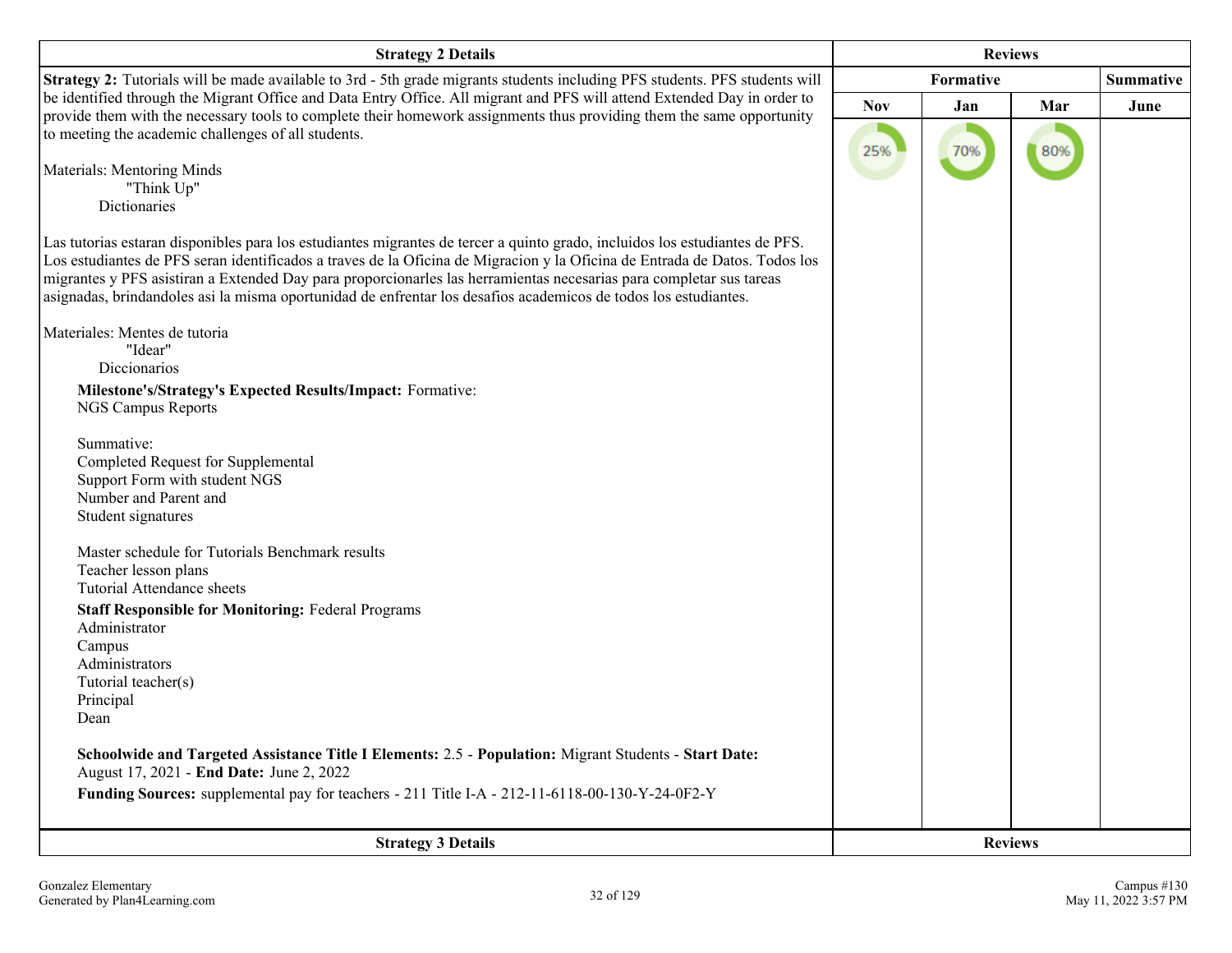| Strategy 2 Details | Reviews | | | |
|---|---|---|---|---|
| | Formative | | | Summative |
| | Nov | Jan | Mar | June |
| **Strategy 2:** Tutorials will be made available to 3rd - 5th grade migrants students including PFS students. PFS students will be identified through the Migrant Office and Data Entry Office. All migrant and PFS will attend Extended Day in order to provide them with the necessary tools to complete their homework assignments thus providing them the same opportunity to meeting the academic challenges of all students.<br><br>Materials: Mentoring Minds<br>"Think Up"<br>Dictionaries<br><br>Las tutorias estaran disponibles para los estudiantes migrantes de tercer a quinto grado, incluidos los estudiantes de PFS. Los estudiantes de PFS seran identificados a traves de la Oficina de Migracion y la Oficina de Entrada de Datos. Todos los migrantes y PFS asistiran a Extended Day para proporcionarles las herramientas necesarias para completar sus tareas asignadas, brindandoles asi la misma oportunidad de enfrentar los desafios academicos de todos los estudiantes.<br><br>Materiales: Mentes de tutoria<br>"Idear"<br>Diccionarios<br><br>**Milestone's/Strategy's Expected Results/Impact:** Formative:<br>NGS Campus Reports<br><br>Summative:<br>Completed Request for Supplemental<br>Support Form with student NGS<br>Number and Parent and<br>Student signatures<br><br>Master schedule for Tutorials Benchmark results<br>Teacher lesson plans<br>Tutorial Attendance sheets<br><br>**Staff Responsible for Monitoring:** Federal Programs<br>Administrator<br>Campus<br>Administrators<br>Tutorial teacher(s)<br>Principal<br>Dean<br><br>**Schoolwide and Targeted Assistance Title I Elements:** 2.5 - **Population:** Migrant Students - **Start Date:** August 17, 2021 - **End Date:** June 2, 2022<br><br>**Funding Sources:** supplemental pay for teachers - 211 Title I-A - 212-11-6118-00-130-Y-24-0F2-Y | 25% | 70% | 80% | |

| Strategy 3 Details | Reviews |
|---|---|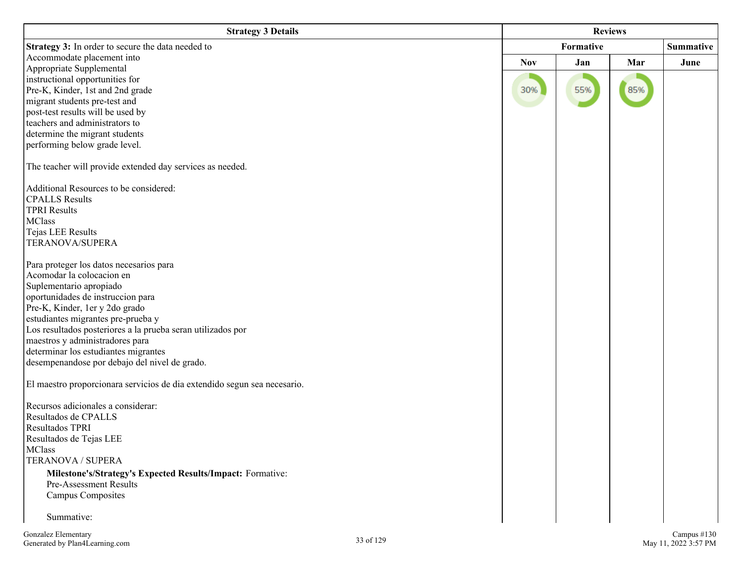| Strategy 3 Details | Reviews | | | |
|---|---|---|---|---|
| | Formative | | | Summative |
| | Nov | Jan | Mar | June |
| **Strategy 3:** In order to secure the data needed to Accommodate placement into Appropriate Supplemental instructional opportunities for Pre-K, Kinder, 1st and 2nd grade migrant students pre-test and post-test results will be used by teachers and administrators to determine the migrant students performing below grade level.<br><br>The teacher will provide extended day services as needed.<br><br>Additional Resources to be considered:<br>CPALLS Results<br>TPRI Results<br>MClass<br>Tejas LEE Results<br>TERANOVA/SUPERA<br><br>Para proteger los datos necesarios para Acomodar la colocacion en Suplementario apropiado oportunidades de instruccion para Pre-K, Kinder, 1er y 2do grado estudiantes migrantes pre-prueba y Los resultados posteriores a la prueba seran utilizados por maestros y administradores para determinar los estudiantes migrantes desempenandose por debajo del nivel de grado.<br><br>El maestro proporcionara servicios de dia extendido segun sea necesario.<br><br>Recursos adicionales a considerar:<br>Resultados de CPALLS<br>Resultados TPRI<br>Resultados de Tejas LEE<br>MClass<br>TERANOVA / SUPERA<br><br>**Milestone's/Strategy's Expected Results/Impact:** Formative:<br>Pre-Assessment Results<br>Campus Composites<br><br>Summative: | 30% | 55% | 85% | |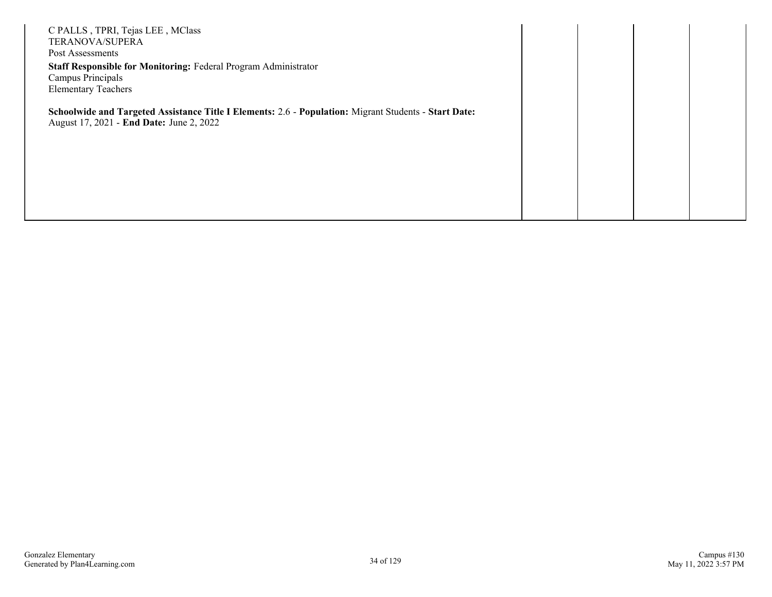| | | | | |
|---|---|---|---|---|
| C PALLS , TPRI, Tejas LEE , MClass<br>TERANOVA/SUPERA<br>Post Assessments<br>**Staff Responsible for Monitoring:** Federal Program Administrator<br>Campus Principals<br>Elementary Teachers<br><br>**Schoolwide and Targeted Assistance Title I Elements:** 2.6 - **Population:** Migrant Students - **Start Date:** August 17, 2021 - **End Date:** June 2, 2022 | | | | |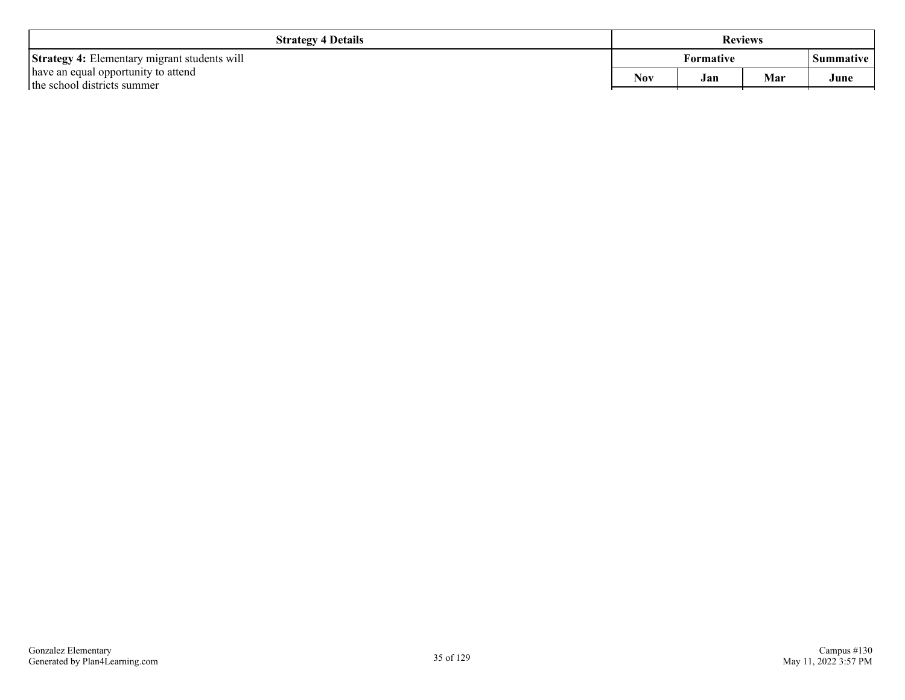| Strategy 4 Details | Reviews | | | |
|---|---|---|---|---|
| | Formative | | | Summative |
| **Strategy 4:** Elementary migrant students will have an equal opportunity to attend the school districts summer | Nov | Jan | Mar | June |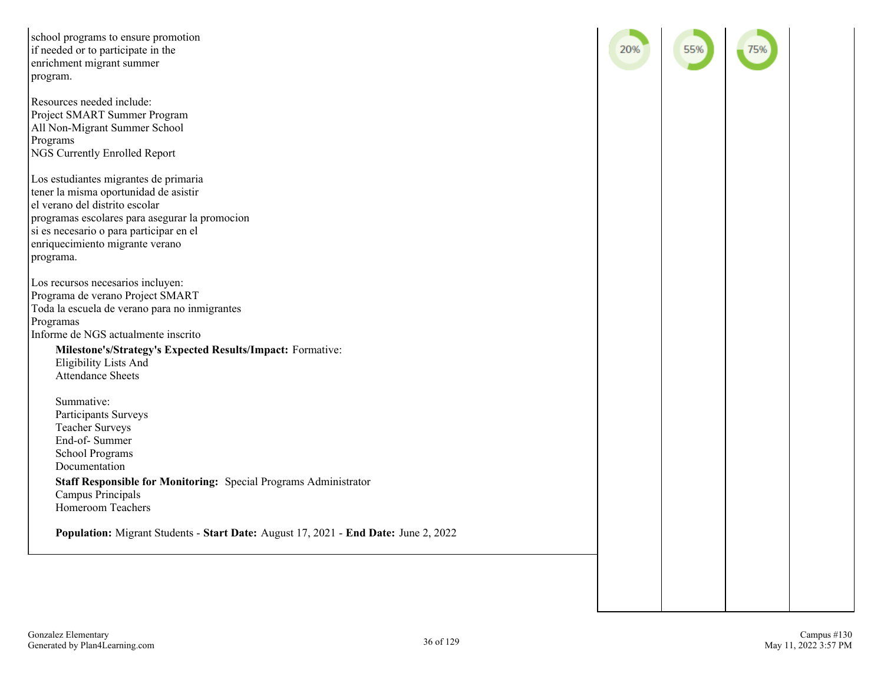school programs to ensure promotion
if needed or to participate in the
enrichment migrant summer
program.

Resources needed include:
Project SMART Summer Program
All Non-Migrant Summer School
Programs
NGS Currently Enrolled Report

Los estudiantes migrantes de primaria
tener la misma oportunidad de asistir
el verano del distrito escolar
programas escolares para asegurar la promocion
si es necesario o para participar en el
enriquecimiento migrante verano
programa.

Los recursos necesarios incluyen:
Programa de verano Project SMART
Toda la escuela de verano para no inmigrantes
Programas
Informe de NGS actualmente inscrito

**Milestone's/Strategy's Expected Results/Impact:** Formative:
Eligibility Lists And
Attendance Sheets

Summative:
Participants Surveys
Teacher Surveys
End-of- Summer
School Programs
Documentation

**Staff Responsible for Monitoring:** Special Programs Administrator
Campus Principals
Homeroom Teachers

**Population:** Migrant Students - **Start Date:** August 17, 2021 - **End Date:** June 2, 2022

| | | | |
|---|---|---|---|
| 20% | 55% | 75% | |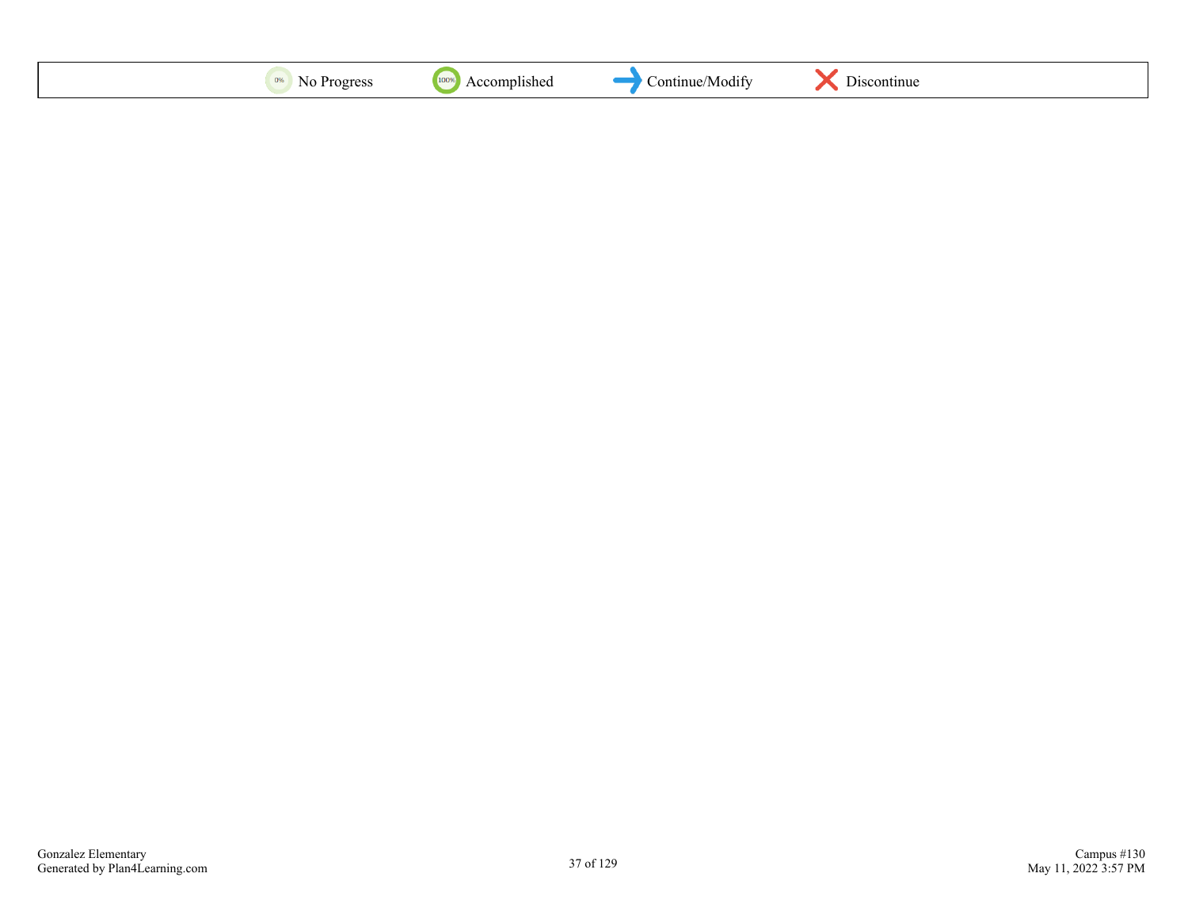| 0% No Progress | 100% Accomplished | Continue/Modify | Discontinue |
|---|---|---|---|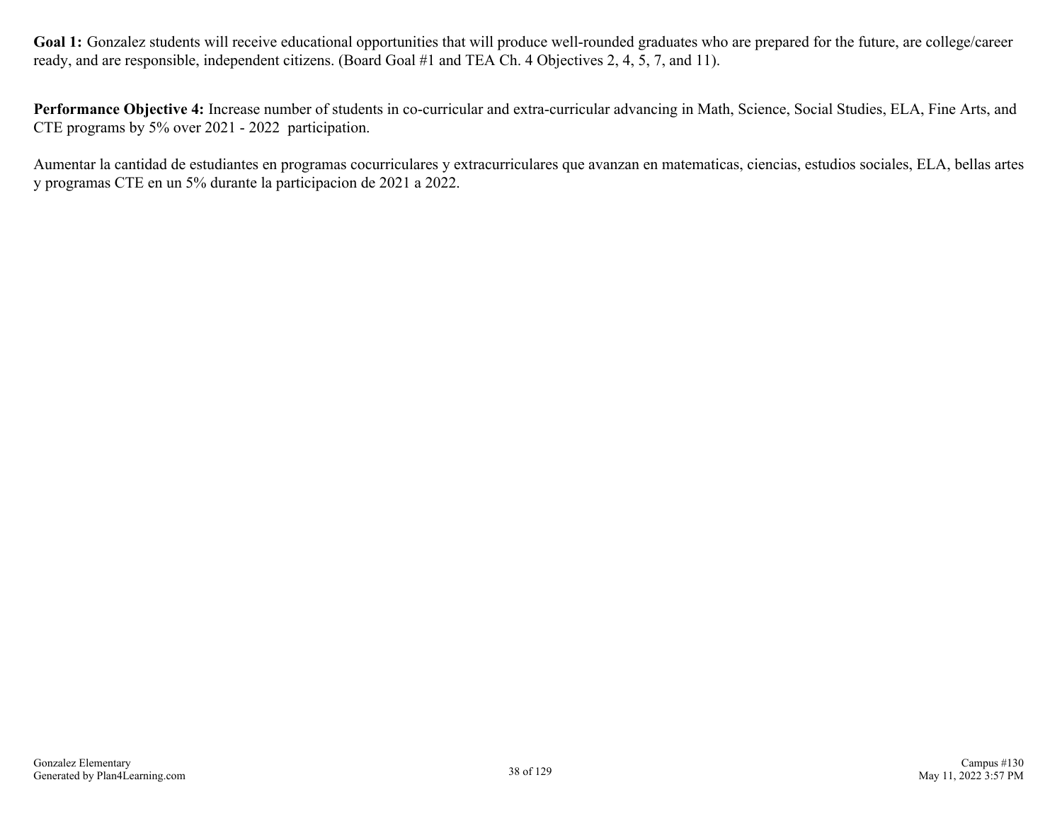**Goal 1:** Gonzalez students will receive educational opportunities that will produce well-rounded graduates who are prepared for the future, are college/career ready, and are responsible, independent citizens. (Board Goal #1 and TEA Ch. 4 Objectives 2, 4, 5, 7, and 11).

**Performance Objective 4:** Increase number of students in co-curricular and extra-curricular advancing in Math, Science, Social Studies, ELA, Fine Arts, and CTE programs by 5% over 2021 - 2022 participation.

Aumentar la cantidad de estudiantes en programas cocurriculares y extracurriculares que avanzan en matematicas, ciencias, estudios sociales, ELA, bellas artes y programas CTE en un 5% durante la participacion de 2021 a 2022.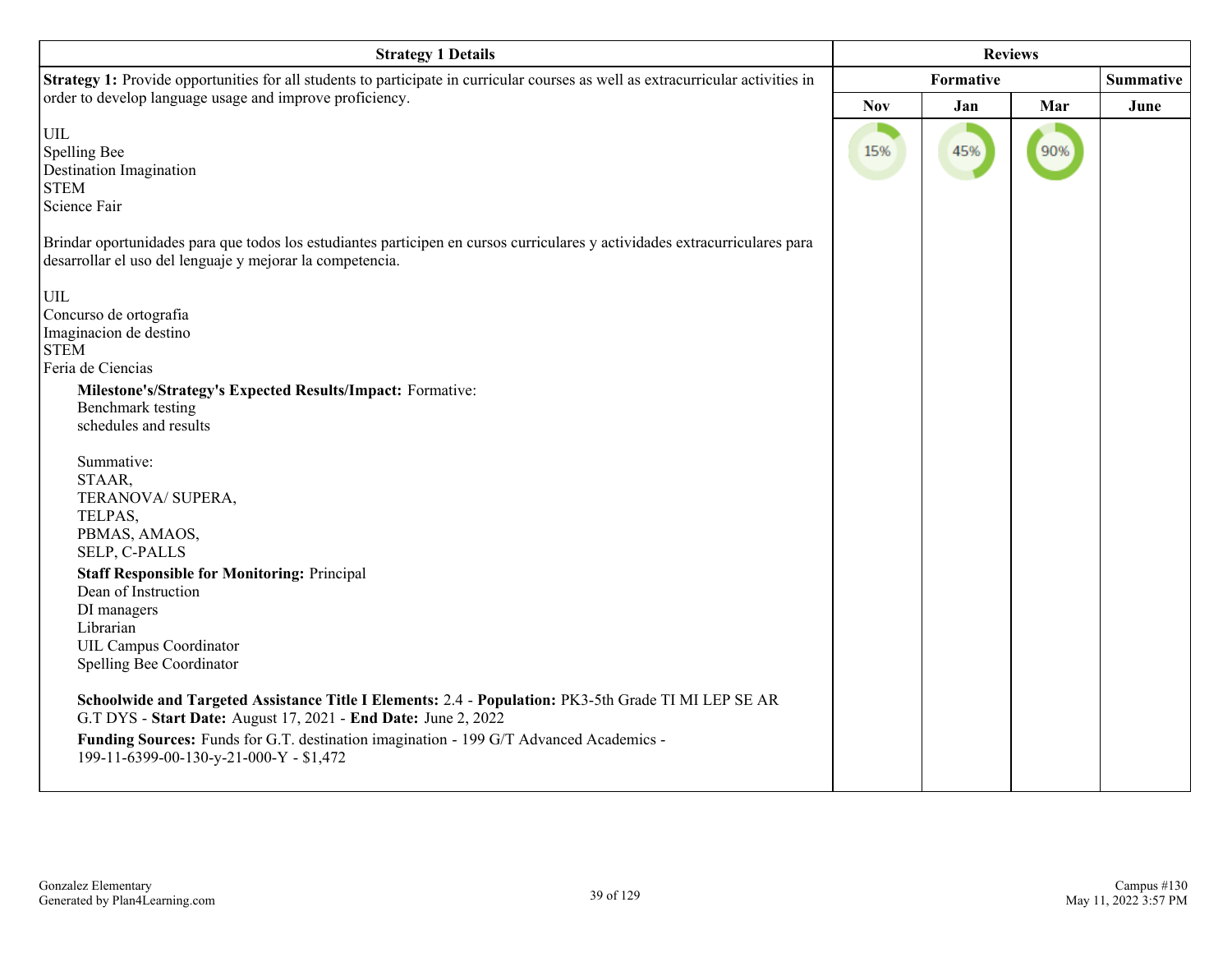| Strategy 1 Details | Reviews | | | |
|---|---|---|---|---|
| | Formative | | | Summative |
| | Nov | Jan | Mar | June |
| **Strategy 1:** Provide opportunities for all students to participate in curricular courses as well as extracurricular activities in order to develop language usage and improve proficiency.<br><br>UIL<br>Spelling Bee<br>Destination Imagination<br>STEM<br>Science Fair<br><br>Brindar oportunidades para que todos los estudiantes participen en cursos curriculares y actividades extracurriculares para desarrollar el uso del lenguaje y mejorar la competencia.<br><br>UIL<br>Concurso de ortografía<br>Imaginacion de destino<br>STEM<br>Feria de Ciencias<br><br>**Milestone's/Strategy's Expected Results/Impact:** Formative:<br>Benchmark testing<br>schedules and results<br><br>Summative:<br>STAAR,<br>TERANOVA/ SUPERA,<br>TELPAS,<br>PBMAS, AMAOS,<br>SELP, C-PALLS<br><br>**Staff Responsible for Monitoring:** Principal<br>Dean of Instruction<br>DI managers<br>Librarian<br>UIL Campus Coordinator<br>Spelling Bee Coordinator<br><br>**Schoolwide and Targeted Assistance Title I Elements:** 2.4 - **Population:** PK3-5th Grade TI MI LEP SE AR G.T DYS - **Start Date:** August 17, 2021 - **End Date:** June 2, 2022<br><br>**Funding Sources:** Funds for G.T. destination imagination - 199 G/T Advanced Academics - 199-11-6399-00-130-y-21-000-Y - $1,472 | 15% | 45% | 90% | |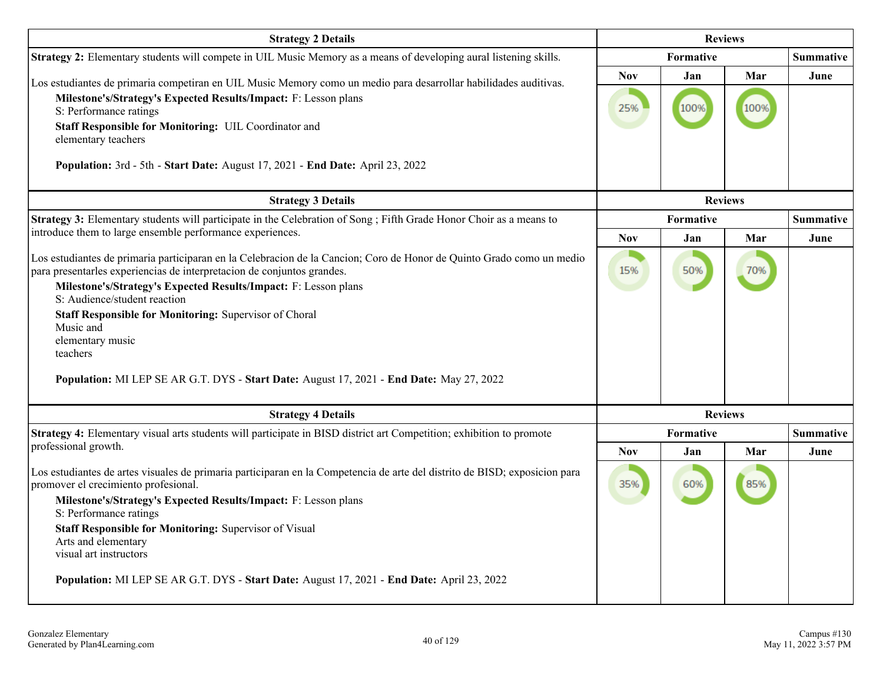| Strategy 2 Details | Reviews | | | |
|---|---|---|---|---|
| **Strategy 2:** Elementary students will compete in UIL Music Memory as a means of developing aural listening skills.<br><br>Los estudiantes de primaria competiran en UIL Music Memory como un medio para desarrollar habilidades auditivas.<br>**Milestone's/Strategy's Expected Results/Impact:** F: Lesson plans<br>S: Performance ratings<br>**Staff Responsible for Monitoring:** UIL Coordinator and elementary teachers<br><br>**Population:** 3rd - 5th - **Start Date:** August 17, 2021 - **End Date:** April 23, 2022 | Formative | | | Summative |
| | Nov | Jan | Mar | June |
| | 25% | 100% | 100% | |

| Strategy 3 Details | Reviews | | | |
|---|---|---|---|---|
| **Strategy 3:** Elementary students will participate in the Celebration of Song ; Fifth Grade Honor Choir as a means to introduce them to large ensemble performance experiences.<br><br>Los estudiantes de primaria participaran en la Celebracion de la Cancion; Coro de Honor de Quinto Grado como un medio para presentarles experiencias de interpretacion de conjuntos grandes.<br>**Milestone's/Strategy's Expected Results/Impact:** F: Lesson plans<br>S: Audience/student reaction<br>**Staff Responsible for Monitoring:** Supervisor of Choral Music and elementary music teachers<br><br>**Population:** MI LEP SE AR G.T. DYS - **Start Date:** August 17, 2021 - **End Date:** May 27, 2022 | Formative | | | Summative |
| | Nov | Jan | Mar | June |
| | 15% | 50% | 70% | |

| Strategy 4 Details | Reviews | | | |
|---|---|---|---|---|
| **Strategy 4:** Elementary visual arts students will participate in BISD district art Competition; exhibition to promote professional growth.<br><br>Los estudiantes de artes visuales de primaria participaran en la Competencia de arte del distrito de BISD; exposicion para promover el crecimiento profesional.<br>**Milestone's/Strategy's Expected Results/Impact:** F: Lesson plans<br>S: Performance ratings<br>**Staff Responsible for Monitoring:** Supervisor of Visual Arts and elementary visual art instructors<br><br>**Population:** MI LEP SE AR G.T. DYS - **Start Date:** August 17, 2021 - **End Date:** April 23, 2022 | Formative | | | Summative |
| | Nov | Jan | Mar | June |
| | 35% | 60% | 85% | |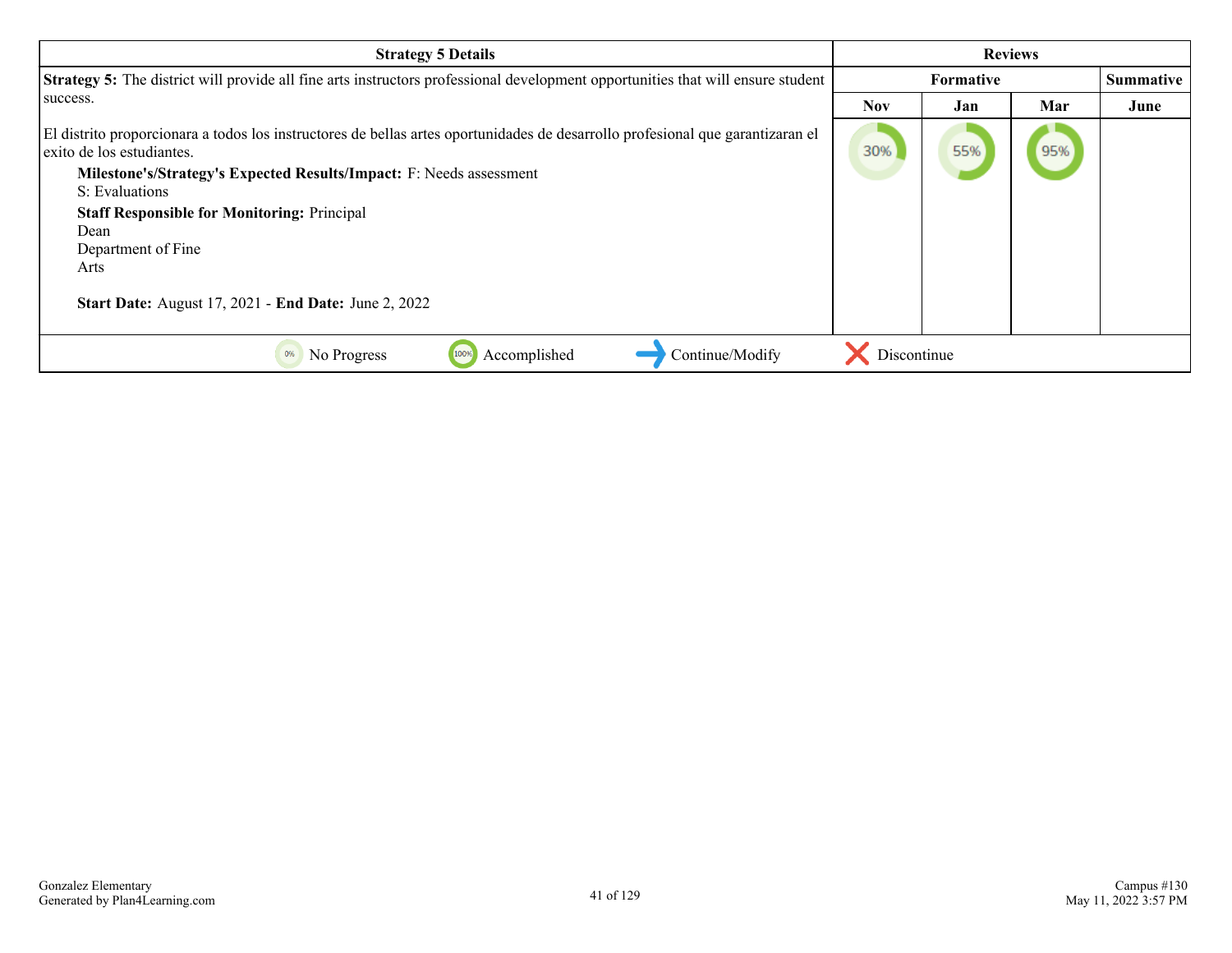| Strategy 5 Details | Reviews | | | |
|---|---|---|---|---|
| | Formative | | | Summative |
| | Nov | Jan | Mar | June |
| **Strategy 5:** The district will provide all fine arts instructors professional development opportunities that will ensure student success.<br><br>El distrito proporcionara a todos los instructores de bellas artes oportunidades de desarrollo profesional que garantizaran el exito de los estudiantes.<br>**Milestone's/Strategy's Expected Results/Impact:** F: Needs assessment<br>S: Evaluations<br>**Staff Responsible for Monitoring:** Principal<br>Dean<br>Department of Fine<br>Arts<br><br>**Start Date:** August 17, 2021 - **End Date:** June 2, 2022 | 30% | 55% | 95% | |

0% No Progress | 100% Accomplished | Continue/Modify | Discontinue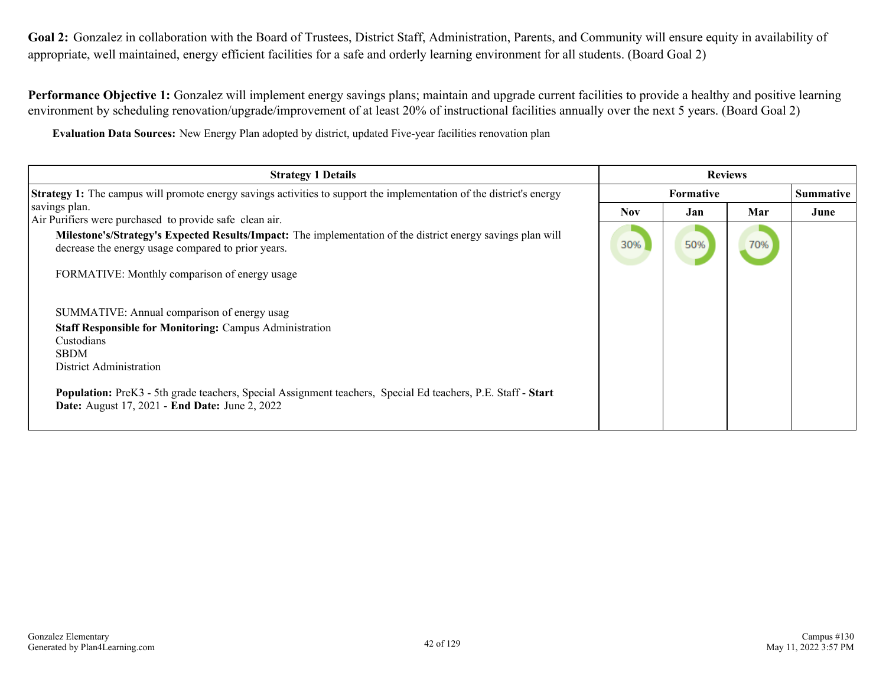**Goal 2:** Gonzalez in collaboration with the Board of Trustees, District Staff, Administration, Parents, and Community will ensure equity in availability of appropriate, well maintained, energy efficient facilities for a safe and orderly learning environment for all students. (Board Goal 2)

**Performance Objective 1:** Gonzalez will implement energy savings plans; maintain and upgrade current facilities to provide a healthy and positive learning environment by scheduling renovation/upgrade/improvement of at least 20% of instructional facilities annually over the next 5 years. (Board Goal 2)

**Evaluation Data Sources:** New Energy Plan adopted by district, updated Five-year facilities renovation plan

| Strategy 1 Details | Reviews | | | |
|---|---|---|---|---|
| | Formative | | | Summative |
| | Nov | Jan | Mar | June |
| **Strategy 1:** The campus will promote energy savings activities to support the implementation of the district's energy savings plan.<br>Air Purifiers were purchased to provide safe clean air.<br>**Milestone's/Strategy's Expected Results/Impact:** The implementation of the district energy savings plan will decrease the energy usage compared to prior years.<br><br>FORMATIVE: Monthly comparison of energy usage<br><br>SUMMATIVE: Annual comparison of energy usag<br>**Staff Responsible for Monitoring:** Campus Administration<br>Custodians<br>SBDM<br>District Administration<br><br>**Population:** PreK3 - 5th grade teachers, Special Assignment teachers, Special Ed teachers, P.E. Staff - **Start Date:** August 17, 2021 - **End Date:** June 2, 2022 | 30% | 50% | 70% | |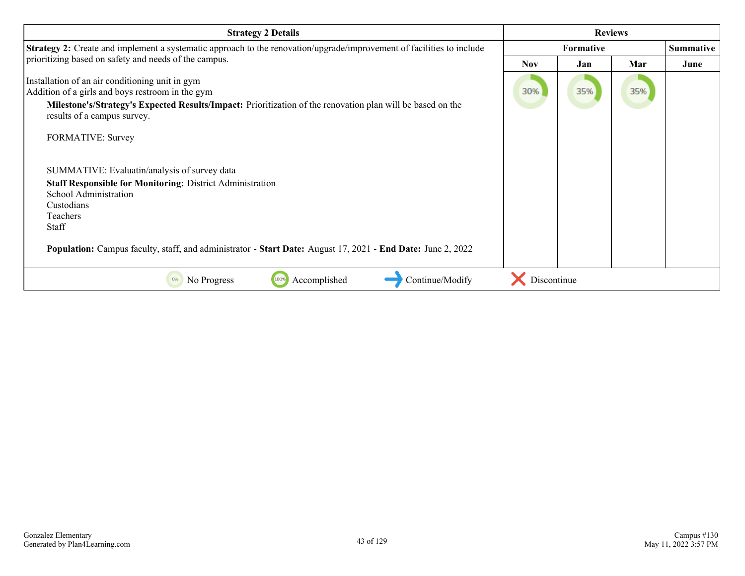| Strategy 2 Details | Reviews | | | |
|---|---|---|---|---|
| | Formative | | | Summative |
| | Nov | Jan | Mar | June |
| **Strategy 2:** Create and implement a systematic approach to the renovation/upgrade/improvement of facilities to include prioritizing based on safety and needs of the campus.<br><br>Installation of an air conditioning unit in gym<br>Addition of a girls and boys restroom in the gym<br>**Milestone's/Strategy's Expected Results/Impact:** Prioritization of the renovation plan will be based on the results of a campus survey.<br><br>FORMATIVE: Survey<br><br>SUMMATIVE: Evaluatin/analysis of survey data<br>**Staff Responsible for Monitoring:** District Administration<br>School Administration<br>Custodians<br>Teachers<br>Staff<br><br>**Population:** Campus faculty, staff, and administrator - **Start Date:** August 17, 2021 - **End Date:** June 2, 2022 | 30% | 35% | 35% | |

0% No Progress | 100% Accomplished | Continue/Modify | Discontinue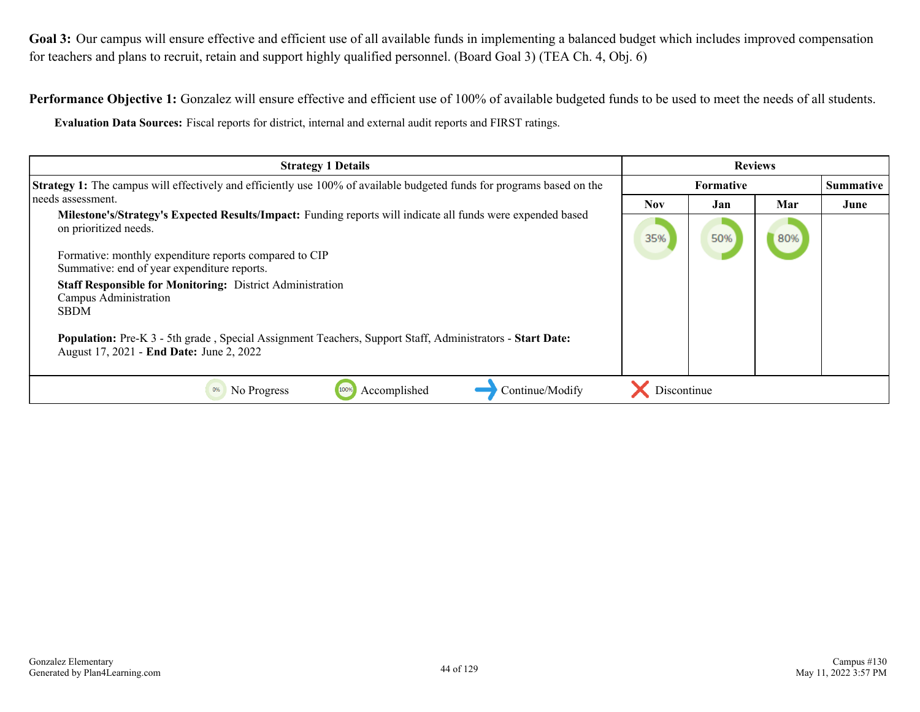**Goal 3:** Our campus will ensure effective and efficient use of all available funds in implementing a balanced budget which includes improved compensation for teachers and plans to recruit, retain and support highly qualified personnel. (Board Goal 3) (TEA Ch. 4, Obj. 6)

**Performance Objective 1:** Gonzalez will ensure effective and efficient use of 100% of available budgeted funds to be used to meet the needs of all students.

**Evaluation Data Sources:** Fiscal reports for district, internal and external audit reports and FIRST ratings.

| Strategy 1 Details | Reviews | | | |
|---|---|---|---|---|
| | Formative | | | Summative |
| | Nov | Jan | Mar | June |
| **Strategy 1:** The campus will effectively and efficiently use 100% of available budgeted funds for programs based on the needs assessment.<br>**Milestone's/Strategy's Expected Results/Impact:** Funding reports will indicate all funds were expended based on prioritized needs.<br><br>Formative: monthly expenditure reports compared to CIP<br>Summative: end of year expenditure reports.<br>**Staff Responsible for Monitoring:** District Administration<br>Campus Administration<br>SBDM<br><br>**Population:** Pre-K 3 - 5th grade , Special Assignment Teachers, Support Staff, Administrators - **Start Date:** August 17, 2021 - **End Date:** June 2, 2022 | 35% | 50% | 80% | |

0% No Progress | 100% Accomplished | Continue/Modify | Discontinue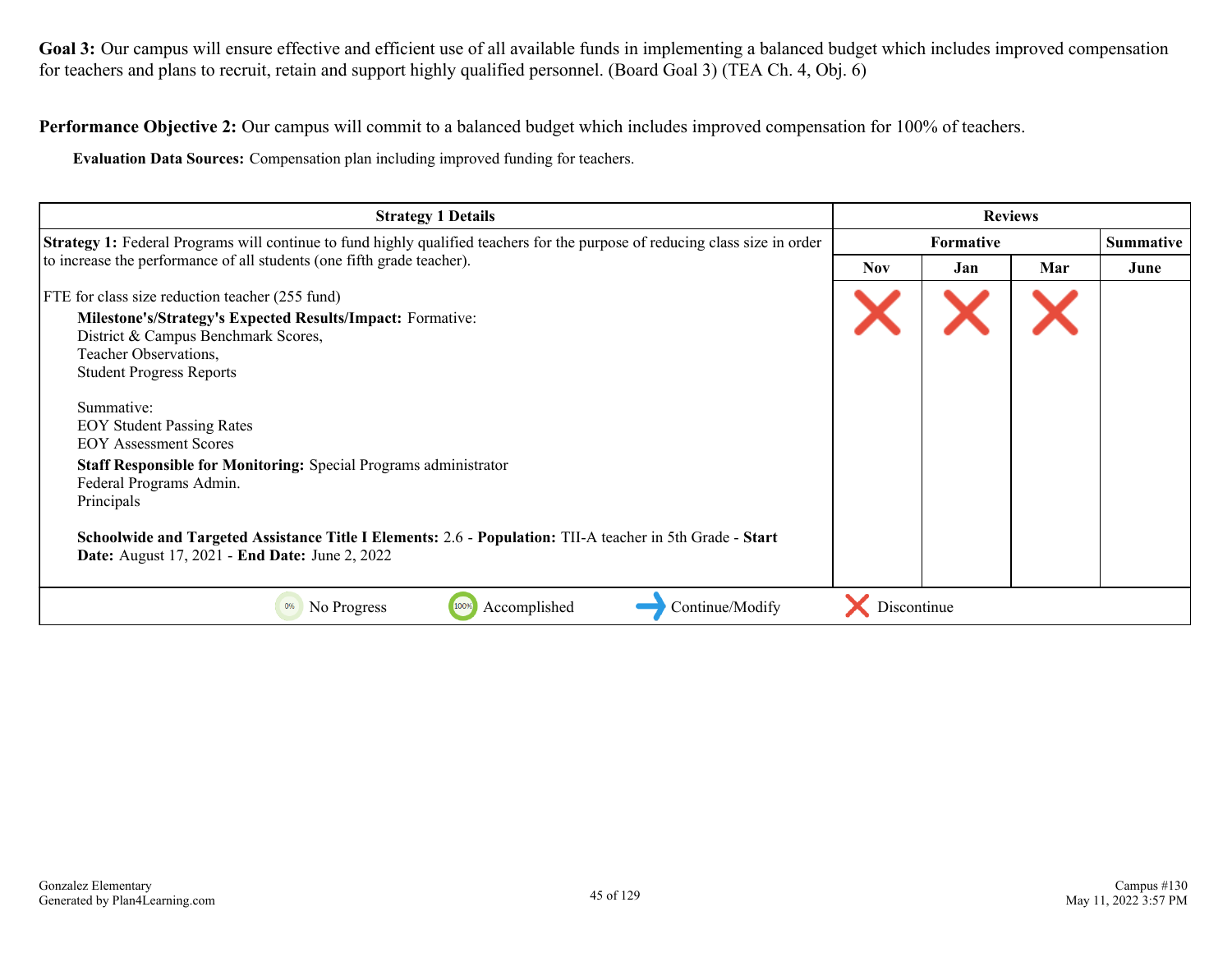**Goal 3:** Our campus will ensure effective and efficient use of all available funds in implementing a balanced budget which includes improved compensation for teachers and plans to recruit, retain and support highly qualified personnel. (Board Goal 3) (TEA Ch. 4, Obj. 6)

**Performance Objective 2:** Our campus will commit to a balanced budget which includes improved compensation for 100% of teachers.

**Evaluation Data Sources:** Compensation plan including improved funding for teachers.

| Strategy 1 Details | Reviews | | | |
|---|---|---|---|---|
| | Formative | | | Summative |
| | Nov | Jan | Mar | June |
| **Strategy 1:** Federal Programs will continue to fund highly qualified teachers for the purpose of reducing class size in order to increase the performance of all students (one fifth grade teacher).<br><br>FTE for class size reduction teacher (255 fund)<br>**Milestone's/Strategy's Expected Results/Impact:** Formative:<br>District & Campus Benchmark Scores,<br>Teacher Observations,<br>Student Progress Reports<br><br>Summative:<br>EOY Student Passing Rates<br>EOY Assessment Scores<br>**Staff Responsible for Monitoring:** Special Programs administrator<br>Federal Programs Admin.<br>Principals<br><br>**Schoolwide and Targeted Assistance Title I Elements:** 2.6 - **Population:** TII-A teacher in 5th Grade - **Start Date:** August 17, 2021 - **End Date:** June 2, 2022 | Discontinue | Discontinue | Discontinue | |

0% No Progress | 100% Accomplished | Continue/Modify | Discontinue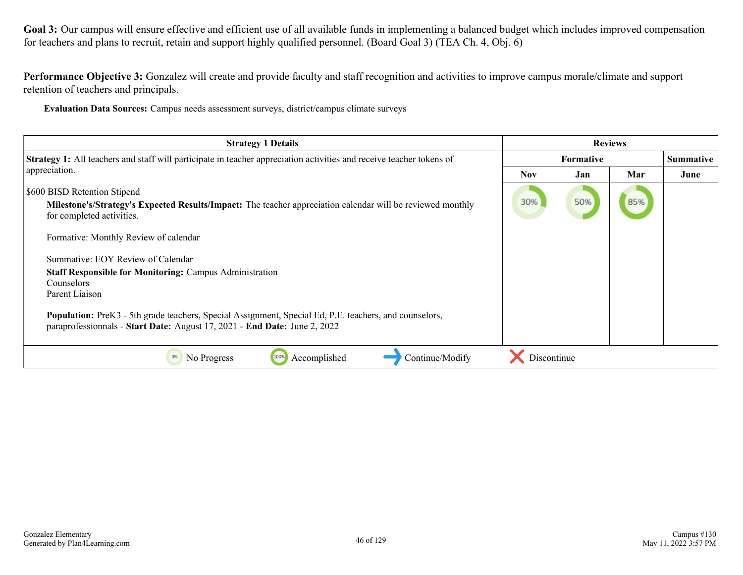**Goal 3:** Our campus will ensure effective and efficient use of all available funds in implementing a balanced budget which includes improved compensation for teachers and plans to recruit, retain and support highly qualified personnel. (Board Goal 3) (TEA Ch. 4, Obj. 6)

**Performance Objective 3:** Gonzalez will create and provide faculty and staff recognition and activities to improve campus morale/climate and support retention of teachers and principals.

**Evaluation Data Sources:** Campus needs assessment surveys, district/campus climate surveys

| Strategy 1 Details | Reviews | | | |
|---|---|---|---|---|
| | Formative | | | Summative |
| | Nov | Jan | Mar | June |
| **Strategy 1:** All teachers and staff will participate in teacher appreciation activities and receive teacher tokens of appreciation.<br><br>$600 BISD Retention Stipend<br>**Milestone's/Strategy's Expected Results/Impact:** The teacher appreciation calendar will be reviewed monthly for completed activities.<br><br>Formative: Monthly Review of calendar<br><br>Summative: EOY Review of Calendar<br>**Staff Responsible for Monitoring:** Campus Administration<br>Counselors<br>Parent Liaison<br><br>**Population:** PreK3 - 5th grade teachers, Special Assignment, Special Ed, P.E. teachers, and counselors, paraprofessionnals - **Start Date:** August 17, 2021 - **End Date:** June 2, 2022 | 30% | 50% | 85% | |

0% No Progress | 100% Accomplished | Continue/Modify | Discontinue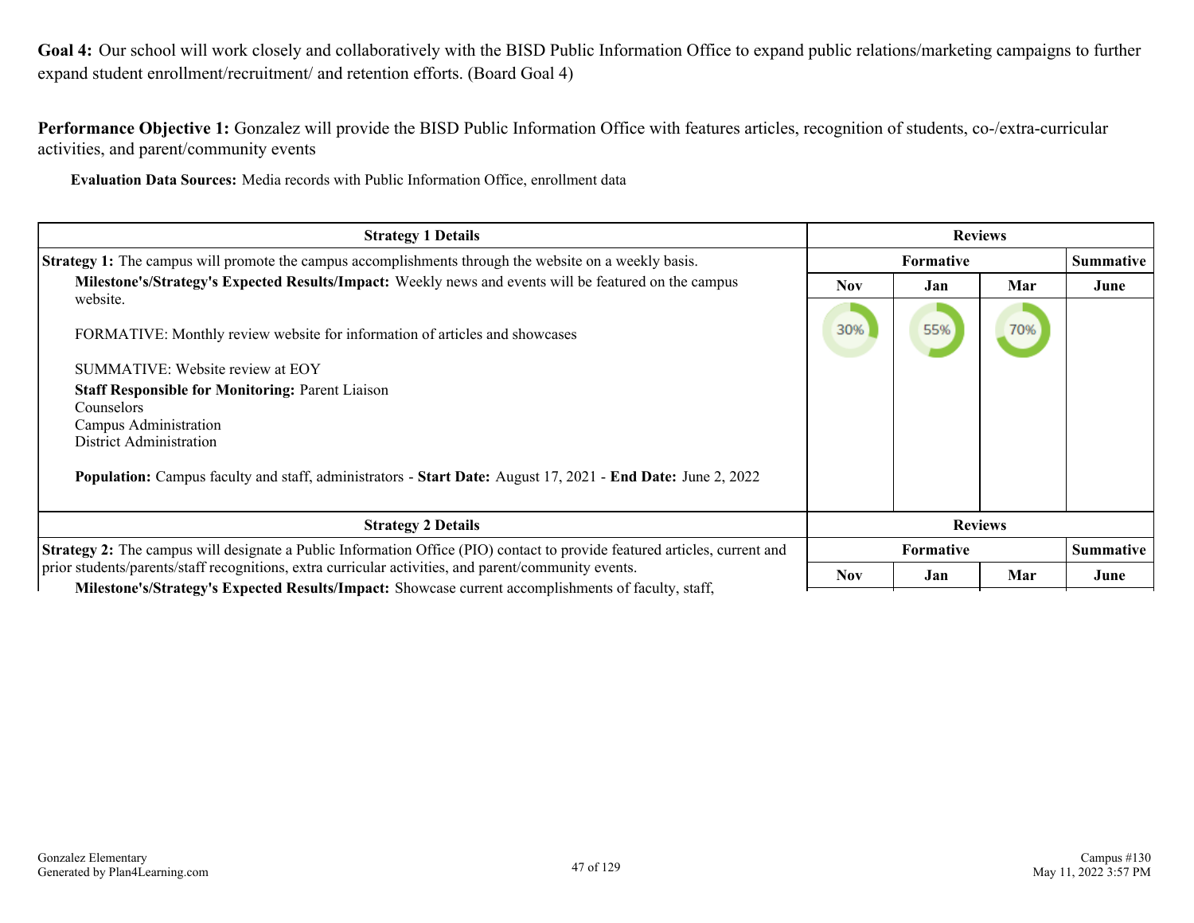**Goal 4:** Our school will work closely and collaboratively with the BISD Public Information Office to expand public relations/marketing campaigns to further expand student enrollment/recruitment/ and retention efforts. (Board Goal 4)

**Performance Objective 1:** Gonzalez will provide the BISD Public Information Office with features articles, recognition of students, co-/extra-curricular activities, and parent/community events

**Evaluation Data Sources:** Media records with Public Information Office, enrollment data

| Strategy 1 Details | Reviews | | | |
|---|---|---|---|---|
| **Strategy 1:** The campus will promote the campus accomplishments through the website on a weekly basis. | Formative | | | Summative |
| **Milestone's/Strategy's Expected Results/Impact:** Weekly news and events will be featured on the campus website.<br><br>FORMATIVE: Monthly review website for information of articles and showcases<br><br>SUMMATIVE: Website review at EOY<br>**Staff Responsible for Monitoring:** Parent Liaison<br>Counselors<br>Campus Administration<br>District Administration<br><br>**Population:** Campus faculty and staff, administrators - **Start Date:** August 17, 2021 - **End Date:** June 2, 2022 | Nov | Jan | Mar | June |
| | 30% | 55% | 70% | |

| Strategy 2 Details | Reviews | | | |
|---|---|---|---|---|
| **Strategy 2:** The campus will designate a Public Information Office (PIO) contact to provide featured articles, current and prior students/parents/staff recognitions, extra curricular activities, and parent/community events. | Formative | | | Summative |
| **Milestone's/Strategy's Expected Results/Impact:** Showcase current accomplishments of faculty, staff, | Nov | Jan | Mar | June |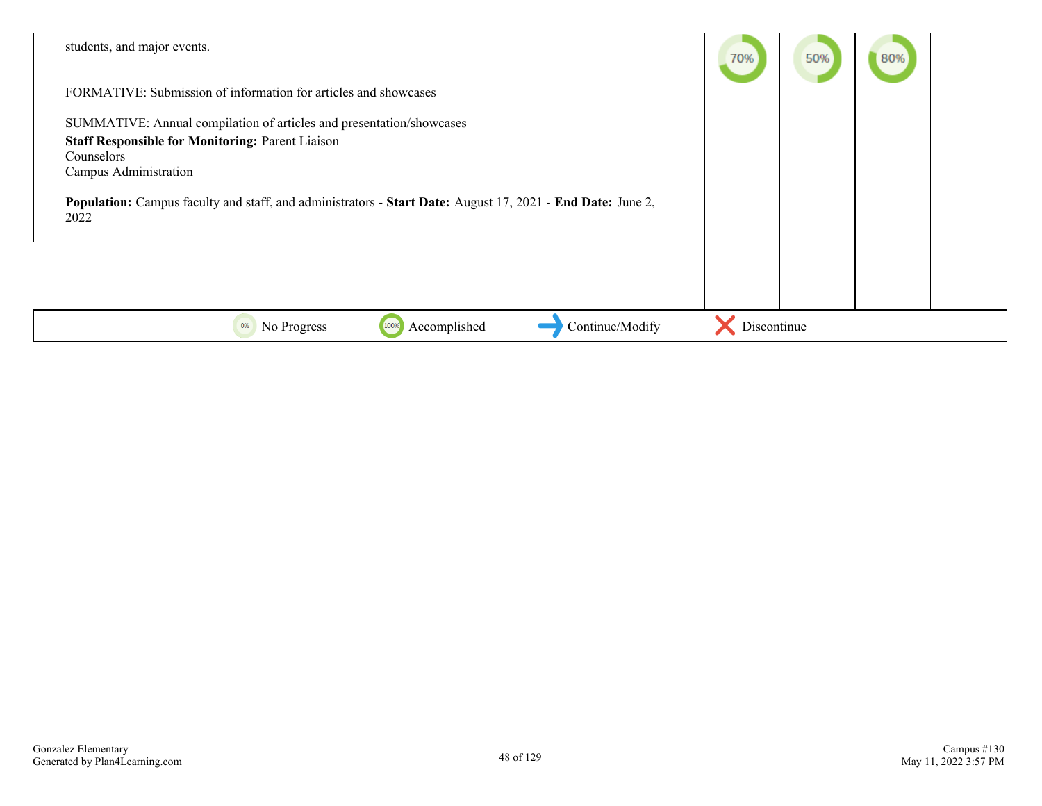| Strategy | | | | |
|---|---|---|---|---|
| students, and major events.<br><br>FORMATIVE: Submission of information for articles and showcases<br><br>SUMMATIVE: Annual compilation of articles and presentation/showcases<br>**Staff Responsible for Monitoring:** Parent Liaison<br>Counselors<br>Campus Administration<br><br>**Population:** Campus faculty and staff, and administrators - **Start Date:** August 17, 2021 - **End Date:** June 2, 2022 | 70% | 50% | 80% | |

0% No Progress | 100% Accomplished | Continue/Modify | Discontinue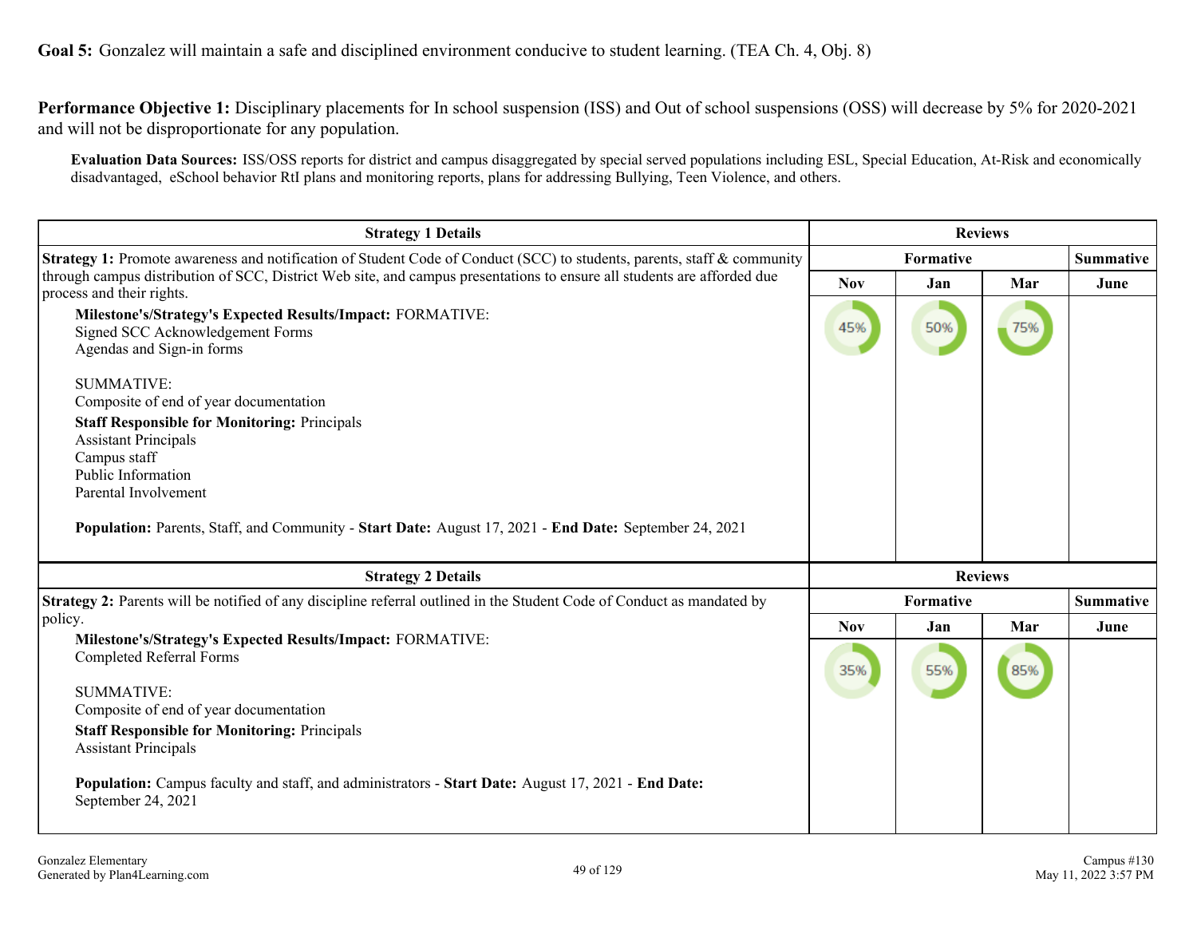**Goal 5:** Gonzalez will maintain a safe and disciplined environment conducive to student learning. (TEA Ch. 4, Obj. 8)

**Performance Objective 1:** Disciplinary placements for In school suspension (ISS) and Out of school suspensions (OSS) will decrease by 5% for 2020-2021 and will not be disproportionate for any population.

**Evaluation Data Sources:** ISS/OSS reports for district and campus disaggregated by special served populations including ESL, Special Education, At-Risk and economically disadvantaged, eSchool behavior RtI plans and monitoring reports, plans for addressing Bullying, Teen Violence, and others.

| Strategy 1 Details | Reviews | | | |
|---|---|---|---|---|
| | Formative | | | Summative |
| | Nov | Jan | Mar | June |
| **Strategy 1:** Promote awareness and notification of Student Code of Conduct (SCC) to students, parents, staff & community through campus distribution of SCC, District Web site, and campus presentations to ensure all students are afforded due process and their rights.<br>**Milestone's/Strategy's Expected Results/Impact:** FORMATIVE:<br>Signed SCC Acknowledgement Forms<br>Agendas and Sign-in forms<br><br>SUMMATIVE:<br>Composite of end of year documentation<br>**Staff Responsible for Monitoring:** Principals<br>Assistant Principals<br>Campus staff<br>Public Information<br>Parental Involvement<br><br>**Population:** Parents, Staff, and Community - **Start Date:** August 17, 2021 - **End Date:** September 24, 2021 | 45% | 50% | 75% | |

| Strategy 2 Details | Reviews | | | |
|---|---|---|---|---|
| | Formative | | | Summative |
| | Nov | Jan | Mar | June |
| **Strategy 2:** Parents will be notified of any discipline referral outlined in the Student Code of Conduct as mandated by policy.<br>**Milestone's/Strategy's Expected Results/Impact:** FORMATIVE:<br>Completed Referral Forms<br><br>SUMMATIVE:<br>Composite of end of year documentation<br>**Staff Responsible for Monitoring:** Principals<br>Assistant Principals<br><br>**Population:** Campus faculty and staff, and administrators - **Start Date:** August 17, 2021 - **End Date:** September 24, 2021 | 35% | 55% | 85% | |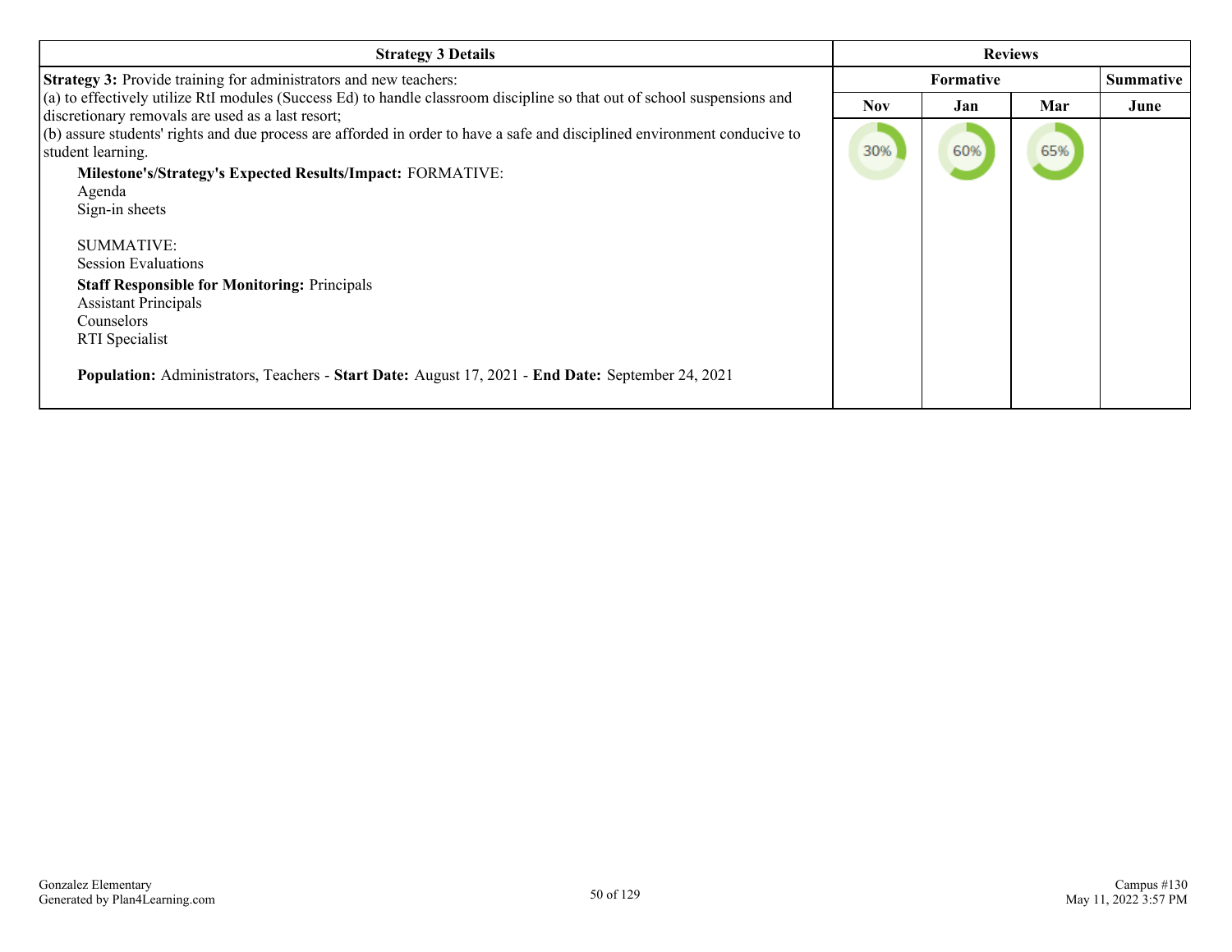| Strategy 3 Details | Reviews | | | |
|---|---|---|---|---|
| | Formative | | | Summative |
| | Nov | Jan | Mar | June |
| **Strategy 3:** Provide training for administrators and new teachers:<br>(a) to effectively utilize RtI modules (Success Ed) to handle classroom discipline so that out of school suspensions and discretionary removals are used as a last resort;<br>(b) assure students' rights and due process are afforded in order to have a safe and disciplined environment conducive to student learning.<br>**Milestone's/Strategy's Expected Results/Impact:** FORMATIVE:<br>Agenda<br>Sign-in sheets<br><br>SUMMATIVE:<br>Session Evaluations<br>**Staff Responsible for Monitoring:** Principals<br>Assistant Principals<br>Counselors<br>RTI Specialist<br><br>**Population:** Administrators, Teachers - **Start Date:** August 17, 2021 - **End Date:** September 24, 2021 | 30% | 60% | 65% | |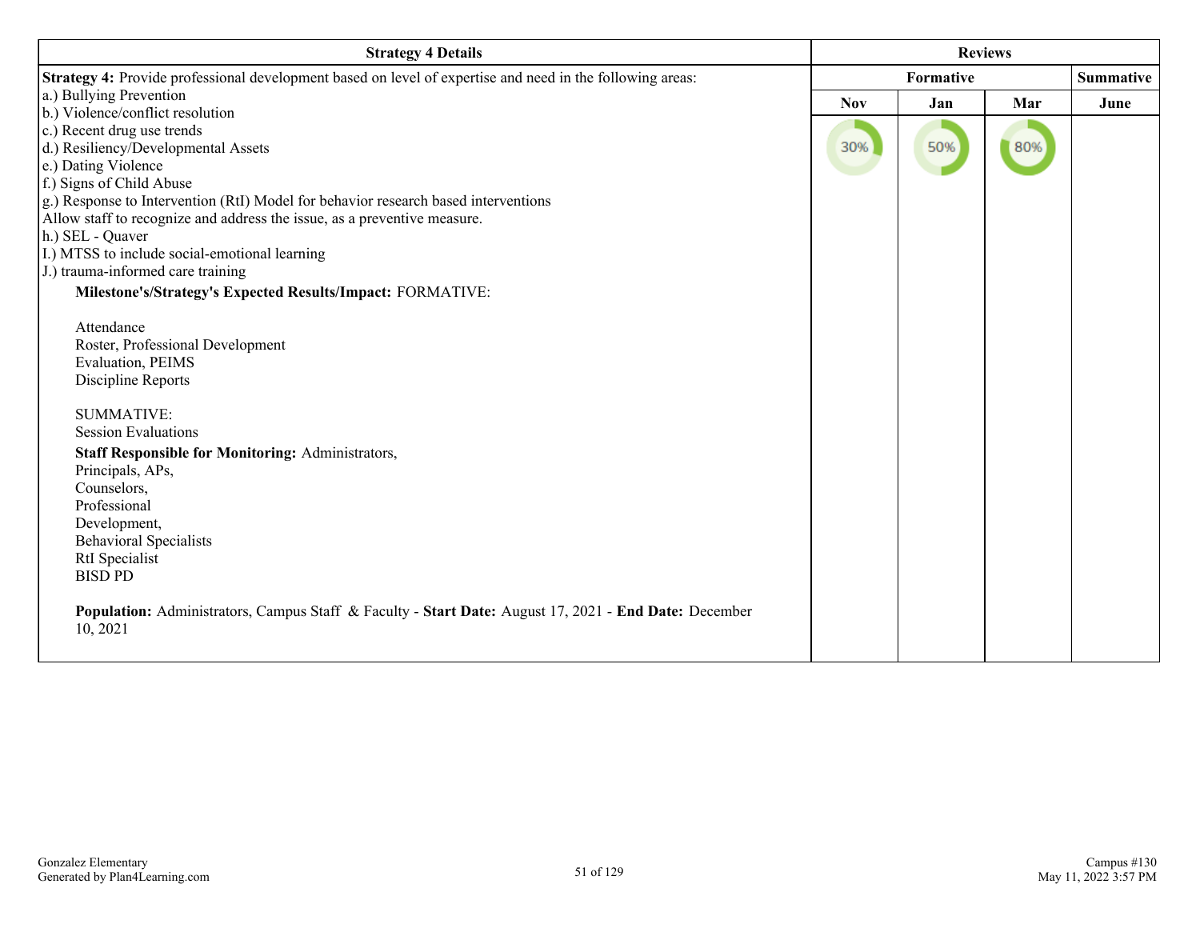| Strategy 4 Details | Reviews | | | |
|---|---|---|---|---|
| | Formative | | | Summative |
| | Nov | Jan | Mar | June |
| **Strategy 4:** Provide professional development based on level of expertise and need in the following areas:<br>a.) Bullying Prevention<br>b.) Violence/conflict resolution<br>c.) Recent drug use trends<br>d.) Resiliency/Developmental Assets<br>e.) Dating Violence<br>f.) Signs of Child Abuse<br>g.) Response to Intervention (RtI) Model for behavior research based interventions<br>Allow staff to recognize and address the issue, as a preventive measure.<br>h.) SEL - Quaver<br>I.) MTSS to include social-emotional learning<br>J.) trauma-informed care training<br>**Milestone's/Strategy's Expected Results/Impact:** FORMATIVE:<br><br>Attendance<br>Roster, Professional Development<br>Evaluation, PEIMS<br>Discipline Reports<br><br>SUMMATIVE:<br>Session Evaluations<br>**Staff Responsible for Monitoring:** Administrators,<br>Principals, APs,<br>Counselors,<br>Professional<br>Development,<br>Behavioral Specialists<br>RtI Specialist<br>BISD PD<br><br>**Population:** Administrators, Campus Staff & Faculty - **Start Date:** August 17, 2021 - **End Date:** December 10, 2021 | 30% | 50% | 80% | |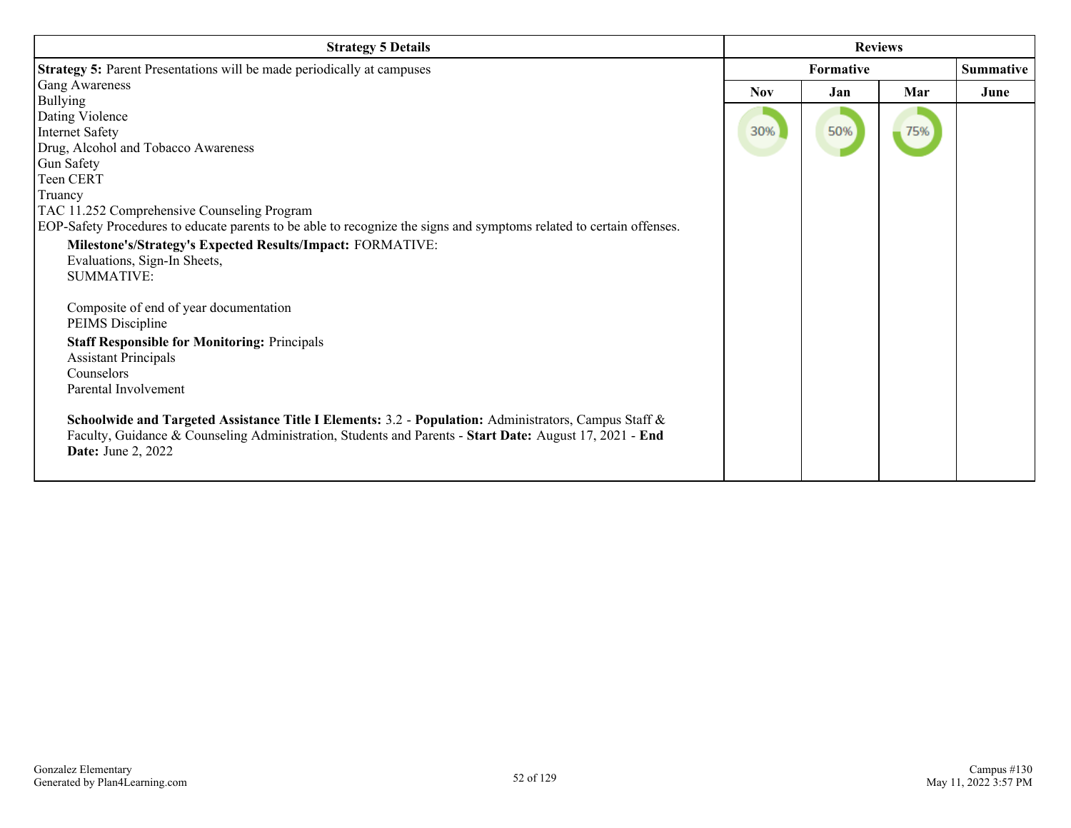| Strategy 5 Details | Reviews | | | |
|---|---|---|---|---|
| | Formative | | | Summative |
| | Nov | Jan | Mar | June |
| **Strategy 5:** Parent Presentations will be made periodically at campuses<br>Gang Awareness<br>Bullying<br>Dating Violence<br>Internet Safety<br>Drug, Alcohol and Tobacco Awareness<br>Gun Safety<br>Teen CERT<br>Truancy<br>TAC 11.252 Comprehensive Counseling Program<br>EOP-Safety Procedures to educate parents to be able to recognize the signs and symptoms related to certain offenses.<br>**Milestone's/Strategy's Expected Results/Impact:** FORMATIVE:<br>Evaluations, Sign-In Sheets,<br>SUMMATIVE:<br><br>Composite of end of year documentation<br>PEIMS Discipline<br>**Staff Responsible for Monitoring:** Principals<br>Assistant Principals<br>Counselors<br>Parental Involvement<br><br>**Schoolwide and Targeted Assistance Title I Elements:** 3.2 - **Population:** Administrators, Campus Staff & Faculty, Guidance & Counseling Administration, Students and Parents - **Start Date:** August 17, 2021 - **End Date:** June 2, 2022 | 30% | 50% | 75% | |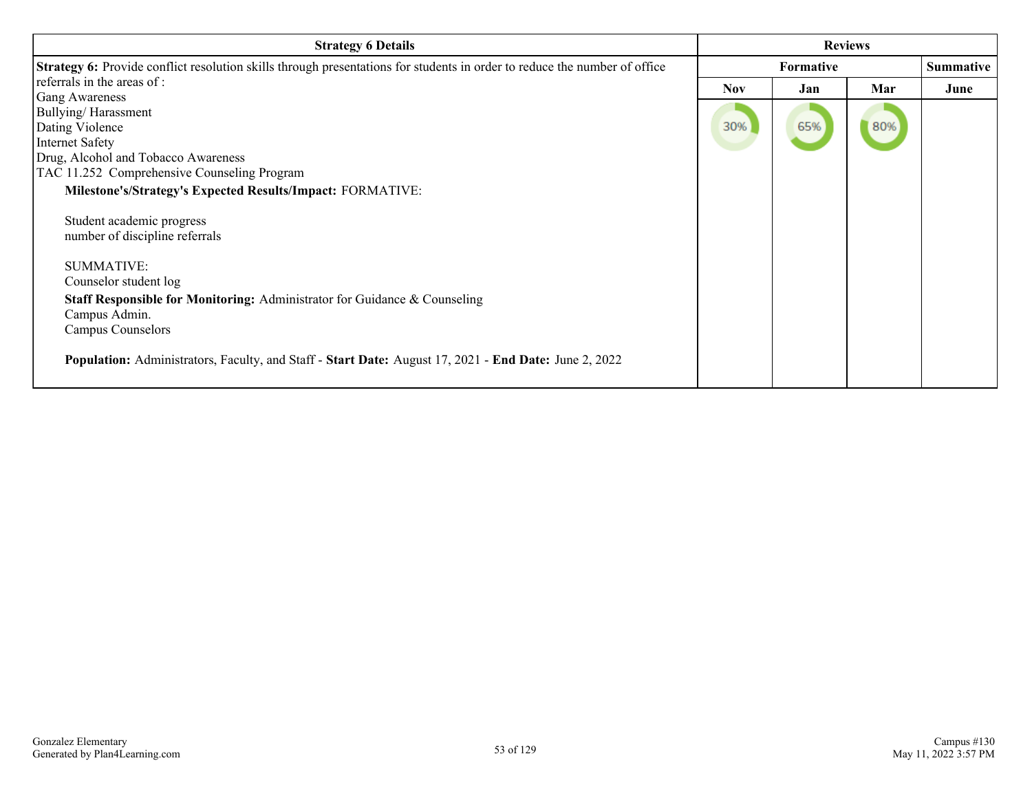| Strategy 6 Details | Reviews | | | |
|---|---|---|---|---|
| | Formative | | | Summative |
| | Nov | Jan | Mar | June |
| **Strategy 6:** Provide conflict resolution skills through presentations for students in order to reduce the number of office referrals in the areas of :<br>Gang Awareness<br>Bullying/ Harassment<br>Dating Violence<br>Internet Safety<br>Drug, Alcohol and Tobacco Awareness<br>TAC 11.252 Comprehensive Counseling Program<br>**Milestone's/Strategy's Expected Results/Impact:** FORMATIVE:<br><br>Student academic progress<br>number of discipline referrals<br><br>SUMMATIVE:<br>Counselor student log<br>**Staff Responsible for Monitoring:** Administrator for Guidance & Counseling<br>Campus Admin.<br>Campus Counselors<br><br>**Population:** Administrators, Faculty, and Staff - **Start Date:** August 17, 2021 - **End Date:** June 2, 2022 | 30% | 65% | 80% | |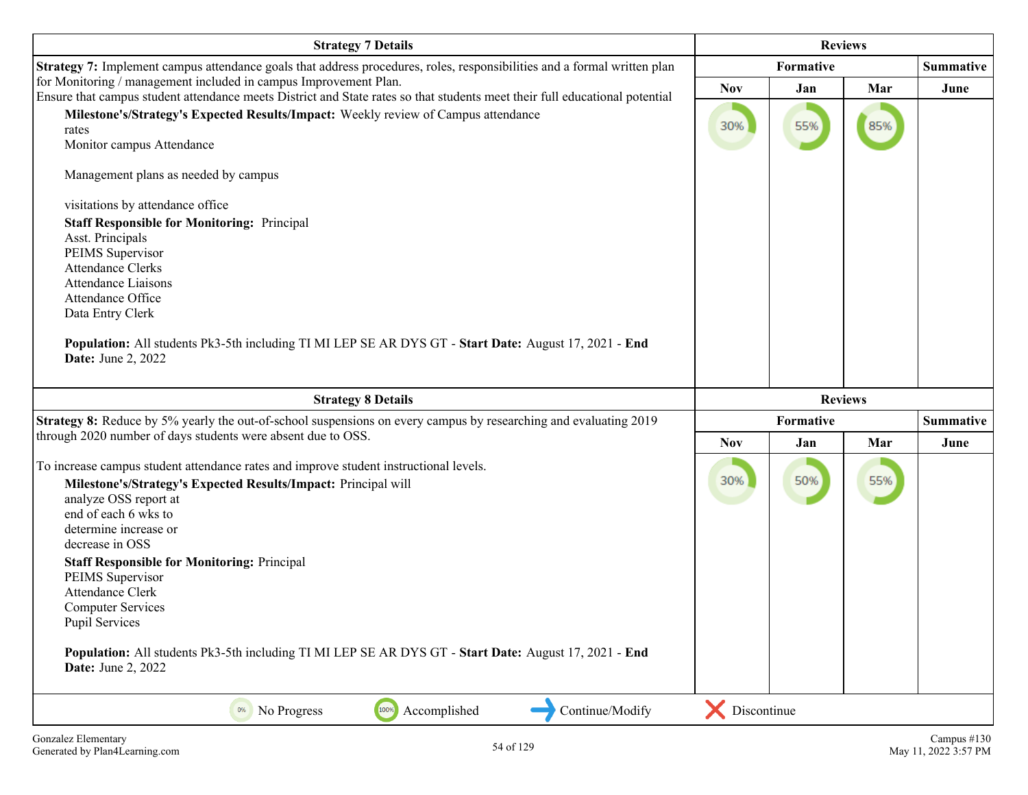| Strategy 7 Details | Reviews | | | |
|---|---|---|---|---|
| | Formative | | | Summative |
| | Nov | Jan | Mar | June |
| **Strategy 7:** Implement campus attendance goals that address procedures, roles, responsibilities and a formal written plan for Monitoring / management included in campus Improvement Plan.<br>Ensure that campus student attendance meets District and State rates so that students meet their full educational potential<br>**Milestone's/Strategy's Expected Results/Impact:** Weekly review of Campus attendance rates<br>Monitor campus Attendance<br><br>Management plans as needed by campus<br><br>visitations by attendance office<br>**Staff Responsible for Monitoring:** Principal<br>Asst. Principals<br>PEIMS Supervisor<br>Attendance Clerks<br>Attendance Liaisons<br>Attendance Office<br>Data Entry Clerk<br><br>**Population:** All students Pk3-5th including TI MI LEP SE AR DYS GT - **Start Date:** August 17, 2021 - **End Date:** June 2, 2022 | 30% | 55% | 85% | |

| Strategy 8 Details | Reviews | | | |
|---|---|---|---|---|
| | Formative | | | Summative |
| | Nov | Jan | Mar | June |
| **Strategy 8:** Reduce by 5% yearly the out-of-school suspensions on every campus by researching and evaluating 2019 through 2020 number of days students were absent due to OSS.<br><br>To increase campus student attendance rates and improve student instructional levels.<br>**Milestone's/Strategy's Expected Results/Impact:** Principal will analyze OSS report at end of each 6 wks to determine increase or decrease in OSS<br>**Staff Responsible for Monitoring:** Principal<br>PEIMS Supervisor<br>Attendance Clerk<br>Computer Services<br>Pupil Services<br><br>**Population:** All students Pk3-5th including TI MI LEP SE AR DYS GT - **Start Date:** August 17, 2021 - **End Date:** June 2, 2022 | 30% | 50% | 55% | |

0% No Progress | 100% Accomplished | Continue/Modify | Discontinue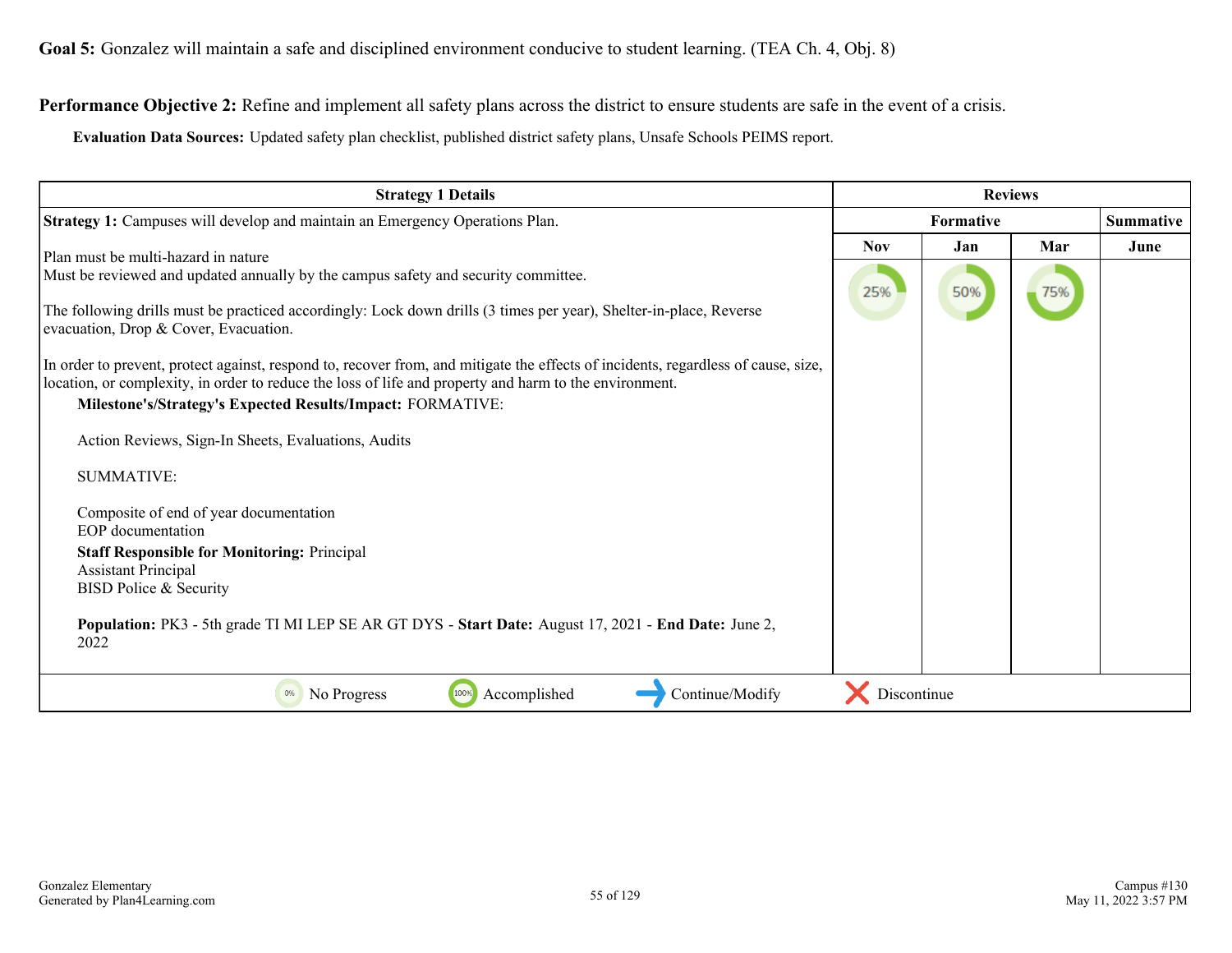**Goal 5:** Gonzalez will maintain a safe and disciplined environment conducive to student learning. (TEA Ch. 4, Obj. 8)

**Performance Objective 2:** Refine and implement all safety plans across the district to ensure students are safe in the event of a crisis.

**Evaluation Data Sources:** Updated safety plan checklist, published district safety plans, Unsafe Schools PEIMS report.

| Strategy 1 Details | Reviews | | | |
|---|---|---|---|---|
| | Formative | | | Summative |
| | Nov | Jan | Mar | June |
| **Strategy 1:** Campuses will develop and maintain an Emergency Operations Plan.<br><br>Plan must be multi-hazard in nature<br>Must be reviewed and updated annually by the campus safety and security committee.<br><br>The following drills must be practiced accordingly: Lock down drills (3 times per year), Shelter-in-place, Reverse evacuation, Drop & Cover, Evacuation.<br><br>In order to prevent, protect against, respond to, recover from, and mitigate the effects of incidents, regardless of cause, size, location, or complexity, in order to reduce the loss of life and property and harm to the environment.<br>**Milestone's/Strategy's Expected Results/Impact:** FORMATIVE:<br><br>Action Reviews, Sign-In Sheets, Evaluations, Audits<br><br>SUMMATIVE:<br><br>Composite of end of year documentation<br>EOP documentation<br>**Staff Responsible for Monitoring:** Principal<br>Assistant Principal<br>BISD Police & Security<br><br>**Population:** PK3 - 5th grade TI MI LEP SE AR GT DYS - **Start Date:** August 17, 2021 - **End Date:** June 2, 2022 | 25% | 50% | 75% | |

0% No Progress | 100% Accomplished | Continue/Modify | Discontinue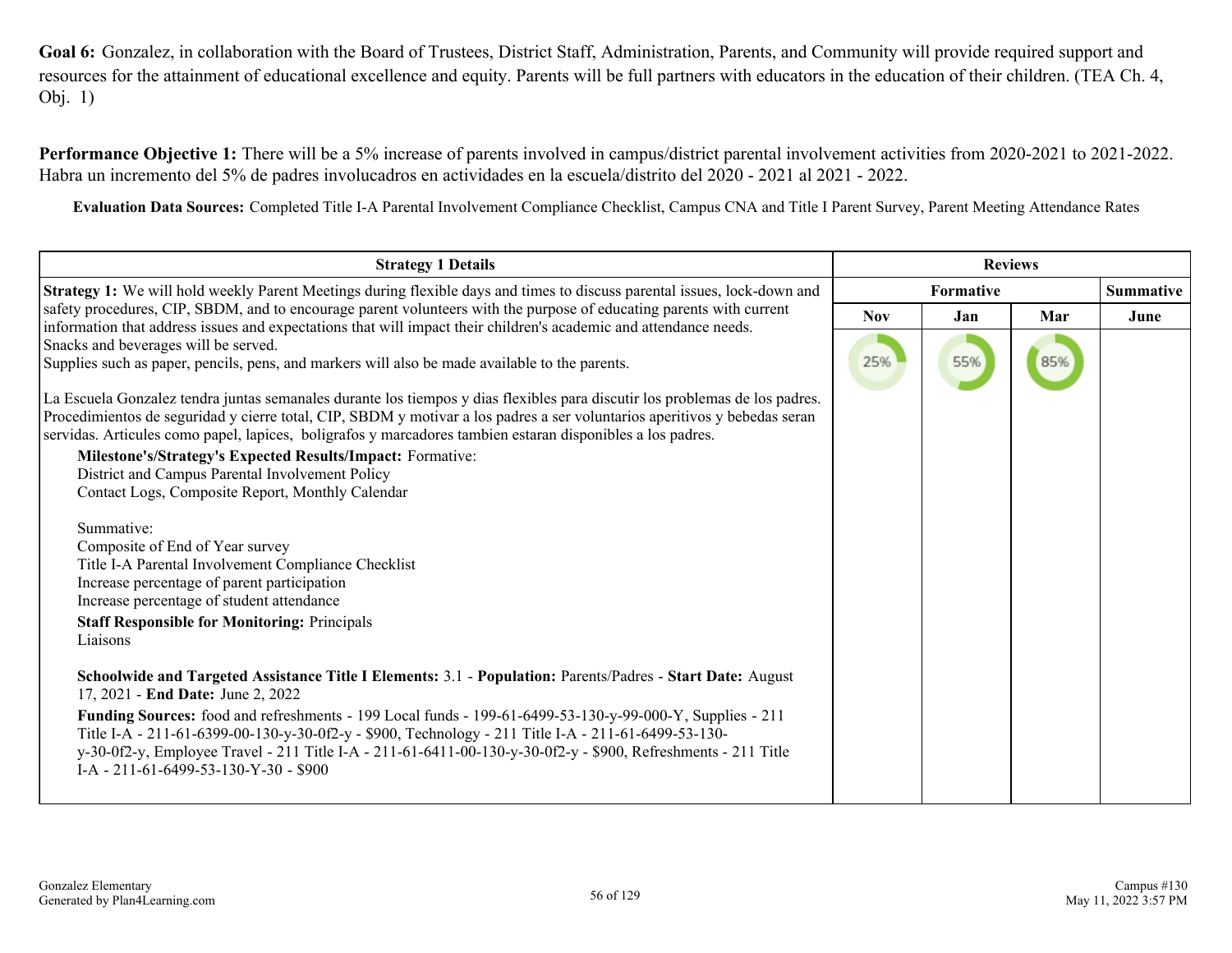**Goal 6:** Gonzalez, in collaboration with the Board of Trustees, District Staff, Administration, Parents, and Community will provide required support and resources for the attainment of educational excellence and equity. Parents will be full partners with educators in the education of their children. (TEA Ch. 4, Obj. 1)

**Performance Objective 1:** There will be a 5% increase of parents involved in campus/district parental involvement activities from 2020-2021 to 2021-2022. Habra un incremento del 5% de padres involucadros en actividades en la escuela/distrito del 2020 - 2021 al 2021 - 2022.

**Evaluation Data Sources:** Completed Title I-A Parental Involvement Compliance Checklist, Campus CNA and Title I Parent Survey, Parent Meeting Attendance Rates

| Strategy 1 Details | Reviews | | | |
|---|---|---|---|---|
| | Formative | | | Summative |
| | Nov | Jan | Mar | June |
| **Strategy 1:** We will hold weekly Parent Meetings during flexible days and times to discuss parental issues, lock-down and safety procedures, CIP, SBDM, and to encourage parent volunteers with the purpose of educating parents with current information that address issues and expectations that will impact their children's academic and attendance needs.<br>Snacks and beverages will be served.<br>Supplies such as paper, pencils, pens, and markers will also be made available to the parents.<br><br>La Escuela Gonzalez tendra juntas semanales durante los tiempos y dias flexibles para discutir los problemas de los padres. Procedimientos de seguridad y cierre total, CIP, SBDM y motivar a los padres a ser voluntarios aperitivos y bebedas seran servidas. Articules como papel, lapices, boligrafos y marcadores tambien estaran disponibles a los padres.<br>**Milestone's/Strategy's Expected Results/Impact:** Formative:<br>District and Campus Parental Involvement Policy<br>Contact Logs, Composite Report, Monthly Calendar<br><br>Summative:<br>Composite of End of Year survey<br>Title I-A Parental Involvement Compliance Checklist<br>Increase percentage of parent participation<br>Increase percentage of student attendance<br>**Staff Responsible for Monitoring:** Principals<br>Liaisons<br><br>**Schoolwide and Targeted Assistance Title I Elements:** 3.1 - **Population:** Parents/Padres - **Start Date:** August 17, 2021 - **End Date:** June 2, 2022<br>**Funding Sources:** food and refreshments - 199 Local funds - 199-61-6499-53-130-y-99-000-Y, Supplies - 211 Title I-A - 211-61-6399-00-130-y-30-0f2-y - $900, Technology - 211 Title I-A - 211-61-6499-53-130-y-30-0f2-y, Employee Travel - 211 Title I-A - 211-61-6411-00-130-y-30-0f2-y - $900, Refreshments - 211 Title I-A - 211-61-6499-53-130-Y-30 - $900 | 25% | 55% | 85% | |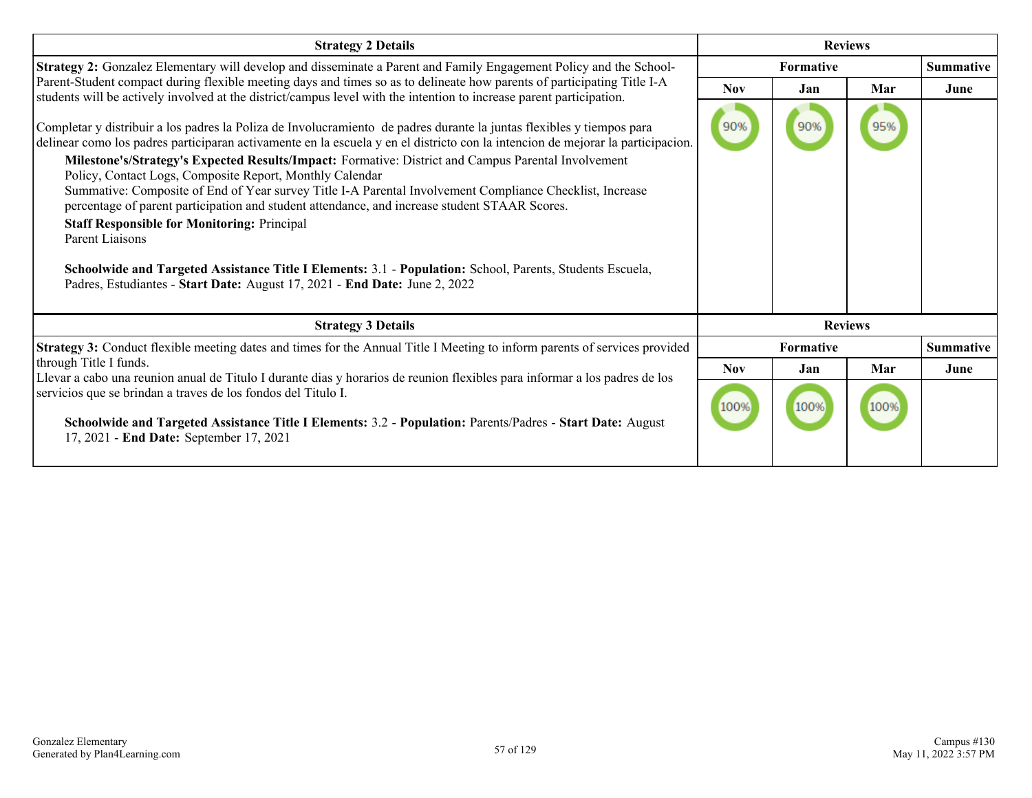| Strategy 2 Details | Reviews | | | |
|---|---|---|---|---|
| | Formative | | | Summative |
| | Nov | Jan | Mar | June |
| **Strategy 2:** Gonzalez Elementary will develop and disseminate a Parent and Family Engagement Policy and the School-Parent-Student compact during flexible meeting days and times so as to delineate how parents of participating Title I-A students will be actively involved at the district/campus level with the intention to increase parent participation.<br><br>Completar y distribuir a los padres la Poliza de Involucramiento de padres durante la juntas flexibles y tiempos para delinear como los padres participaran activamente en la escuela y en el districto con la intencion de mejorar la participacion.<br><br>**Milestone's/Strategy's Expected Results/Impact:** Formative: District and Campus Parental Involvement Policy, Contact Logs, Composite Report, Monthly Calendar<br>Summative: Composite of End of Year survey Title I-A Parental Involvement Compliance Checklist, Increase percentage of parent participation and student attendance, and increase student STAAR Scores.<br>**Staff Responsible for Monitoring:** Principal<br>Parent Liaisons<br><br>**Schoolwide and Targeted Assistance Title I Elements:** 3.1 - **Population:** School, Parents, Students Escuela, Padres, Estudiantes - **Start Date:** August 17, 2021 - **End Date:** June 2, 2022 | 90% | 90% | 95% | |

| Strategy 3 Details | Reviews | | | |
|---|---|---|---|---|
| | Formative | | | Summative |
| | Nov | Jan | Mar | June |
| **Strategy 3:** Conduct flexible meeting dates and times for the Annual Title I Meeting to inform parents of services provided through Title I funds.<br>Llevar a cabo una reunion anual de Titulo I durante dias y horarios de reunion flexibles para informar a los padres de los servicios que se brindan a traves de los fondos del Titulo I.<br><br>**Schoolwide and Targeted Assistance Title I Elements:** 3.2 - **Population:** Parents/Padres - **Start Date:** August 17, 2021 - **End Date:** September 17, 2021 | 100% | 100% | 100% | |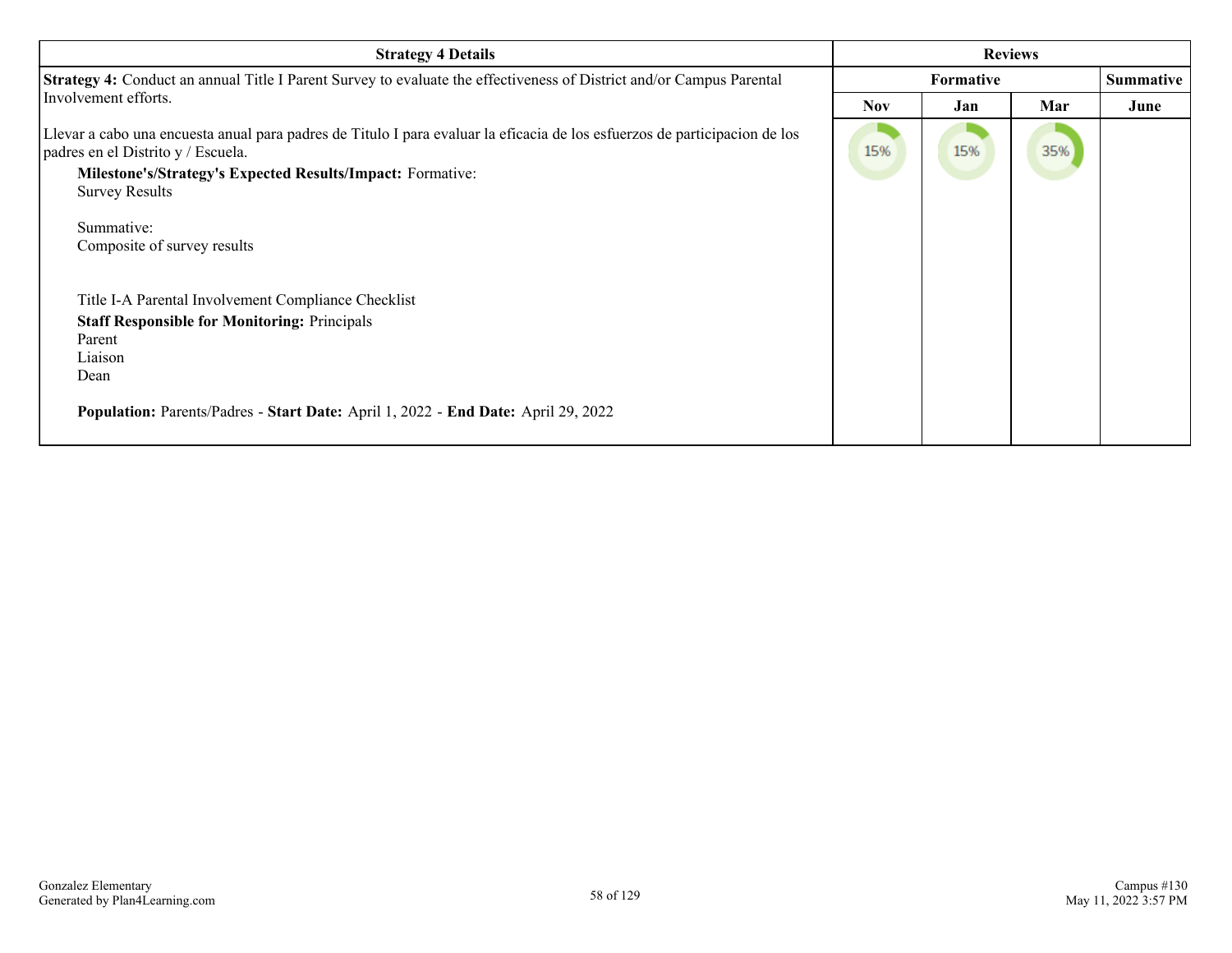| Strategy 4 Details | Reviews | | | |
|---|---|---|---|---|
| | Formative | | | Summative |
| | Nov | Jan | Mar | June |
| **Strategy 4:** Conduct an annual Title I Parent Survey to evaluate the effectiveness of District and/or Campus Parental Involvement efforts.<br><br>Llevar a cabo una encuesta anual para padres de Titulo I para evaluar la eficacia de los esfuerzos de participacion de los padres en el Distrito y / Escuela.<br>**Milestone's/Strategy's Expected Results/Impact:** Formative:<br>Survey Results<br><br>Summative:<br>Composite of survey results<br><br>Title I-A Parental Involvement Compliance Checklist<br>**Staff Responsible for Monitoring:** Principals<br>Parent<br>Liaison<br>Dean<br><br>**Population:** Parents/Padres - **Start Date:** April 1, 2022 - **End Date:** April 29, 2022 | 15% | 15% | 35% | |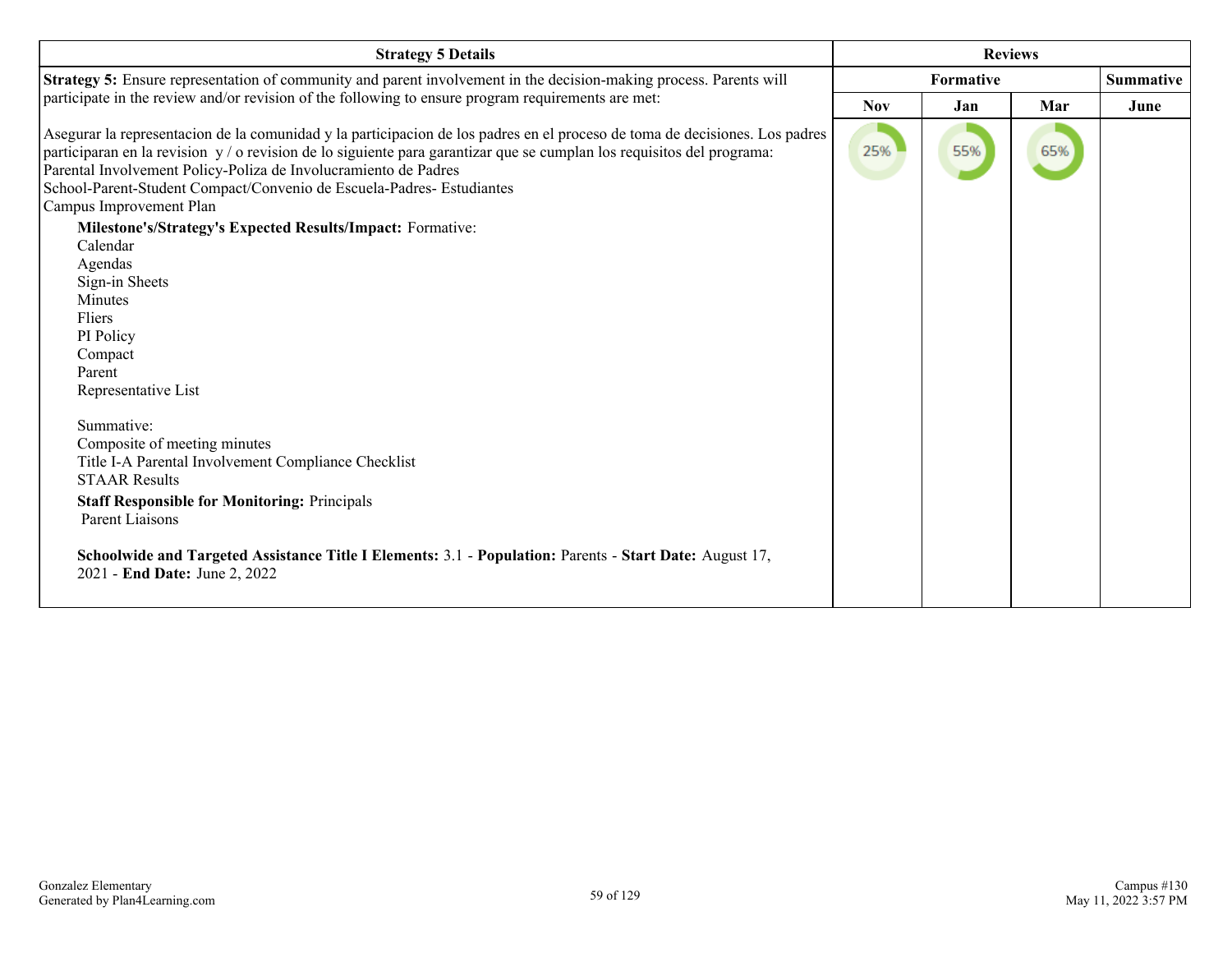| Strategy 5 Details | Reviews | | | |
|---|---|---|---|---|
| | Formative | | | Summative |
| | Nov | Jan | Mar | June |
| **Strategy 5:** Ensure representation of community and parent involvement in the decision-making process. Parents will participate in the review and/or revision of the following to ensure program requirements are met:<br><br>Asegurar la representacion de la comunidad y la participacion de los padres en el proceso de toma de decisiones. Los padres participaran en la revision y / o revision de lo siguiente para garantizar que se cumplan los requisitos del programa:<br>Parental Involvement Policy-Poliza de Involucramiento de Padres<br>School-Parent-Student Compact/Convenio de Escuela-Padres- Estudiantes<br>Campus Improvement Plan<br>**Milestone's/Strategy's Expected Results/Impact:** Formative:<br>Calendar<br>Agendas<br>Sign-in Sheets<br>Minutes<br>Fliers<br>PI Policy<br>Compact<br>Parent<br>Representative List<br><br>Summative:<br>Composite of meeting minutes<br>Title I-A Parental Involvement Compliance Checklist<br>STAAR Results<br>**Staff Responsible for Monitoring:** Principals<br>Parent Liaisons<br><br>**Schoolwide and Targeted Assistance Title I Elements:** 3.1 - **Population:** Parents - **Start Date:** August 17, 2021 - **End Date:** June 2, 2022 | 25% | 55% | 65% | |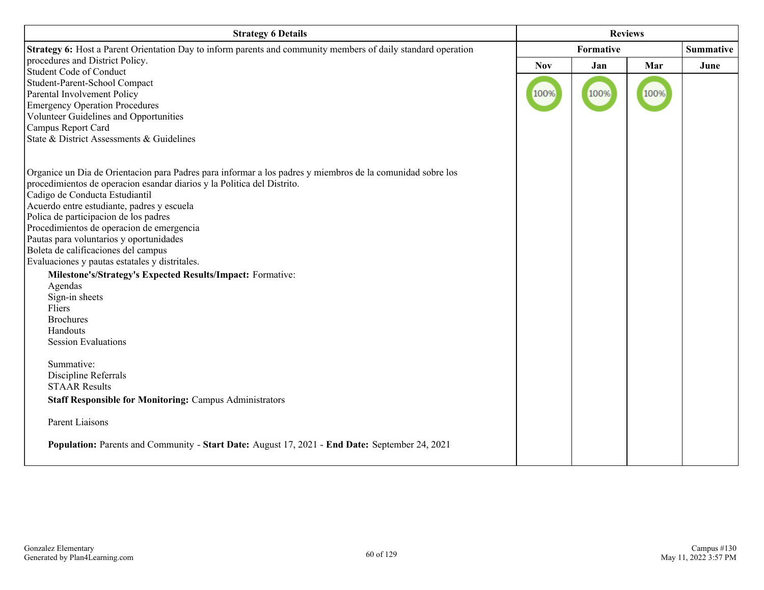| Strategy 6 Details | Reviews | | | |
|---|---|---|---|---|
| | Formative | | | Summative |
| | Nov | Jan | Mar | June |
| **Strategy 6:** Host a Parent Orientation Day to inform parents and community members of daily standard operation procedures and District Policy.<br>Student Code of Conduct<br>Student-Parent-School Compact<br>Parental Involvement Policy<br>Emergency Operation Procedures<br>Volunteer Guidelines and Opportunities<br>Campus Report Card<br>State & District Assessments & Guidelines<br><br>Organice un Dia de Orientacion para Padres para informar a los padres y miembros de la comunidad sobre los procedimientos de operacion esandar diarios y la Politica del Distrito.<br>Cadigo de Conducta Estudiantil<br>Acuerdo entre estudiante, padres y escuela<br>Polica de participacion de los padres<br>Procedimientos de operacion de emergencia<br>Pautas para voluntarios y oportunidades<br>Boleta de calificaciones del campus<br>Evaluaciones y pautas estatales y distritales.<br>**Milestone's/Strategy's Expected Results/Impact:** Formative:<br>Agendas<br>Sign-in sheets<br>Fliers<br>Brochures<br>Handouts<br>Session Evaluations<br><br>Summative:<br>Discipline Referrals<br>STAAR Results<br>**Staff Responsible for Monitoring:** Campus Administrators<br><br>Parent Liaisons<br><br>**Population:** Parents and Community - **Start Date:** August 17, 2021 - **End Date:** September 24, 2021 | 100% | 100% | 100% | |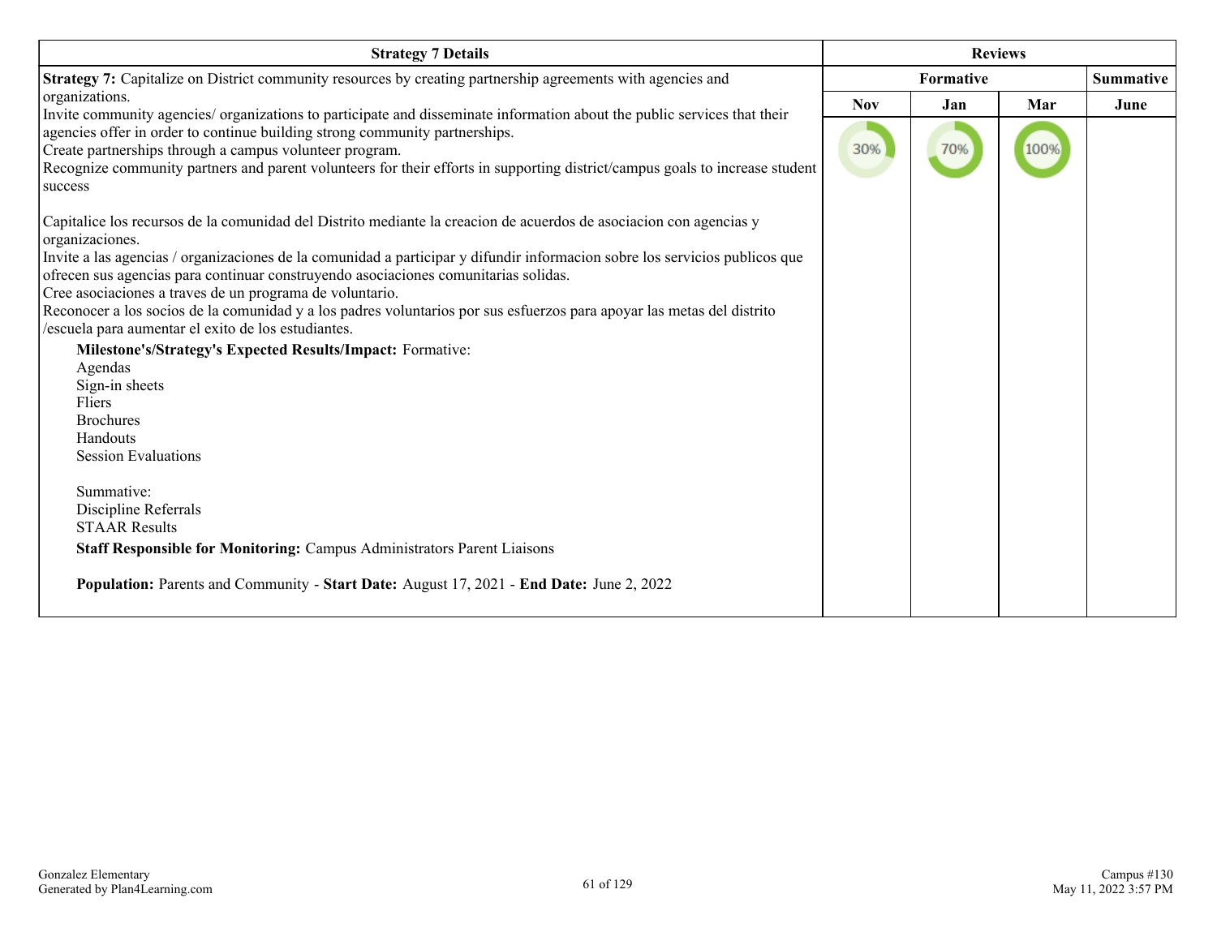| Strategy 7 Details | Reviews | | | |
|---|---|---|---|---|
| | Formative | | | Summative |
| | Nov | Jan | Mar | June |
| **Strategy 7:** Capitalize on District community resources by creating partnership agreements with agencies and organizations.<br>Invite community agencies/ organizations to participate and disseminate information about the public services that their agencies offer in order to continue building strong community partnerships.<br>Create partnerships through a campus volunteer program.<br>Recognize community partners and parent volunteers for their efforts in supporting district/campus goals to increase student success<br><br>Capitalice los recursos de la comunidad del Distrito mediante la creacion de acuerdos de asociacion con agencias y organizaciones.<br>Invite a las agencias / organizaciones de la comunidad a participar y difundir informacion sobre los servicios publicos que ofrecen sus agencias para continuar construyendo asociaciones comunitarias solidas.<br>Cree asociaciones a traves de un programa de voluntario.<br>Reconocer a los socios de la comunidad y a los padres voluntarios por sus esfuerzos para apoyar las metas del distrito /escuela para aumentar el exito de los estudiantes.<br><br>**Milestone's/Strategy's Expected Results/Impact:** Formative:<br>Agendas<br>Sign-in sheets<br>Fliers<br>Brochures<br>Handouts<br>Session Evaluations<br><br>Summative:<br>Discipline Referrals<br>STAAR Results<br><br>**Staff Responsible for Monitoring:** Campus Administrators Parent Liaisons<br><br>**Population:** Parents and Community - **Start Date:** August 17, 2021 - **End Date:** June 2, 2022 | 30% | 70% | 100% | |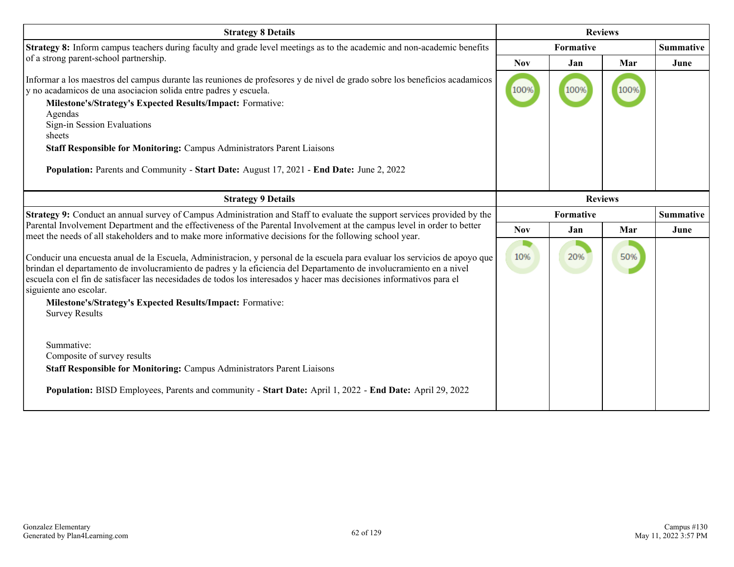| Strategy 8 Details | Reviews | | | |
|---|---|---|---|---|
| | Formative | | | Summative |
| | Nov | Jan | Mar | June |
| **Strategy 8:** Inform campus teachers during faculty and grade level meetings as to the academic and non-academic benefits of a strong parent-school partnership.<br><br>Informar a los maestros del campus durante las reuniones de profesores y de nivel de grado sobre los beneficios acadamicos y no acadamicos de una asociacion solida entre padres y escuela.<br>**Milestone's/Strategy's Expected Results/Impact:** Formative:<br>Agendas<br>Sign-in Session Evaluations<br>sheets<br>**Staff Responsible for Monitoring:** Campus Administrators Parent Liaisons<br><br>**Population:** Parents and Community - **Start Date:** August 17, 2021 - **End Date:** June 2, 2022 | 100% | 100% | 100% | |

| Strategy 9 Details | Reviews | | | |
|---|---|---|---|---|
| | Formative | | | Summative |
| | Nov | Jan | Mar | June |
| **Strategy 9:** Conduct an annual survey of Campus Administration and Staff to evaluate the support services provided by the Parental Involvement Department and the effectiveness of the Parental Involvement at the campus level in order to better meet the needs of all stakeholders and to make more informative decisions for the following school year.<br><br>Conducir una encuesta anual de la Escuela, Administracion, y personal de la escuela para evaluar los servicios de apoyo que brindan el departamento de involucramiento de padres y la eficiencia del Departamento de involucramiento en a nivel escuela con el fin de satisfacer las necesidades de todos los interesados y hacer mas decisiones informativos para el siguiente ano escolar.<br>**Milestone's/Strategy's Expected Results/Impact:** Formative:<br>Survey Results<br><br>Summative:<br>Composite of survey results<br>**Staff Responsible for Monitoring:** Campus Administrators Parent Liaisons<br><br>**Population:** BISD Employees, Parents and community - **Start Date:** April 1, 2022 - **End Date:** April 29, 2022 | 10% | 20% | 50% | |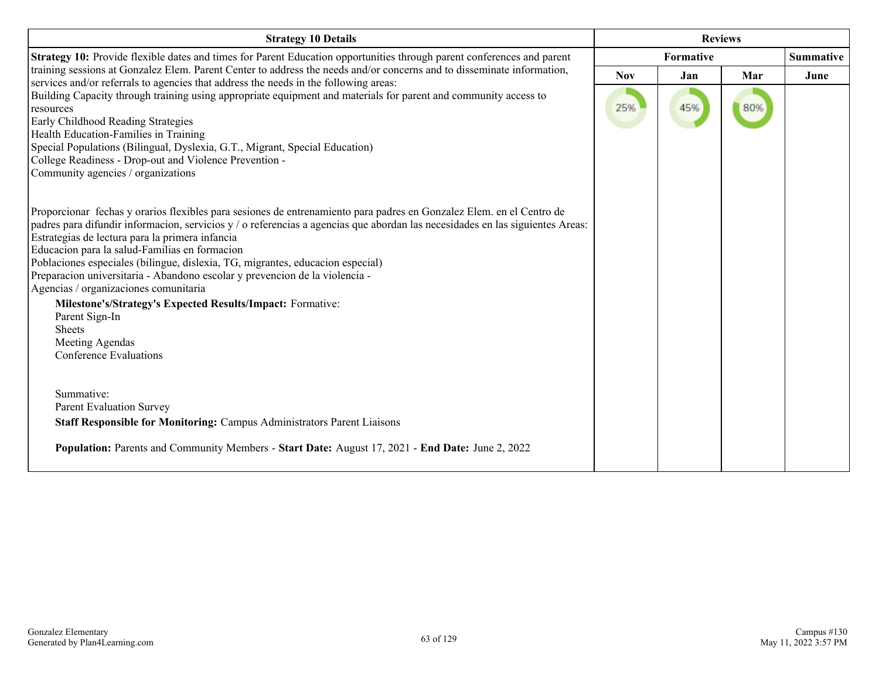| Strategy 10 Details | Reviews | | | |
|---|---|---|---|---|
| | Formative | | | Summative |
| | Nov | Jan | Mar | June |
| **Strategy 10:** Provide flexible dates and times for Parent Education opportunities through parent conferences and parent training sessions at Gonzalez Elem. Parent Center to address the needs and/or concerns and to disseminate information, services and/or referrals to agencies that address the needs in the following areas:<br>Building Capacity through training using appropriate equipment and materials for parent and community access to resources<br>Early Childhood Reading Strategies<br>Health Education-Families in Training<br>Special Populations (Bilingual, Dyslexia, G.T., Migrant, Special Education)<br>College Readiness - Drop-out and Violence Prevention -<br>Community agencies / organizations<br><br>Proporcionar fechas y orarios flexibles para sesiones de entrenamiento para padres en Gonzalez Elem. en el Centro de padres para difundir informacion, servicios y / o referencias a agencias que abordan las necesidades en las siguientes Areas:<br>Estrategias de lectura para la primera infancia<br>Educacion para la salud-Familias en formacion<br>Poblaciones especiales (bilingue, dislexia, TG, migrantes, educacion especial)<br>Preparacion universitaria - Abandono escolar y prevencion de la violencia -<br>Agencias / organizaciones comunitaria<br><br>**Milestone's/Strategy's Expected Results/Impact:** Formative:<br>Parent Sign-In<br>Sheets<br>Meeting Agendas<br>Conference Evaluations<br><br>Summative:<br>Parent Evaluation Survey<br><br>**Staff Responsible for Monitoring:** Campus Administrators Parent Liaisons<br><br>**Population:** Parents and Community Members - **Start Date:** August 17, 2021 - **End Date:** June 2, 2022 | 25% | 45% | 80% | |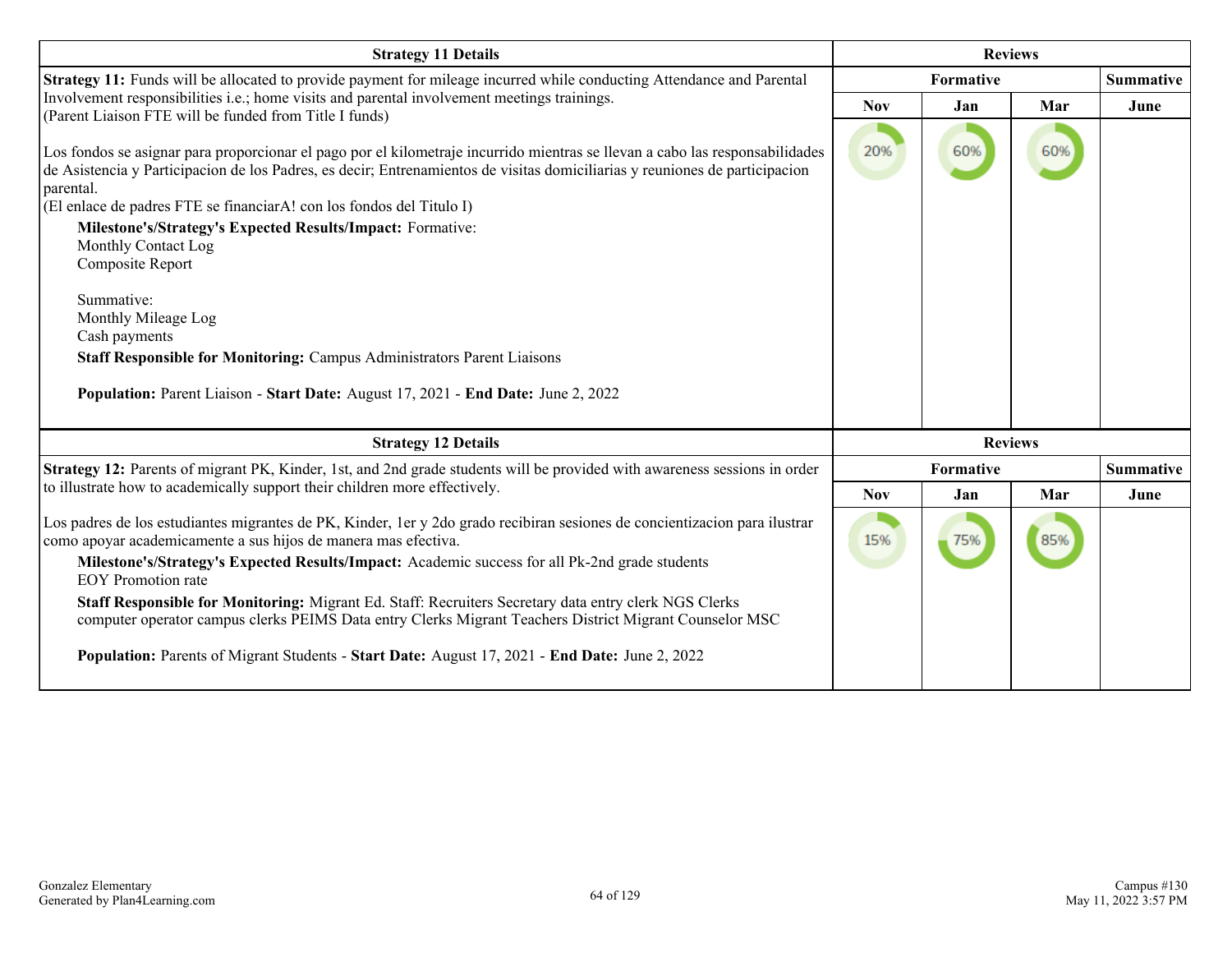| Strategy 11 Details | Reviews | | | |
|---|---|---|---|---|
| | Formative | | | Summative |
| | Nov | Jan | Mar | June |
| **Strategy 11:** Funds will be allocated to provide payment for mileage incurred while conducting Attendance and Parental Involvement responsibilities i.e.; home visits and parental involvement meetings trainings.<br>(Parent Liaison FTE will be funded from Title I funds)<br><br>Los fondos se asignar para proporcionar el pago por el kilometraje incurrido mientras se llevan a cabo las responsabilidades de Asistencia y Participacion de los Padres, es decir; Entrenamientos de visitas domiciliarias y reuniones de participacion parental.<br>(El enlace de padres FTE se financiarA! con los fondos del Titulo I)<br>**Milestone's/Strategy's Expected Results/Impact:** Formative:<br>Monthly Contact Log<br>Composite Report<br><br>Summative:<br>Monthly Mileage Log<br>Cash payments<br>**Staff Responsible for Monitoring:** Campus Administrators Parent Liaisons<br><br>**Population:** Parent Liaison - **Start Date:** August 17, 2021 - **End Date:** June 2, 2022 | 20% | 60% | 60% | |

| Strategy 12 Details | Reviews | | | |
|---|---|---|---|---|
| | Formative | | | Summative |
| | Nov | Jan | Mar | June |
| **Strategy 12:** Parents of migrant PK, Kinder, 1st, and 2nd grade students will be provided with awareness sessions in order to illustrate how to academically support their children more effectively.<br><br>Los padres de los estudiantes migrantes de PK, Kinder, 1er y 2do grado recibiran sesiones de concientizacion para ilustrar como apoyar academicamente a sus hijos de manera mas efectiva.<br>**Milestone's/Strategy's Expected Results/Impact:** Academic success for all Pk-2nd grade students<br>EOY Promotion rate<br>**Staff Responsible for Monitoring:** Migrant Ed. Staff: Recruiters Secretary data entry clerk NGS Clerks computer operator campus clerks PEIMS Data entry Clerks Migrant Teachers District Migrant Counselor MSC<br><br>**Population:** Parents of Migrant Students - **Start Date:** August 17, 2021 - **End Date:** June 2, 2022 | 15% | 75% | 85% | |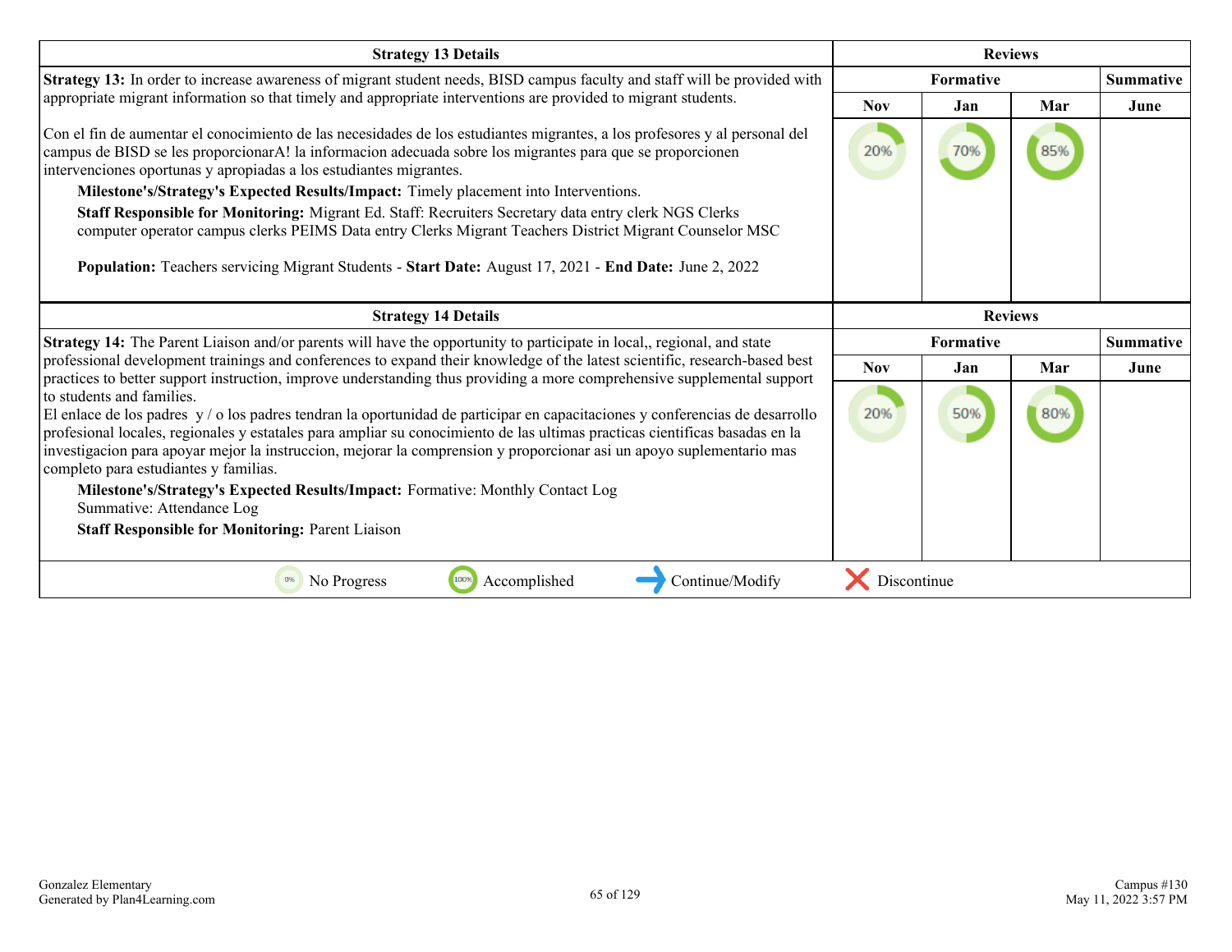| Strategy 13 Details | Reviews | | | |
|---|---|---|---|---|
| **Strategy 13:** In order to increase awareness of migrant student needs, BISD campus faculty and staff will be provided with appropriate migrant information so that timely and appropriate interventions are provided to migrant students.<br><br>Con el fin de aumentar el conocimiento de las necesidades de los estudiantes migrantes, a los profesores y al personal del campus de BISD se les proporcionarA! la informacion adecuada sobre los migrantes para que se proporcionen intervenciones oportunas y apropiadas a los estudiantes migrantes.<br><br>**Milestone's/Strategy's Expected Results/Impact:** Timely placement into Interventions.<br>**Staff Responsible for Monitoring:** Migrant Ed. Staff: Recruiters Secretary data entry clerk NGS Clerks computer operator campus clerks PEIMS Data entry Clerks Migrant Teachers District Migrant Counselor MSC<br><br>**Population:** Teachers servicing Migrant Students - **Start Date:** August 17, 2021 - **End Date:** June 2, 2022 | **Formative** | | | **Summative** |
| | **Nov** | **Jan** | **Mar** | **June** |
| | 20% | 70% | 85% | |

| Strategy 14 Details | Reviews | | | |
|---|---|---|---|---|
| **Strategy 14:** The Parent Liaison and/or parents will have the opportunity to participate in local,, regional, and state professional development trainings and conferences to expand their knowledge of the latest scientific, research-based best practices to better support instruction, improve understanding thus providing a more comprehensive supplemental support to students and families.<br>El enlace de los padres y / o los padres tendran la oportunidad de participar en capacitaciones y conferencias de desarrollo profesional locales, regionales y estatales para ampliar su conocimiento de las ultimas practicas cientificas basadas en la investigacion para apoyar mejor la instruccion, mejorar la comprension y proporcionar asi un apoyo suplementario mas completo para estudiantes y familias.<br>**Milestone's/Strategy's Expected Results/Impact:** Formative: Monthly Contact Log<br>Summative: Attendance Log<br>**Staff Responsible for Monitoring:** Parent Liaison | **Formative** | | | **Summative** |
| | **Nov** | **Jan** | **Mar** | **June** |
| | 20% | 50% | 80% | |

0% No Progress | 100% Accomplished | Continue/Modify | Discontinue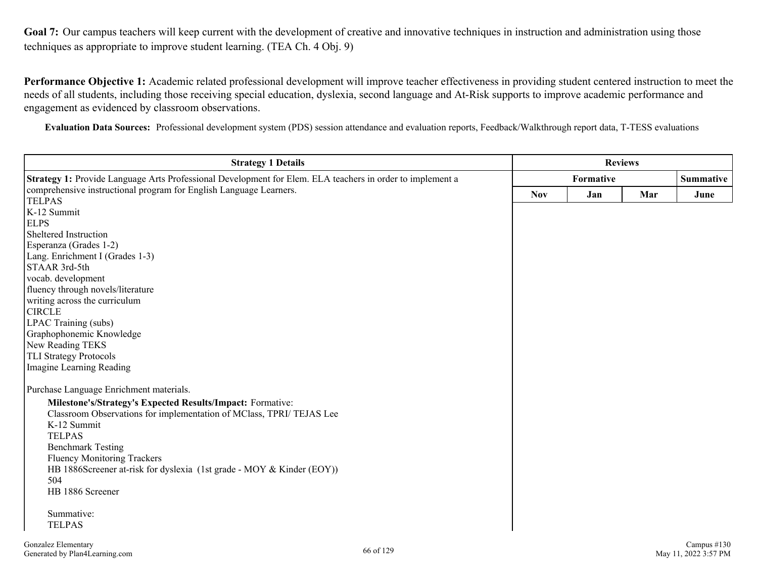**Goal 7:** Our campus teachers will keep current with the development of creative and innovative techniques in instruction and administration using those techniques as appropriate to improve student learning. (TEA Ch. 4 Obj. 9)

**Performance Objective 1:** Academic related professional development will improve teacher effectiveness in providing student centered instruction to meet the needs of all students, including those receiving special education, dyslexia, second language and At-Risk supports to improve academic performance and engagement as evidenced by classroom observations.

**Evaluation Data Sources:** Professional development system (PDS) session attendance and evaluation reports, Feedback/Walkthrough report data, T-TESS evaluations

| Strategy 1 Details | Reviews | | | |
|---|---|---|---|---|
| | Formative | | | Summative |
| | Nov | Jan | Mar | June |
| **Strategy 1:** Provide Language Arts Professional Development for Elem. ELA teachers in order to implement a comprehensive instructional program for English Language Learners.<br>TELPAS<br>K-12 Summit<br>ELPS<br>Sheltered Instruction<br>Esperanza (Grades 1-2)<br>Lang. Enrichment I (Grades 1-3)<br>STAAR 3rd-5th<br>vocab. development<br>fluency through novels/literature<br>writing across the curriculum<br>CIRCLE<br>LPAC Training (subs)<br>Graphophonemic Knowledge<br>New Reading TEKS<br>TLI Strategy Protocols<br>Imagine Learning Reading<br><br>Purchase Language Enrichment materials.<br>**Milestone's/Strategy's Expected Results/Impact:** Formative:<br>Classroom Observations for implementation of MClass, TPRI/ TEJAS Lee<br>K-12 Summit<br>TELPAS<br>Benchmark Testing<br>Fluency Monitoring Trackers<br>HB 1886Screener at-risk for dyslexia (1st grade - MOY & Kinder (EOY))<br>504<br>HB 1886 Screener<br><br>Summative:<br>TELPAS | | | | |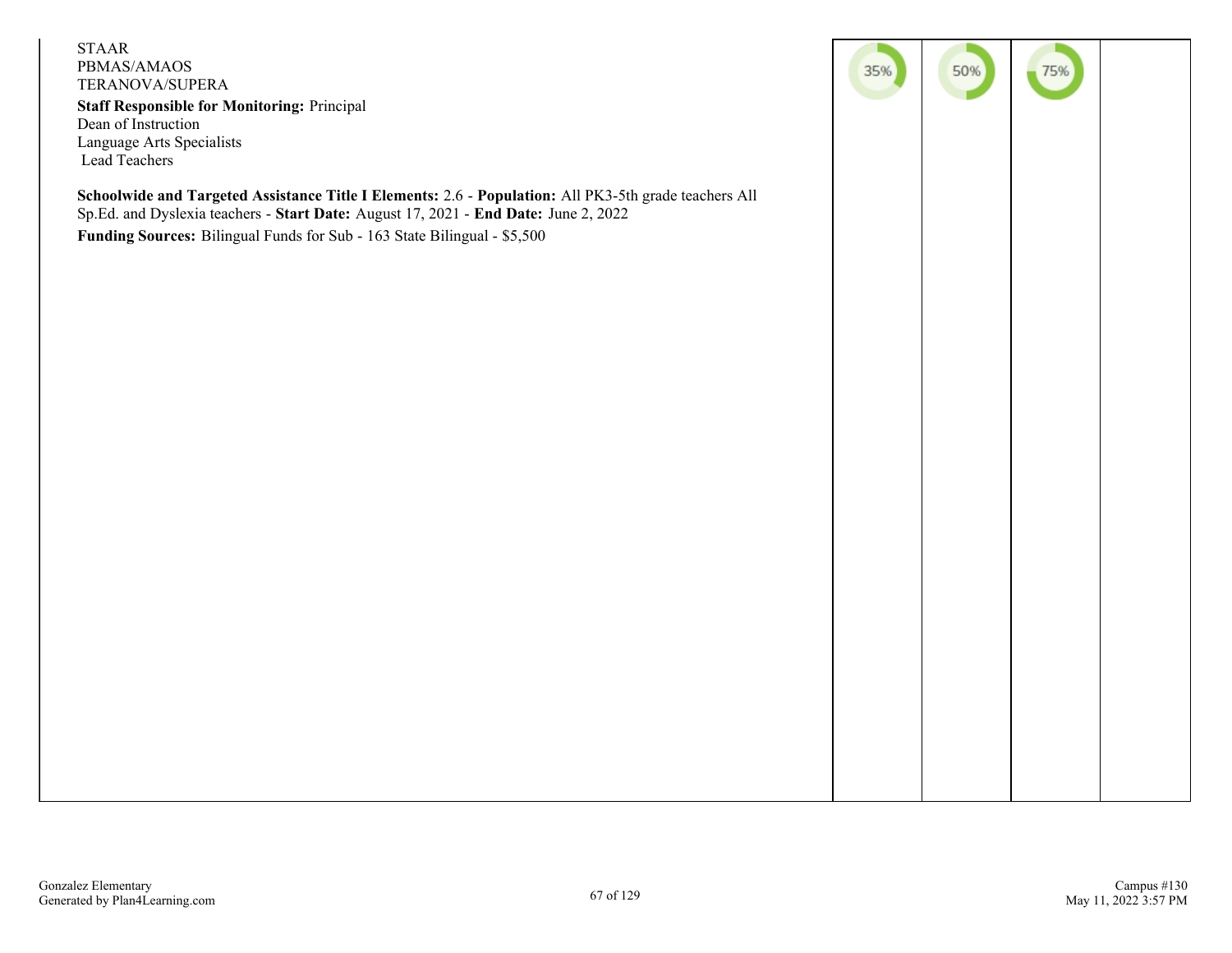| | | | | |
|---|---|---|---|---|
| STAAR<br>PBMAS/AMAOS<br>TERANOVA/SUPERA<br>**Staff Responsible for Monitoring:** Principal<br>Dean of Instruction<br>Language Arts Specialists<br>Lead Teachers<br><br>**Schoolwide and Targeted Assistance Title I Elements:** 2.6 - **Population:** All PK3-5th grade teachers All Sp.Ed. and Dyslexia teachers - **Start Date:** August 17, 2021 - **End Date:** June 2, 2022<br>**Funding Sources:** Bilingual Funds for Sub - 163 State Bilingual - $5,500 | 35% | 50% | 75% | |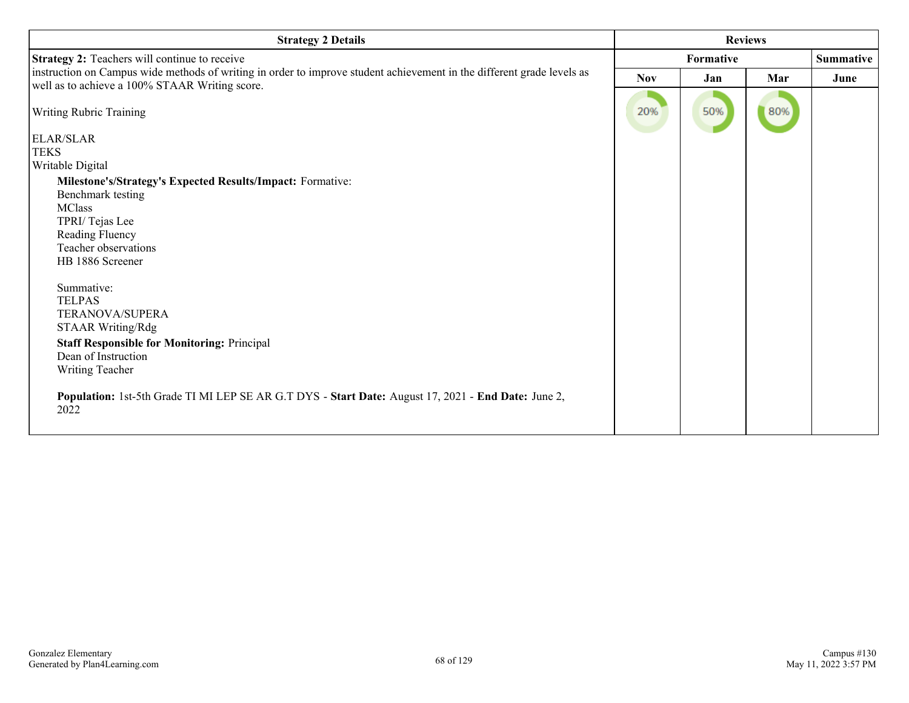| Strategy 2 Details | Reviews | | | |
|---|---|---|---|---|
| | Formative | | | Summative |
| | Nov | Jan | Mar | June |
| **Strategy 2:** Teachers will continue to receive<br>instruction on Campus wide methods of writing in order to improve student achievement in the different grade levels as well as to achieve a 100% STAAR Writing score.<br><br>Writing Rubric Training<br><br>ELAR/SLAR<br>TEKS<br>Writable Digital<br><br>**Milestone's/Strategy's Expected Results/Impact:** Formative:<br>Benchmark testing<br>MClass<br>TPRI/ Tejas Lee<br>Reading Fluency<br>Teacher observations<br>HB 1886 Screener<br><br>Summative:<br>TELPAS<br>TERANOVA/SUPERA<br>STAAR Writing/Rdg<br><br>**Staff Responsible for Monitoring:** Principal<br>Dean of Instruction<br>Writing Teacher<br><br>**Population:** 1st-5th Grade TI MI LEP SE AR G.T DYS - **Start Date:** August 17, 2021 - **End Date:** June 2, 2022 | 20% | 50% | 80% | |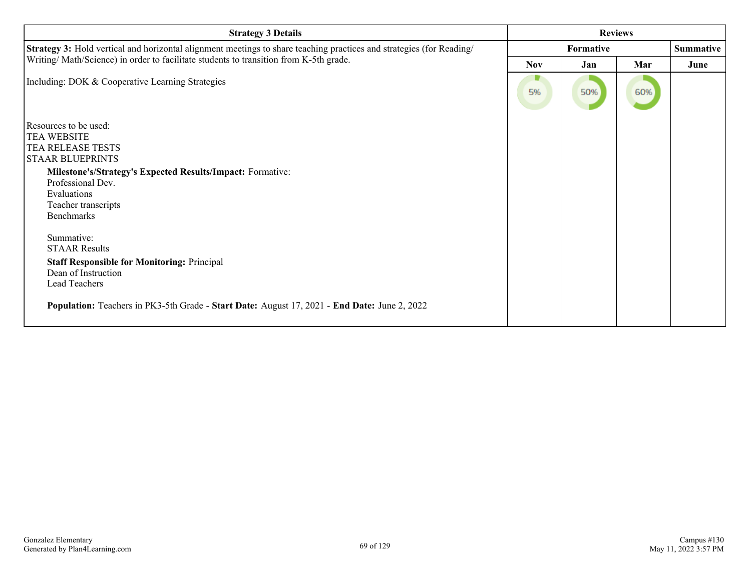| Strategy 3 Details | Reviews | | | |
|---|---|---|---|---|
| | Formative | | | Summative |
| | Nov | Jan | Mar | June |
| **Strategy 3:** Hold vertical and horizontal alignment meetings to share teaching practices and strategies (for Reading/ Writing/ Math/Science) in order to facilitate students to transition from K-5th grade.<br><br>Including: DOK & Cooperative Learning Strategies<br><br>Resources to be used:<br>TEA WEBSITE<br>TEA RELEASE TESTS<br>STAAR BLUEPRINTS<br><br>**Milestone's/Strategy's Expected Results/Impact:** Formative:<br>Professional Dev.<br>Evaluations<br>Teacher transcripts<br>Benchmarks<br><br>Summative:<br>STAAR Results<br><br>**Staff Responsible for Monitoring:** Principal<br>Dean of Instruction<br>Lead Teachers<br><br>**Population:** Teachers in PK3-5th Grade - **Start Date:** August 17, 2021 - **End Date:** June 2, 2022 | 5% | 50% | 60% | |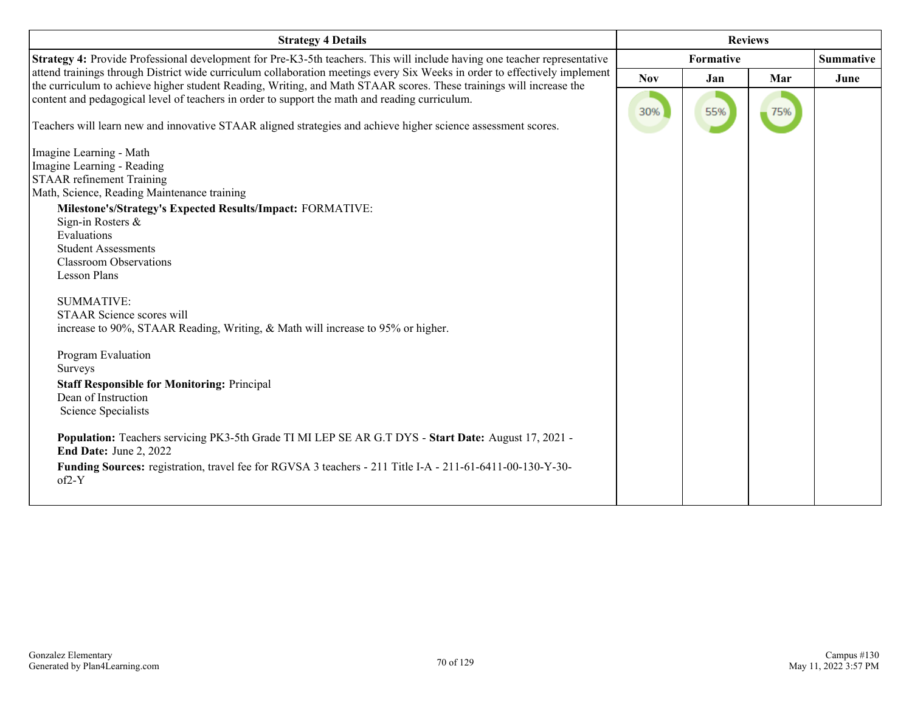| Strategy 4 Details | Reviews | | | |
|---|---|---|---|---|
| | Formative | | | Summative |
| | Nov | Jan | Mar | June |
| **Strategy 4:** Provide Professional development for Pre-K3-5th teachers. This will include having one teacher representative attend trainings through District wide curriculum collaboration meetings every Six Weeks in order to effectively implement the curriculum to achieve higher student Reading, Writing, and Math STAAR scores. These trainings will increase the content and pedagogical level of teachers in order to support the math and reading curriculum.<br><br>Teachers will learn new and innovative STAAR aligned strategies and achieve higher science assessment scores.<br><br>Imagine Learning - Math<br>Imagine Learning - Reading<br>STAAR refinement Training<br>Math, Science, Reading Maintenance training<br>**Milestone's/Strategy's Expected Results/Impact:** FORMATIVE:<br>Sign-in Rosters &<br>Evaluations<br>Student Assessments<br>Classroom Observations<br>Lesson Plans<br><br>SUMMATIVE:<br>STAAR Science scores will<br>increase to 90%, STAAR Reading, Writing, & Math will increase to 95% or higher.<br><br>Program Evaluation<br>Surveys<br>**Staff Responsible for Monitoring:** Principal<br>Dean of Instruction<br>Science Specialists<br><br>**Population:** Teachers servicing PK3-5th Grade TI MI LEP SE AR G.T DYS - **Start Date:** August 17, 2021 - **End Date:** June 2, 2022<br>**Funding Sources:** registration, travel fee for RGVSA 3 teachers - 211 Title I-A - 211-61-6411-00-130-Y-30-of2-Y | 30% | 55% | 75% | |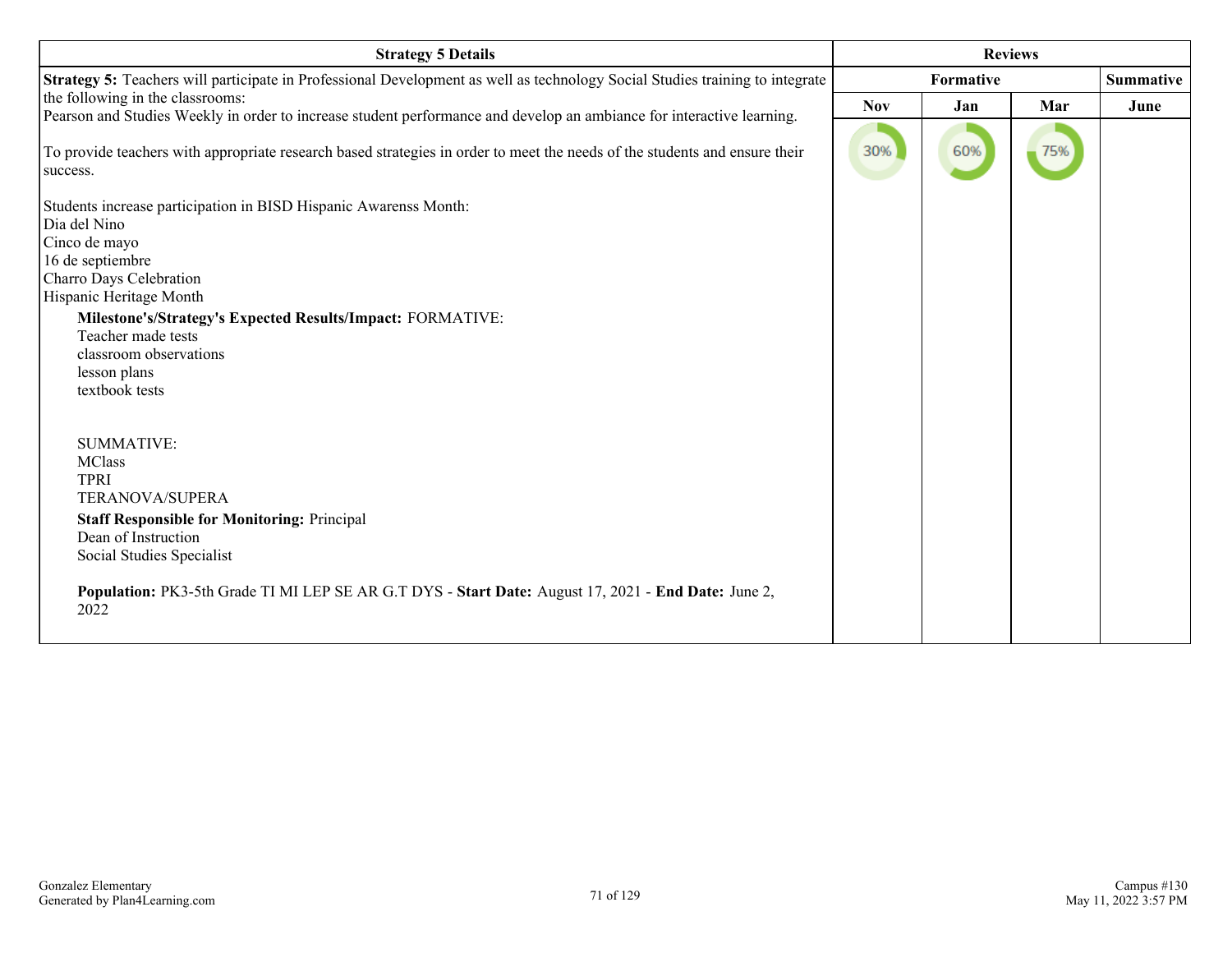| Strategy 5 Details | Reviews | | | |
|---|---|---|---|---|
| | Formative | | | Summative |
| | Nov | Jan | Mar | June |
| **Strategy 5:** Teachers will participate in Professional Development as well as technology Social Studies training to integrate the following in the classrooms:<br>Pearson and Studies Weekly in order to increase student performance and develop an ambiance for interactive learning.<br><br>To provide teachers with appropriate research based strategies in order to meet the needs of the students and ensure their success.<br><br>Students increase participation in BISD Hispanic Awarenss Month:<br>Dia del Nino<br>Cinco de mayo<br>16 de septiembre<br>Charro Days Celebration<br>Hispanic Heritage Month<br>**Milestone's/Strategy's Expected Results/Impact:** FORMATIVE:<br>Teacher made tests<br>classroom observations<br>lesson plans<br>textbook tests<br><br>SUMMATIVE:<br>MClass<br>TPRI<br>TERANOVA/SUPERA<br>**Staff Responsible for Monitoring:** Principal<br>Dean of Instruction<br>Social Studies Specialist<br><br>**Population:** PK3-5th Grade TI MI LEP SE AR G.T DYS - **Start Date:** August 17, 2021 - **End Date:** June 2, 2022 | 30% | 60% | 75% | |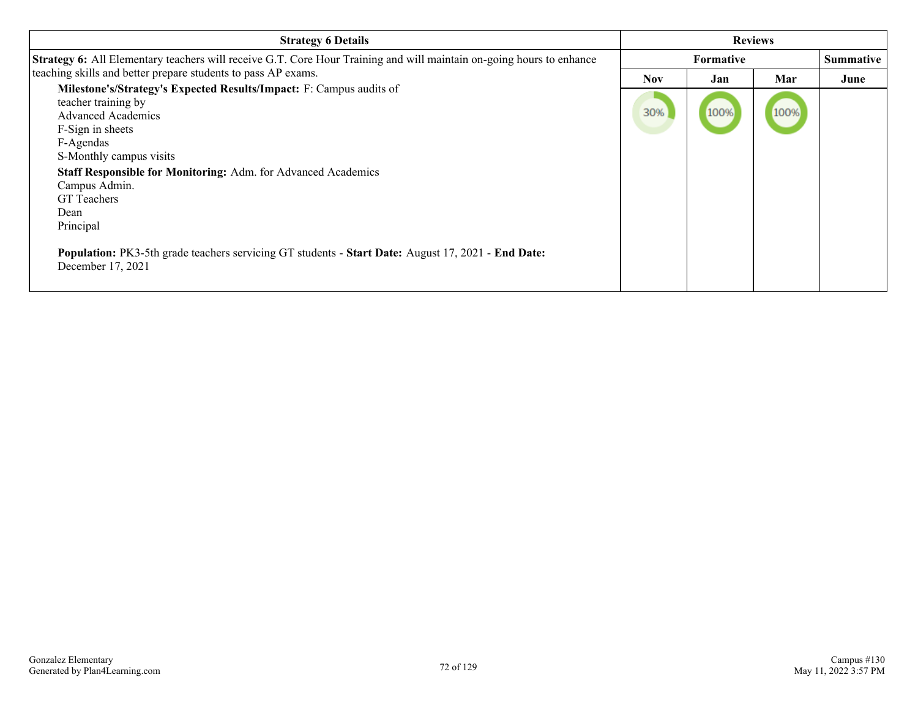| Strategy 6 Details | Reviews | | | |
|---|---|---|---|---|
| | Formative | | | Summative |
| | Nov | Jan | Mar | June |
| **Strategy 6:** All Elementary teachers will receive G.T. Core Hour Training and will maintain on-going hours to enhance teaching skills and better prepare students to pass AP exams.<br>**Milestone's/Strategy's Expected Results/Impact:** F: Campus audits of teacher training by Advanced Academics<br>F-Sign in sheets<br>F-Agendas<br>S-Monthly campus visits<br>**Staff Responsible for Monitoring:** Adm. for Advanced Academics<br>Campus Admin.<br>GT Teachers<br>Dean<br>Principal<br><br>**Population:** PK3-5th grade teachers servicing GT students - **Start Date:** August 17, 2021 - **End Date:** December 17, 2021 | 30% | 100% | 100% | |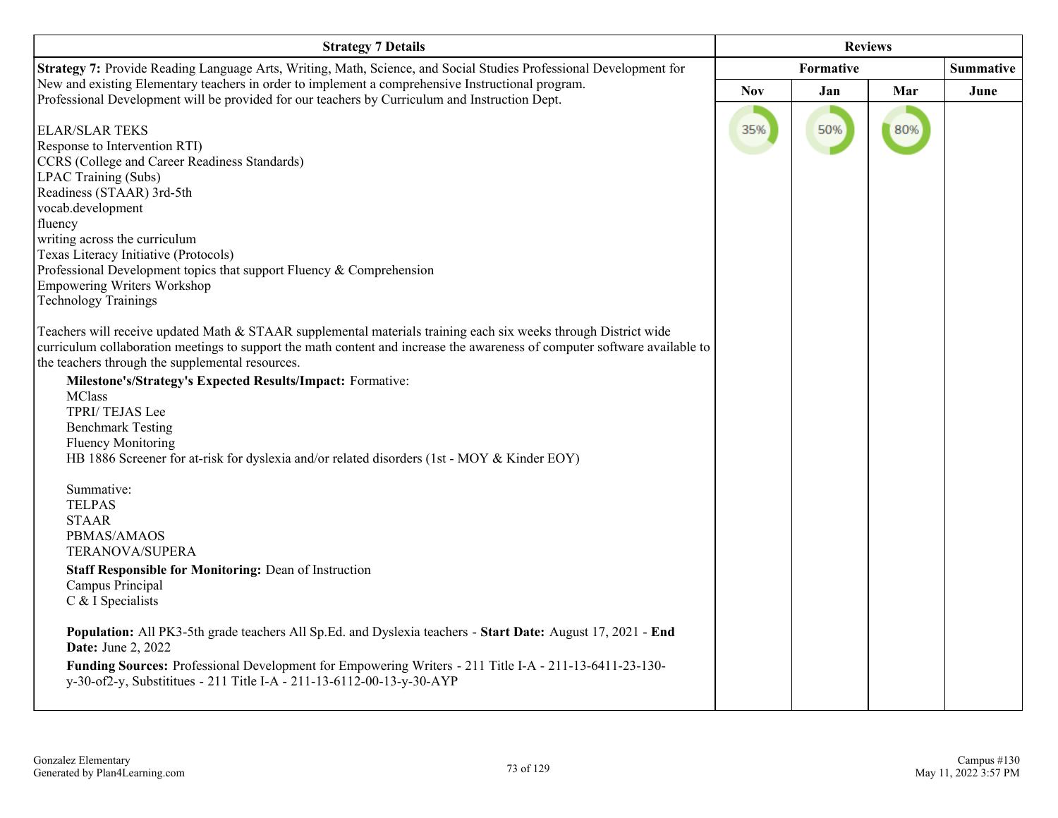| Strategy 7 Details | Reviews | | | |
|---|---|---|---|---|
| | Formative | | | Summative |
| | Nov | Jan | Mar | June |
| **Strategy 7:** Provide Reading Language Arts, Writing, Math, Science, and Social Studies Professional Development for New and existing Elementary teachers in order to implement a comprehensive Instructional program.<br>Professional Development will be provided for our teachers by Curriculum and Instruction Dept.<br><br>ELAR/SLAR TEKS<br>Response to Intervention RTI)<br>CCRS (College and Career Readiness Standards)<br>LPAC Training (Subs)<br>Readiness (STAAR) 3rd-5th<br>vocab.development<br>fluency<br>writing across the curriculum<br>Texas Literacy Initiative (Protocols)<br>Professional Development topics that support Fluency & Comprehension<br>Empowering Writers Workshop<br>Technology Trainings<br><br>Teachers will receive updated Math & STAAR supplemental materials training each six weeks through District wide curriculum collaboration meetings to support the math content and increase the awareness of computer software available to the teachers through the supplemental resources.<br>**Milestone's/Strategy's Expected Results/Impact:** Formative:<br>MClass<br>TPRI/ TEJAS Lee<br>Benchmark Testing<br>Fluency Monitoring<br>HB 1886 Screener for at-risk for dyslexia and/or related disorders (1st - MOY & Kinder EOY)<br><br>Summative:<br>TELPAS<br>STAAR<br>PBMAS/AMAOS<br>TERANOVA/SUPERA<br>**Staff Responsible for Monitoring:** Dean of Instruction<br>Campus Principal<br>C & I Specialists<br><br>**Population:** All PK3-5th grade teachers All Sp.Ed. and Dyslexia teachers - **Start Date:** August 17, 2021 - **End Date:** June 2, 2022<br>**Funding Sources:** Professional Development for Empowering Writers - 211 Title I-A - 211-13-6411-23-130-y-30-of2-y, Substititues - 211 Title I-A - 211-13-6112-00-13-y-30-AYP | 35% | 50% | 80% | |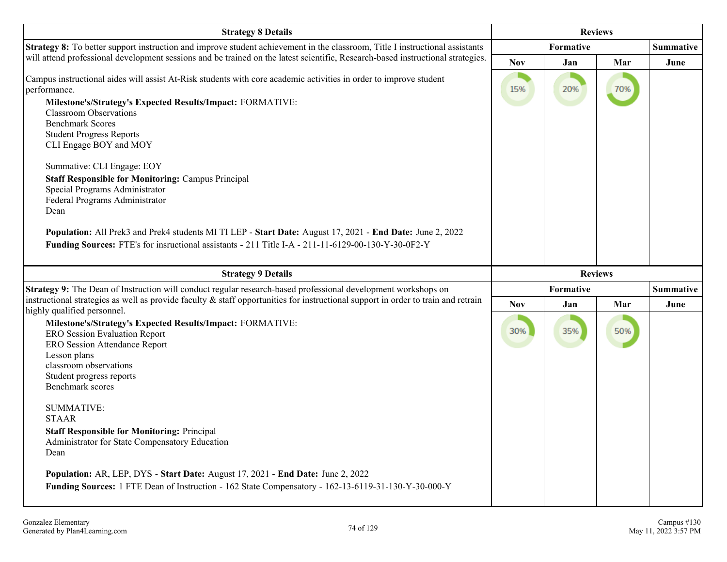| Strategy 8 Details | Reviews | | | |
|---|---|---|---|---|
| | Formative | | | Summative |
| | Nov | Jan | Mar | June |
| **Strategy 8:** To better support instruction and improve student achievement in the classroom, Title I instructional assistants will attend professional development sessions and be trained on the latest scientific, Research-based instructional strategies.<br><br>Campus instructional aides will assist At-Risk students with core academic activities in order to improve student performance.<br>**Milestone's/Strategy's Expected Results/Impact:** FORMATIVE:<br>Classroom Observations<br>Benchmark Scores<br>Student Progress Reports<br>CLI Engage BOY and MOY<br><br>Summative: CLI Engage: EOY<br>**Staff Responsible for Monitoring:** Campus Principal<br>Special Programs Administrator<br>Federal Programs Administrator<br>Dean<br><br>**Population:** All Prek3 and Prek4 students MI TI LEP - **Start Date:** August 17, 2021 - **End Date:** June 2, 2022<br>**Funding Sources:** FTE's for insructional assistants - 211 Title I-A - 211-11-6129-00-130-Y-30-0F2-Y | 15% | 20% | 70% | |

| Strategy 9 Details | Reviews | | | |
|---|---|---|---|---|
| | Formative | | | Summative |
| | Nov | Jan | Mar | June |
| **Strategy 9:** The Dean of Instruction will conduct regular research-based professional development workshops on instructional strategies as well as provide faculty & staff opportunities for instructional support in order to train and retrain highly qualified personnel.<br>**Milestone's/Strategy's Expected Results/Impact:** FORMATIVE:<br>ERO Session Evaluation Report<br>ERO Session Attendance Report<br>Lesson plans<br>classroom observations<br>Student progress reports<br>Benchmark scores<br><br>SUMMATIVE:<br>STAAR<br>**Staff Responsible for Monitoring:** Principal<br>Administrator for State Compensatory Education<br>Dean<br><br>**Population:** AR, LEP, DYS - **Start Date:** August 17, 2021 - **End Date:** June 2, 2022<br>**Funding Sources:** 1 FTE Dean of Instruction - 162 State Compensatory - 162-13-6119-31-130-Y-30-000-Y | 30% | 35% | 50% | |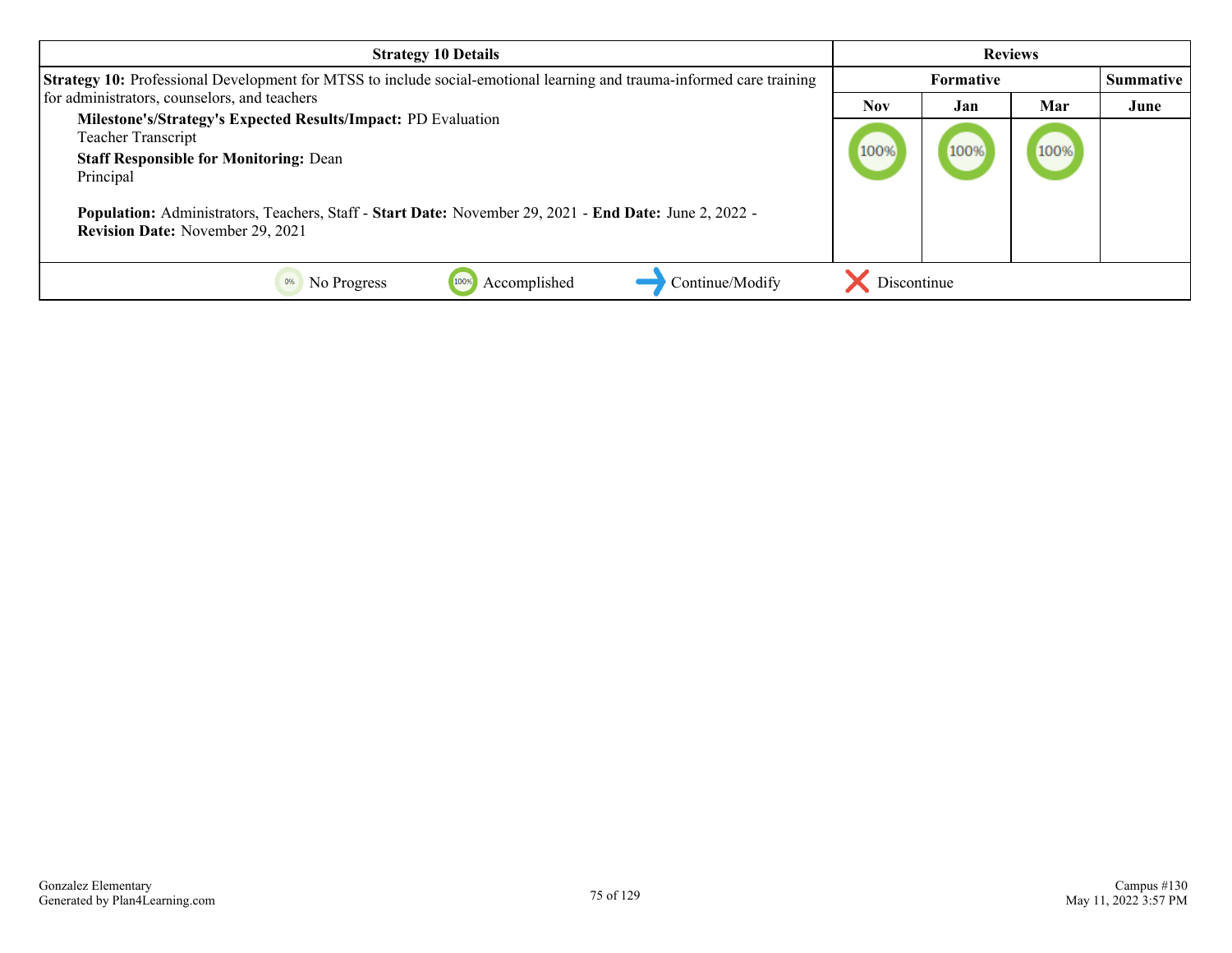| Strategy 10 Details | Reviews | | | |
|---|---|---|---|---|
| | Formative | | | Summative |
| | Nov | Jan | Mar | June |
| **Strategy 10:** Professional Development for MTSS to include social-emotional learning and trauma-informed care training for administrators, counselors, and teachers<br>**Milestone's/Strategy's Expected Results/Impact:** PD Evaluation<br>Teacher Transcript<br>**Staff Responsible for Monitoring:** Dean<br>Principal<br><br>**Population:** Administrators, Teachers, Staff - **Start Date:** November 29, 2021 - **End Date:** June 2, 2022 - **Revision Date:** November 29, 2021 | 100% | 100% | 100% | |

0% No Progress | 100% Accomplished | Continue/Modify | Discontinue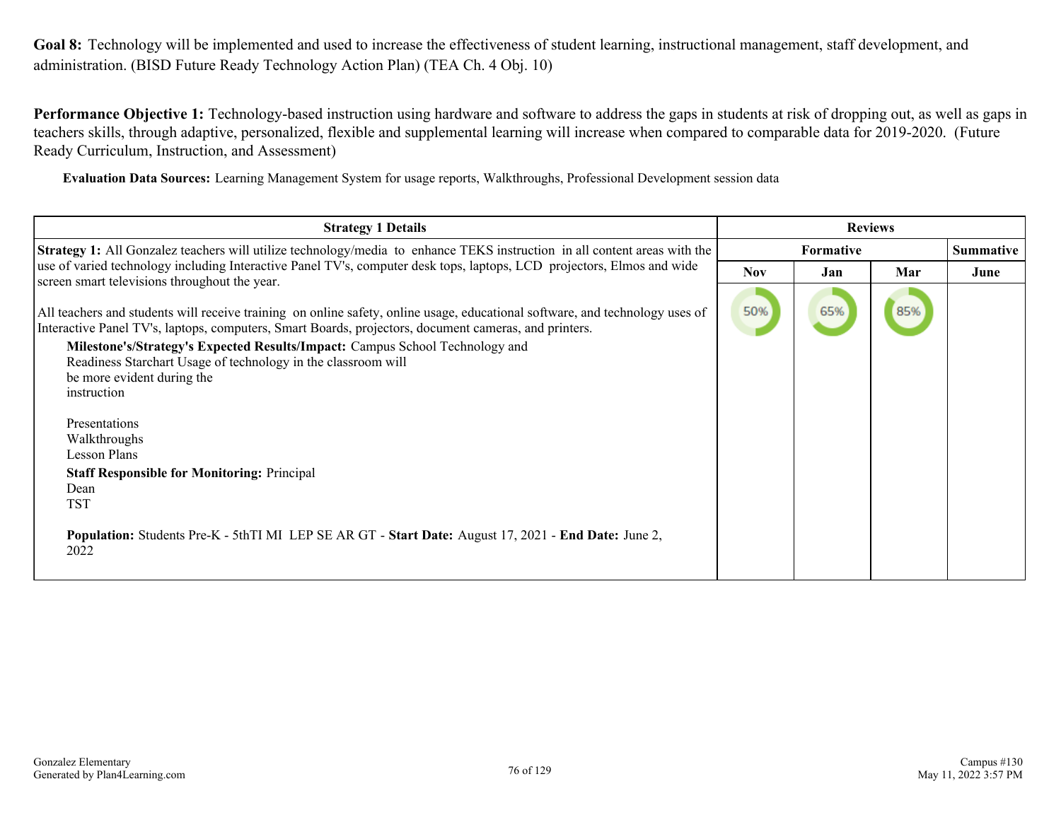**Goal 8:** Technology will be implemented and used to increase the effectiveness of student learning, instructional management, staff development, and administration. (BISD Future Ready Technology Action Plan) (TEA Ch. 4 Obj. 10)

**Performance Objective 1:** Technology-based instruction using hardware and software to address the gaps in students at risk of dropping out, as well as gaps in teachers skills, through adaptive, personalized, flexible and supplemental learning will increase when compared to comparable data for 2019-2020. (Future Ready Curriculum, Instruction, and Assessment)

**Evaluation Data Sources:** Learning Management System for usage reports, Walkthroughs, Professional Development session data

| Strategy 1 Details | Reviews | | | |
|---|---|---|---|---|
| | Formative | | | Summative |
| | Nov | Jan | Mar | June |
| **Strategy 1:** All Gonzalez teachers will utilize technology/media to enhance TEKS instruction in all content areas with the use of varied technology including Interactive Panel TV's, computer desk tops, laptops, LCD projectors, Elmos and wide screen smart televisions throughout the year.<br><br>All teachers and students will receive training on online safety, online usage, educational software, and technology uses of Interactive Panel TV's, laptops, computers, Smart Boards, projectors, document cameras, and printers.<br>**Milestone's/Strategy's Expected Results/Impact:** Campus School Technology and Readiness Starchart Usage of technology in the classroom will be more evident during the instruction<br><br>Presentations<br>Walkthroughs<br>Lesson Plans<br>**Staff Responsible for Monitoring:** Principal<br>Dean<br>TST<br><br>**Population:** Students Pre-K - 5thTI MI LEP SE AR GT - **Start Date:** August 17, 2021 - **End Date:** June 2, 2022 | 50% | 65% | 85% | |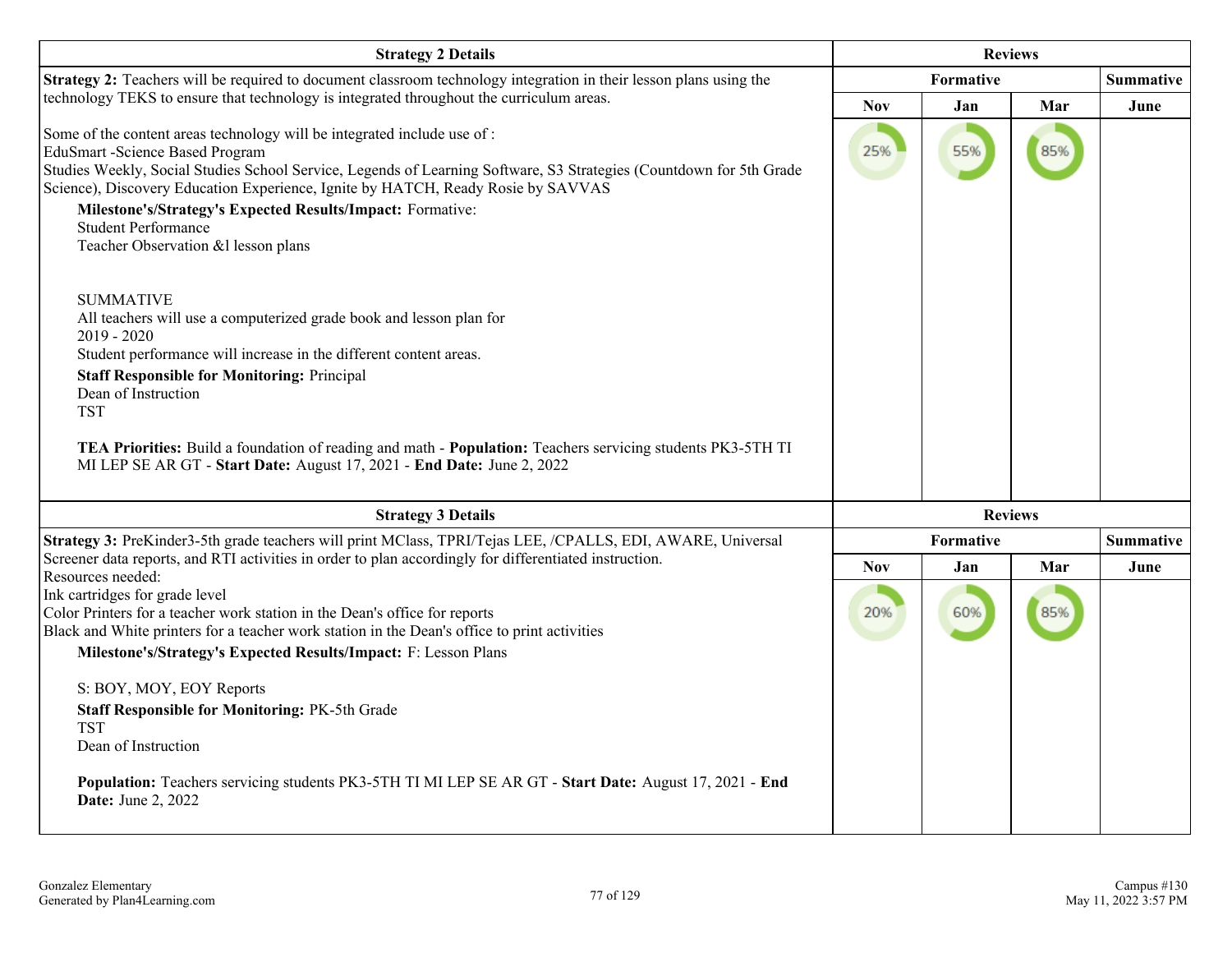| Strategy 2 Details | Reviews | | | |
|---|---|---|---|---|
| | Formative | | | Summative |
| | Nov | Jan | Mar | June |
| **Strategy 2:** Teachers will be required to document classroom technology integration in their lesson plans using the technology TEKS to ensure that technology is integrated throughout the curriculum areas.<br><br>Some of the content areas technology will be integrated include use of :<br>EduSmart -Science Based Program<br>Studies Weekly, Social Studies School Service, Legends of Learning Software, S3 Strategies (Countdown for 5th Grade Science), Discovery Education Experience, Ignite by HATCH, Ready Rosie by SAVVAS<br>**Milestone's/Strategy's Expected Results/Impact:** Formative:<br>Student Performance<br>Teacher Observation &l lesson plans<br><br>SUMMATIVE<br>All teachers will use a computerized grade book and lesson plan for<br>2019 - 2020<br>Student performance will increase in the different content areas.<br>**Staff Responsible for Monitoring:** Principal<br>Dean of Instruction<br>TST<br><br>**TEA Priorities:** Build a foundation of reading and math - **Population:** Teachers servicing students PK3-5TH TI MI LEP SE AR GT - **Start Date:** August 17, 2021 - **End Date:** June 2, 2022 | 25% | 55% | 85% | |

| Strategy 3 Details | Reviews | | | |
|---|---|---|---|---|
| | Formative | | | Summative |
| | Nov | Jan | Mar | June |
| **Strategy 3:** PreKinder3-5th grade teachers will print MClass, TPRI/Tejas LEE, /CPALLS, EDI, AWARE, Universal Screener data reports, and RTI activities in order to plan accordingly for differentiated instruction.<br>Resources needed:<br>Ink cartridges for grade level<br>Color Printers for a teacher work station in the Dean's office for reports<br>Black and White printers for a teacher work station in the Dean's office to print activities<br>**Milestone's/Strategy's Expected Results/Impact:** F: Lesson Plans<br><br>S: BOY, MOY, EOY Reports<br>**Staff Responsible for Monitoring:** PK-5th Grade<br>TST<br>Dean of Instruction<br><br>**Population:** Teachers servicing students PK3-5TH TI MI LEP SE AR GT - **Start Date:** August 17, 2021 - **End Date:** June 2, 2022 | 20% | 60% | 85% | |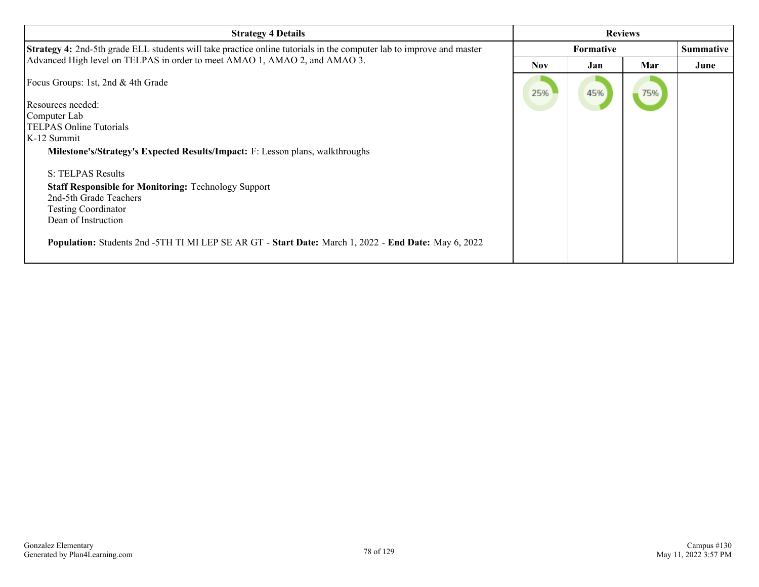| Strategy 4 Details | Reviews | | | |
|---|---|---|---|---|
| | Formative | | | Summative |
| | Nov | Jan | Mar | June |
| **Strategy 4:** 2nd-5th grade ELL students will take practice online tutorials in the computer lab to improve and master Advanced High level on TELPAS in order to meet AMAO 1, AMAO 2, and AMAO 3.<br><br>Focus Groups: 1st, 2nd & 4th Grade<br><br>Resources needed:<br>Computer Lab<br>TELPAS Online Tutorials<br>K-12 Summit<br>**Milestone's/Strategy's Expected Results/Impact:** F: Lesson plans, walkthroughs<br><br>S: TELPAS Results<br>**Staff Responsible for Monitoring:** Technology Support<br>2nd-5th Grade Teachers<br>Testing Coordinator<br>Dean of Instruction<br><br>**Population:** Students 2nd -5TH TI MI LEP SE AR GT - **Start Date:** March 1, 2022 - **End Date:** May 6, 2022 | 25% | 45% | 75% | |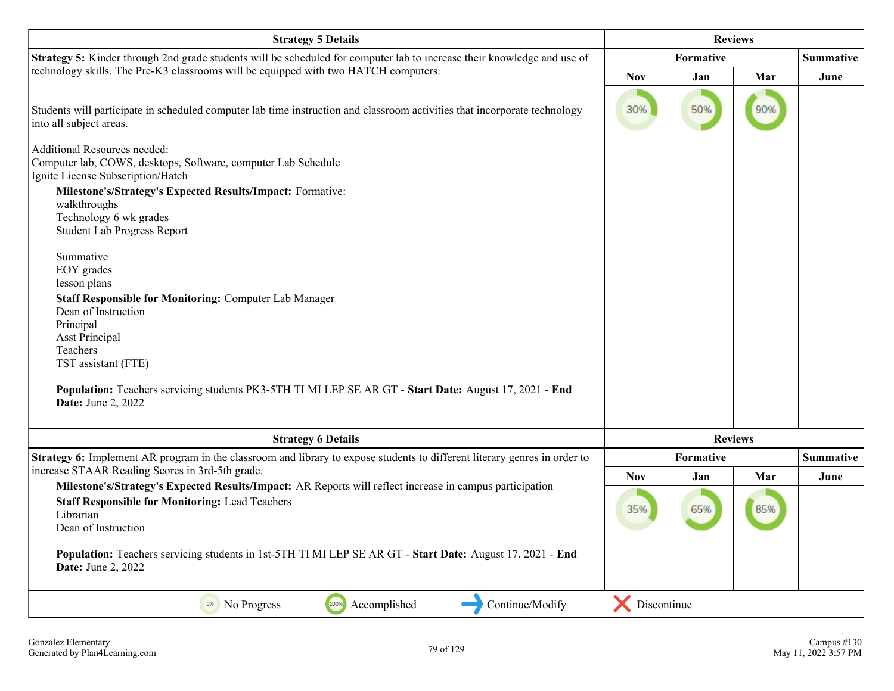| Strategy 5 Details | Reviews | | | |
|---|---|---|---|---|
| | Formative | | | Summative |
| **Strategy 5:** Kinder through 2nd grade students will be scheduled for computer lab to increase their knowledge and use of technology skills. The Pre-K3 classrooms will be equipped with two HATCH computers. | Nov | Jan | Mar | June |
| Students will participate in scheduled computer lab time instruction and classroom activities that incorporate technology into all subject areas.<br><br>Additional Resources needed:<br>Computer lab, COWS, desktops, Software, computer Lab Schedule<br>Ignite License Subscription/Hatch<br>**Milestone's/Strategy's Expected Results/Impact:** Formative:<br>walkthroughs<br>Technology 6 wk grades<br>Student Lab Progress Report<br><br>Summative<br>EOY grades<br>lesson plans<br>**Staff Responsible for Monitoring:** Computer Lab Manager<br>Dean of Instruction<br>Principal<br>Asst Principal<br>Teachers<br>TST assistant (FTE)<br><br>**Population:** Teachers servicing students PK3-5TH TI MI LEP SE AR GT - **Start Date:** August 17, 2021 - **End Date:** June 2, 2022 | 30% | 50% | 90% | |

| Strategy 6 Details | Reviews | | | |
|---|---|---|---|---|
| | Formative | | | Summative |
| **Strategy 6:** Implement AR program in the classroom and library to expose students to different literary genres in order to increase STAAR Reading Scores in 3rd-5th grade. | Nov | Jan | Mar | June |
| **Milestone's/Strategy's Expected Results/Impact:** AR Reports will reflect increase in campus participation<br>**Staff Responsible for Monitoring:** Lead Teachers<br>Librarian<br>Dean of Instruction<br><br>**Population:** Teachers servicing students in 1st-5TH TI MI LEP SE AR GT - **Start Date:** August 17, 2021 - **End Date:** June 2, 2022 | 35% | 65% | 85% | |

0% No Progress | 100% Accomplished | Continue/Modify | Discontinue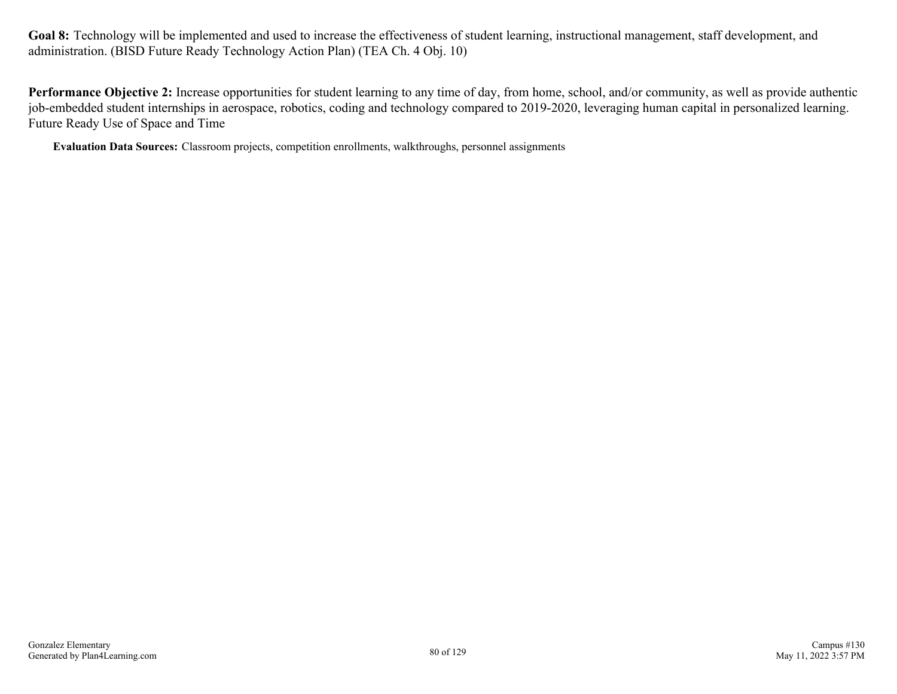**Goal 8:** Technology will be implemented and used to increase the effectiveness of student learning, instructional management, staff development, and administration. (BISD Future Ready Technology Action Plan) (TEA Ch. 4 Obj. 10)

**Performance Objective 2:** Increase opportunities for student learning to any time of day, from home, school, and/or community, as well as provide authentic job-embedded student internships in aerospace, robotics, coding and technology compared to 2019-2020, leveraging human capital in personalized learning. Future Ready Use of Space and Time

**Evaluation Data Sources:** Classroom projects, competition enrollments, walkthroughs, personnel assignments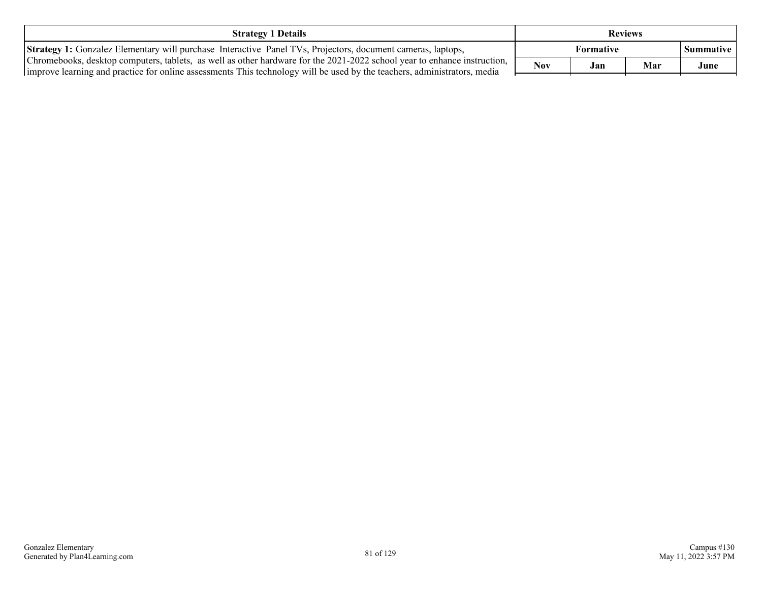| Strategy 1 Details | Reviews | | | |
|---|---|---|---|---|
| | Formative | | | Summative |
| **Strategy 1:** Gonzalez Elementary will purchase Interactive Panel TVs, Projectors, document cameras, laptops, Chromebooks, desktop computers, tablets, as well as other hardware for the 2021-2022 school year to enhance instruction, improve learning and practice for online assessments This technology will be used by the teachers, administrators, media | Nov | Jan | Mar | June |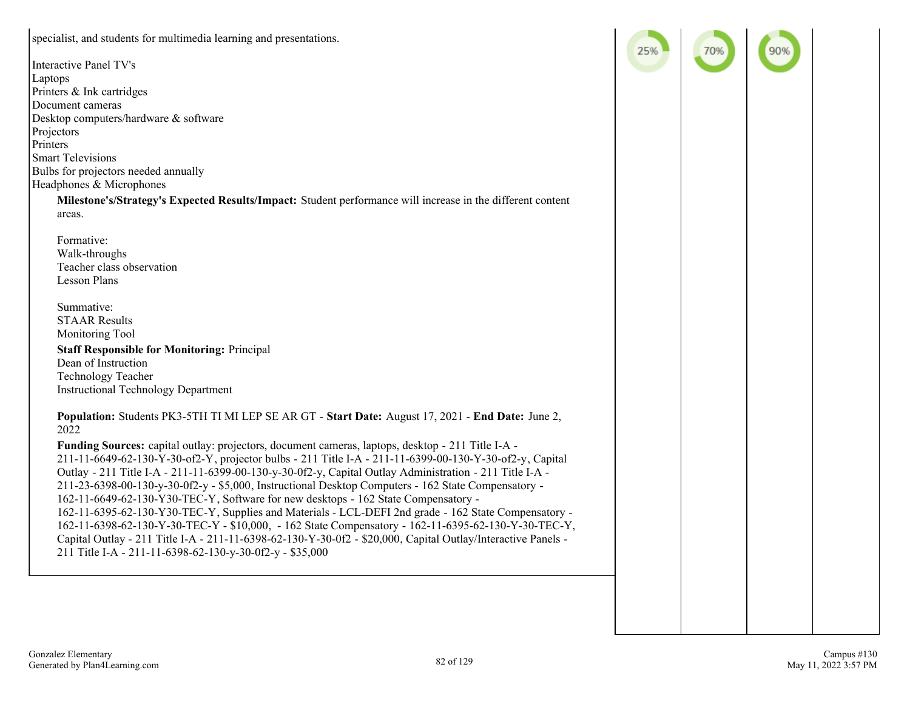| | | | | |
|---|---|---|---|---|
| specialist, and students for multimedia learning and presentations.<br><br>Interactive Panel TV's<br>Laptops<br>Printers & Ink cartridges<br>Document cameras<br>Desktop computers/hardware & software<br>Projectors<br>Printers<br>Smart Televisions<br>Bulbs for projectors needed annually<br>Headphones & Microphones<br><br>**Milestone's/Strategy's Expected Results/Impact:** Student performance will increase in the different content areas.<br><br>Formative:<br>Walk-throughs<br>Teacher class observation<br>Lesson Plans<br><br>Summative:<br>STAAR Results<br>Monitoring Tool<br><br>**Staff Responsible for Monitoring:** Principal<br>Dean of Instruction<br>Technology Teacher<br>Instructional Technology Department<br><br>**Population:** Students PK3-5TH TI MI LEP SE AR GT - **Start Date:** August 17, 2021 - **End Date:** June 2, 2022<br><br>**Funding Sources:** capital outlay: projectors, document cameras, laptops, desktop - 211 Title I-A - 211-11-6649-62-130-Y-30-of2-Y, projector bulbs - 211 Title I-A - 211-11-6399-00-130-Y-30-of2-y, Capital Outlay - 211 Title I-A - 211-11-6399-00-130-y-30-0f2-y, Capital Outlay Administration - 211 Title I-A - 211-23-6398-00-130-y-30-0f2-y - $5,000, Instructional Desktop Computers - 162 State Compensatory - 162-11-6649-62-130-Y30-TEC-Y, Software for new desktops - 162 State Compensatory - 162-11-6395-62-130-Y30-TEC-Y, Supplies and Materials - LCL-DEFI 2nd grade - 162 State Compensatory - 162-11-6398-62-130-Y-30-TEC-Y - $10,000, - 162 State Compensatory - 162-11-6395-62-130-Y-30-TEC-Y, Capital Outlay - 211 Title I-A - 211-11-6398-62-130-Y-30-0f2 - $20,000, Capital Outlay/Interactive Panels - 211 Title I-A - 211-11-6398-62-130-y-30-0f2-y - $35,000 | 25% | 70% | 90% | |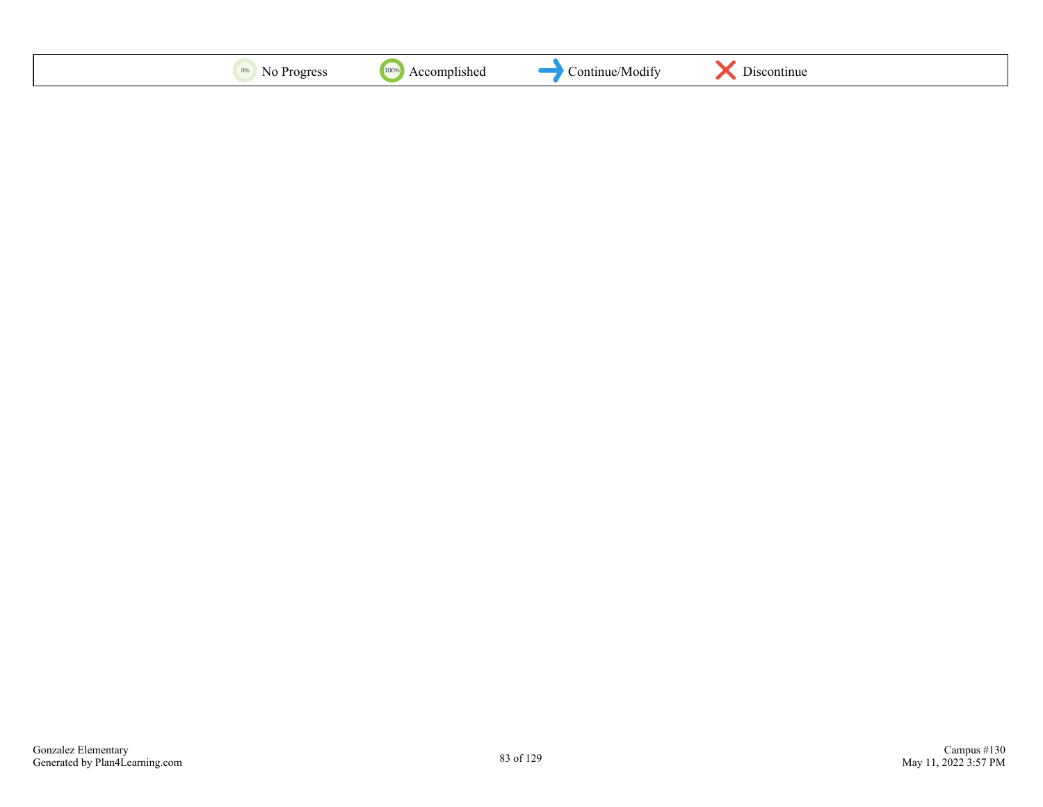| 0% No Progress | 100% Accomplished | Continue/Modify | Discontinue |
|---|---|---|---|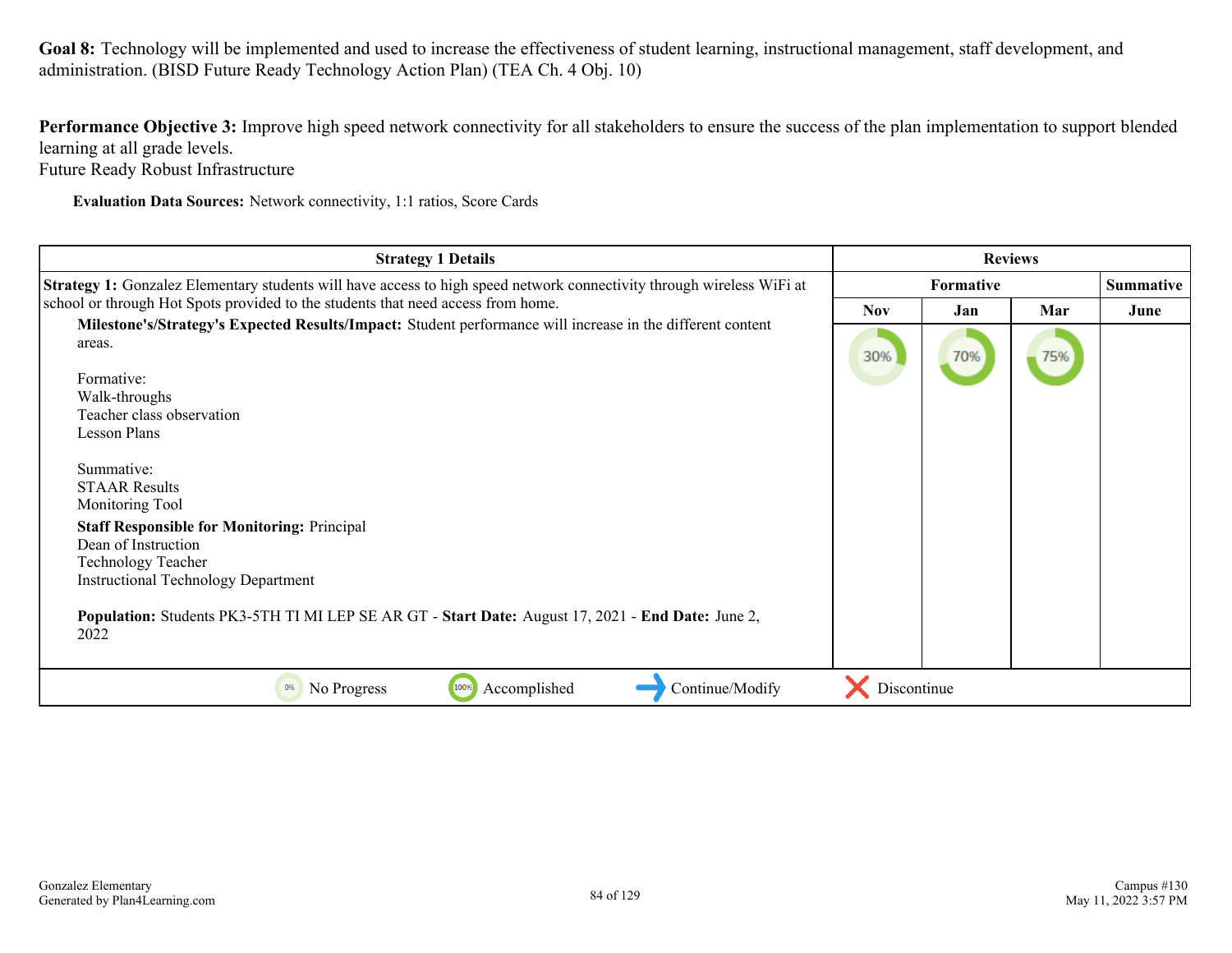**Goal 8:** Technology will be implemented and used to increase the effectiveness of student learning, instructional management, staff development, and administration. (BISD Future Ready Technology Action Plan) (TEA Ch. 4 Obj. 10)

**Performance Objective 3:** Improve high speed network connectivity for all stakeholders to ensure the success of the plan implementation to support blended learning at all grade levels.
Future Ready Robust Infrastructure

**Evaluation Data Sources:** Network connectivity, 1:1 ratios, Score Cards

| Strategy 1 Details | Reviews | | | |
|---|---|---|---|---|
| | Formative | | | Summative |
| | Nov | Jan | Mar | June |
| **Strategy 1:** Gonzalez Elementary students will have access to high speed network connectivity through wireless WiFi at school or through Hot Spots provided to the students that need access from home.<br>**Milestone's/Strategy's Expected Results/Impact:** Student performance will increase in the different content areas.<br><br>Formative:<br>Walk-throughs<br>Teacher class observation<br>Lesson Plans<br><br>Summative:<br>STAAR Results<br>Monitoring Tool<br>**Staff Responsible for Monitoring:** Principal<br>Dean of Instruction<br>Technology Teacher<br>Instructional Technology Department<br><br>**Population:** Students PK3-5TH TI MI LEP SE AR GT - **Start Date:** August 17, 2021 - **End Date:** June 2, 2022 | 30% | 70% | 75% | |

0% No Progress | 100% Accomplished | Continue/Modify | Discontinue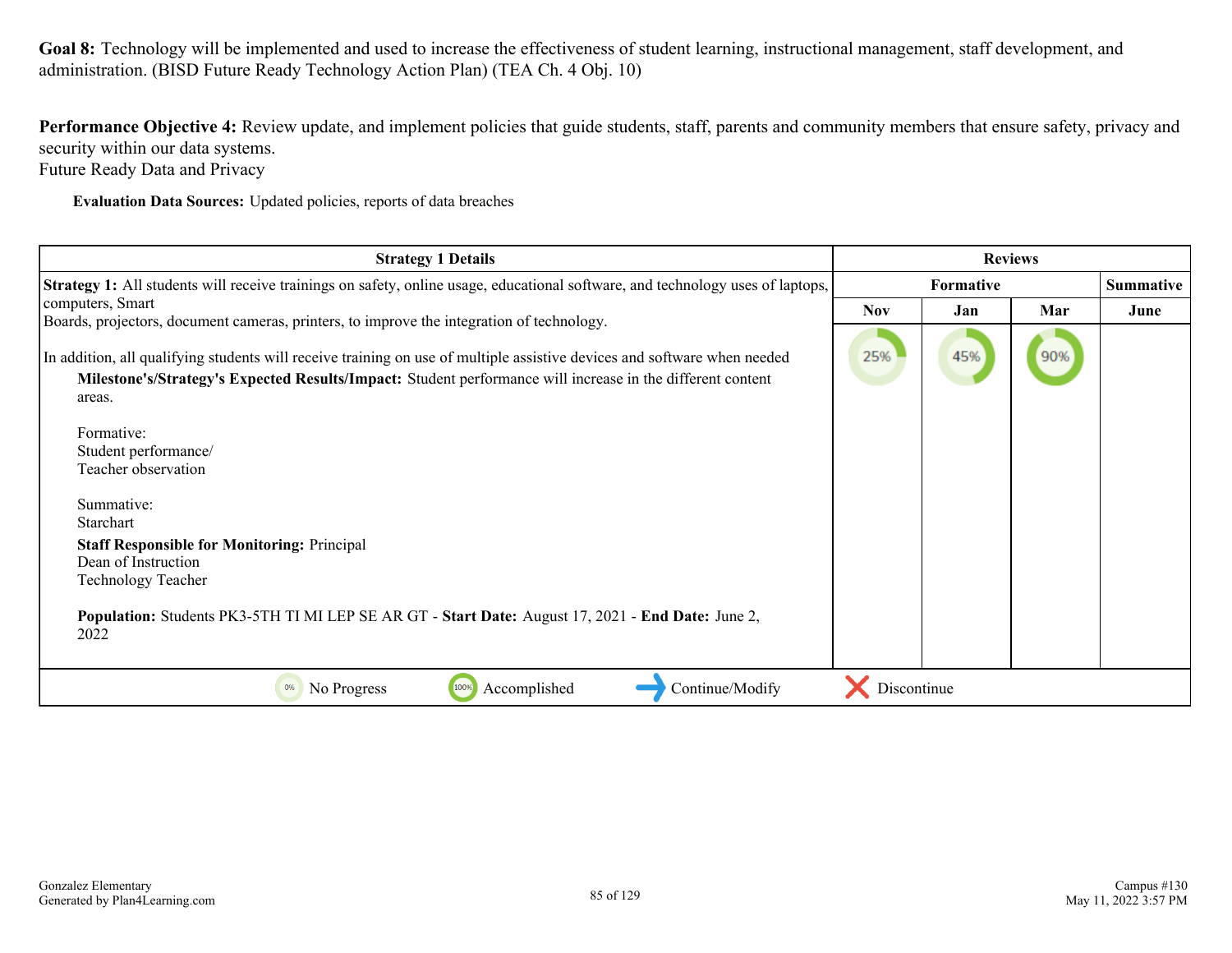**Goal 8:** Technology will be implemented and used to increase the effectiveness of student learning, instructional management, staff development, and administration. (BISD Future Ready Technology Action Plan) (TEA Ch. 4 Obj. 10)

**Performance Objective 4:** Review update, and implement policies that guide students, staff, parents and community members that ensure safety, privacy and security within our data systems.
Future Ready Data and Privacy

**Evaluation Data Sources:** Updated policies, reports of data breaches

| Strategy 1 Details | Reviews | | | |
|---|---|---|---|---|
| | Formative | | | Summative |
| | Nov | Jan | Mar | June |
| **Strategy 1:** All students will receive trainings on safety, online usage, educational software, and technology uses of laptops, computers, Smart Boards, projectors, document cameras, printers, to improve the integration of technology.<br><br>In addition, all qualifying students will receive training on use of multiple assistive devices and software when needed<br>**Milestone's/Strategy's Expected Results/Impact:** Student performance will increase in the different content areas.<br><br>Formative:<br>Student performance/<br>Teacher observation<br><br>Summative:<br>Starchart<br>**Staff Responsible for Monitoring:** Principal<br>Dean of Instruction<br>Technology Teacher<br><br>**Population:** Students PK3-5TH TI MI LEP SE AR GT - **Start Date:** August 17, 2021 - **End Date:** June 2, 2022 | 25% | 45% | 90% | |

0% No Progress | 100% Accomplished | Continue/Modify | Discontinue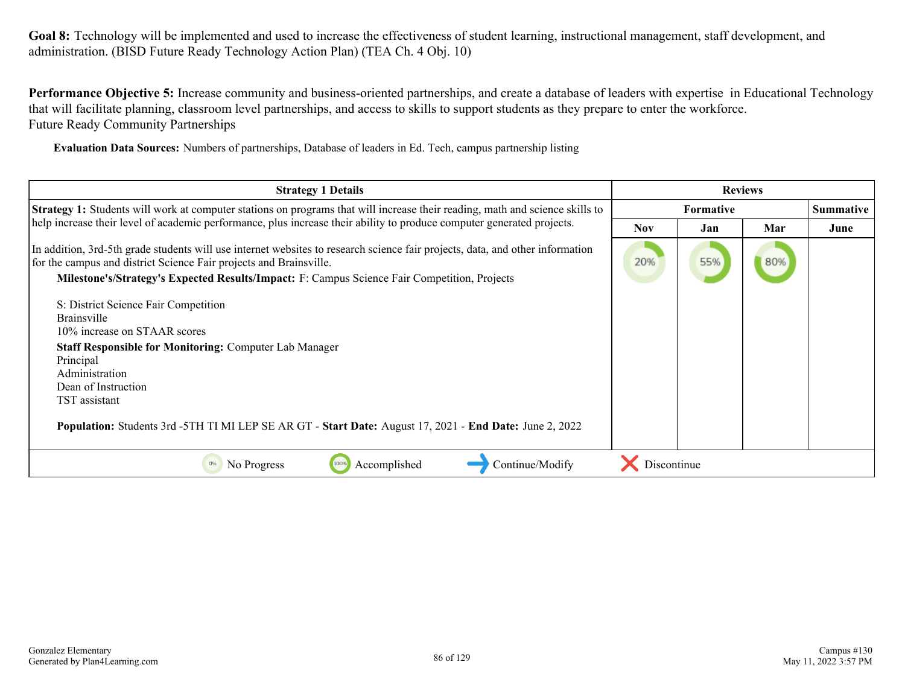**Goal 8:** Technology will be implemented and used to increase the effectiveness of student learning, instructional management, staff development, and administration. (BISD Future Ready Technology Action Plan) (TEA Ch. 4 Obj. 10)

**Performance Objective 5:** Increase community and business-oriented partnerships, and create a database of leaders with expertise in Educational Technology that will facilitate planning, classroom level partnerships, and access to skills to support students as they prepare to enter the workforce.
Future Ready Community Partnerships

**Evaluation Data Sources:** Numbers of partnerships, Database of leaders in Ed. Tech, campus partnership listing

| Strategy 1 Details | Reviews | | | |
|---|---|---|---|---|
| | Formative | | | Summative |
| | Nov | Jan | Mar | June |
| **Strategy 1:** Students will work at computer stations on programs that will increase their reading, math and science skills to help increase their level of academic performance, plus increase their ability to produce computer generated projects.<br><br>In addition, 3rd-5th grade students will use internet websites to research science fair projects, data, and other information for the campus and district Science Fair projects and Brainsville.<br>**Milestone's/Strategy's Expected Results/Impact:** F: Campus Science Fair Competition, Projects<br><br>S: District Science Fair Competition<br>Brainsville<br>10% increase on STAAR scores<br>**Staff Responsible for Monitoring:** Computer Lab Manager<br>Principal<br>Administration<br>Dean of Instruction<br>TST assistant<br><br>**Population:** Students 3rd -5TH TI MI LEP SE AR GT - **Start Date:** August 17, 2021 - **End Date:** June 2, 2022 | 20% | 55% | 80% | |

0% No Progress | 100% Accomplished | Continue/Modify | Discontinue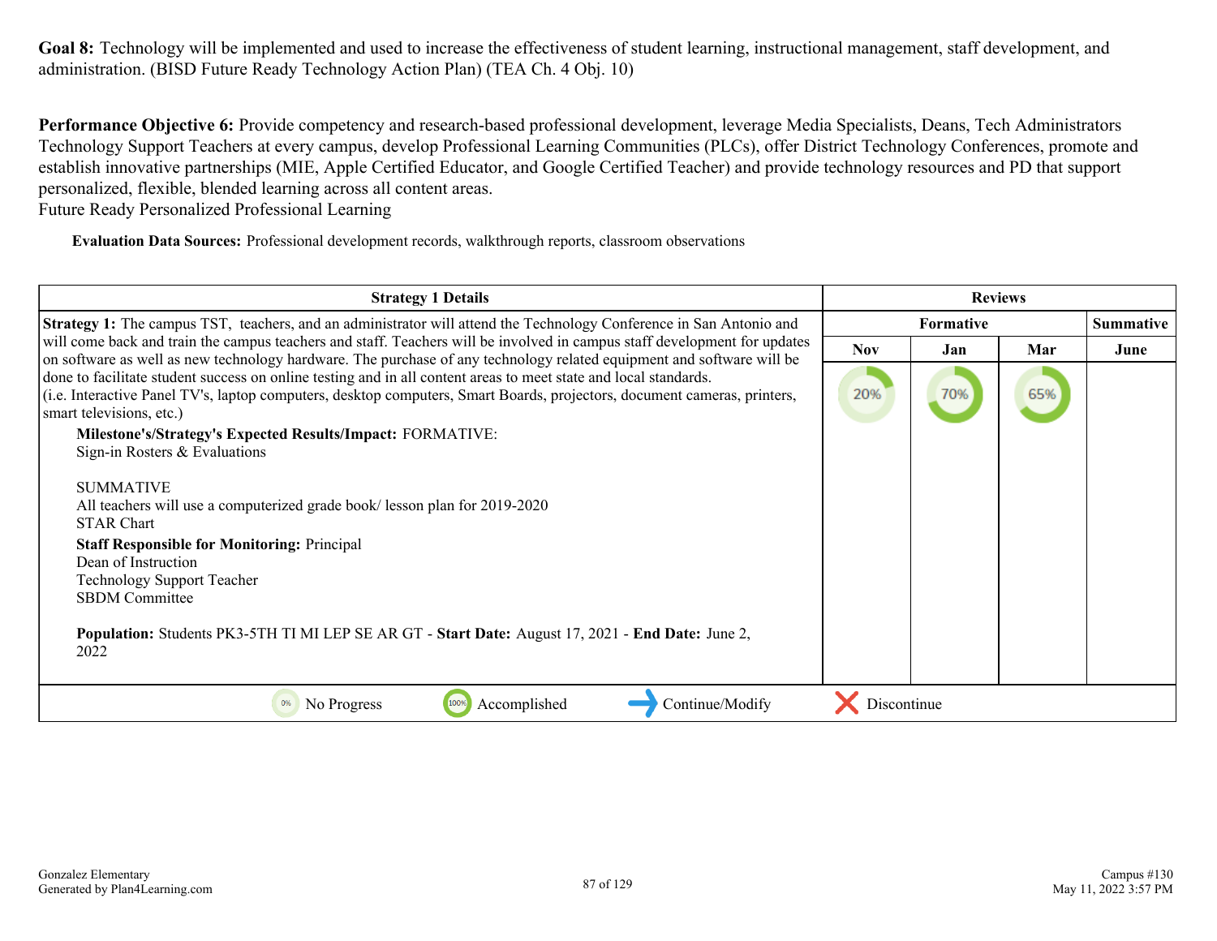**Goal 8:** Technology will be implemented and used to increase the effectiveness of student learning, instructional management, staff development, and administration. (BISD Future Ready Technology Action Plan) (TEA Ch. 4 Obj. 10)

**Performance Objective 6:** Provide competency and research-based professional development, leverage Media Specialists, Deans, Tech Administrators Technology Support Teachers at every campus, develop Professional Learning Communities (PLCs), offer District Technology Conferences, promote and establish innovative partnerships (MIE, Apple Certified Educator, and Google Certified Teacher) and provide technology resources and PD that support personalized, flexible, blended learning across all content areas.
Future Ready Personalized Professional Learning

**Evaluation Data Sources:** Professional development records, walkthrough reports, classroom observations

| Strategy 1 Details | Reviews | | | |
|---|---|---|---|---|
| | Formative | | | Summative |
| | Nov | Jan | Mar | June |
| **Strategy 1:** The campus TST, teachers, and an administrator will attend the Technology Conference in San Antonio and will come back and train the campus teachers and staff. Teachers will be involved in campus staff development for updates on software as well as new technology hardware. The purchase of any technology related equipment and software will be done to facilitate student success on online testing and in all content areas to meet state and local standards. (i.e. Interactive Panel TV's, laptop computers, desktop computers, Smart Boards, projectors, document cameras, printers, smart televisions, etc.)<br>**Milestone's/Strategy's Expected Results/Impact:** FORMATIVE:<br>Sign-in Rosters & Evaluations<br><br>SUMMATIVE<br>All teachers will use a computerized grade book/ lesson plan for 2019-2020<br>STAR Chart<br>**Staff Responsible for Monitoring:** Principal<br>Dean of Instruction<br>Technology Support Teacher<br>SBDM Committee<br><br>**Population:** Students PK3-5TH TI MI LEP SE AR GT - **Start Date:** August 17, 2021 - **End Date:** June 2, 2022 | 20% | 70% | 65% | |

0% No Progress | 100% Accomplished | Continue/Modify | Discontinue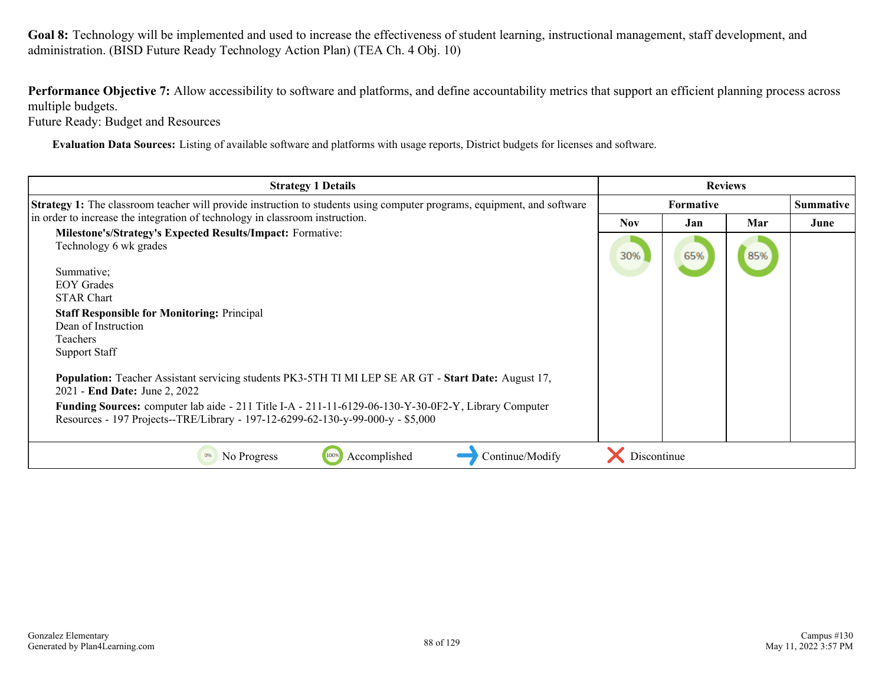**Goal 8:** Technology will be implemented and used to increase the effectiveness of student learning, instructional management, staff development, and administration. (BISD Future Ready Technology Action Plan) (TEA Ch. 4 Obj. 10)

**Performance Objective 7:** Allow accessibility to software and platforms, and define accountability metrics that support an efficient planning process across multiple budgets.
Future Ready: Budget and Resources

**Evaluation Data Sources:** Listing of available software and platforms with usage reports, District budgets for licenses and software.

| Strategy 1 Details | Reviews | | | |
|---|---|---|---|---|
| | Formative | | | Summative |
| | Nov | Jan | Mar | June |
| **Strategy 1:** The classroom teacher will provide instruction to students using computer programs, equipment, and software in order to increase the integration of technology in classroom instruction.<br>**Milestone's/Strategy's Expected Results/Impact:** Formative:<br>Technology 6 wk grades<br><br>Summative;<br>EOY Grades<br>STAR Chart<br>**Staff Responsible for Monitoring:** Principal<br>Dean of Instruction<br>Teachers<br>Support Staff<br><br>**Population:** Teacher Assistant servicing students PK3-5TH TI MI LEP SE AR GT - **Start Date:** August 17, 2021 - **End Date:** June 2, 2022<br>**Funding Sources:** computer lab aide - 211 Title I-A - 211-11-6129-06-130-Y-30-0F2-Y, Library Computer Resources - 197 Projects--TRE/Library - 197-12-6299-62-130-y-99-000-y - $5,000 | 30% | 65% | 85% | |

0% No Progress | 100% Accomplished | ➜ Continue/Modify | ✕ Discontinue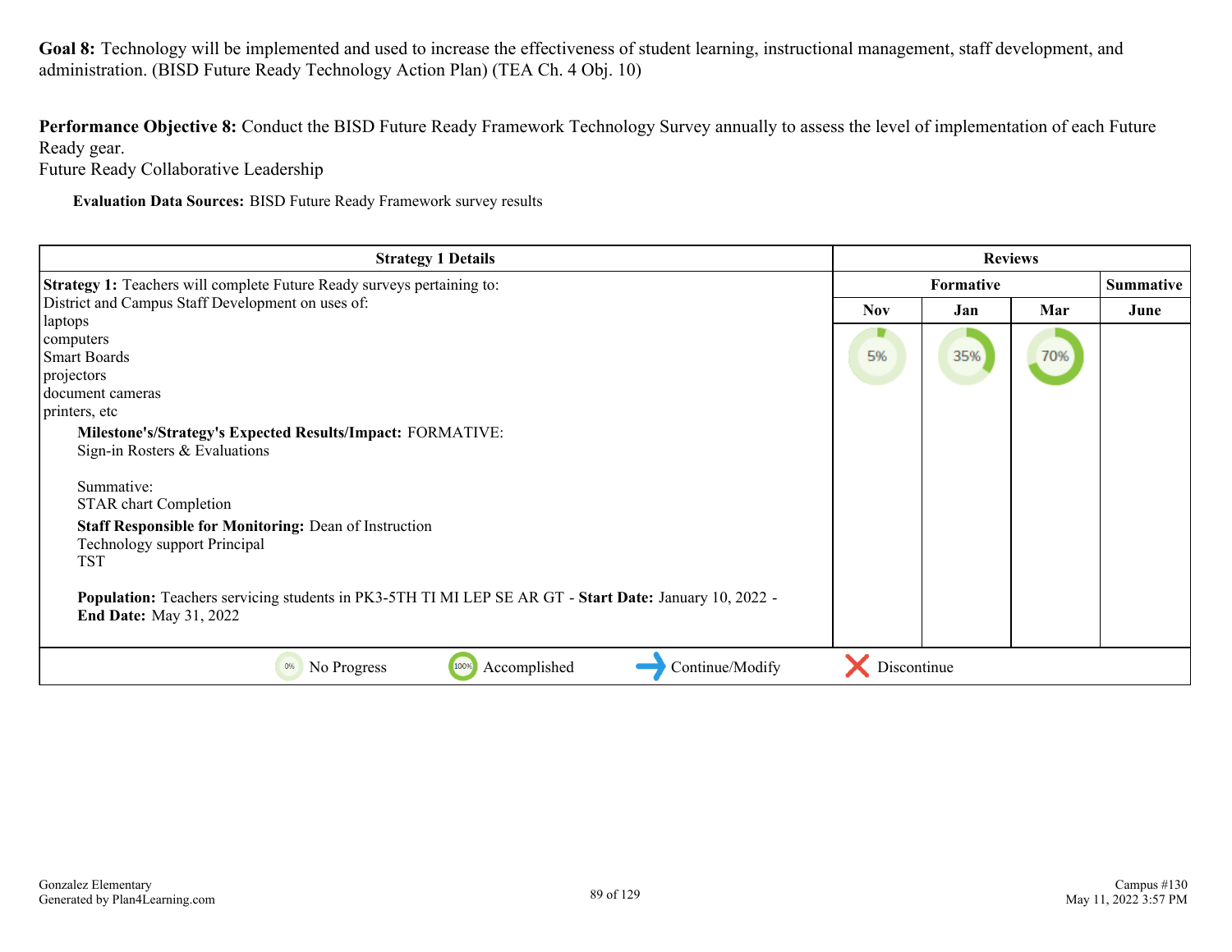**Goal 8:** Technology will be implemented and used to increase the effectiveness of student learning, instructional management, staff development, and administration. (BISD Future Ready Technology Action Plan) (TEA Ch. 4 Obj. 10)

**Performance Objective 8:** Conduct the BISD Future Ready Framework Technology Survey annually to assess the level of implementation of each Future Ready gear.
Future Ready Collaborative Leadership

**Evaluation Data Sources:** BISD Future Ready Framework survey results

| Strategy 1 Details | Reviews | | | |
|---|---|---|---|---|
| | Formative | | | Summative |
| | Nov | Jan | Mar | June |
| **Strategy 1:** Teachers will complete Future Ready surveys pertaining to:<br>District and Campus Staff Development on uses of:<br>laptops<br>computers<br>Smart Boards<br>projectors<br>document cameras<br>printers, etc<br>**Milestone's/Strategy's Expected Results/Impact:** FORMATIVE:<br>Sign-in Rosters & Evaluations<br><br>Summative:<br>STAR chart Completion<br>**Staff Responsible for Monitoring:** Dean of Instruction<br>Technology support Principal<br>TST<br><br>**Population:** Teachers servicing students in PK3-5TH TI MI LEP SE AR GT - **Start Date:** January 10, 2022 - **End Date:** May 31, 2022 | 5% | 35% | 70% | |

0% No Progress | 100% Accomplished | Continue/Modify | Discontinue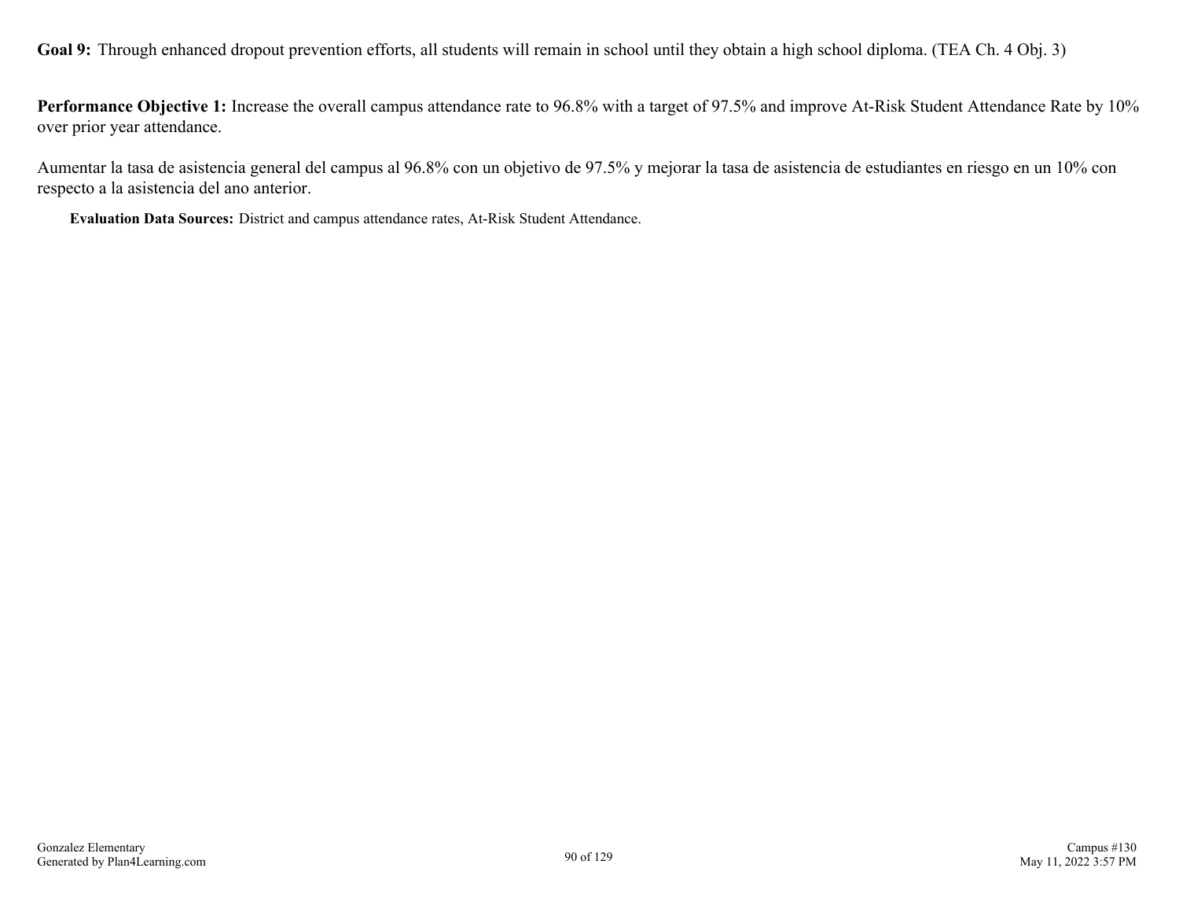**Goal 9:** Through enhanced dropout prevention efforts, all students will remain in school until they obtain a high school diploma. (TEA Ch. 4 Obj. 3)

**Performance Objective 1:** Increase the overall campus attendance rate to 96.8% with a target of 97.5% and improve At-Risk Student Attendance Rate by 10% over prior year attendance.

Aumentar la tasa de asistencia general del campus al 96.8% con un objetivo de 97.5% y mejorar la tasa de asistencia de estudiantes en riesgo en un 10% con respecto a la asistencia del ano anterior.

**Evaluation Data Sources:** District and campus attendance rates, At-Risk Student Attendance.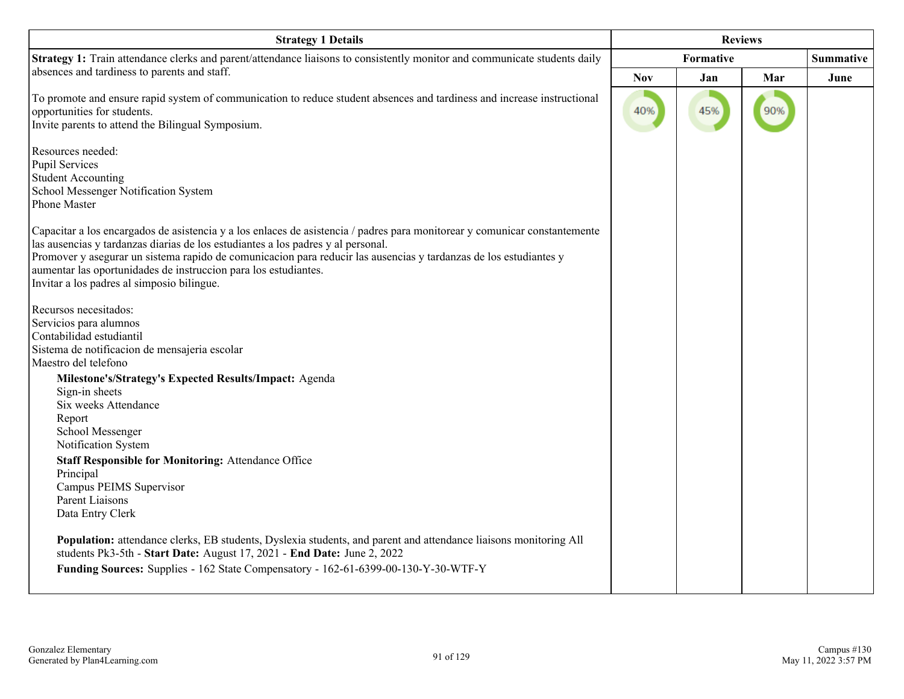| Strategy 1 Details | Reviews | | | |
|---|---|---|---|---|
| | Formative | | | Summative |
| | Nov | Jan | Mar | June |
| **Strategy 1:** Train attendance clerks and parent/attendance liaisons to consistently monitor and communicate students daily absences and tardiness to parents and staff.<br><br>To promote and ensure rapid system of communication to reduce student absences and tardiness and increase instructional opportunities for students.<br>Invite parents to attend the Bilingual Symposium.<br><br>Resources needed:<br>Pupil Services<br>Student Accounting<br>School Messenger Notification System<br>Phone Master<br><br>Capacitar a los encargados de asistencia y a los enlaces de asistencia / padres para monitorear y comunicar constantemente las ausencias y tardanzas diarias de los estudiantes a los padres y al personal.<br>Promover y asegurar un sistema rapido de comunicacion para reducir las ausencias y tardanzas de los estudiantes y aumentar las oportunidades de instruccion para los estudiantes.<br>Invitar a los padres al simposio bilingue.<br><br>Recursos necesitados:<br>Servicios para alumnos<br>Contabilidad estudiantil<br>Sistema de notificacion de mensajeria escolar<br>Maestro del telefono<br><br>**Milestone's/Strategy's Expected Results/Impact:** Agenda<br>Sign-in sheets<br>Six weeks Attendance<br>Report<br>School Messenger<br>Notification System<br><br>**Staff Responsible for Monitoring:** Attendance Office<br>Principal<br>Campus PEIMS Supervisor<br>Parent Liaisons<br>Data Entry Clerk<br><br>**Population:** attendance clerks, EB students, Dyslexia students, and parent and attendance liaisons monitoring All students Pk3-5th - **Start Date:** August 17, 2021 - **End Date:** June 2, 2022<br><br>**Funding Sources:** Supplies - 162 State Compensatory - 162-61-6399-00-130-Y-30-WTF-Y | 40% | 45% | 90% | |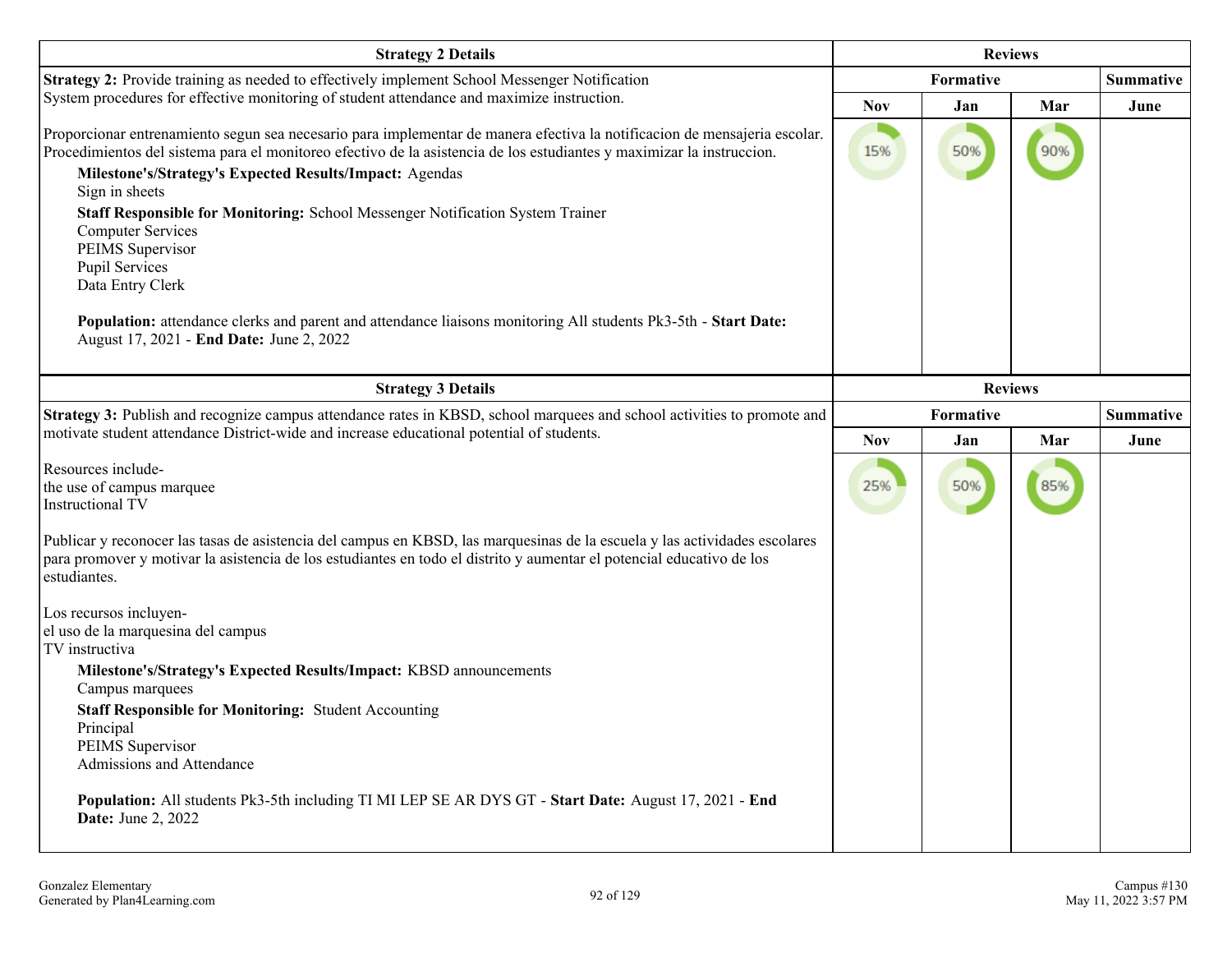| Strategy 2 Details | Reviews | | | |
|---|---|---|---|---|
| | Formative | | | Summative |
| | Nov | Jan | Mar | June |
| **Strategy 2:** Provide training as needed to effectively implement School Messenger Notification System procedures for effective monitoring of student attendance and maximize instruction.<br><br>Proporcionar entrenamiento segun sea necesario para implementar de manera efectiva la notificacion de mensajeria escolar. Procedimientos del sistema para el monitoreo efectivo de la asistencia de los estudiantes y maximizar la instruccion.<br>**Milestone's/Strategy's Expected Results/Impact:** Agendas<br>Sign in sheets<br>**Staff Responsible for Monitoring:** School Messenger Notification System Trainer<br>Computer Services<br>PEIMS Supervisor<br>Pupil Services<br>Data Entry Clerk<br><br>**Population:** attendance clerks and parent and attendance liaisons monitoring All students Pk3-5th - **Start Date:** August 17, 2021 - **End Date:** June 2, 2022 | 15% | 50% | 90% | |

| Strategy 3 Details | Reviews | | | |
|---|---|---|---|---|
| | Formative | | | Summative |
| | Nov | Jan | Mar | June |
| **Strategy 3:** Publish and recognize campus attendance rates in KBSD, school marquees and school activities to promote and motivate student attendance District-wide and increase educational potential of students.<br><br>Resources include-<br>the use of campus marquee<br>Instructional TV<br><br>Publicar y reconocer las tasas de asistencia del campus en KBSD, las marquesinas de la escuela y las actividades escolares para promover y motivar la asistencia de los estudiantes en todo el distrito y aumentar el potencial educativo de los estudiantes.<br><br>Los recursos incluyen-<br>el uso de la marquesina del campus<br>TV instructiva<br>**Milestone's/Strategy's Expected Results/Impact:** KBSD announcements<br>Campus marquees<br>**Staff Responsible for Monitoring:** Student Accounting<br>Principal<br>PEIMS Supervisor<br>Admissions and Attendance<br><br>**Population:** All students Pk3-5th including TI MI LEP SE AR DYS GT - **Start Date:** August 17, 2021 - **End Date:** June 2, 2022 | 25% | 50% | 85% | |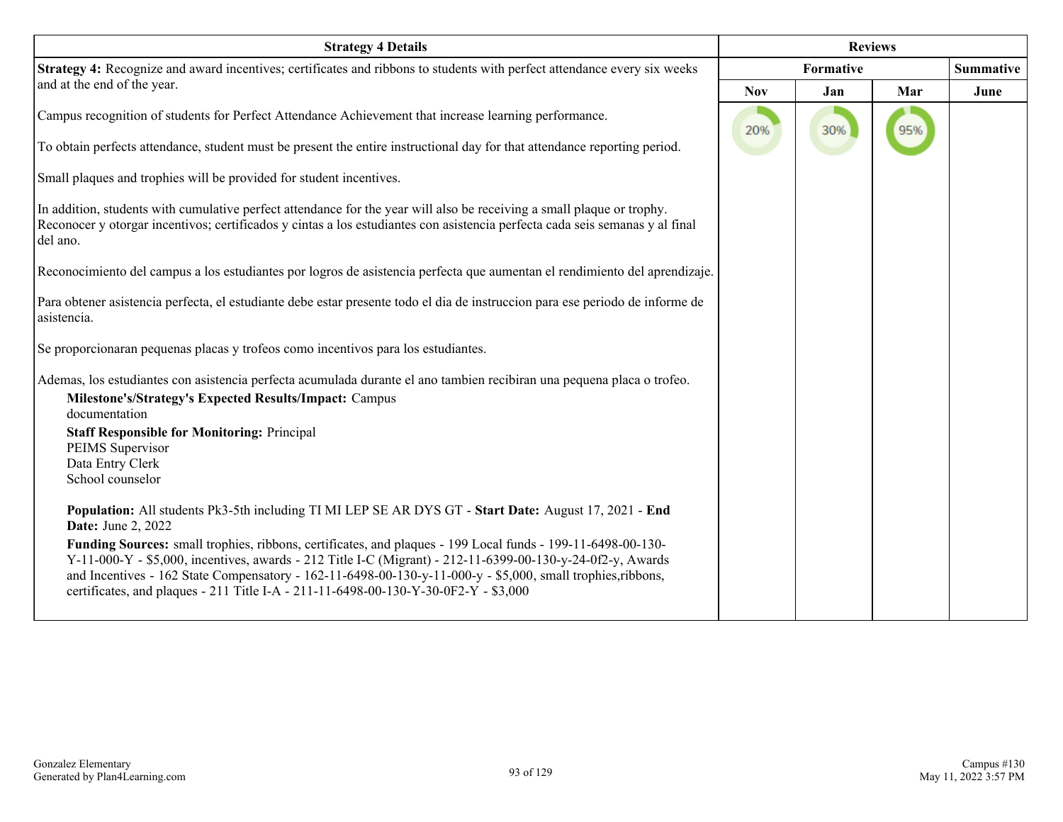| Strategy 4 Details | Reviews | | | |
|---|---|---|---|---|
| | Formative | | | Summative |
| | Nov | Jan | Mar | June |
| **Strategy 4:** Recognize and award incentives; certificates and ribbons to students with perfect attendance every six weeks and at the end of the year.<br><br>Campus recognition of students for Perfect Attendance Achievement that increase learning performance.<br><br>To obtain perfects attendance, student must be present the entire instructional day for that attendance reporting period.<br><br>Small plaques and trophies will be provided for student incentives.<br><br>In addition, students with cumulative perfect attendance for the year will also be receiving a small plaque or trophy.<br>Reconocer y otorgar incentivos; certificados y cintas a los estudiantes con asistencia perfecta cada seis semanas y al final del ano.<br><br>Reconocimiento del campus a los estudiantes por logros de asistencia perfecta que aumentan el rendimiento del aprendizaje.<br><br>Para obtener asistencia perfecta, el estudiante debe estar presente todo el dia de instruccion para ese periodo de informe de asistencia.<br><br>Se proporcionaran pequenas placas y trofeos como incentivos para los estudiantes.<br><br>Ademas, los estudiantes con asistencia perfecta acumulada durante el ano tambien recibiran una pequena placa o trofeo.<br>**Milestone's/Strategy's Expected Results/Impact:** Campus documentation<br>**Staff Responsible for Monitoring:** Principal<br>PEIMS Supervisor<br>Data Entry Clerk<br>School counselor<br><br>**Population:** All students Pk3-5th including TI MI LEP SE AR DYS GT - **Start Date:** August 17, 2021 - **End Date:** June 2, 2022<br>**Funding Sources:** small trophies, ribbons, certificates, and plaques - 199 Local funds - 199-11-6498-00-130-Y-11-000-Y - $5,000, incentives, awards - 212 Title I-C (Migrant) - 212-11-6399-00-130-y-24-0f2-y, Awards and Incentives - 162 State Compensatory - 162-11-6498-00-130-y-11-000-y - $5,000, small trophies,ribbons, certificates, and plaques - 211 Title I-A - 211-11-6498-00-130-Y-30-0F2-Y - $3,000 | 20% | 30% | 95% | |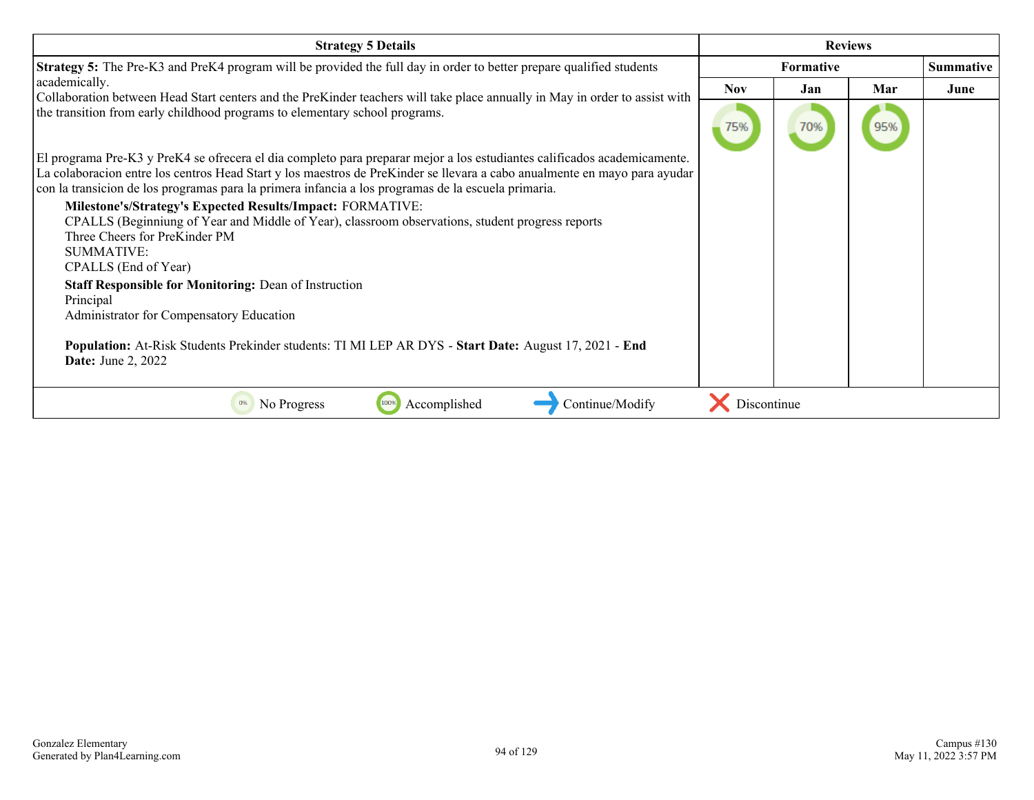| Strategy 5 Details | Reviews | | | |
|---|---|---|---|---|
| | Formative | | | Summative |
| | Nov | Jan | Mar | June |
| **Strategy 5:** The Pre-K3 and PreK4 program will be provided the full day in order to better prepare qualified students academically.<br>Collaboration between Head Start centers and the PreKinder teachers will take place annually in May in order to assist with the transition from early childhood programs to elementary school programs.<br><br>El programa Pre-K3 y PreK4 se ofrecera el dia completo para preparar mejor a los estudiantes calificados academicamente.<br>La colaboracion entre los centros Head Start y los maestros de PreKinder se llevara a cabo anualmente en mayo para ayudar con la transicion de los programas para la primera infancia a los programas de la escuela primaria.<br>**Milestone's/Strategy's Expected Results/Impact:** FORMATIVE:<br>CPALLS (Beginniung of Year and Middle of Year), classroom observations, student progress reports<br>Three Cheers for PreKinder PM<br>SUMMATIVE:<br>CPALLS (End of Year)<br>**Staff Responsible for Monitoring:** Dean of Instruction<br>Principal<br>Administrator for Compensatory Education<br><br>**Population:** At-Risk Students Prekinder students: TI MI LEP AR DYS - **Start Date:** August 17, 2021 - **End Date:** June 2, 2022 | 75% | 70% | 95% | |

0% No Progress | 100% Accomplished | Continue/Modify | Discontinue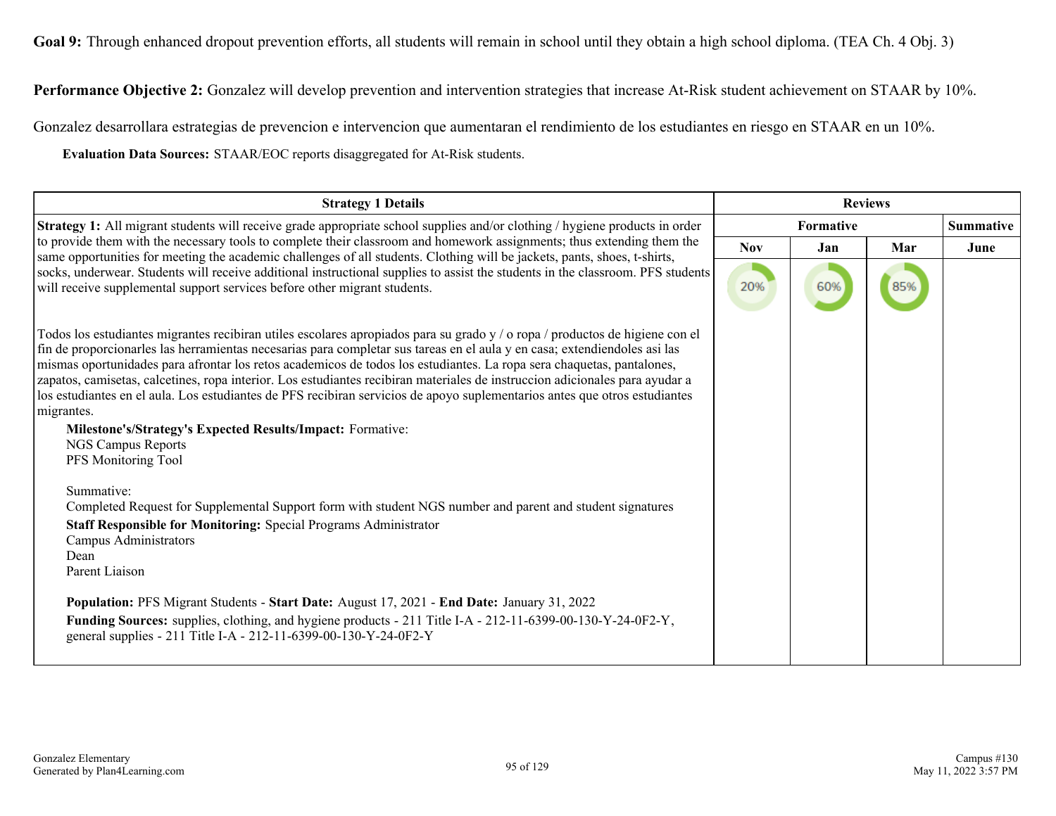**Goal 9:** Through enhanced dropout prevention efforts, all students will remain in school until they obtain a high school diploma. (TEA Ch. 4 Obj. 3)

**Performance Objective 2:** Gonzalez will develop prevention and intervention strategies that increase At-Risk student achievement on STAAR by 10%.

Gonzalez desarrollara estrategias de prevencion e intervencion que aumentaran el rendimiento de los estudiantes en riesgo en STAAR en un 10%.

**Evaluation Data Sources:** STAAR/EOC reports disaggregated for At-Risk students.

| Strategy 1 Details | Reviews | | | |
|---|---|---|---|---|
| | Formative | | | Summative |
| | Nov | Jan | Mar | June |
| **Strategy 1:** All migrant students will receive grade appropriate school supplies and/or clothing / hygiene products in order to provide them with the necessary tools to complete their classroom and homework assignments; thus extending them the same opportunities for meeting the academic challenges of all students. Clothing will be jackets, pants, shoes, t-shirts, socks, underwear. Students will receive additional instructional supplies to assist the students in the classroom. PFS students will receive supplemental support services before other migrant students.<br><br>Todos los estudiantes migrantes recibiran utiles escolares apropiados para su grado y / o ropa / productos de higiene con el fin de proporcionarles las herramientas necesarias para completar sus tareas en el aula y en casa; extendiendoles asi las mismas oportunidades para afrontar los retos academicos de todos los estudiantes. La ropa sera chaquetas, pantalones, zapatos, camisetas, calcetines, ropa interior. Los estudiantes recibiran materiales de instruccion adicionales para ayudar a los estudiantes en el aula. Los estudiantes de PFS recibiran servicios de apoyo suplementarios antes que otros estudiantes migrantes.<br><br>**Milestone's/Strategy's Expected Results/Impact:** Formative:<br>NGS Campus Reports<br>PFS Monitoring Tool<br><br>Summative:<br>Completed Request for Supplemental Support form with student NGS number and parent and student signatures<br>**Staff Responsible for Monitoring:** Special Programs Administrator<br>Campus Administrators<br>Dean<br>Parent Liaison<br><br>**Population:** PFS Migrant Students - **Start Date:** August 17, 2021 - **End Date:** January 31, 2022<br>**Funding Sources:** supplies, clothing, and hygiene products - 211 Title I-A - 212-11-6399-00-130-Y-24-0F2-Y, general supplies - 211 Title I-A - 212-11-6399-00-130-Y-24-0F2-Y | 20% | 60% | 85% | |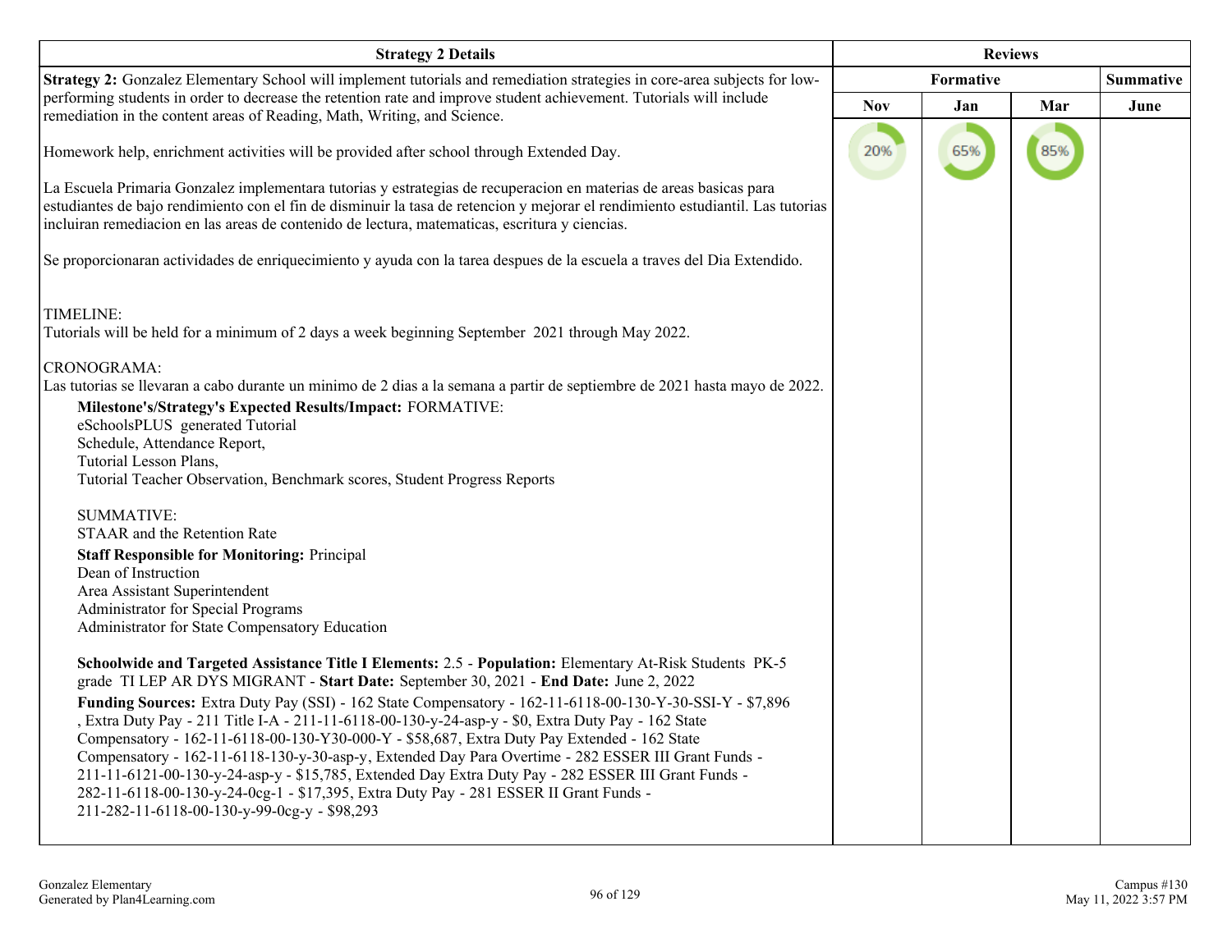| Strategy 2 Details | Reviews | | | |
|---|---|---|---|---|
| | Formative | | | Summative |
| | Nov | Jan | Mar | June |
| **Strategy 2:** Gonzalez Elementary School will implement tutorials and remediation strategies in core-area subjects for low-performing students in order to decrease the retention rate and improve student achievement. Tutorials will include remediation in the content areas of Reading, Math, Writing, and Science.<br><br>Homework help, enrichment activities will be provided after school through Extended Day.<br><br>La Escuela Primaria Gonzalez implementara tutorias y estrategias de recuperacion en materias de areas basicas para estudiantes de bajo rendimiento con el fin de disminuir la tasa de retencion y mejorar el rendimiento estudiantil. Las tutorias incluiran remediacion en las areas de contenido de lectura, matematicas, escritura y ciencias.<br><br>Se proporcionaran actividades de enriquecimiento y ayuda con la tarea despues de la escuela a traves del Dia Extendido.<br><br>TIMELINE:<br>Tutorials will be held for a minimum of 2 days a week beginning September 2021 through May 2022.<br><br>CRONOGRAMA:<br>Las tutorias se llevaran a cabo durante un minimo de 2 dias a la semana a partir de septiembre de 2021 hasta mayo de 2022.<br><br>**Milestone's/Strategy's Expected Results/Impact:** FORMATIVE:<br>eSchoolsPLUS generated Tutorial<br>Schedule, Attendance Report,<br>Tutorial Lesson Plans,<br>Tutorial Teacher Observation, Benchmark scores, Student Progress Reports<br><br>SUMMATIVE:<br>STAAR and the Retention Rate<br><br>**Staff Responsible for Monitoring:** Principal<br>Dean of Instruction<br>Area Assistant Superintendent<br>Administrator for Special Programs<br>Administrator for State Compensatory Education<br><br>**Schoolwide and Targeted Assistance Title I Elements:** 2.5 - **Population:** Elementary At-Risk Students PK-5 grade TI LEP AR DYS MIGRANT - **Start Date:** September 30, 2021 - **End Date:** June 2, 2022<br><br>**Funding Sources:** Extra Duty Pay (SSI) - 162 State Compensatory - 162-11-6118-00-130-Y-30-SSI-Y - $7,896 , Extra Duty Pay - 211 Title I-A - 211-11-6118-00-130-y-24-asp-y - $0, Extra Duty Pay - 162 State Compensatory - 162-11-6118-00-130-Y30-000-Y - $58,687, Extra Duty Pay Extended - 162 State Compensatory - 162-11-6118-130-y-30-asp-y, Extended Day Para Overtime - 282 ESSER III Grant Funds - 211-11-6121-00-130-y-24-asp-y - $15,785, Extended Day Extra Duty Pay - 282 ESSER III Grant Funds - 282-11-6118-00-130-y-24-0cg-1 - $17,395, Extra Duty Pay - 281 ESSER II Grant Funds - 211-282-11-6118-00-130-y-99-0cg-y - $98,293 | 20% | 65% | 85% | |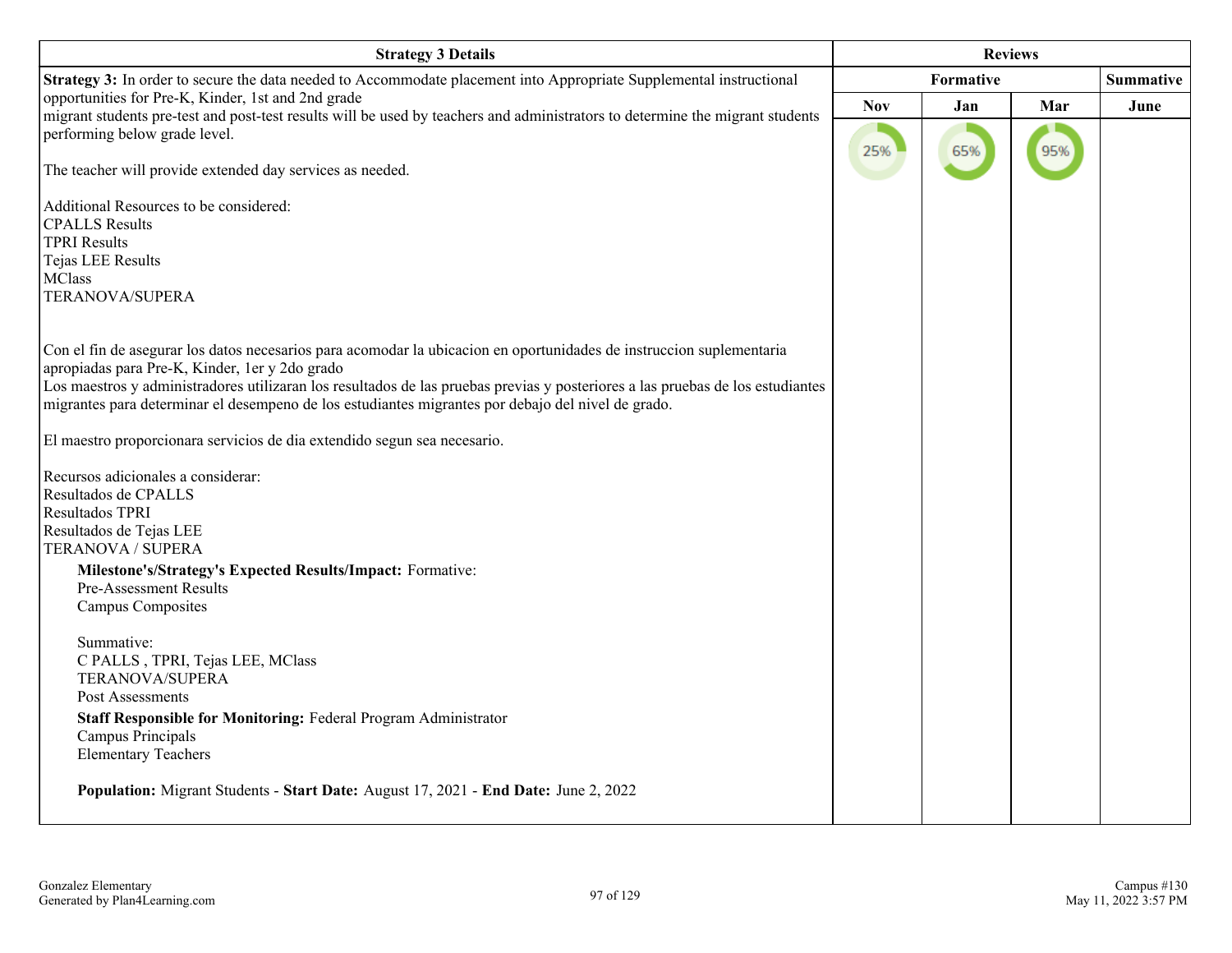| Strategy 3 Details | Reviews | | | |
|---|---|---|---|---|
| | Formative | | | Summative |
| | Nov | Jan | Mar | June |
| **Strategy 3:** In order to secure the data needed to Accommodate placement into Appropriate Supplemental instructional opportunities for Pre-K, Kinder, 1st and 2nd grade<br>migrant students pre-test and post-test results will be used by teachers and administrators to determine the migrant students performing below grade level.<br><br>The teacher will provide extended day services as needed.<br><br>Additional Resources to be considered:<br>CPALLS Results<br>TPRI Results<br>Tejas LEE Results<br>MClass<br>TERANOVA/SUPERA<br><br>Con el fin de asegurar los datos necesarios para acomodar la ubicacion en oportunidades de instruccion suplementaria apropiadas para Pre-K, Kinder, 1er y 2do grado<br>Los maestros y administradores utilizaran los resultados de las pruebas previas y posteriores a las pruebas de los estudiantes migrantes para determinar el desempeno de los estudiantes migrantes por debajo del nivel de grado.<br><br>El maestro proporcionara servicios de dia extendido segun sea necesario.<br><br>Recursos adicionales a considerar:<br>Resultados de CPALLS<br>Resultados TPRI<br>Resultados de Tejas LEE<br>TERANOVA / SUPERA<br><br>**Milestone's/Strategy's Expected Results/Impact:** Formative:<br>Pre-Assessment Results<br>Campus Composites<br><br>Summative:<br>C PALLS , TPRI, Tejas LEE, MClass<br>TERANOVA/SUPERA<br>Post Assessments<br><br>**Staff Responsible for Monitoring:** Federal Program Administrator<br>Campus Principals<br>Elementary Teachers<br><br>**Population:** Migrant Students - **Start Date:** August 17, 2021 - **End Date:** June 2, 2022 | 25% | 65% | 95% | |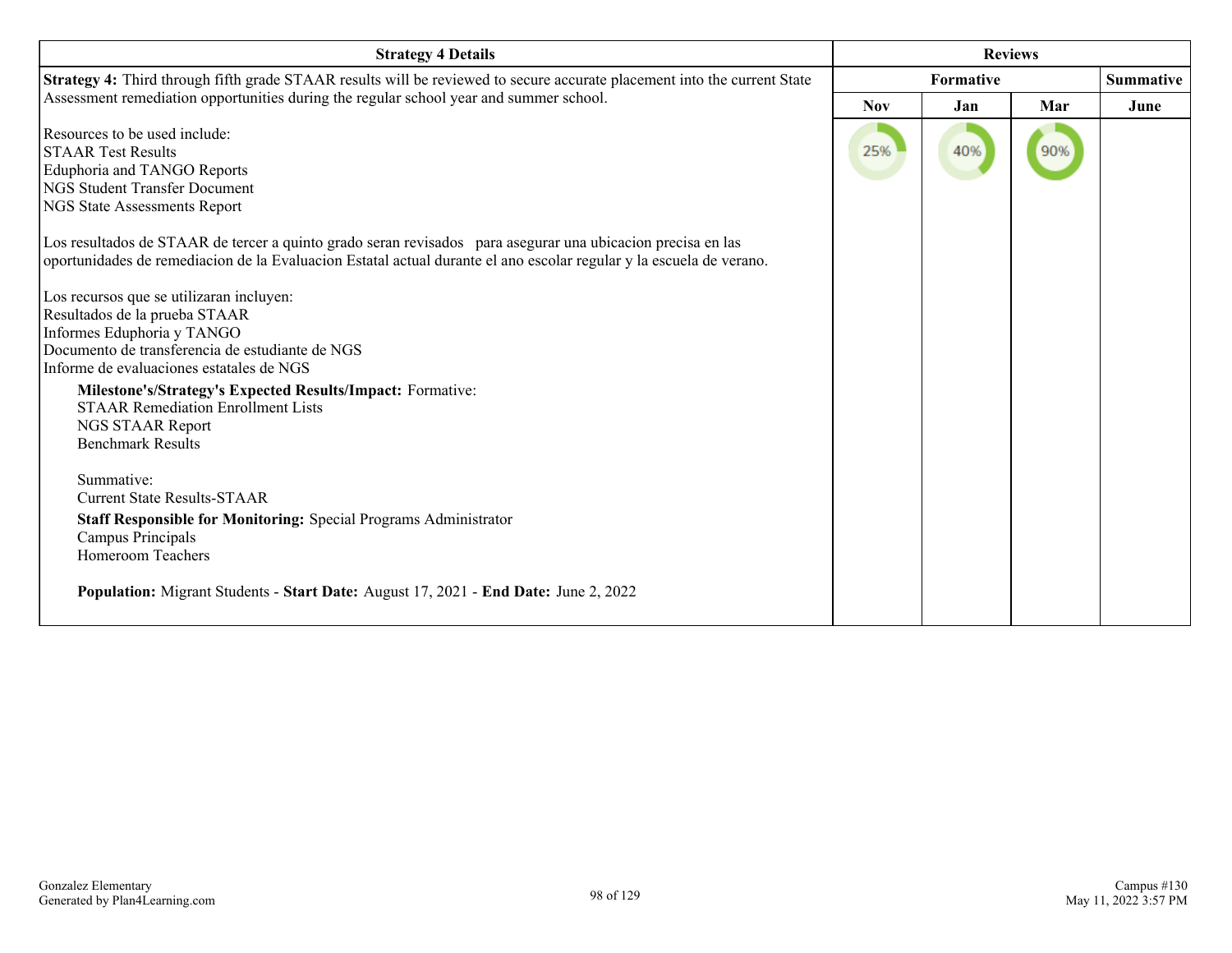| Strategy 4 Details | Reviews | | | |
|---|---|---|---|---|
| | Formative | | | Summative |
| | Nov | Jan | Mar | June |
| **Strategy 4:** Third through fifth grade STAAR results will be reviewed to secure accurate placement into the current State Assessment remediation opportunities during the regular school year and summer school.<br><br>Resources to be used include:<br>STAAR Test Results<br>Eduphoria and TANGO Reports<br>NGS Student Transfer Document<br>NGS State Assessments Report<br><br>Los resultados de STAAR de tercer a quinto grado seran revisados para asegurar una ubicacion precisa en las oportunidades de remediacion de la Evaluacion Estatal actual durante el ano escolar regular y la escuela de verano.<br><br>Los recursos que se utilizaran incluyen:<br>Resultados de la prueba STAAR<br>Informes Eduphoria y TANGO<br>Documento de transferencia de estudiante de NGS<br>Informe de evaluaciones estatales de NGS<br><br>**Milestone's/Strategy's Expected Results/Impact:** Formative:<br>STAAR Remediation Enrollment Lists<br>NGS STAAR Report<br>Benchmark Results<br><br>Summative:<br>Current State Results-STAAR<br><br>**Staff Responsible for Monitoring:** Special Programs Administrator<br>Campus Principals<br>Homeroom Teachers<br><br>**Population:** Migrant Students - **Start Date:** August 17, 2021 - **End Date:** June 2, 2022 | 25% | 40% | 90% | |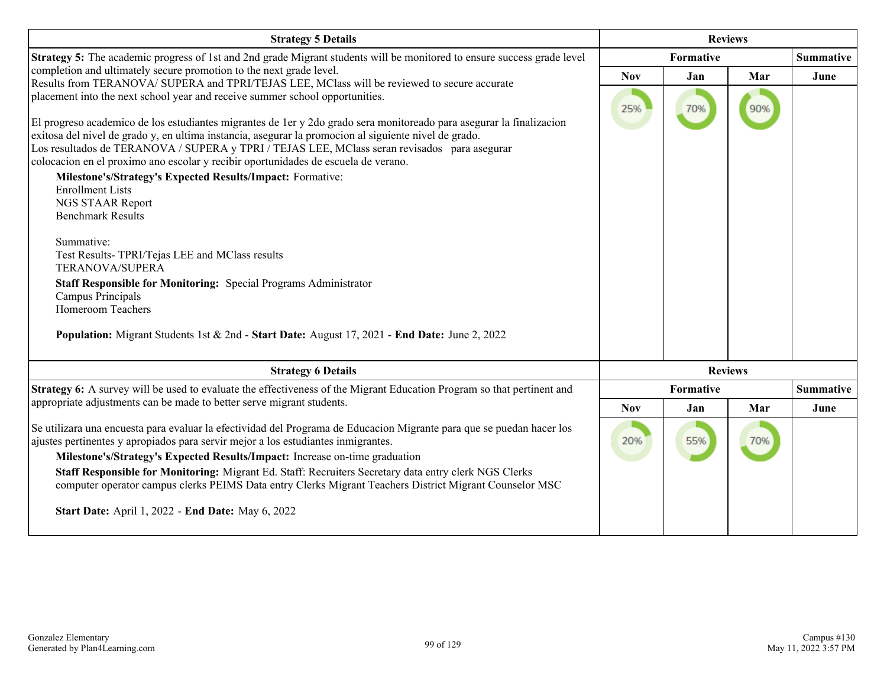| Strategy 5 Details | Reviews | | | |
|---|---|---|---|---|
| | Formative | | | Summative |
| | Nov | Jan | Mar | June |
| **Strategy 5:** The academic progress of 1st and 2nd grade Migrant students will be monitored to ensure success grade level completion and ultimately secure promotion to the next grade level.<br>Results from TERANOVA/ SUPERA and TPRI/TEJAS LEE, MClass will be reviewed to secure accurate placement into the next school year and receive summer school opportunities.<br><br>El progreso academico de los estudiantes migrantes de 1er y 2do grado sera monitoreado para asegurar la finalizacion exitosa del nivel de grado y, en ultima instancia, asegurar la promocion al siguiente nivel de grado.<br>Los resultados de TERANOVA / SUPERA y TPRI / TEJAS LEE, MClass seran revisados para asegurar colocacion en el proximo ano escolar y recibir oportunidades de escuela de verano.<br>**Milestone's/Strategy's Expected Results/Impact:** Formative:<br>Enrollment Lists<br>NGS STAAR Report<br>Benchmark Results<br><br>Summative:<br>Test Results- TPRI/Tejas LEE and MClass results<br>TERANOVA/SUPERA<br>**Staff Responsible for Monitoring:** Special Programs Administrator<br>Campus Principals<br>Homeroom Teachers<br><br>**Population:** Migrant Students 1st & 2nd - **Start Date:** August 17, 2021 - **End Date:** June 2, 2022 | 25% | 70% | 90% | |

| Strategy 6 Details | Reviews | | | |
|---|---|---|---|---|
| | Formative | | | Summative |
| | Nov | Jan | Mar | June |
| **Strategy 6:** A survey will be used to evaluate the effectiveness of the Migrant Education Program so that pertinent and appropriate adjustments can be made to better serve migrant students.<br><br>Se utilizara una encuesta para evaluar la efectividad del Programa de Educacion Migrante para que se puedan hacer los ajustes pertinentes y apropiados para servir mejor a los estudiantes inmigrantes.<br>**Milestone's/Strategy's Expected Results/Impact:** Increase on-time graduation<br>**Staff Responsible for Monitoring:** Migrant Ed. Staff: Recruiters Secretary data entry clerk NGS Clerks computer operator campus clerks PEIMS Data entry Clerks Migrant Teachers District Migrant Counselor MSC<br><br>**Start Date:** April 1, 2022 - **End Date:** May 6, 2022 | 20% | 55% | 70% | |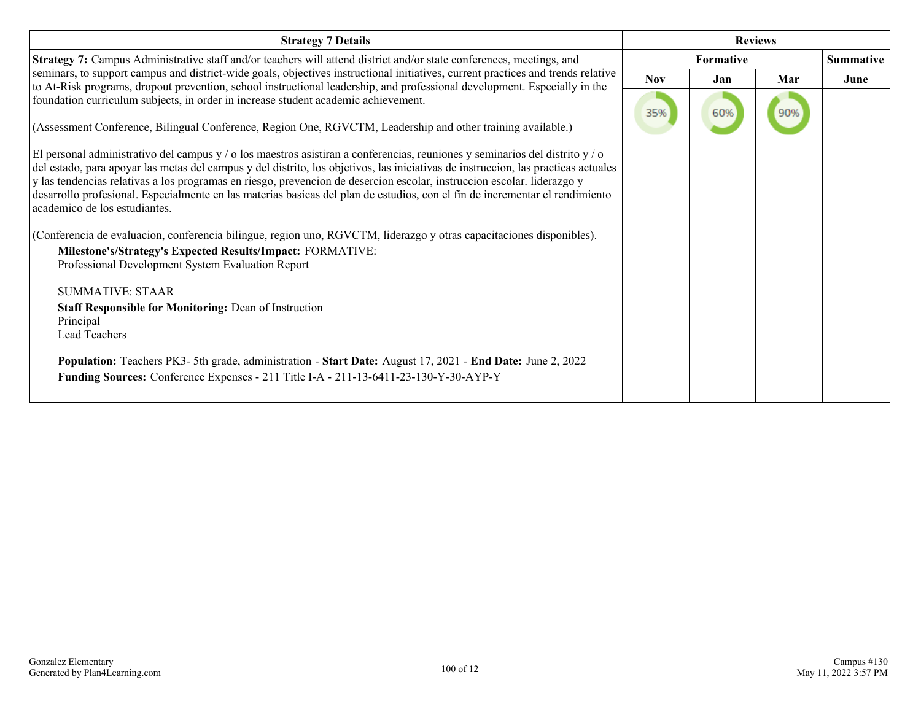| Strategy 7 Details | Reviews | | | |
|---|---|---|---|---|
| | Formative | | | Summative |
| | Nov | Jan | Mar | June |
| **Strategy 7:** Campus Administrative staff and/or teachers will attend district and/or state conferences, meetings, and seminars, to support campus and district-wide goals, objectives instructional initiatives, current practices and trends relative to At-Risk programs, dropout prevention, school instructional leadership, and professional development. Especially in the foundation curriculum subjects, in order in increase student academic achievement.<br><br>(Assessment Conference, Bilingual Conference, Region One, RGVCTM, Leadership and other training available.)<br><br>El personal administrativo del campus y / o los maestros asistiran a conferencias, reuniones y seminarios del distrito y / o del estado, para apoyar las metas del campus y del distrito, los objetivos, las iniciativas de instruccion, las practicas actuales y las tendencias relativas a los programas en riesgo, prevencion de desercion escolar, instruccion escolar. liderazgo y desarrollo profesional. Especialmente en las materias basicas del plan de estudios, con el fin de incrementar el rendimiento academico de los estudiantes.<br><br>(Conferencia de evaluacion, conferencia bilingue, region uno, RGVCTM, liderazgo y otras capacitaciones disponibles).<br>**Milestone's/Strategy's Expected Results/Impact:** FORMATIVE:<br>Professional Development System Evaluation Report<br><br>SUMMATIVE: STAAR<br>**Staff Responsible for Monitoring:** Dean of Instruction<br>Principal<br>Lead Teachers<br><br>**Population:** Teachers PK3- 5th grade, administration - **Start Date:** August 17, 2021 - **End Date:** June 2, 2022<br>**Funding Sources:** Conference Expenses - 211 Title I-A - 211-13-6411-23-130-Y-30-AYP-Y | 35% | 60% | 90% | |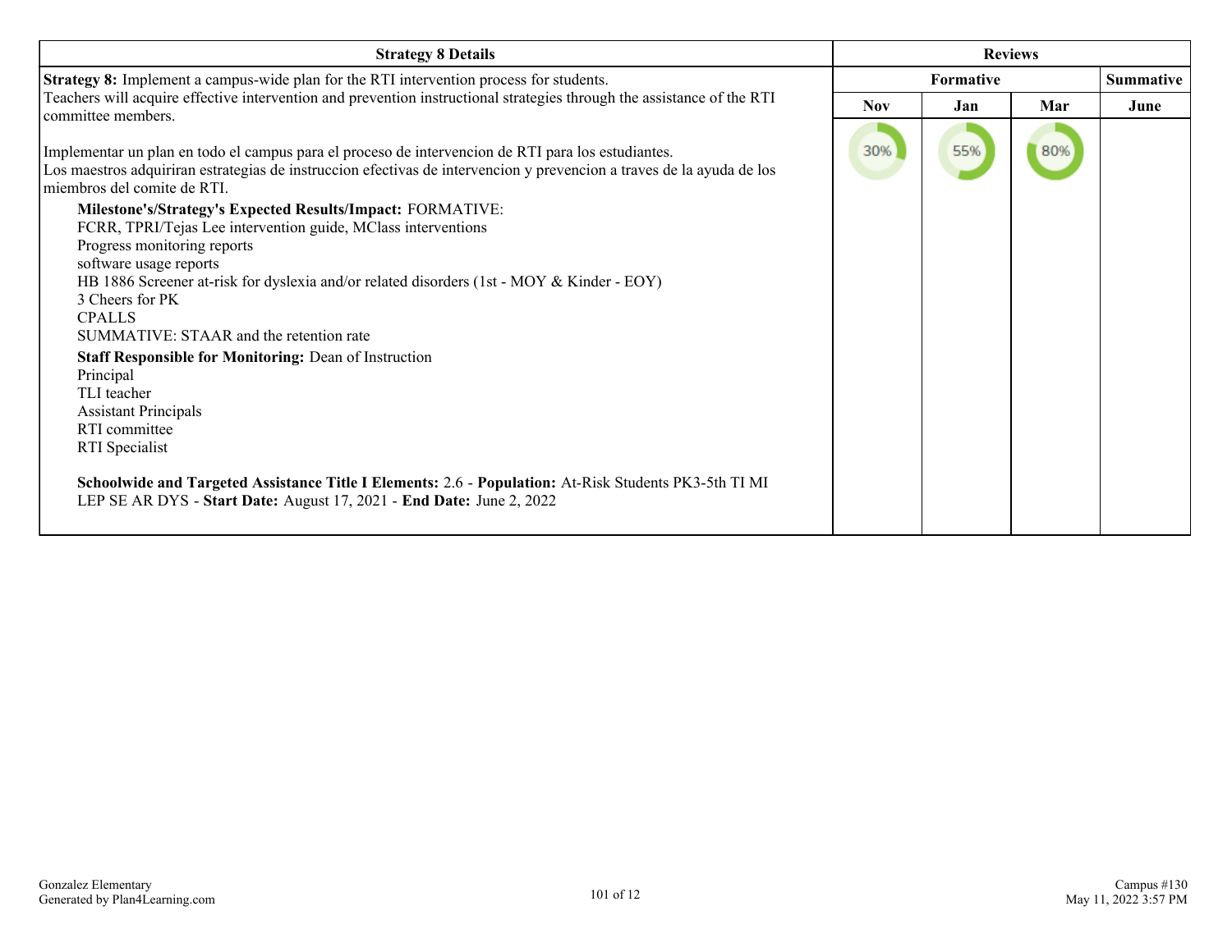| Strategy 8 Details | Reviews | | | |
|---|---|---|---|---|
| | Formative | | | Summative |
| | Nov | Jan | Mar | June |
| **Strategy 8:** Implement a campus-wide plan for the RTI intervention process for students.<br>Teachers will acquire effective intervention and prevention instructional strategies through the assistance of the RTI committee members.<br><br>Implementar un plan en todo el campus para el proceso de intervencion de RTI para los estudiantes.<br>Los maestros adquiriran estrategias de instruccion efectivas de intervencion y prevencion a traves de la ayuda de los miembros del comite de RTI.<br>**Milestone's/Strategy's Expected Results/Impact:** FORMATIVE:<br>FCRR, TPRI/Tejas Lee intervention guide, MClass interventions<br>Progress monitoring reports<br>software usage reports<br>HB 1886 Screener at-risk for dyslexia and/or related disorders (1st - MOY & Kinder - EOY)<br>3 Cheers for PK<br>CPALLS<br>SUMMATIVE: STAAR and the retention rate<br>**Staff Responsible for Monitoring:** Dean of Instruction<br>Principal<br>TLI teacher<br>Assistant Principals<br>RTI committee<br>RTI Specialist<br><br>**Schoolwide and Targeted Assistance Title I Elements:** 2.6 - **Population:** At-Risk Students PK3-5th TI MI LEP SE AR DYS - **Start Date:** August 17, 2021 - **End Date:** June 2, 2022 | 30% | 55% | 80% | |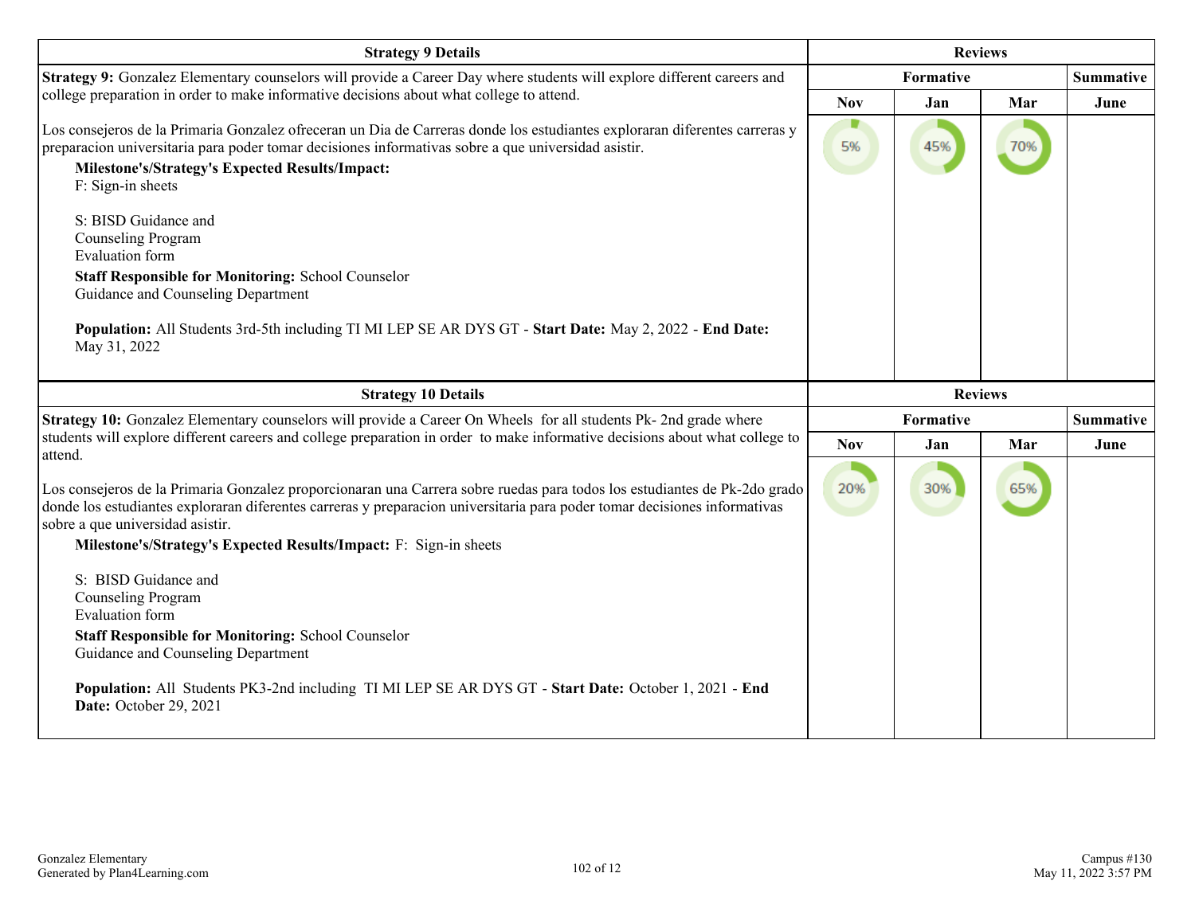| Strategy 9 Details | Reviews | | | |
|---|---|---|---|---|
| **Strategy 9:** Gonzalez Elementary counselors will provide a Career Day where students will explore different careers and college preparation in order to make informative decisions about what college to attend.<br><br>Los consejeros de la Primaria Gonzalez ofreceran un Dia de Carreras donde los estudiantes exploraran diferentes carreras y preparacion universitaria para poder tomar decisiones informativas sobre a que universidad asistir.<br>**Milestone's/Strategy's Expected Results/Impact:**<br>F: Sign-in sheets<br><br>S: BISD Guidance and Counseling Program Evaluation form<br>**Staff Responsible for Monitoring:** School Counselor Guidance and Counseling Department<br><br>**Population:** All Students 3rd-5th including TI MI LEP SE AR DYS GT - **Start Date:** May 2, 2022 - **End Date:** May 31, 2022 | **Formative** | | | **Summative** |
| | **Nov** | **Jan** | **Mar** | **June** |
| | 5% | 45% | 70% | |

| Strategy 10 Details | Reviews | | | |
|---|---|---|---|---|
| **Strategy 10:** Gonzalez Elementary counselors will provide a Career On Wheels for all students Pk- 2nd grade where students will explore different careers and college preparation in order to make informative decisions about what college to attend.<br><br>Los consejeros de la Primaria Gonzalez proporcionaran una Carrera sobre ruedas para todos los estudiantes de Pk-2do grado donde los estudiantes exploraran diferentes carreras y preparacion universitaria para poder tomar decisiones informativas sobre a que universidad asistir.<br>**Milestone's/Strategy's Expected Results/Impact:** F: Sign-in sheets<br><br>S: BISD Guidance and Counseling Program Evaluation form<br>**Staff Responsible for Monitoring:** School Counselor Guidance and Counseling Department<br><br>**Population:** All Students PK3-2nd including TI MI LEP SE AR DYS GT - **Start Date:** October 1, 2021 - **End Date:** October 29, 2021 | **Formative** | | | **Summative** |
| | **Nov** | **Jan** | **Mar** | **June** |
| | 20% | 30% | 65% | |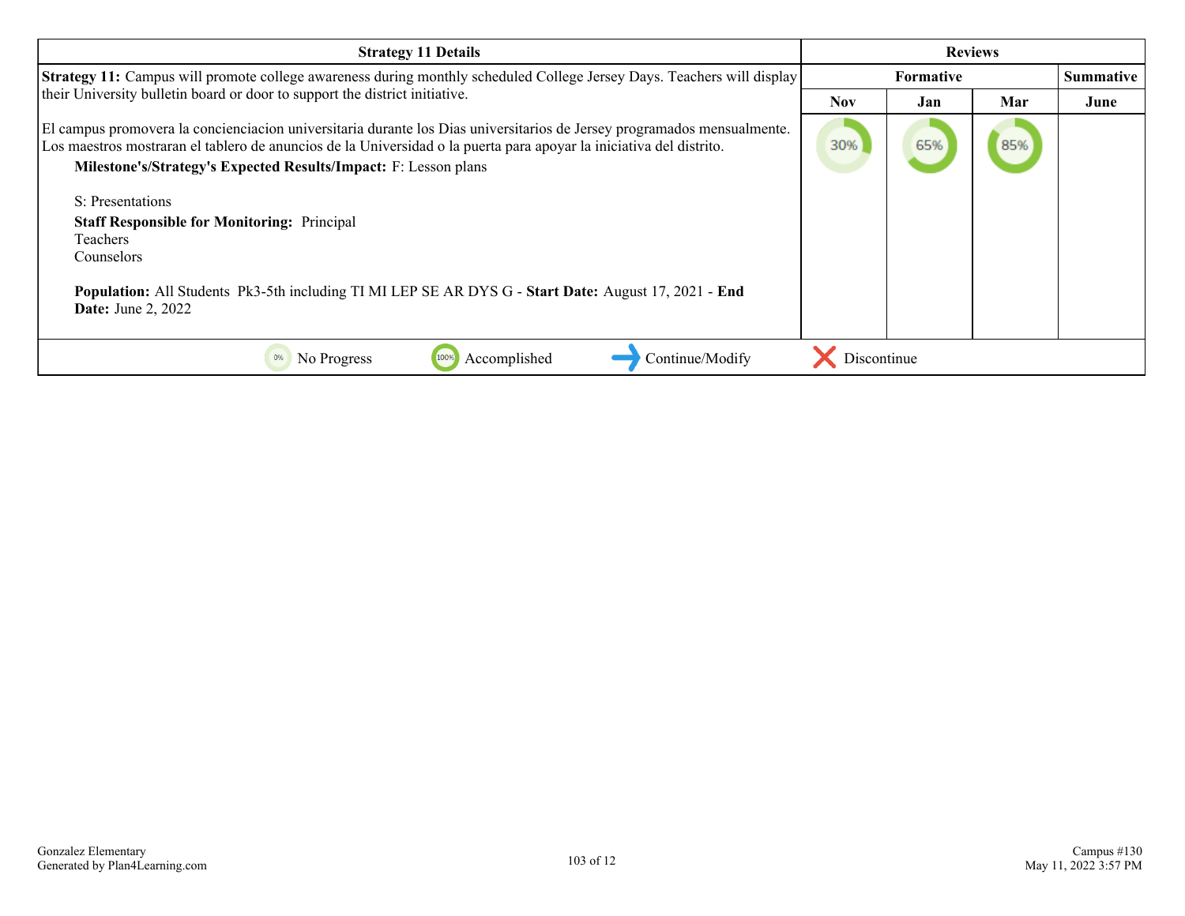| Strategy 11 Details | Reviews | | | |
|---|---|---|---|---|
| | Formative | | | Summative |
| | Nov | Jan | Mar | June |
| **Strategy 11:** Campus will promote college awareness during monthly scheduled College Jersey Days. Teachers will display their University bulletin board or door to support the district initiative.<br><br>El campus promovera la concienciacion universitaria durante los Dias universitarios de Jersey programados mensualmente. Los maestros mostraran el tablero de anuncios de la Universidad o la puerta para apoyar la iniciativa del distrito.<br>**Milestone's/Strategy's Expected Results/Impact:** F: Lesson plans<br><br>S: Presentations<br>**Staff Responsible for Monitoring:** Principal<br>Teachers<br>Counselors<br><br>**Population:** All Students Pk3-5th including TI MI LEP SE AR DYS G - **Start Date:** August 17, 2021 - **End Date:** June 2, 2022 | 30% | 65% | 85% | |

0% No Progress | 100% Accomplished | Continue/Modify | Discontinue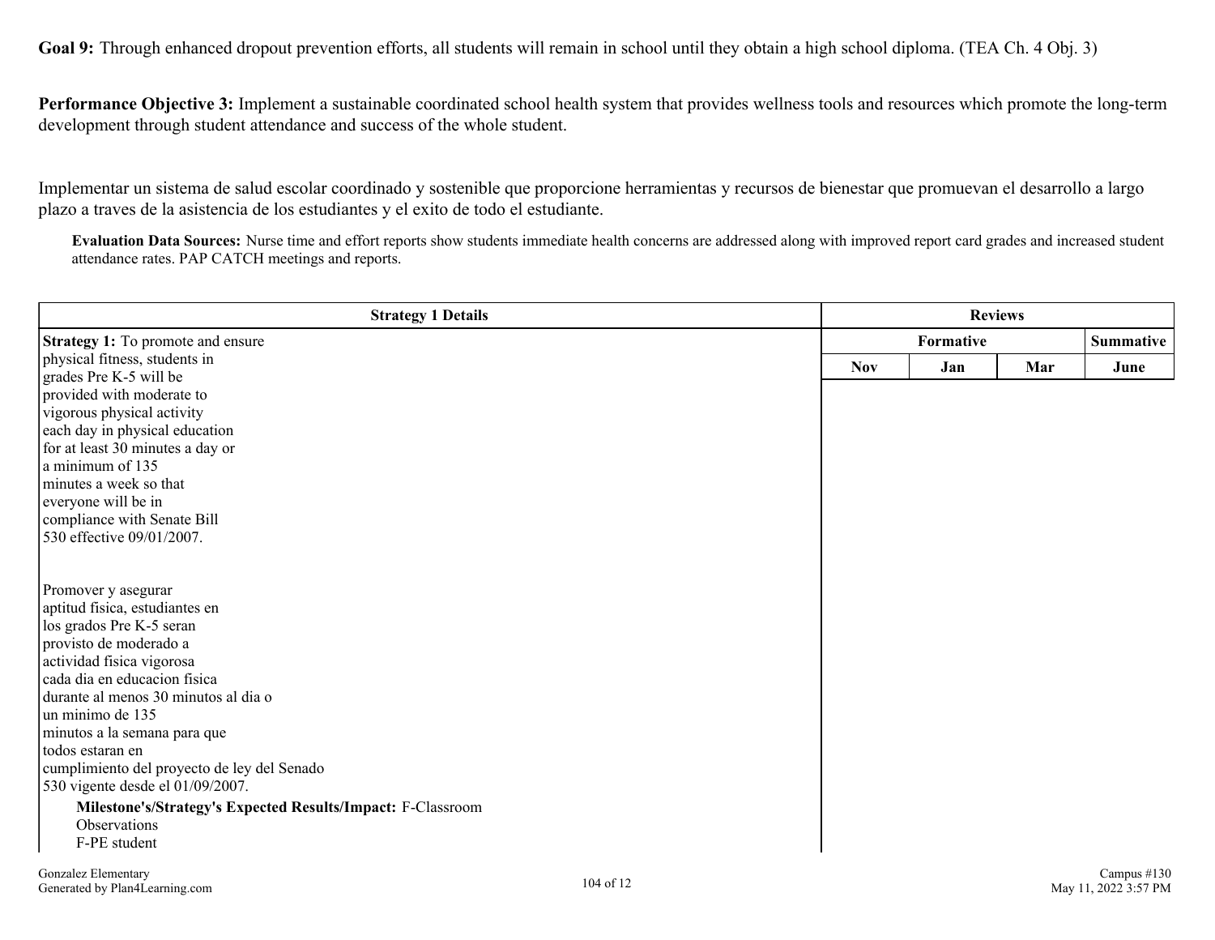**Goal 9:** Through enhanced dropout prevention efforts, all students will remain in school until they obtain a high school diploma. (TEA Ch. 4 Obj. 3)

**Performance Objective 3:** Implement a sustainable coordinated school health system that provides wellness tools and resources which promote the long-term development through student attendance and success of the whole student.

Implementar un sistema de salud escolar coordinado y sostenible que proporcione herramientas y recursos de bienestar que promuevan el desarrollo a largo plazo a traves de la asistencia de los estudiantes y el exito de todo el estudiante.

**Evaluation Data Sources:** Nurse time and effort reports show students immediate health concerns are addressed along with improved report card grades and increased student attendance rates. PAP CATCH meetings and reports.

| Strategy 1 Details | Reviews | | | |
|---|---|---|---|---|
| | Formative | | | Summative |
| | Nov | Jan | Mar | June |
| **Strategy 1:** To promote and ensure physical fitness, students in grades Pre K-5 will be provided with moderate to vigorous physical activity each day in physical education for at least 30 minutes a day or a minimum of 135 minutes a week so that everyone will be in compliance with Senate Bill 530 effective 09/01/2007.<br><br>Promover y asegurar aptitud fisica, estudiantes en los grados Pre K-5 seran provisto de moderado a actividad fisica vigorosa cada dia en educacion fisica durante al menos 30 minutos al dia o un minimo de 135 minutos a la semana para que todos estaran en cumplimiento del proyecto de ley del Senado 530 vigente desde el 01/09/2007.<br><br>**Milestone's/Strategy's Expected Results/Impact:** F-Classroom Observations<br>F-PE student | | | | |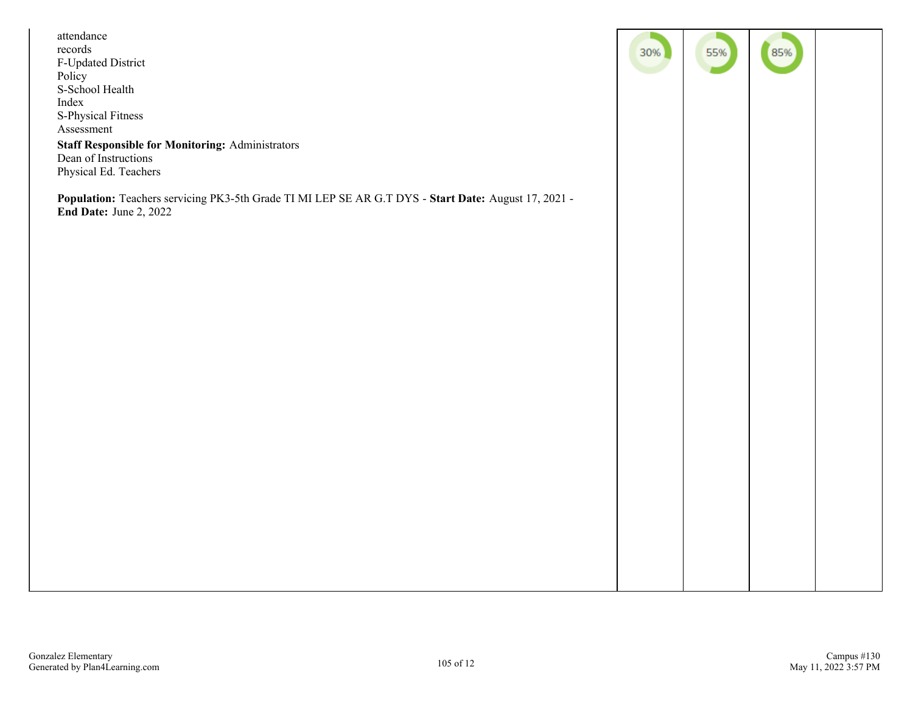| | | | | |
|---|---|---|---|---|
| attendance records<br>F-Updated District Policy<br>S-School Health Index<br>S-Physical Fitness Assessment<br>**Staff Responsible for Monitoring:** Administrators<br>Dean of Instructions<br>Physical Ed. Teachers<br><br>**Population:** Teachers servicing PK3-5th Grade TI MI LEP SE AR G.T DYS - **Start Date:** August 17, 2021 - **End Date:** June 2, 2022 | 30% | 55% | 85% | |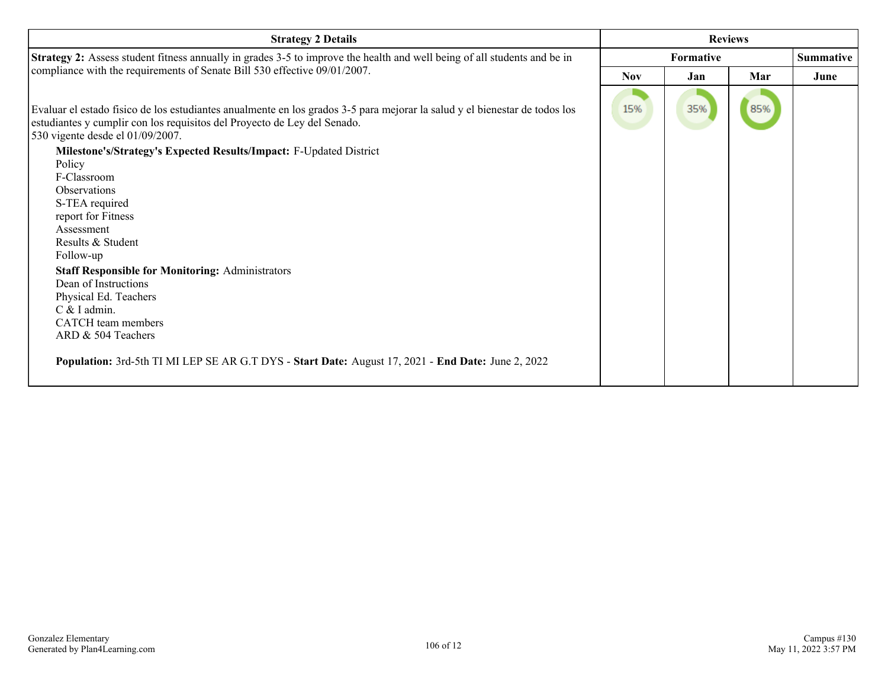| Strategy 2 Details | Reviews | | | |
|---|---|---|---|---|
| | Formative | | | Summative |
| | Nov | Jan | Mar | June |
| **Strategy 2:** Assess student fitness annually in grades 3-5 to improve the health and well being of all students and be in compliance with the requirements of Senate Bill 530 effective 09/01/2007.<br><br>Evaluar el estado fisico de los estudiantes anualmente en los grados 3-5 para mejorar la salud y el bienestar de todos los estudiantes y cumplir con los requisitos del Proyecto de Ley del Senado.<br>530 vigente desde el 01/09/2007.<br>**Milestone's/Strategy's Expected Results/Impact:** F-Updated District Policy<br>F-Classroom Observations<br>S-TEA required report for Fitness Assessment Results & Student Follow-up<br>**Staff Responsible for Monitoring:** Administrators<br>Dean of Instructions<br>Physical Ed. Teachers<br>C & I admin.<br>CATCH team members<br>ARD & 504 Teachers<br><br>**Population:** 3rd-5th TI MI LEP SE AR G.T DYS - **Start Date:** August 17, 2021 - **End Date:** June 2, 2022 | 15% | 35% | 85% | |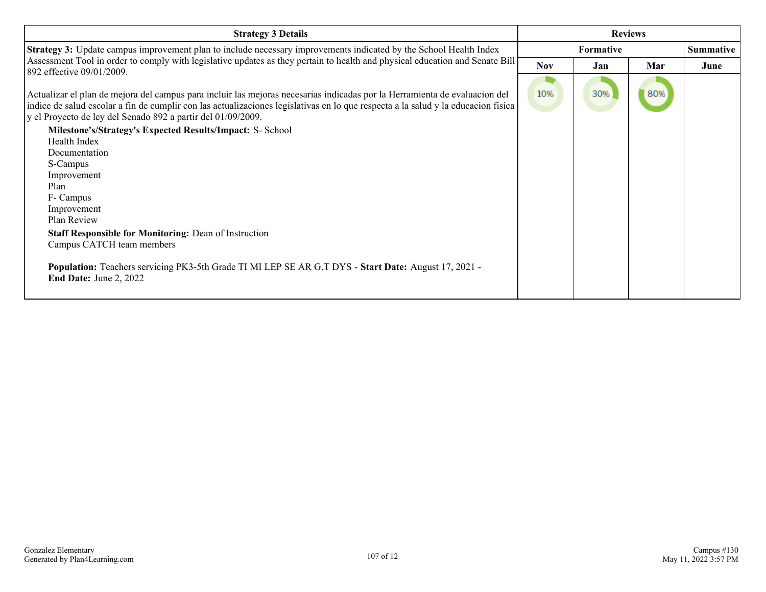| Strategy 3 Details | Reviews | | | |
|---|---|---|---|---|
| | Formative | | | Summative |
| | Nov | Jan | Mar | June |
| **Strategy 3:** Update campus improvement plan to include necessary improvements indicated by the School Health Index Assessment Tool in order to comply with legislative updates as they pertain to health and physical education and Senate Bill 892 effective 09/01/2009.<br><br>Actualizar el plan de mejora del campus para incluir las mejoras necesarias indicadas por la Herramienta de evaluacion del indice de salud escolar a fin de cumplir con las actualizaciones legislativas en lo que respecta a la salud y la educacion fisica y el Proyecto de ley del Senado 892 a partir del 01/09/2009.<br><br>**Milestone's/Strategy's Expected Results/Impact:** S- School Health Index Documentation S-Campus Improvement Plan F- Campus Improvement Plan Review<br><br>**Staff Responsible for Monitoring:** Dean of Instruction Campus CATCH team members<br><br>**Population:** Teachers servicing PK3-5th Grade TI MI LEP SE AR G.T DYS - **Start Date:** August 17, 2021 - **End Date:** June 2, 2022 | 10% | 30% | 80% | |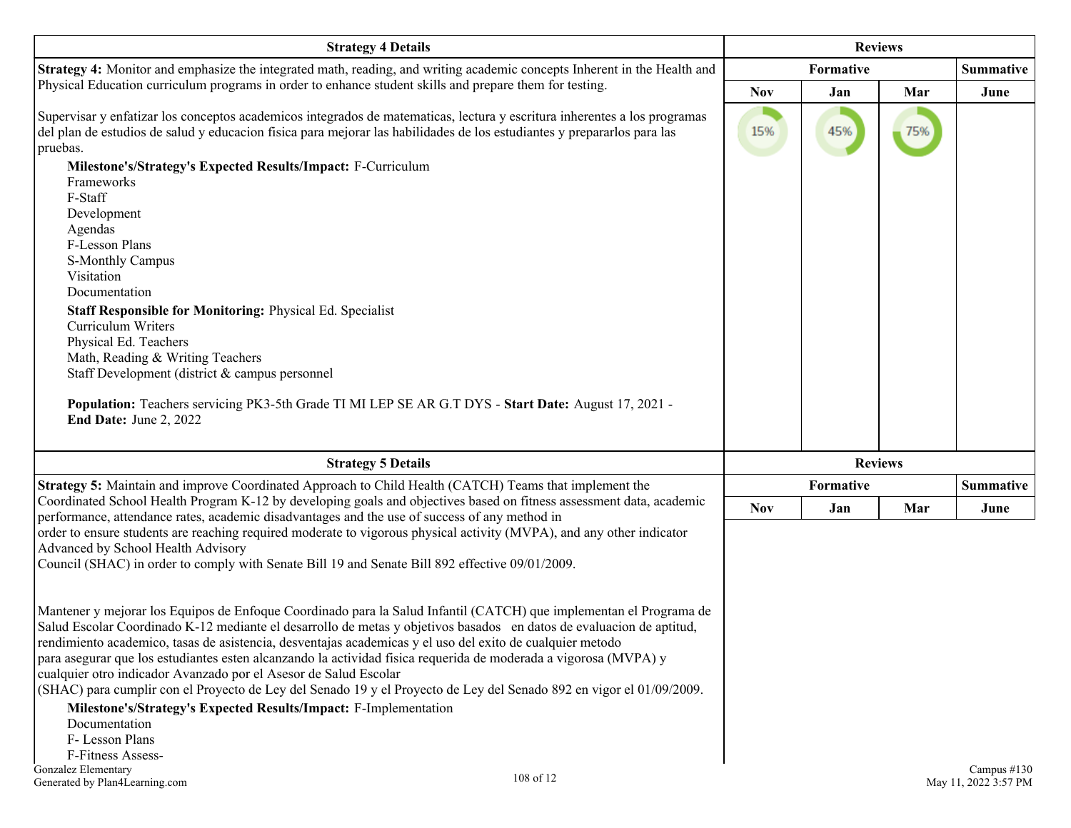| Strategy 4 Details | Reviews | | | |
|---|---|---|---|---|
| | Formative | | | Summative |
| | Nov | Jan | Mar | June |
| **Strategy 4:** Monitor and emphasize the integrated math, reading, and writing academic concepts Inherent in the Health and Physical Education curriculum programs in order to enhance student skills and prepare them for testing.<br><br>Supervisar y enfatizar los conceptos academicos integrados de matematicas, lectura y escritura inherentes a los programas del plan de estudios de salud y educacion fisica para mejorar las habilidades de los estudiantes y prepararlos para las pruebas.<br><br>**Milestone's/Strategy's Expected Results/Impact:** F-Curriculum Frameworks<br>F-Staff Development Agendas<br>F-Lesson Plans<br>S-Monthly Campus Visitation Documentation<br><br>**Staff Responsible for Monitoring:** Physical Ed. Specialist<br>Curriculum Writers<br>Physical Ed. Teachers<br>Math, Reading & Writing Teachers<br>Staff Development (district & campus personnel<br><br>**Population:** Teachers servicing PK3-5th Grade TI MI LEP SE AR G.T DYS - **Start Date:** August 17, 2021 - **End Date:** June 2, 2022 | 15% | 45% | 75% | |

| Strategy 5 Details | Reviews | | | |
|---|---|---|---|---|
| | Formative | | | Summative |
| | Nov | Jan | Mar | June |
| **Strategy 5:** Maintain and improve Coordinated Approach to Child Health (CATCH) Teams that implement the Coordinated School Health Program K-12 by developing goals and objectives based on fitness assessment data, academic performance, attendance rates, academic disadvantages and the use of success of any method in order to ensure students are reaching required moderate to vigorous physical activity (MVPA), and any other indicator Advanced by School Health Advisory Council (SHAC) in order to comply with Senate Bill 19 and Senate Bill 892 effective 09/01/2009.<br><br>Mantener y mejorar los Equipos de Enfoque Coordinado para la Salud Infantil (CATCH) que implementan el Programa de Salud Escolar Coordinado K-12 mediante el desarrollo de metas y objetivos basados en datos de evaluacion de aptitud, rendimiento academico, tasas de asistencia, desventajas academicas y el uso del exito de cualquier metodo para asegurar que los estudiantes esten alcanzando la actividad fisica requerida de moderada a vigorosa (MVPA) y cualquier otro indicador Avanzado por el Asesor de Salud Escolar (SHAC) para cumplir con el Proyecto de Ley del Senado 19 y el Proyecto de Ley del Senado 892 en vigor el 01/09/2009.<br><br>**Milestone's/Strategy's Expected Results/Impact:** F-Implementation Documentation<br>F- Lesson Plans<br>F-Fitness Assess- | | | | |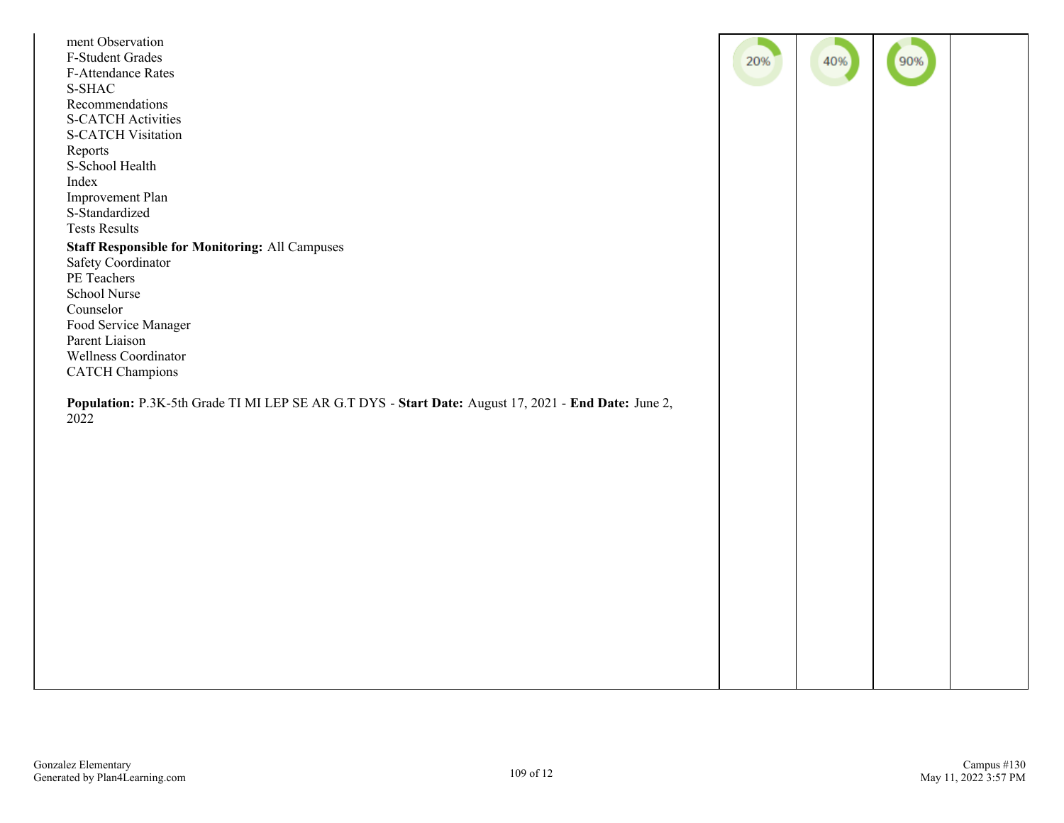| | | | | |
|---|---|---|---|---|
| ment Observation<br>F-Student Grades<br>F-Attendance Rates<br>S-SHAC<br>Recommendations<br>S-CATCH Activities<br>S-CATCH Visitation<br>Reports<br>S-School Health<br>Index<br>Improvement Plan<br>S-Standardized<br>Tests Results<br>**Staff Responsible for Monitoring:** All Campuses<br>Safety Coordinator<br>PE Teachers<br>School Nurse<br>Counselor<br>Food Service Manager<br>Parent Liaison<br>Wellness Coordinator<br>CATCH Champions<br><br>**Population:** P.3K-5th Grade TI MI LEP SE AR G.T DYS - **Start Date:** August 17, 2021 - **End Date:** June 2, 2022 | 20% | 40% | 90% | |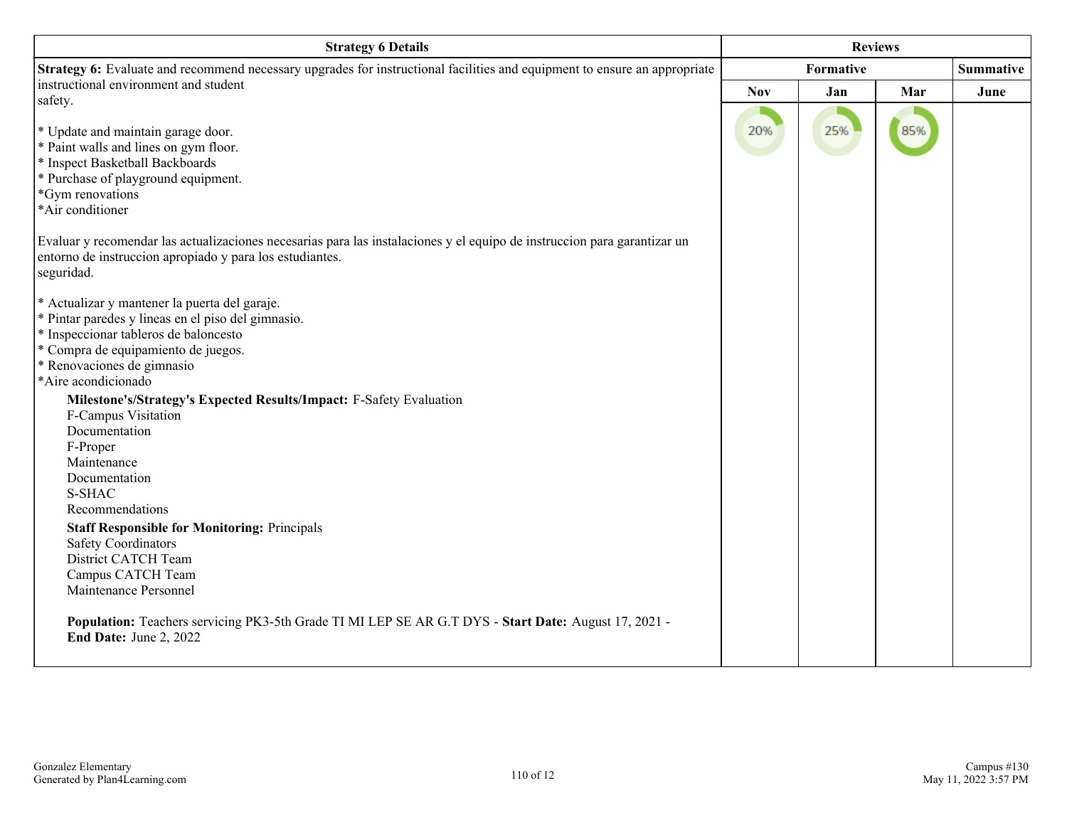| Strategy 6 Details | Reviews | | | |
|---|---|---|---|---|
| | Formative | | | Summative |
| | Nov | Jan | Mar | June |
| **Strategy 6:** Evaluate and recommend necessary upgrades for instructional facilities and equipment to ensure an appropriate instructional environment and student safety.<br><br>* Update and maintain garage door.<br>* Paint walls and lines on gym floor.<br>* Inspect Basketball Backboards<br>* Purchase of playground equipment.<br>*Gym renovations<br>*Air conditioner<br><br>Evaluar y recomendar las actualizaciones necesarias para las instalaciones y el equipo de instruccion para garantizar un entorno de instruccion apropiado y para los estudiantes. seguridad.<br><br>* Actualizar y mantener la puerta del garaje.<br>* Pintar paredes y lineas en el piso del gimnasio.<br>* Inspeccionar tableros de baloncesto<br>* Compra de equipamiento de juegos.<br>* Renovaciones de gimnasio<br>*Aire acondicionado<br><br>**Milestone's/Strategy's Expected Results/Impact:** F-Safety Evaluation<br>F-Campus Visitation<br>Documentation<br>F-Proper<br>Maintenance<br>Documentation<br>S-SHAC<br>Recommendations<br><br>**Staff Responsible for Monitoring:** Principals<br>Safety Coordinators<br>District CATCH Team<br>Campus CATCH Team<br>Maintenance Personnel<br><br>**Population:** Teachers servicing PK3-5th Grade TI MI LEP SE AR G.T DYS - **Start Date:** August 17, 2021 - **End Date:** June 2, 2022 | 20% | 25% | 85% | |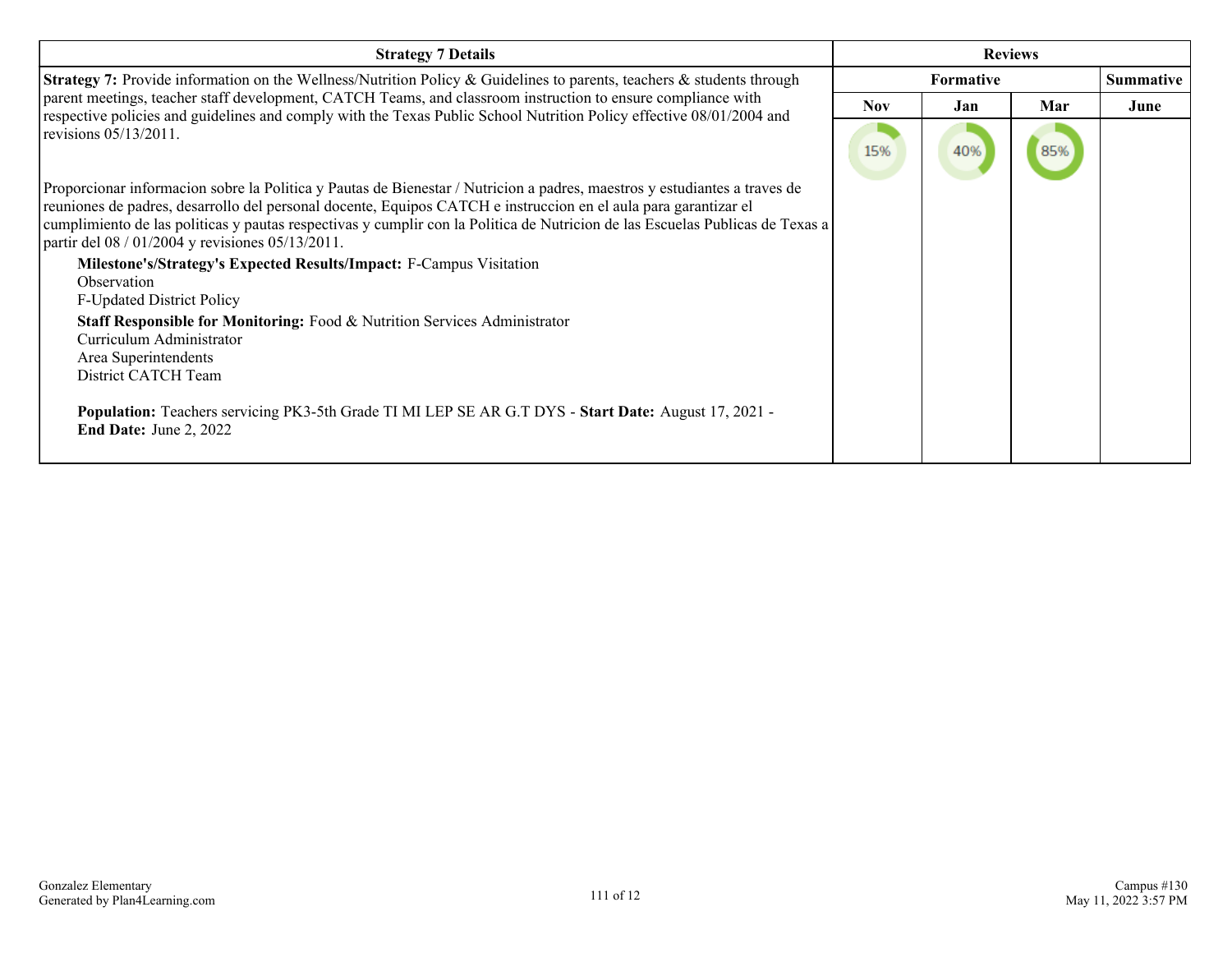| Strategy 7 Details | Reviews | | | |
|---|---|---|---|---|
| | Formative | | | Summative |
| | Nov | Jan | Mar | June |
| **Strategy 7:** Provide information on the Wellness/Nutrition Policy & Guidelines to parents, teachers & students through parent meetings, teacher staff development, CATCH Teams, and classroom instruction to ensure compliance with respective policies and guidelines and comply with the Texas Public School Nutrition Policy effective 08/01/2004 and revisions 05/13/2011.<br><br>Proporcionar informacion sobre la Politica y Pautas de Bienestar / Nutricion a padres, maestros y estudiantes a traves de reuniones de padres, desarrollo del personal docente, Equipos CATCH e instruccion en el aula para garantizar el cumplimiento de las politicas y pautas respectivas y cumplir con la Politica de Nutricion de las Escuelas Publicas de Texas a partir del 08 / 01/2004 y revisiones 05/13/2011.<br><br>**Milestone's/Strategy's Expected Results/Impact:** F-Campus Visitation<br>Observation<br>F-Updated District Policy<br><br>**Staff Responsible for Monitoring:** Food & Nutrition Services Administrator<br>Curriculum Administrator<br>Area Superintendents<br>District CATCH Team<br><br>**Population:** Teachers servicing PK3-5th Grade TI MI LEP SE AR G.T DYS - **Start Date:** August 17, 2021 - **End Date:** June 2, 2022 | 15% | 40% | 85% | |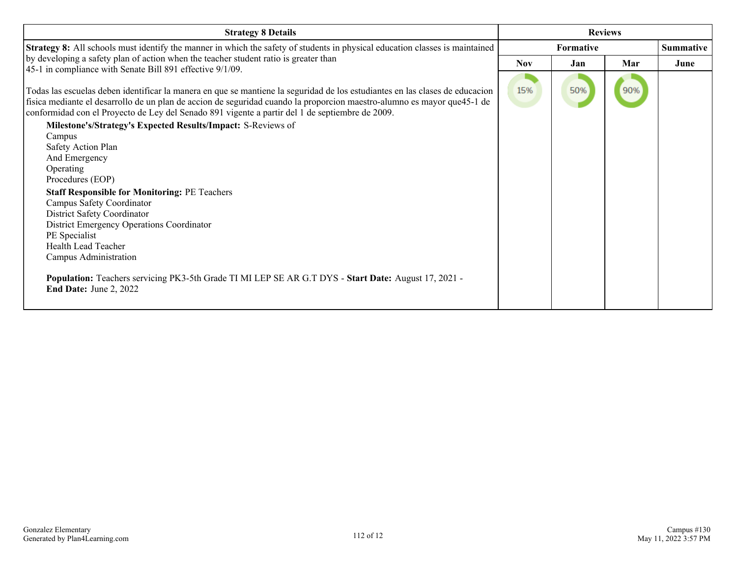| Strategy 8 Details | Reviews | | | |
|---|---|---|---|---|
| | Formative | | | Summative |
| | Nov | Jan | Mar | June |
| **Strategy 8:** All schools must identify the manner in which the safety of students in physical education classes is maintained by developing a safety plan of action when the teacher student ratio is greater than 45-1 in compliance with Senate Bill 891 effective 9/1/09.<br><br>Todas las escuelas deben identificar la manera en que se mantiene la seguridad de los estudiantes en las clases de educacion fisica mediante el desarrollo de un plan de accion de seguridad cuando la proporcion maestro-alumno es mayor que45-1 de conformidad con el Proyecto de Ley del Senado 891 vigente a partir del 1 de septiembre de 2009.<br><br>**Milestone's/Strategy's Expected Results/Impact:** S-Reviews of<br>Campus<br>Safety Action Plan<br>And Emergency<br>Operating<br>Procedures (EOP)<br><br>**Staff Responsible for Monitoring:** PE Teachers<br>Campus Safety Coordinator<br>District Safety Coordinator<br>District Emergency Operations Coordinator<br>PE Specialist<br>Health Lead Teacher<br>Campus Administration<br><br>**Population:** Teachers servicing PK3-5th Grade TI MI LEP SE AR G.T DYS - **Start Date:** August 17, 2021 - **End Date:** June 2, 2022 | 15% | 50% | 90% | |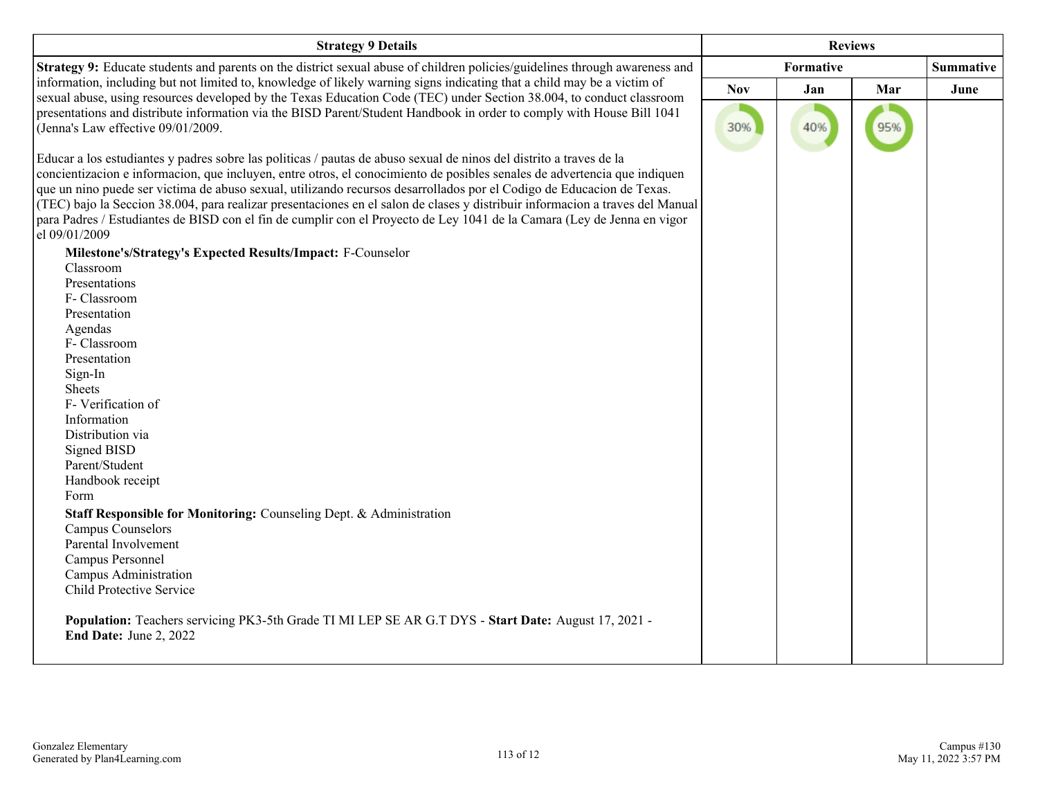| Strategy 9 Details | Reviews | | | |
|---|---|---|---|---|
| | Formative | | | Summative |
| | Nov | Jan | Mar | June |
| **Strategy 9:** Educate students and parents on the district sexual abuse of children policies/guidelines through awareness and information, including but not limited to, knowledge of likely warning signs indicating that a child may be a victim of sexual abuse, using resources developed by the Texas Education Code (TEC) under Section 38.004, to conduct classroom presentations and distribute information via the BISD Parent/Student Handbook in order to comply with House Bill 1041 (Jenna's Law effective 09/01/2009.<br><br>Educar a los estudiantes y padres sobre las politicas / pautas de abuso sexual de ninos del distrito a traves de la concientizacion e informacion, que incluyen, entre otros, el conocimiento de posibles senales de advertencia que indiquen que un nino puede ser victima de abuso sexual, utilizando recursos desarrollados por el Codigo de Educacion de Texas. (TEC) bajo la Seccion 38.004, para realizar presentaciones en el salon de clases y distribuir informacion a traves del Manual para Padres / Estudiantes de BISD con el fin de cumplir con el Proyecto de Ley 1041 de la Camara (Ley de Jenna en vigor el 09/01/2009<br><br>**Milestone's/Strategy's Expected Results/Impact:** F-Counselor<br>Classroom<br>Presentations<br>F- Classroom<br>Presentation<br>Agendas<br>F- Classroom<br>Presentation<br>Sign-In<br>Sheets<br>F- Verification of<br>Information<br>Distribution via<br>Signed BISD<br>Parent/Student<br>Handbook receipt<br>Form<br><br>**Staff Responsible for Monitoring:** Counseling Dept. & Administration<br>Campus Counselors<br>Parental Involvement<br>Campus Personnel<br>Campus Administration<br>Child Protective Service<br><br>**Population:** Teachers servicing PK3-5th Grade TI MI LEP SE AR G.T DYS - **Start Date:** August 17, 2021 - **End Date:** June 2, 2022 | 30% | 40% | 95% | |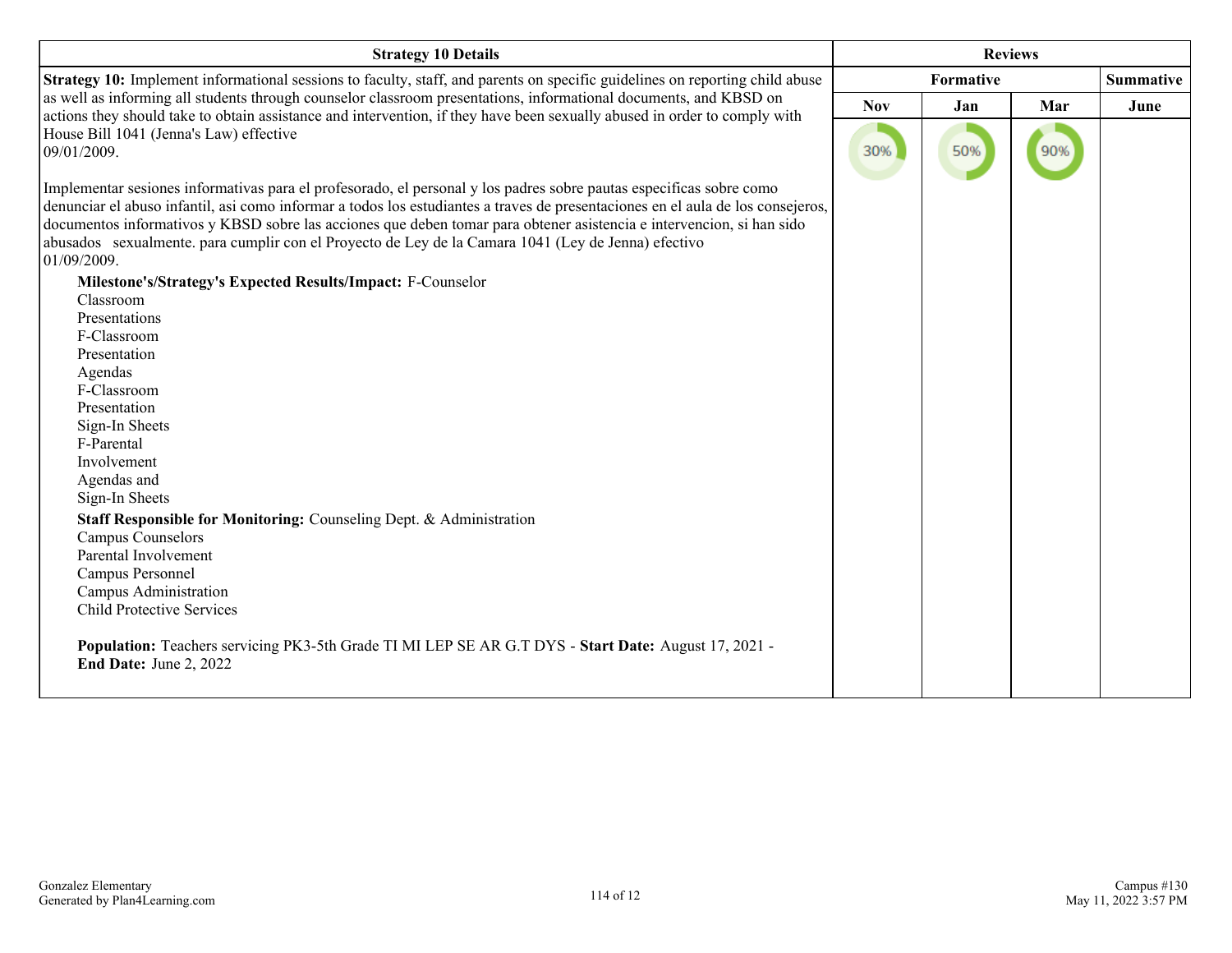| Strategy 10 Details | Reviews | | | |
|---|---|---|---|---|
| | Formative | | | Summative |
| | Nov | Jan | Mar | June |
| **Strategy 10:** Implement informational sessions to faculty, staff, and parents on specific guidelines on reporting child abuse as well as informing all students through counselor classroom presentations, informational documents, and KBSD on actions they should take to obtain assistance and intervention, if they have been sexually abused in order to comply with House Bill 1041 (Jenna's Law) effective 09/01/2009.<br><br>Implementar sesiones informativas para el profesorado, el personal y los padres sobre pautas especificas sobre como denunciar el abuso infantil, asi como informar a todos los estudiantes a traves de presentaciones en el aula de los consejeros, documentos informativos y KBSD sobre las acciones que deben tomar para obtener asistencia e intervencion, si han sido abusados sexualmente. para cumplir con el Proyecto de Ley de la Camara 1041 (Ley de Jenna) efectivo 01/09/2009.<br><br>**Milestone's/Strategy's Expected Results/Impact:** F-Counselor Classroom Presentations F-Classroom Presentation Agendas F-Classroom Presentation Sign-In Sheets F-Parental Involvement Agendas and Sign-In Sheets<br><br>**Staff Responsible for Monitoring:** Counseling Dept. & Administration Campus Counselors Parental Involvement Campus Personnel Campus Administration Child Protective Services<br><br>**Population:** Teachers servicing PK3-5th Grade TI MI LEP SE AR G.T DYS - **Start Date:** August 17, 2021 - **End Date:** June 2, 2022 | 30% | 50% | 90% | |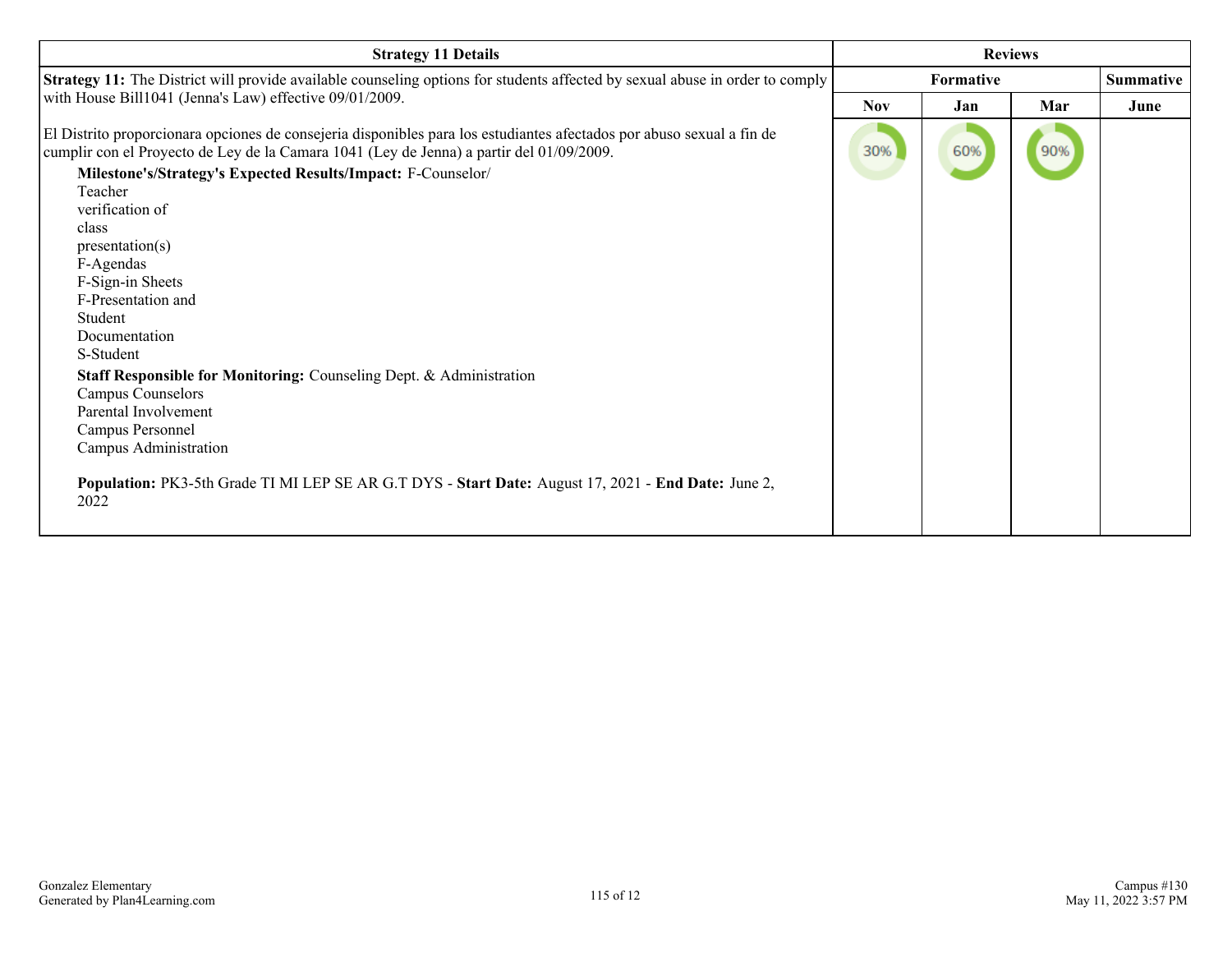| Strategy 11 Details | Reviews | | | |
|---|---|---|---|---|
| | Formative | | | Summative |
| | Nov | Jan | Mar | June |
| **Strategy 11:** The District will provide available counseling options for students affected by sexual abuse in order to comply with House Bill1041 (Jenna's Law) effective 09/01/2009.<br><br>El Distrito proporcionara opciones de consejeria disponibles para los estudiantes afectados por abuso sexual a fin de cumplir con el Proyecto de Ley de la Camara 1041 (Ley de Jenna) a partir del 01/09/2009.<br><br>**Milestone's/Strategy's Expected Results/Impact:** F-Counselor/ Teacher verification of class presentation(s) F-Agendas F-Sign-in Sheets F-Presentation and Student Documentation S-Student<br><br>**Staff Responsible for Monitoring:** Counseling Dept. & Administration Campus Counselors Parental Involvement Campus Personnel Campus Administration<br><br>**Population:** PK3-5th Grade TI MI LEP SE AR G.T DYS - **Start Date:** August 17, 2021 - **End Date:** June 2, 2022 | 30% | 60% | 90% | |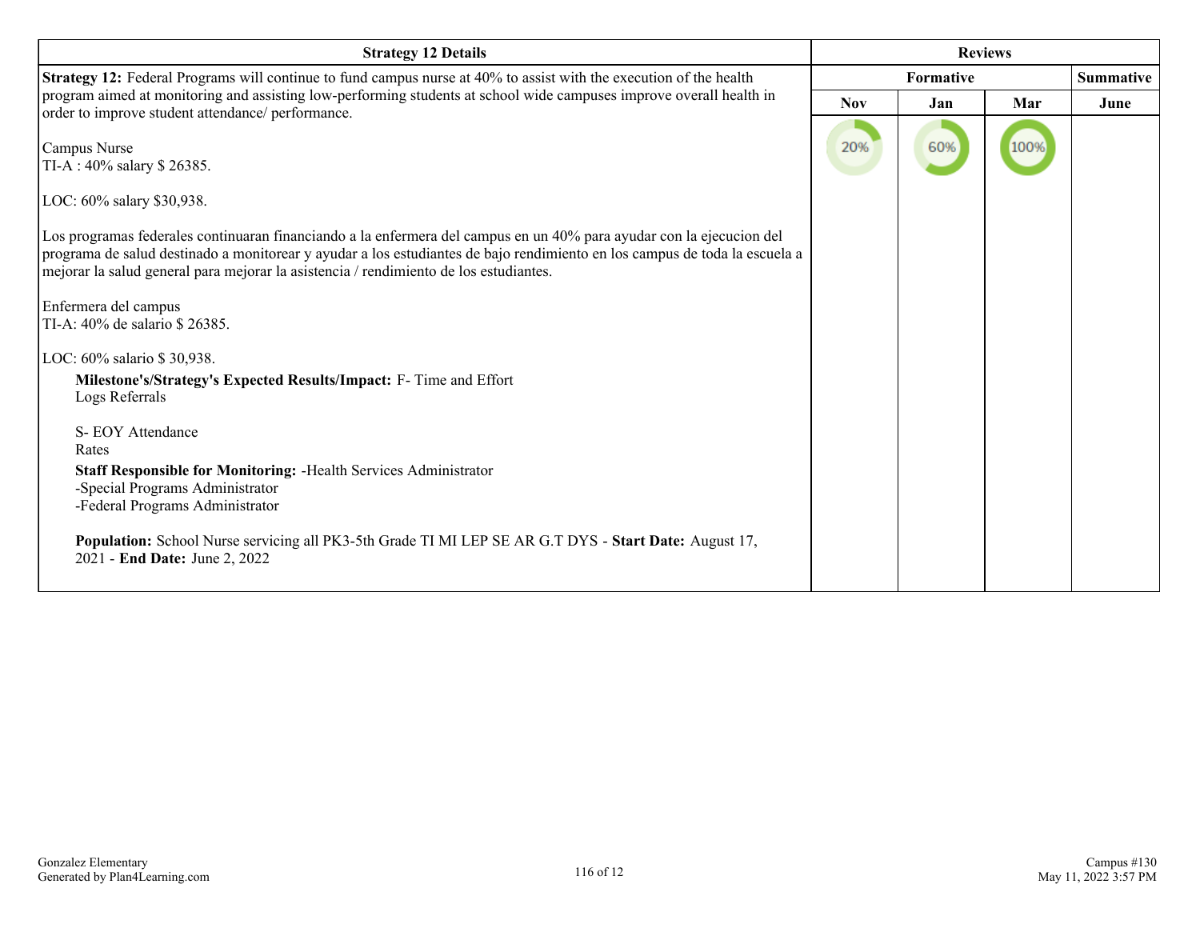| Strategy 12 Details | Reviews | | | |
|---|---|---|---|---|
| | Formative | | | Summative |
| | Nov | Jan | Mar | June |
| **Strategy 12:** Federal Programs will continue to fund campus nurse at 40% to assist with the execution of the health program aimed at monitoring and assisting low-performing students at school wide campuses improve overall health in order to improve student attendance/ performance.<br><br>Campus Nurse<br>TI-A : 40% salary $ 26385.<br><br>LOC: 60% salary $30,938.<br><br>Los programas federales continuaran financiando a la enfermera del campus en un 40% para ayudar con la ejecucion del programa de salud destinado a monitorear y ayudar a los estudiantes de bajo rendimiento en los campus de toda la escuela a mejorar la salud general para mejorar la asistencia / rendimiento de los estudiantes.<br><br>Enfermera del campus<br>TI-A: 40% de salario $ 26385.<br><br>LOC: 60% salario $ 30,938.<br><br>**Milestone's/Strategy's Expected Results/Impact:** F- Time and Effort<br>Logs Referrals<br><br>S- EOY Attendance<br>Rates<br><br>**Staff Responsible for Monitoring:** -Health Services Administrator<br>-Special Programs Administrator<br>-Federal Programs Administrator<br><br>**Population:** School Nurse servicing all PK3-5th Grade TI MI LEP SE AR G.T DYS - **Start Date:** August 17, 2021 - **End Date:** June 2, 2022 | 20% | 60% | 100% | |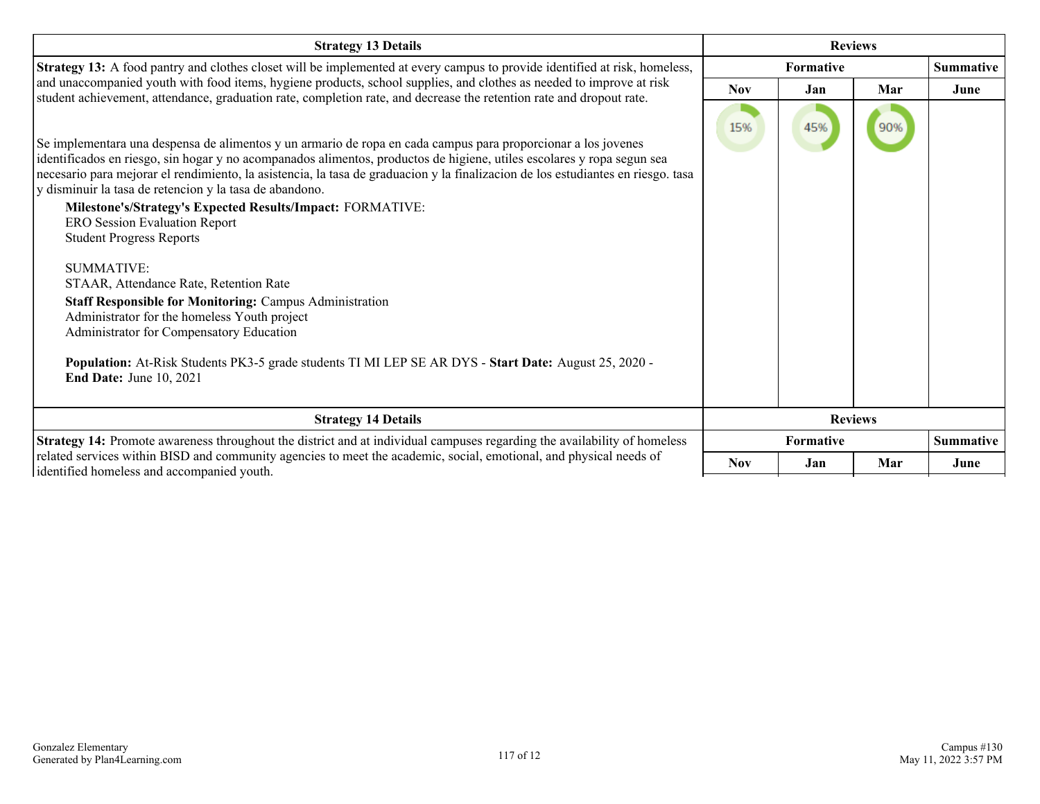| Strategy 13 Details | Reviews | | | |
|---|---|---|---|---|
| | Formative | | | Summative |
| **Strategy 13:** A food pantry and clothes closet will be implemented at every campus to provide identified at risk, homeless, and unaccompanied youth with food items, hygiene products, school supplies, and clothes as needed to improve at risk student achievement, attendance, graduation rate, completion rate, and decrease the retention rate and dropout rate.<br><br>Se implementara una despensa de alimentos y un armario de ropa en cada campus para proporcionar a los jovenes identificados en riesgo, sin hogar y no acompanados alimentos, productos de higiene, utiles escolares y ropa segun sea necesario para mejorar el rendimiento, la asistencia, la tasa de graduacion y la finalizacion de los estudiantes en riesgo. tasa y disminuir la tasa de retencion y la tasa de abandono.<br><br>**Milestone's/Strategy's Expected Results/Impact:** FORMATIVE:<br>ERO Session Evaluation Report<br>Student Progress Reports<br><br>SUMMATIVE:<br>STAAR, Attendance Rate, Retention Rate<br><br>**Staff Responsible for Monitoring:** Campus Administration<br>Administrator for the homeless Youth project<br>Administrator for Compensatory Education<br><br>**Population:** At-Risk Students PK3-5 grade students TI MI LEP SE AR DYS - **Start Date:** August 25, 2020 - **End Date:** June 10, 2021 | **Nov**<br>15% | **Jan**<br>45% | **Mar**<br>90% | **June** |

| Strategy 14 Details | Reviews | | | |
|---|---|---|---|---|
| | Formative | | | Summative |
| **Strategy 14:** Promote awareness throughout the district and at individual campuses regarding the availability of homeless related services within BISD and community agencies to meet the academic, social, emotional, and physical needs of identified homeless and accompanied youth. | **Nov** | **Jan** | **Mar** | **June** |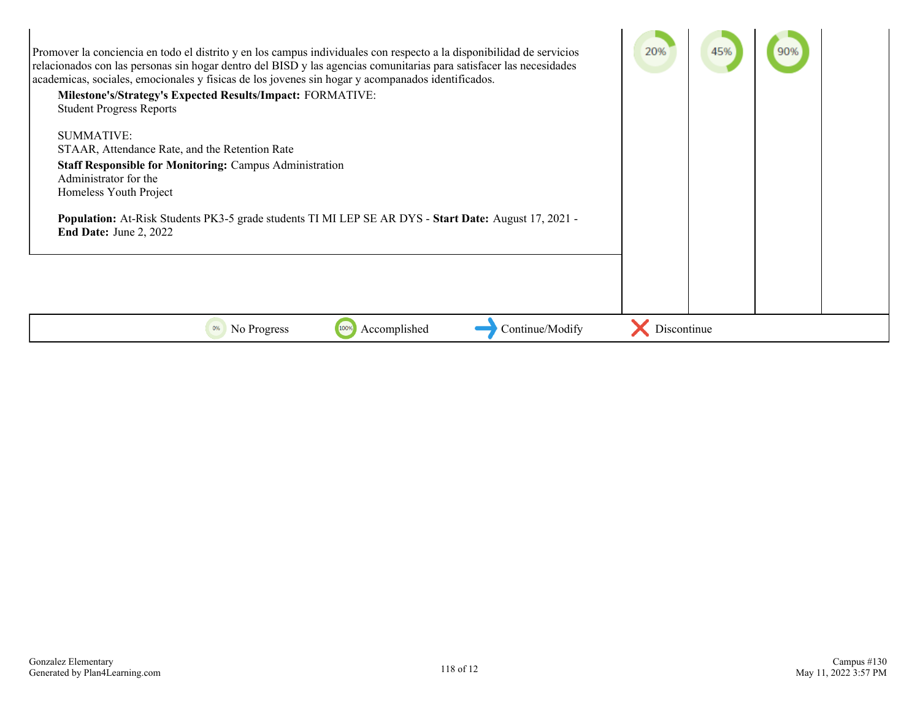| | | | | |
|---|---|---|---|---|
| Promover la conciencia en todo el distrito y en los campus individuales con respecto a la disponibilidad de servicios relacionados con las personas sin hogar dentro del BISD y las agencias comunitarias para satisfacer las necesidades academicas, sociales, emocionales y fisicas de los jovenes sin hogar y acompanados identificados.<br>**Milestone's/Strategy's Expected Results/Impact:** FORMATIVE:<br>Student Progress Reports<br><br>SUMMATIVE:<br>STAAR, Attendance Rate, and the Retention Rate<br>**Staff Responsible for Monitoring:** Campus Administration<br>Administrator for the<br>Homeless Youth Project<br><br>**Population:** At-Risk Students PK3-5 grade students TI MI LEP SE AR DYS - **Start Date:** August 17, 2021 - **End Date:** June 2, 2022 | 20% | 45% | 90% | |

0% No Progress 100% Accomplished → Continue/Modify ✗ Discontinue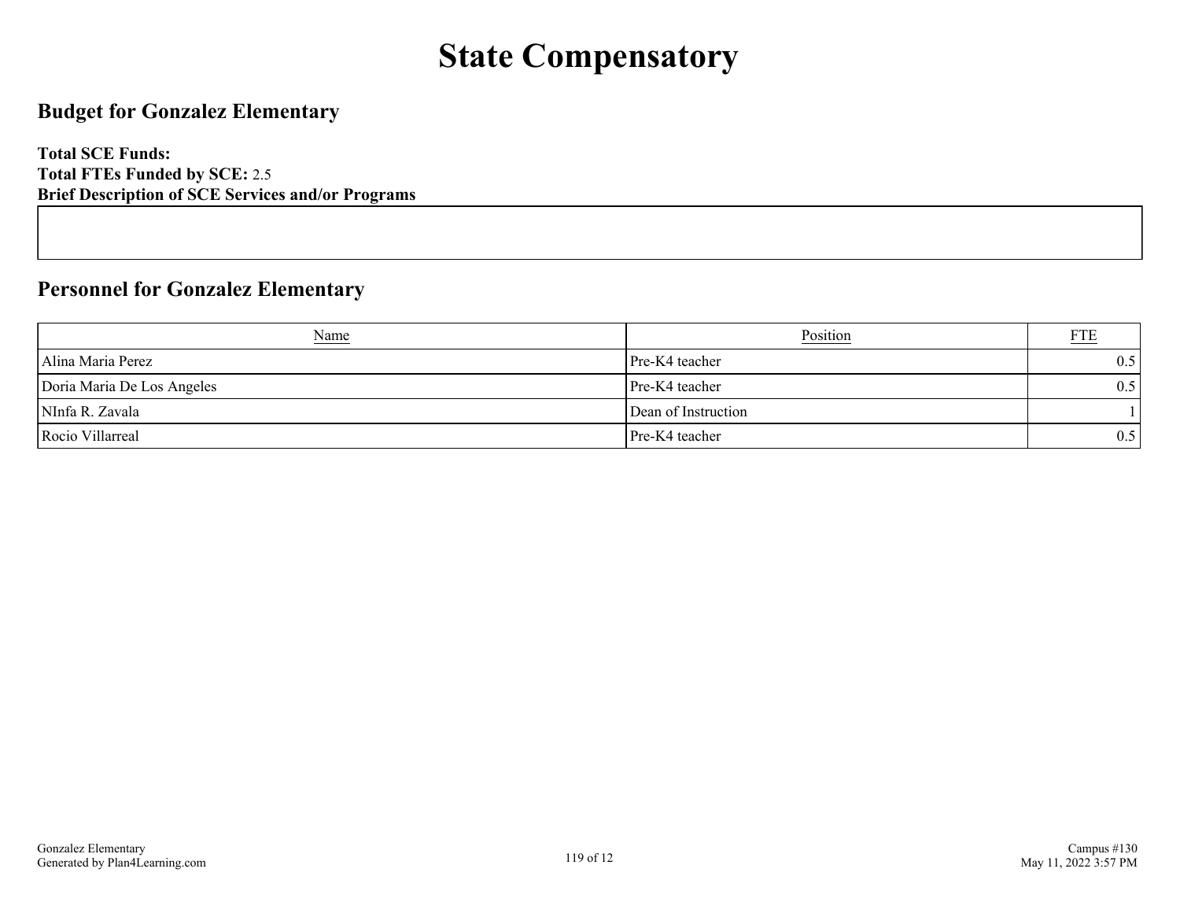# State Compensatory

## Budget for Gonzalez Elementary

**Total SCE Funds:**
**Total FTEs Funded by SCE:** 2.5
**Brief Description of SCE Services and/or Programs**

## Personnel for Gonzalez Elementary

| Name | Position | FTE |
| --- | --- | --- |
| Alina Maria Perez | Pre-K4 teacher | 0.5 |
| Doria Maria De Los Angeles | Pre-K4 teacher | 0.5 |
| NInfa R. Zavala | Dean of Instruction | 1 |
| Rocio Villarreal | Pre-K4 teacher | 0.5 |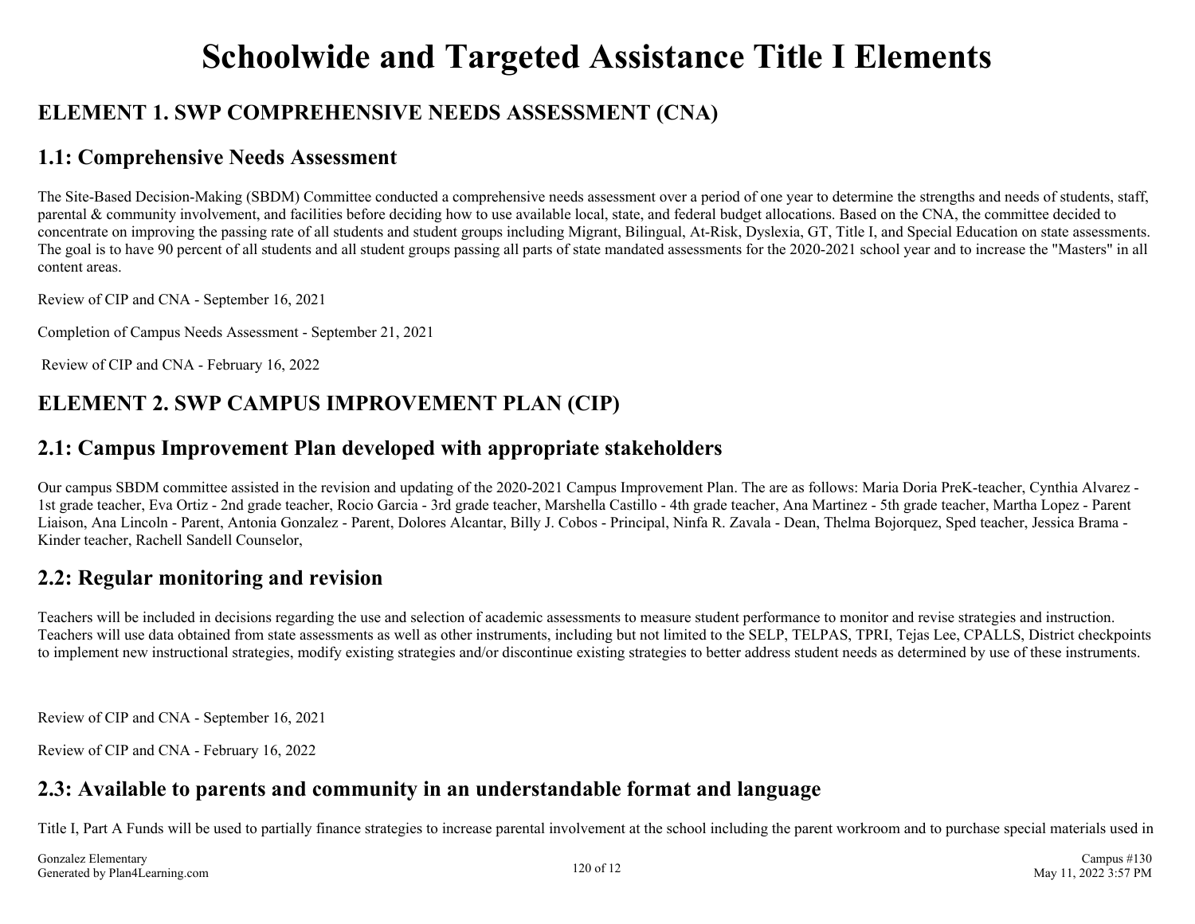# Schoolwide and Targeted Assistance Title I Elements

## ELEMENT 1. SWP COMPREHENSIVE NEEDS ASSESSMENT (CNA)

### 1.1: Comprehensive Needs Assessment

The Site-Based Decision-Making (SBDM) Committee conducted a comprehensive needs assessment over a period of one year to determine the strengths and needs of students, staff, parental & community involvement, and facilities before deciding how to use available local, state, and federal budget allocations. Based on the CNA, the committee decided to concentrate on improving the passing rate of all students and student groups including Migrant, Bilingual, At-Risk, Dyslexia, GT, Title I, and Special Education on state assessments. The goal is to have 90 percent of all students and all student groups passing all parts of state mandated assessments for the 2020-2021 school year and to increase the "Masters" in all content areas.

Review of CIP and CNA - September 16, 2021

Completion of Campus Needs Assessment - September 21, 2021

Review of CIP and CNA - February 16, 2022

## ELEMENT 2. SWP CAMPUS IMPROVEMENT PLAN (CIP)

### 2.1: Campus Improvement Plan developed with appropriate stakeholders

Our campus SBDM committee assisted in the revision and updating of the 2020-2021 Campus Improvement Plan. The are as follows: Maria Doria PreK-teacher, Cynthia Alvarez - 1st grade teacher, Eva Ortiz - 2nd grade teacher, Rocio Garcia - 3rd grade teacher, Marshella Castillo - 4th grade teacher, Ana Martinez - 5th grade teacher, Martha Lopez - Parent Liaison, Ana Lincoln - Parent, Antonia Gonzalez - Parent, Dolores Alcantar, Billy J. Cobos - Principal, Ninfa R. Zavala - Dean, Thelma Bojorquez, Sped teacher, Jessica Brama - Kinder teacher, Rachell Sandell Counselor,

### 2.2: Regular monitoring and revision

Teachers will be included in decisions regarding the use and selection of academic assessments to measure student performance to monitor and revise strategies and instruction. Teachers will use data obtained from state assessments as well as other instruments, including but not limited to the SELP, TELPAS, TPRI, Tejas Lee, CPALLS, District checkpoints to implement new instructional strategies, modify existing strategies and/or discontinue existing strategies to better address student needs as determined by use of these instruments.

Review of CIP and CNA - September 16, 2021

Review of CIP and CNA - February 16, 2022

### 2.3: Available to parents and community in an understandable format and language

Title I, Part A Funds will be used to partially finance strategies to increase parental involvement at the school including the parent workroom and to purchase special materials used in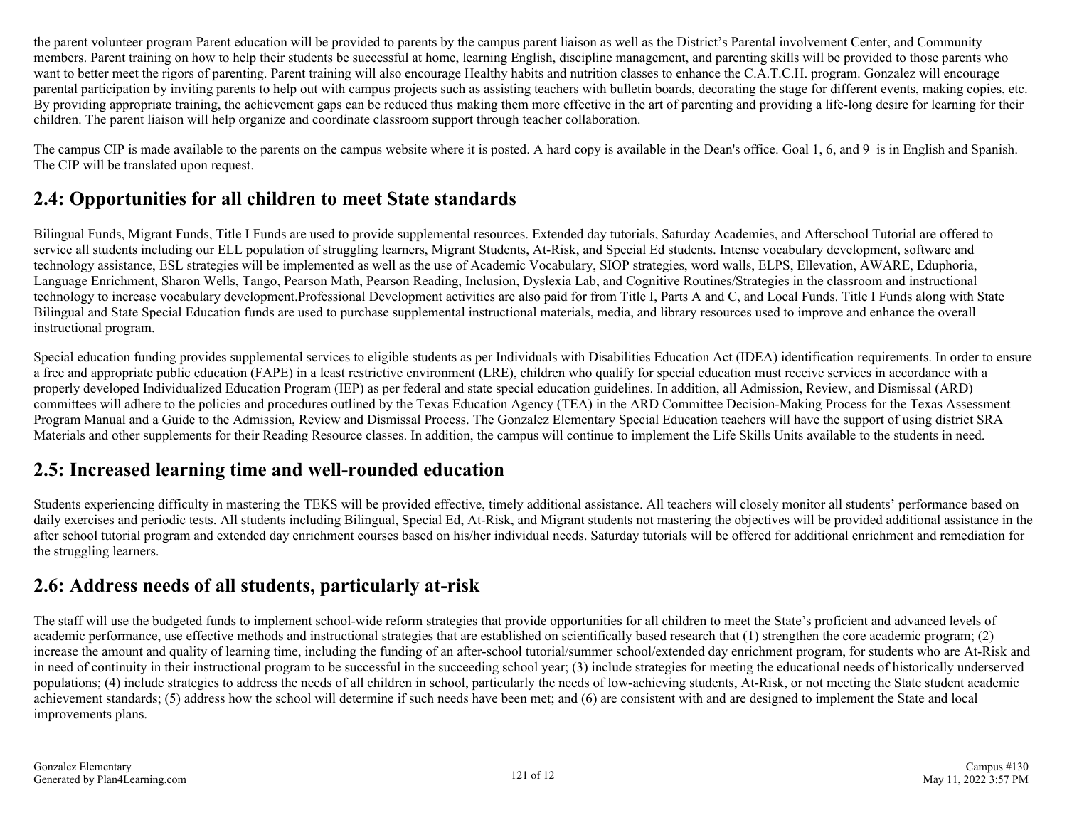the parent volunteer program Parent education will be provided to parents by the campus parent liaison as well as the District's Parental involvement Center, and Community members. Parent training on how to help their students be successful at home, learning English, discipline management, and parenting skills will be provided to those parents who want to better meet the rigors of parenting. Parent training will also encourage Healthy habits and nutrition classes to enhance the C.A.T.C.H. program. Gonzalez will encourage parental participation by inviting parents to help out with campus projects such as assisting teachers with bulletin boards, decorating the stage for different events, making copies, etc. By providing appropriate training, the achievement gaps can be reduced thus making them more effective in the art of parenting and providing a life-long desire for learning for their children. The parent liaison will help organize and coordinate classroom support through teacher collaboration.

The campus CIP is made available to the parents on the campus website where it is posted. A hard copy is available in the Dean's office. Goal 1, 6, and 9 is in English and Spanish. The CIP will be translated upon request.

## 2.4: Opportunities for all children to meet State standards

Bilingual Funds, Migrant Funds, Title I Funds are used to provide supplemental resources. Extended day tutorials, Saturday Academies, and Afterschool Tutorial are offered to service all students including our ELL population of struggling learners, Migrant Students, At-Risk, and Special Ed students. Intense vocabulary development, software and technology assistance, ESL strategies will be implemented as well as the use of Academic Vocabulary, SIOP strategies, word walls, ELPS, Ellevation, AWARE, Eduphoria, Language Enrichment, Sharon Wells, Tango, Pearson Math, Pearson Reading, Inclusion, Dyslexia Lab, and Cognitive Routines/Strategies in the classroom and instructional technology to increase vocabulary development.Professional Development activities are also paid for from Title I, Parts A and C, and Local Funds. Title I Funds along with State Bilingual and State Special Education funds are used to purchase supplemental instructional materials, media, and library resources used to improve and enhance the overall instructional program.

Special education funding provides supplemental services to eligible students as per Individuals with Disabilities Education Act (IDEA) identification requirements. In order to ensure a free and appropriate public education (FAPE) in a least restrictive environment (LRE), children who qualify for special education must receive services in accordance with a properly developed Individualized Education Program (IEP) as per federal and state special education guidelines. In addition, all Admission, Review, and Dismissal (ARD) committees will adhere to the policies and procedures outlined by the Texas Education Agency (TEA) in the ARD Committee Decision-Making Process for the Texas Assessment Program Manual and a Guide to the Admission, Review and Dismissal Process. The Gonzalez Elementary Special Education teachers will have the support of using district SRA Materials and other supplements for their Reading Resource classes. In addition, the campus will continue to implement the Life Skills Units available to the students in need.

## 2.5: Increased learning time and well-rounded education

Students experiencing difficulty in mastering the TEKS will be provided effective, timely additional assistance. All teachers will closely monitor all students' performance based on daily exercises and periodic tests. All students including Bilingual, Special Ed, At-Risk, and Migrant students not mastering the objectives will be provided additional assistance in the after school tutorial program and extended day enrichment courses based on his/her individual needs. Saturday tutorials will be offered for additional enrichment and remediation for the struggling learners.

## 2.6: Address needs of all students, particularly at-risk

The staff will use the budgeted funds to implement school-wide reform strategies that provide opportunities for all children to meet the State's proficient and advanced levels of academic performance, use effective methods and instructional strategies that are established on scientifically based research that (1) strengthen the core academic program; (2) increase the amount and quality of learning time, including the funding of an after-school tutorial/summer school/extended day enrichment program, for students who are At-Risk and in need of continuity in their instructional program to be successful in the succeeding school year; (3) include strategies for meeting the educational needs of historically underserved populations; (4) include strategies to address the needs of all children in school, particularly the needs of low-achieving students, At-Risk, or not meeting the State student academic achievement standards; (5) address how the school will determine if such needs have been met; and (6) are consistent with and are designed to implement the State and local improvements plans.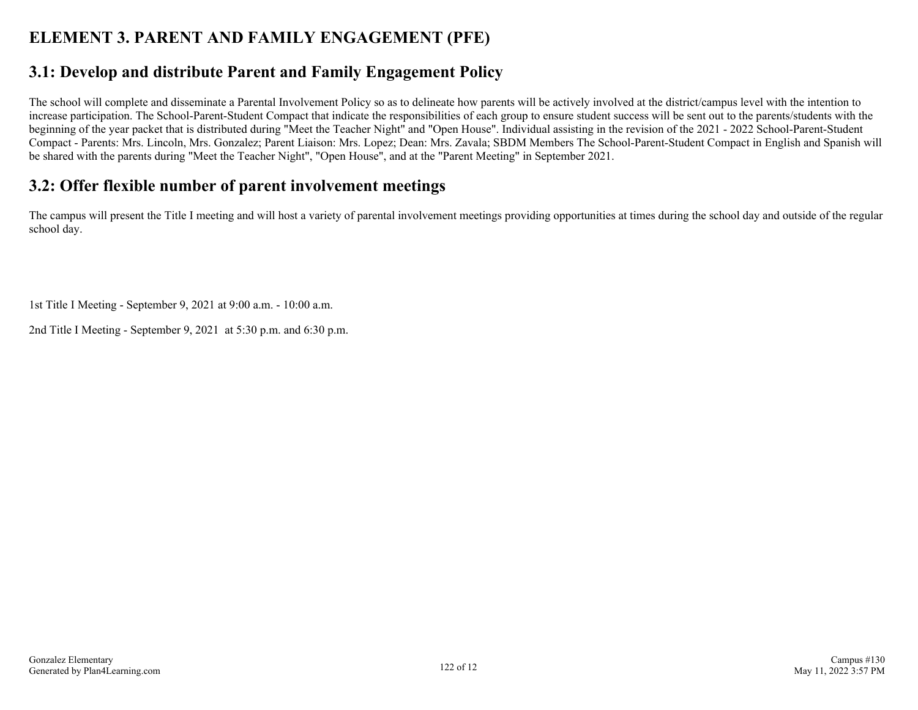# ELEMENT 3. PARENT AND FAMILY ENGAGEMENT (PFE)

## 3.1: Develop and distribute Parent and Family Engagement Policy

The school will complete and disseminate a Parental Involvement Policy so as to delineate how parents will be actively involved at the district/campus level with the intention to increase participation. The School-Parent-Student Compact that indicate the responsibilities of each group to ensure student success will be sent out to the parents/students with the beginning of the year packet that is distributed during "Meet the Teacher Night" and "Open House". Individual assisting in the revision of the 2021 - 2022 School-Parent-Student Compact - Parents: Mrs. Lincoln, Mrs. Gonzalez; Parent Liaison: Mrs. Lopez; Dean: Mrs. Zavala; SBDM Members The School-Parent-Student Compact in English and Spanish will be shared with the parents during "Meet the Teacher Night", "Open House", and at the "Parent Meeting" in September 2021.

## 3.2: Offer flexible number of parent involvement meetings

The campus will present the Title I meeting and will host a variety of parental involvement meetings providing opportunities at times during the school day and outside of the regular school day.

1st Title I Meeting - September 9, 2021 at 9:00 a.m. - 10:00 a.m.

2nd Title I Meeting - September 9, 2021 at 5:30 p.m. and 6:30 p.m.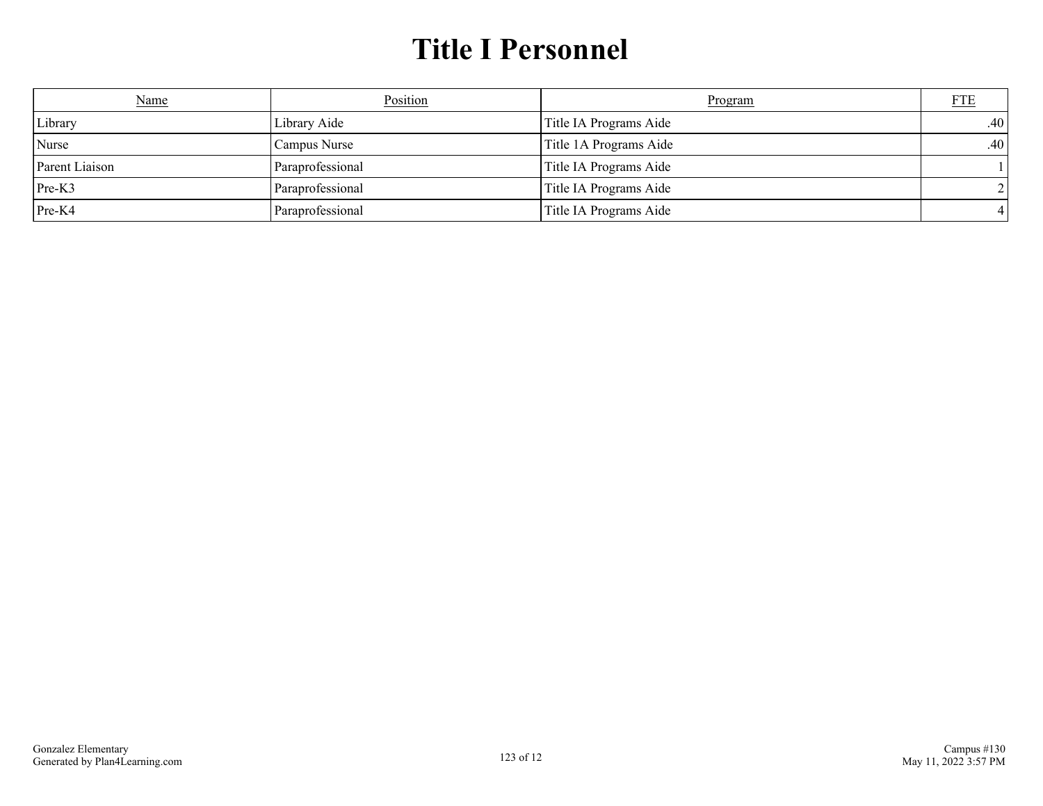# Title I Personnel

| Name | Position | Program | FTE |
|---|---|---|---|
| Library | Library Aide | Title IA Programs Aide | .40 |
| Nurse | Campus Nurse | Title 1A Programs Aide | .40 |
| Parent Liaison | Paraprofessional | Title IA Programs Aide | 1 |
| Pre-K3 | Paraprofessional | Title IA Programs Aide | 2 |
| Pre-K4 | Paraprofessional | Title IA Programs Aide | 4 |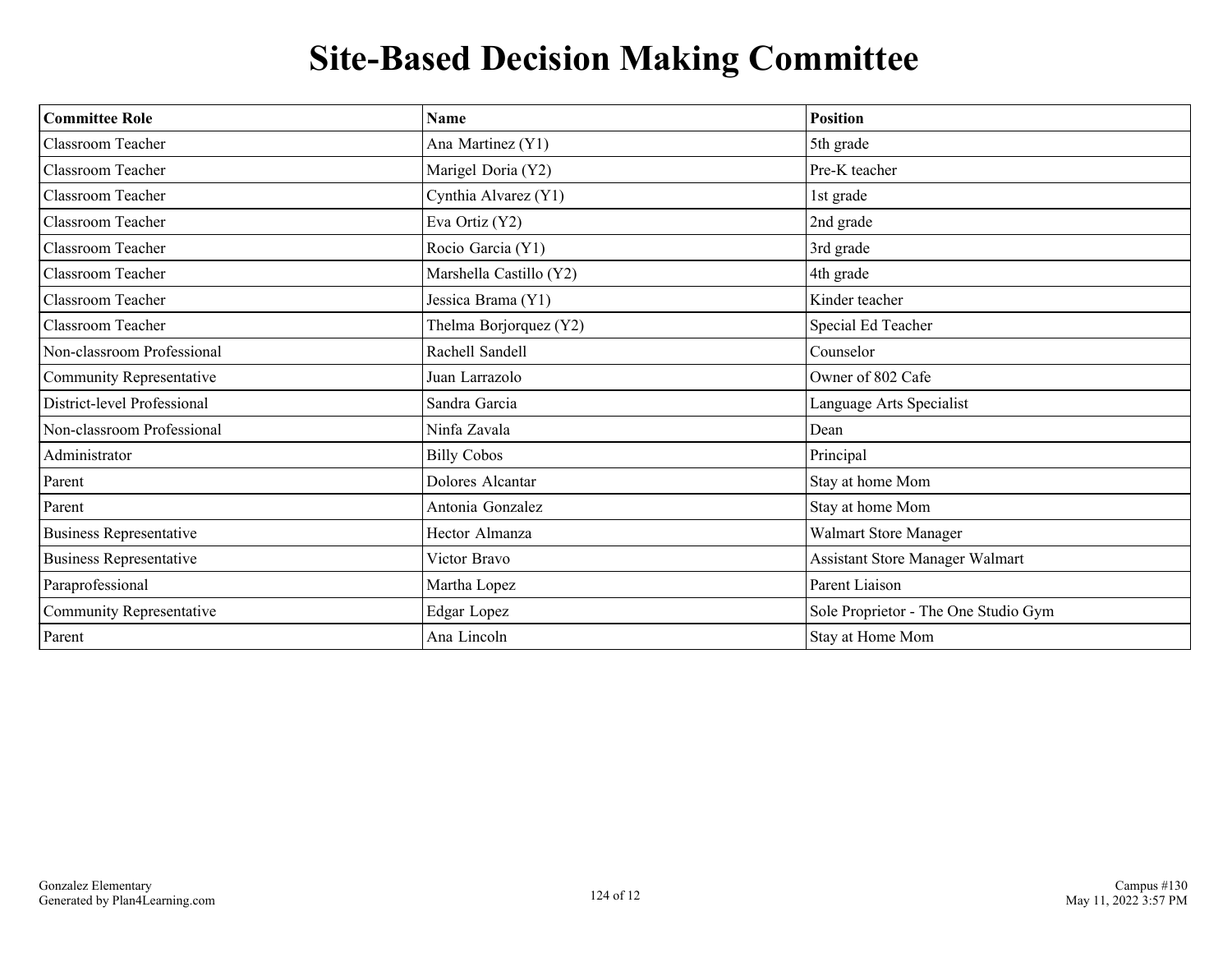# Site-Based Decision Making Committee

| Committee Role | Name | Position |
|---|---|---|
| Classroom Teacher | Ana Martinez (Y1) | 5th grade |
| Classroom Teacher | Marigel Doria (Y2) | Pre-K teacher |
| Classroom Teacher | Cynthia Alvarez (Y1) | 1st grade |
| Classroom Teacher | Eva Ortiz (Y2) | 2nd grade |
| Classroom Teacher | Rocio Garcia (Y1) | 3rd grade |
| Classroom Teacher | Marshella Castillo (Y2) | 4th grade |
| Classroom Teacher | Jessica Brama (Y1) | Kinder teacher |
| Classroom Teacher | Thelma Borjorquez (Y2) | Special Ed Teacher |
| Non-classroom Professional | Rachell Sandell | Counselor |
| Community Representative | Juan Larrazolo | Owner of 802 Cafe |
| District-level Professional | Sandra Garcia | Language Arts Specialist |
| Non-classroom Professional | Ninfa Zavala | Dean |
| Administrator | Billy Cobos | Principal |
| Parent | Dolores Alcantar | Stay at home Mom |
| Parent | Antonia Gonzalez | Stay at home Mom |
| Business Representative | Hector Almanza | Walmart Store Manager |
| Business Representative | Victor Bravo | Assistant Store Manager Walmart |
| Paraprofessional | Martha Lopez | Parent Liaison |
| Community Representative | Edgar Lopez | Sole Proprietor - The One Studio Gym |
| Parent | Ana Lincoln | Stay at Home Mom |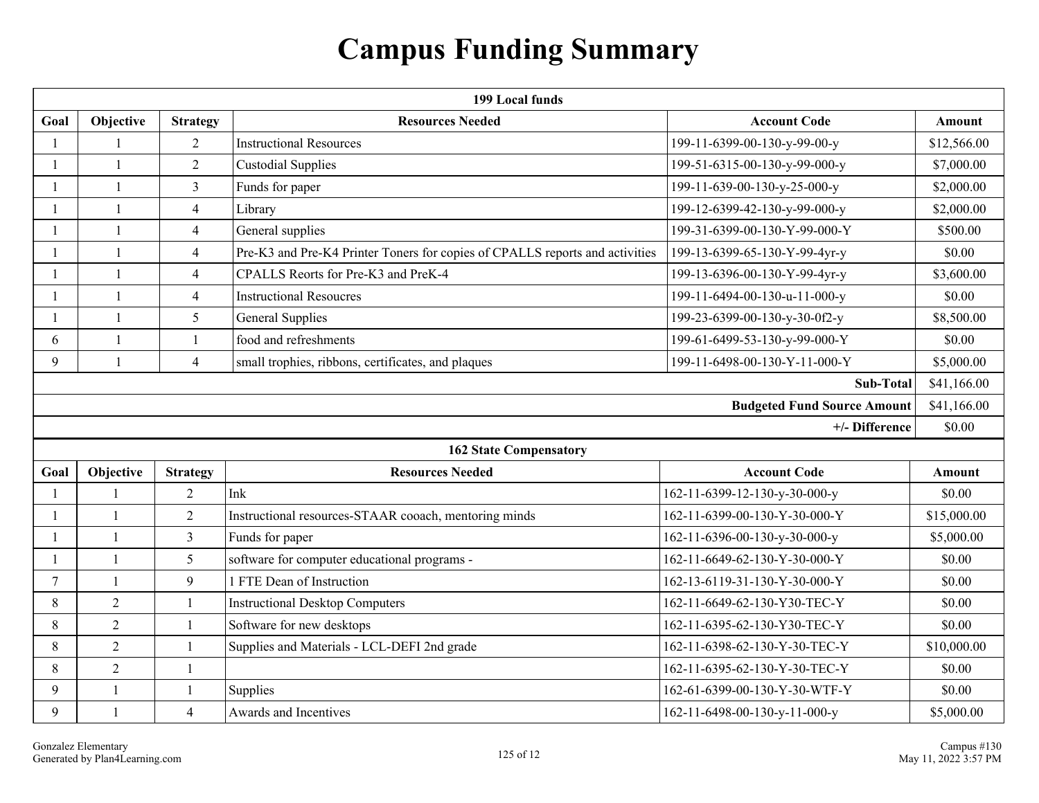# Campus Funding Summary

| 199 Local funds | | | | | |
|---|---|---|---|---|---|
| **Goal** | **Objective** | **Strategy** | **Resources Needed** | **Account Code** | **Amount** |
| 1 | 1 | 2 | Instructional Resources | 199-11-6399-00-130-y-99-00-y | $12,566.00 |
| 1 | 1 | 2 | Custodial Supplies | 199-51-6315-00-130-y-99-000-y | $7,000.00 |
| 1 | 1 | 3 | Funds for paper | 199-11-639-00-130-y-25-000-y | $2,000.00 |
| 1 | 1 | 4 | Library | 199-12-6399-42-130-y-99-000-y | $2,000.00 |
| 1 | 1 | 4 | General supplies | 199-31-6399-00-130-Y-99-000-Y | $500.00 |
| 1 | 1 | 4 | Pre-K3 and Pre-K4 Printer Toners for copies of CPALLS reports and activities | 199-13-6399-65-130-Y-99-4yr-y | $0.00 |
| 1 | 1 | 4 | CPALLS Reorts for Pre-K3 and PreK-4 | 199-13-6396-00-130-Y-99-4yr-y | $3,600.00 |
| 1 | 1 | 4 | Instructional Resoucres | 199-11-6494-00-130-u-11-000-y | $0.00 |
| 1 | 1 | 5 | General Supplies | 199-23-6399-00-130-y-30-0f2-y | $8,500.00 |
| 6 | 1 | 1 | food and refreshments | 199-61-6499-53-130-y-99-000-Y | $0.00 |
| 9 | 1 | 4 | small trophies, ribbons, certificates, and plaques | 199-11-6498-00-130-Y-11-000-Y | $5,000.00 |
| | | | | **Sub-Total** | $41,166.00 |
| | | | | **Budgeted Fund Source Amount** | $41,166.00 |
| | | | | **+/- Difference** | $0.00 |

| 162 State Compensatory | | | | | |
|---|---|---|---|---|---|
| **Goal** | **Objective** | **Strategy** | **Resources Needed** | **Account Code** | **Amount** |
| 1 | 1 | 2 | Ink | 162-11-6399-12-130-y-30-000-y | $0.00 |
| 1 | 1 | 2 | Instructional resources-STAAR cooach, mentoring minds | 162-11-6399-00-130-Y-30-000-Y | $15,000.00 |
| 1 | 1 | 3 | Funds for paper | 162-11-6396-00-130-y-30-000-y | $5,000.00 |
| 1 | 1 | 5 | software for computer educational programs - | 162-11-6649-62-130-Y-30-000-Y | $0.00 |
| 7 | 1 | 9 | 1 FTE Dean of Instruction | 162-13-6119-31-130-Y-30-000-Y | $0.00 |
| 8 | 2 | 1 | Instructional Desktop Computers | 162-11-6649-62-130-Y30-TEC-Y | $0.00 |
| 8 | 2 | 1 | Software for new desktops | 162-11-6395-62-130-Y30-TEC-Y | $0.00 |
| 8 | 2 | 1 | Supplies and Materials - LCL-DEFI 2nd grade | 162-11-6398-62-130-Y-30-TEC-Y | $10,000.00 |
| 8 | 2 | 1 | | 162-11-6395-62-130-Y-30-TEC-Y | $0.00 |
| 9 | 1 | 1 | Supplies | 162-61-6399-00-130-Y-30-WTF-Y | $0.00 |
| 9 | 1 | 4 | Awards and Incentives | 162-11-6498-00-130-y-11-000-y | $5,000.00 |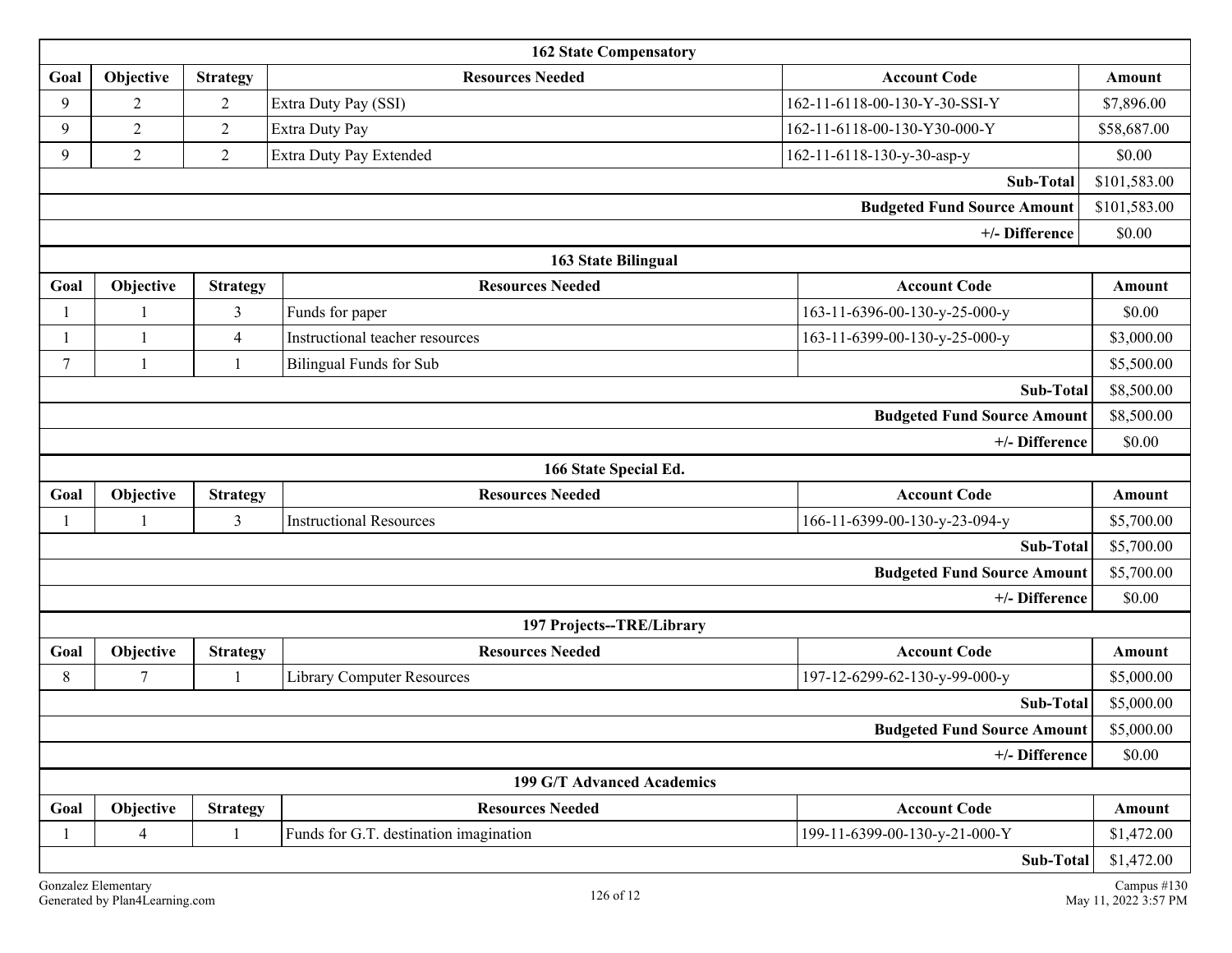### 162 State Compensatory

| Goal | Objective | Strategy | Resources Needed | Account Code | Amount |
|---|---|---|---|---|---|
| 9 | 2 | 2 | Extra Duty Pay (SSI) | 162-11-6118-00-130-Y-30-SSI-Y | $7,896.00 |
| 9 | 2 | 2 | Extra Duty Pay | 162-11-6118-00-130-Y30-000-Y | $58,687.00 |
| 9 | 2 | 2 | Extra Duty Pay Extended | 162-11-6118-130-y-30-asp-y | $0.00 |
| | | | | **Sub-Total** | $101,583.00 |
| | | | | **Budgeted Fund Source Amount** | $101,583.00 |
| | | | | **+/- Difference** | $0.00 |

### 163 State Bilingual

| Goal | Objective | Strategy | Resources Needed | Account Code | Amount |
|---|---|---|---|---|---|
| 1 | 1 | 3 | Funds for paper | 163-11-6396-00-130-y-25-000-y | $0.00 |
| 1 | 1 | 4 | Instructional teacher resources | 163-11-6399-00-130-y-25-000-y | $3,000.00 |
| 7 | 1 | 1 | Bilingual Funds for Sub | | $5,500.00 |
| | | | | **Sub-Total** | $8,500.00 |
| | | | | **Budgeted Fund Source Amount** | $8,500.00 |
| | | | | **+/- Difference** | $0.00 |

### 166 State Special Ed.

| Goal | Objective | Strategy | Resources Needed | Account Code | Amount |
|---|---|---|---|---|---|
| 1 | 1 | 3 | Instructional Resources | 166-11-6399-00-130-y-23-094-y | $5,700.00 |
| | | | | **Sub-Total** | $5,700.00 |
| | | | | **Budgeted Fund Source Amount** | $5,700.00 |
| | | | | **+/- Difference** | $0.00 |

### 197 Projects--TRE/Library

| Goal | Objective | Strategy | Resources Needed | Account Code | Amount |
|---|---|---|---|---|---|
| 8 | 7 | 1 | Library Computer Resources | 197-12-6299-62-130-y-99-000-y | $5,000.00 |
| | | | | **Sub-Total** | $5,000.00 |
| | | | | **Budgeted Fund Source Amount** | $5,000.00 |
| | | | | **+/- Difference** | $0.00 |

### 199 G/T Advanced Academics

| Goal | Objective | Strategy | Resources Needed | Account Code | Amount |
|---|---|---|---|---|---|
| 1 | 4 | 1 | Funds for G.T. destination imagination | 199-11-6399-00-130-y-21-000-Y | $1,472.00 |
| | | | | **Sub-Total** | $1,472.00 |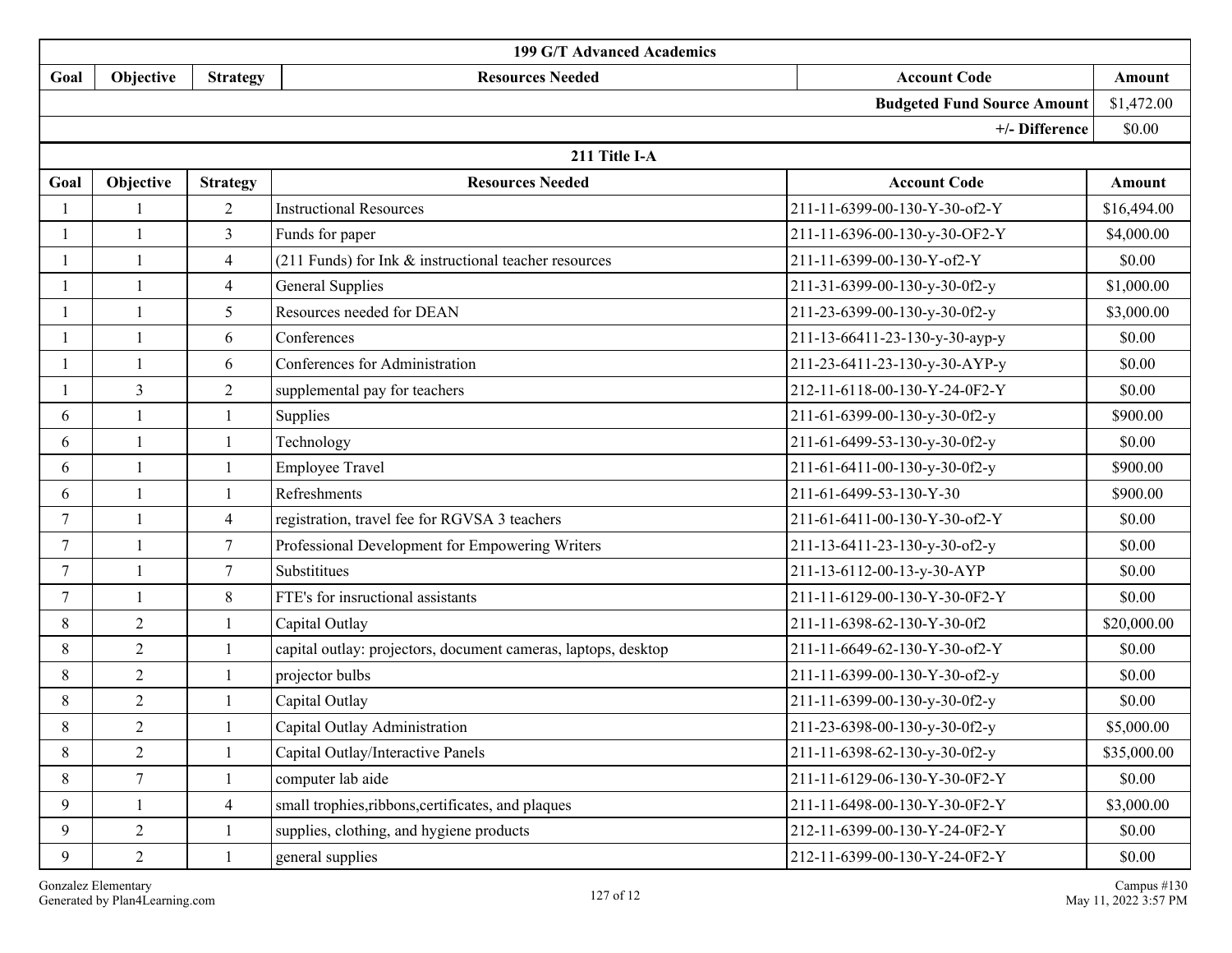| 199 G/T Advanced Academics | | | | | |
|---|---|---|---|---|---|
| Goal | Objective | Strategy | Resources Needed | Account Code | Amount |
| | | | | Budgeted Fund Source Amount | $1,472.00 |
| | | | | +/- Difference | $0.00 |

| 211 Title I-A | | | | | |
|---|---|---|---|---|---|
| Goal | Objective | Strategy | Resources Needed | Account Code | Amount |
| 1 | 1 | 2 | Instructional Resources | 211-11-6399-00-130-Y-30-of2-Y | $16,494.00 |
| 1 | 1 | 3 | Funds for paper | 211-11-6396-00-130-y-30-OF2-Y | $4,000.00 |
| 1 | 1 | 4 | (211 Funds) for Ink & instructional teacher resources | 211-11-6399-00-130-Y-of2-Y | $0.00 |
| 1 | 1 | 4 | General Supplies | 211-31-6399-00-130-y-30-0f2-y | $1,000.00 |
| 1 | 1 | 5 | Resources needed for DEAN | 211-23-6399-00-130-y-30-0f2-y | $3,000.00 |
| 1 | 1 | 6 | Conferences | 211-13-66411-23-130-y-30-ayp-y | $0.00 |
| 1 | 1 | 6 | Conferences for Administration | 211-23-6411-23-130-y-30-AYP-y | $0.00 |
| 1 | 3 | 2 | supplemental pay for teachers | 212-11-6118-00-130-Y-24-0F2-Y | $0.00 |
| 6 | 1 | 1 | Supplies | 211-61-6399-00-130-y-30-0f2-y | $900.00 |
| 6 | 1 | 1 | Technology | 211-61-6499-53-130-y-30-0f2-y | $0.00 |
| 6 | 1 | 1 | Employee Travel | 211-61-6411-00-130-y-30-0f2-y | $900.00 |
| 6 | 1 | 1 | Refreshments | 211-61-6499-53-130-Y-30 | $900.00 |
| 7 | 1 | 4 | registration, travel fee for RGVSA 3 teachers | 211-61-6411-00-130-Y-30-of2-Y | $0.00 |
| 7 | 1 | 7 | Professional Development for Empowering Writers | 211-13-6411-23-130-y-30-of2-y | $0.00 |
| 7 | 1 | 7 | Substititues | 211-13-6112-00-13-y-30-AYP | $0.00 |
| 7 | 1 | 8 | FTE's for insructional assistants | 211-11-6129-00-130-Y-30-0F2-Y | $0.00 |
| 8 | 2 | 1 | Capital Outlay | 211-11-6398-62-130-Y-30-0f2 | $20,000.00 |
| 8 | 2 | 1 | capital outlay: projectors, document cameras, laptops, desktop | 211-11-6649-62-130-Y-30-of2-Y | $0.00 |
| 8 | 2 | 1 | projector bulbs | 211-11-6399-00-130-Y-30-of2-y | $0.00 |
| 8 | 2 | 1 | Capital Outlay | 211-11-6399-00-130-y-30-0f2-y | $0.00 |
| 8 | 2 | 1 | Capital Outlay Administration | 211-23-6398-00-130-y-30-0f2-y | $5,000.00 |
| 8 | 2 | 1 | Capital Outlay/Interactive Panels | 211-11-6398-62-130-y-30-0f2-y | $35,000.00 |
| 8 | 7 | 1 | computer lab aide | 211-11-6129-06-130-Y-30-0F2-Y | $0.00 |
| 9 | 1 | 4 | small trophies,ribbons,certificates, and plaques | 211-11-6498-00-130-Y-30-0F2-Y | $3,000.00 |
| 9 | 2 | 1 | supplies, clothing, and hygiene products | 212-11-6399-00-130-Y-24-0F2-Y | $0.00 |
| 9 | 2 | 1 | general supplies | 212-11-6399-00-130-Y-24-0F2-Y | $0.00 |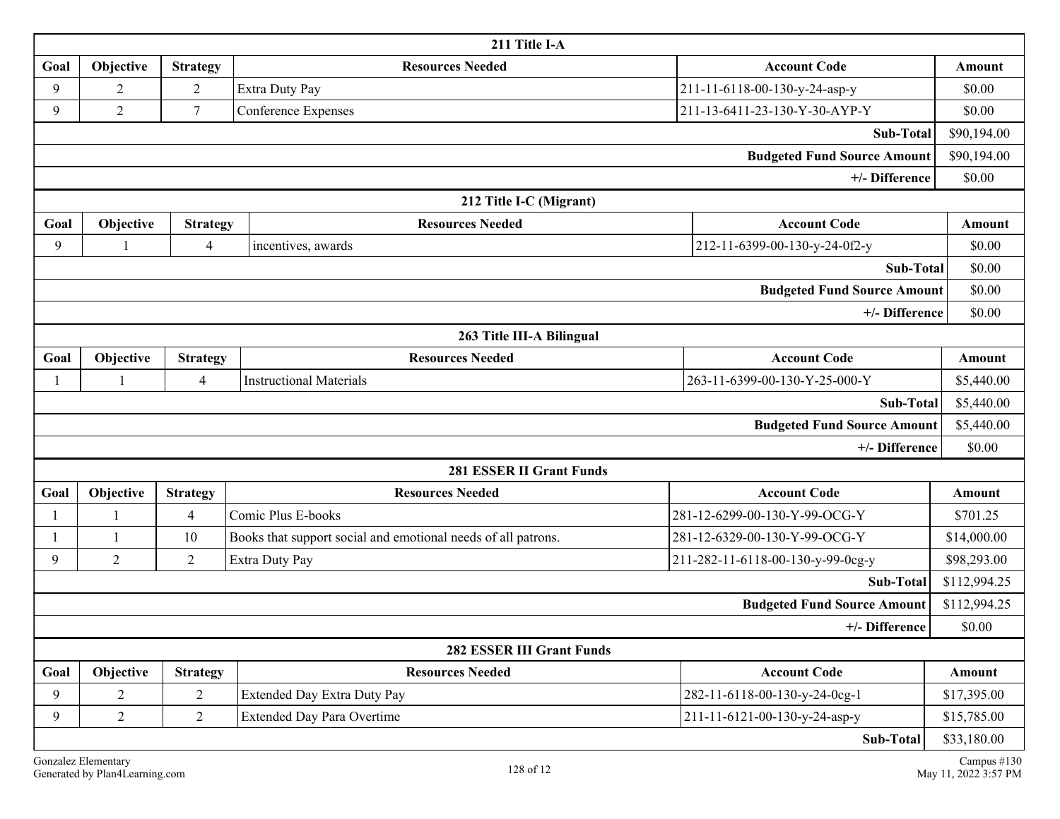## 211 Title I-A

| Goal | Objective | Strategy | Resources Needed | Account Code | Amount |
|---|---|---|---|---|---|
| 9 | 2 | 2 | Extra Duty Pay | 211-11-6118-00-130-y-24-asp-y | $0.00 |
| 9 | 2 | 7 | Conference Expenses | 211-13-6411-23-130-Y-30-AYP-Y | $0.00 |
| | | | | **Sub-Total** | $90,194.00 |
| | | | | **Budgeted Fund Source Amount** | $90,194.00 |
| | | | | **+/- Difference** | $0.00 |

## 212 Title I-C (Migrant)

| Goal | Objective | Strategy | Resources Needed | Account Code | Amount |
|---|---|---|---|---|---|
| 9 | 1 | 4 | incentives, awards | 212-11-6399-00-130-y-24-0f2-y | $0.00 |
| | | | | **Sub-Total** | $0.00 |
| | | | | **Budgeted Fund Source Amount** | $0.00 |
| | | | | **+/- Difference** | $0.00 |

## 263 Title III-A Bilingual

| Goal | Objective | Strategy | Resources Needed | Account Code | Amount |
|---|---|---|---|---|---|
| 1 | 1 | 4 | Instructional Materials | 263-11-6399-00-130-Y-25-000-Y | $5,440.00 |
| | | | | **Sub-Total** | $5,440.00 |
| | | | | **Budgeted Fund Source Amount** | $5,440.00 |
| | | | | **+/- Difference** | $0.00 |

## 281 ESSER II Grant Funds

| Goal | Objective | Strategy | Resources Needed | Account Code | Amount |
|---|---|---|---|---|---|
| 1 | 1 | 4 | Comic Plus E-books | 281-12-6299-00-130-Y-99-OCG-Y | $701.25 |
| 1 | 1 | 10 | Books that support social and emotional needs of all patrons. | 281-12-6329-00-130-Y-99-OCG-Y | $14,000.00 |
| 9 | 2 | 2 | Extra Duty Pay | 211-282-11-6118-00-130-y-99-0cg-y | $98,293.00 |
| | | | | **Sub-Total** | $112,994.25 |
| | | | | **Budgeted Fund Source Amount** | $112,994.25 |
| | | | | **+/- Difference** | $0.00 |

## 282 ESSER III Grant Funds

| Goal | Objective | Strategy | Resources Needed | Account Code | Amount |
|---|---|---|---|---|---|
| 9 | 2 | 2 | Extended Day Extra Duty Pay | 282-11-6118-00-130-y-24-0cg-1 | $17,395.00 |
| 9 | 2 | 2 | Extended Day Para Overtime | 211-11-6121-00-130-y-24-asp-y | $15,785.00 |
| | | | | **Sub-Total** | $33,180.00 |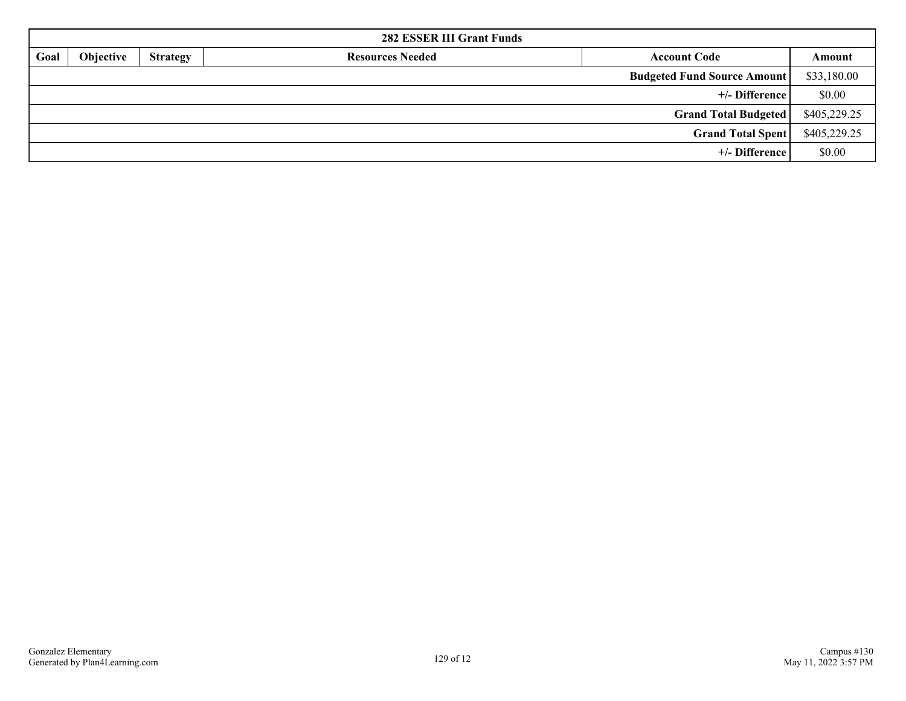| 282 ESSER III Grant Funds | | | | | |
| --- | --- | --- | --- | --- | --- |
| Goal | Objective | Strategy | Resources Needed | Account Code | Amount |
| | | | | Budgeted Fund Source Amount | $33,180.00 |
| | | | | +/- Difference | $0.00 |
| | | | | Grand Total Budgeted | $405,229.25 |
| | | | | Grand Total Spent | $405,229.25 |
| | | | | +/- Difference | $0.00 |